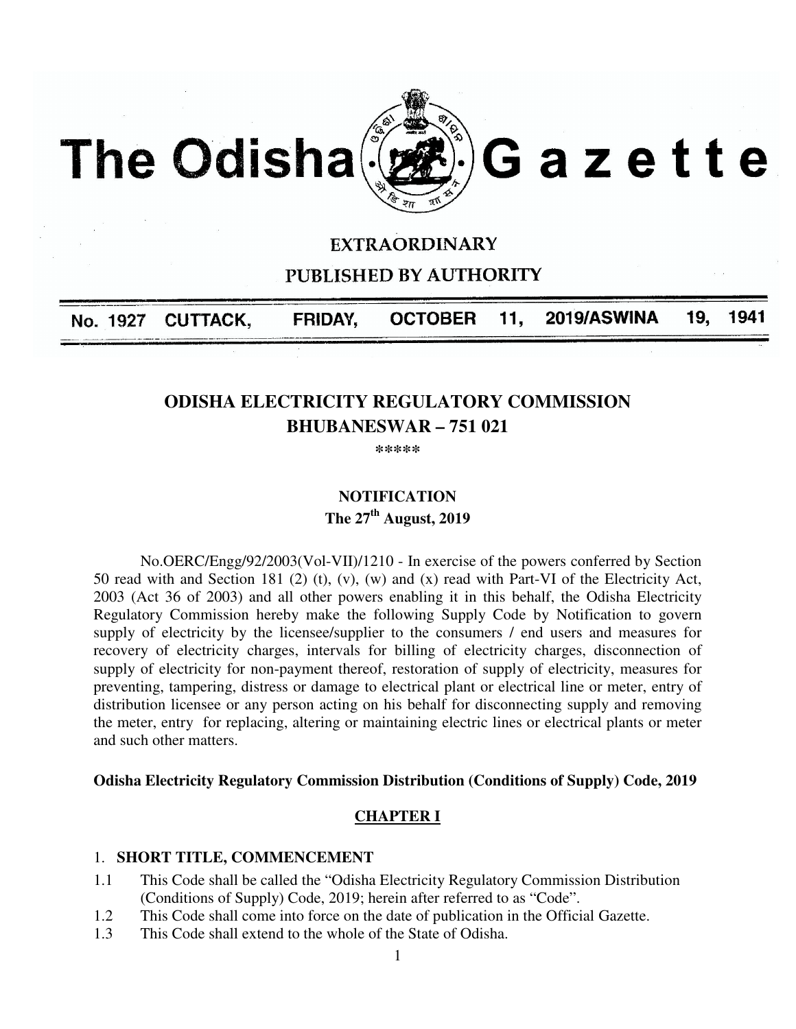# The Odisha Gazette

**EXTRAORDINARY**

**PUBLISHED BY AUTHORITY**

**No. 1927 CUTTACK, FRIDAY, OCTOBER 11, 2019/ASWINA 19, 1941**

## ODISHA ELECTRICITY REGULATORY COMMISSION
## BHUBANESWAR – 751 021

*****

### NOTIFICATION
### The 27th August, 2019

No.OERC/Engg/92/2003(Vol-VII)/1210 - In exercise of the powers conferred by Section 50 read with and Section 181 (2) (t), (v), (w) and (x) read with Part-VI of the Electricity Act, 2003 (Act 36 of 2003) and all other powers enabling it in this behalf, the Odisha Electricity Regulatory Commission hereby make the following Supply Code by Notification to govern supply of electricity by the licensee/supplier to the consumers / end users and measures for recovery of electricity charges, intervals for billing of electricity charges, disconnection of supply of electricity for non-payment thereof, restoration of supply of electricity, measures for preventing, tampering, distress or damage to electrical plant or electrical line or meter, entry of distribution licensee or any person acting on his behalf for disconnecting supply and removing the meter, entry for replacing, altering or maintaining electric lines or electrical plants or meter and such other matters.

**Odisha Electricity Regulatory Commission Distribution (Conditions of Supply) Code, 2019**

## CHAPTER I

1. **SHORT TITLE, COMMENCEMENT**

1.1 This Code shall be called the "Odisha Electricity Regulatory Commission Distribution (Conditions of Supply) Code, 2019; herein after referred to as "Code".

1.2 This Code shall come into force on the date of publication in the Official Gazette.

1.3 This Code shall extend to the whole of the State of Odisha.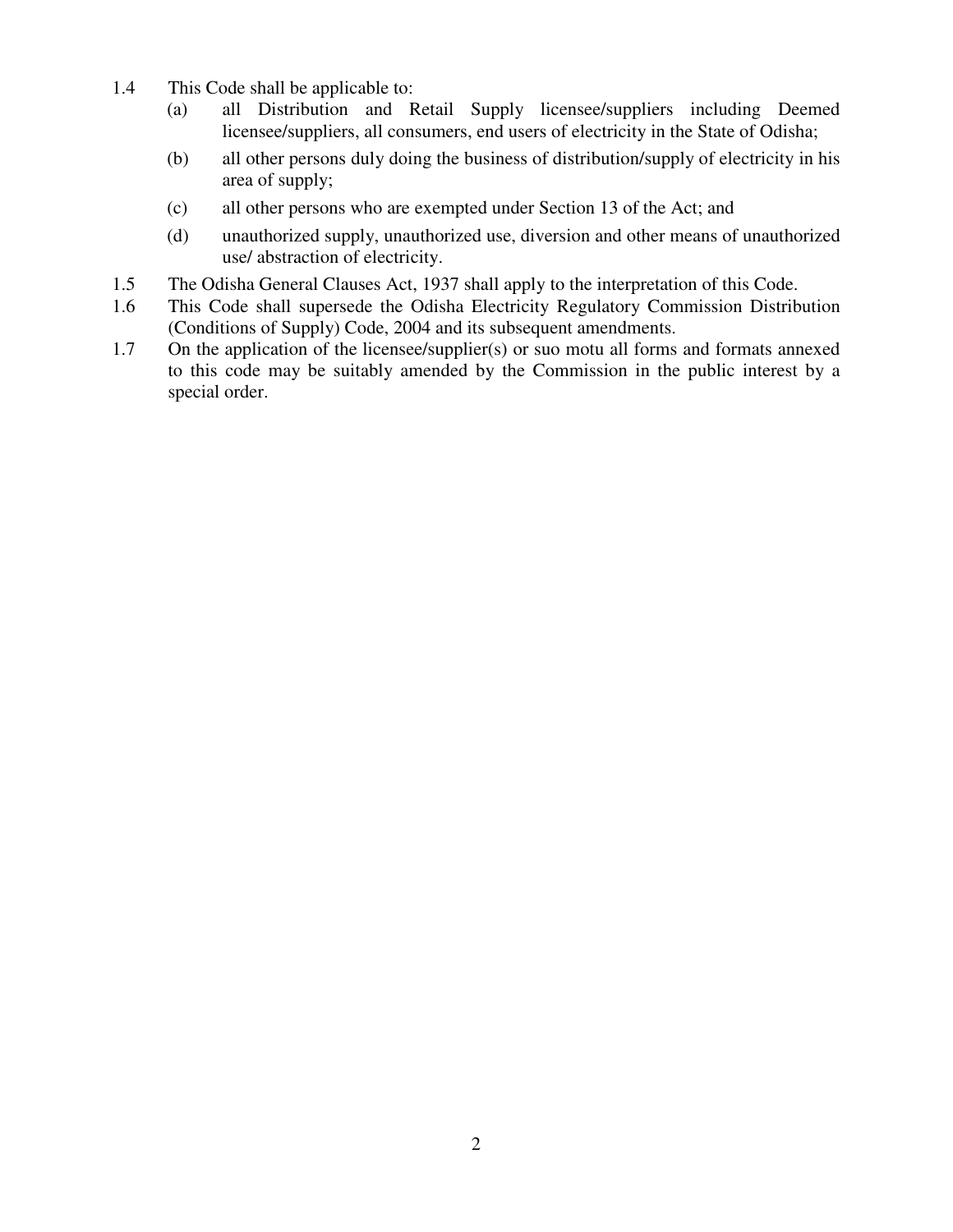1.4 This Code shall be applicable to:

   (a) all Distribution and Retail Supply licensee/suppliers including Deemed licensee/suppliers, all consumers, end users of electricity in the State of Odisha;

   (b) all other persons duly doing the business of distribution/supply of electricity in his area of supply;

   (c) all other persons who are exempted under Section 13 of the Act; and

   (d) unauthorized supply, unauthorized use, diversion and other means of unauthorized use/ abstraction of electricity.

1.5 The Odisha General Clauses Act, 1937 shall apply to the interpretation of this Code.

1.6 This Code shall supersede the Odisha Electricity Regulatory Commission Distribution (Conditions of Supply) Code, 2004 and its subsequent amendments.

1.7 On the application of the licensee/supplier(s) or suo motu all forms and formats annexed to this code may be suitably amended by the Commission in the public interest by a special order.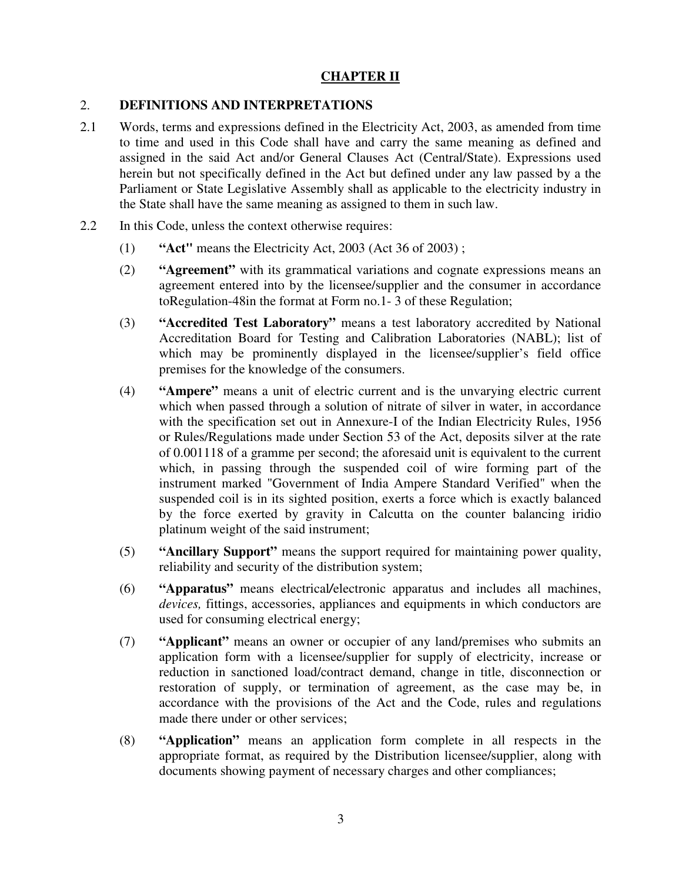## CHAPTER II

## 2. DEFINITIONS AND INTERPRETATIONS

2.1 Words, terms and expressions defined in the Electricity Act, 2003, as amended from time to time and used in this Code shall have and carry the same meaning as defined and assigned in the said Act and/or General Clauses Act (Central/State). Expressions used herein but not specifically defined in the Act but defined under any law passed by a the Parliament or State Legislative Assembly shall as applicable to the electricity industry in the State shall have the same meaning as assigned to them in such law.

2.2 In this Code, unless the context otherwise requires:

(1) **"Act"** means the Electricity Act, 2003 (Act 36 of 2003) ;

(2) **"Agreement"** with its grammatical variations and cognate expressions means an agreement entered into by the licensee/supplier and the consumer in accordance toRegulation-48in the format at Form no.1- 3 of these Regulation;

(3) **"Accredited Test Laboratory"** means a test laboratory accredited by National Accreditation Board for Testing and Calibration Laboratories (NABL); list of which may be prominently displayed in the licensee/supplier's field office premises for the knowledge of the consumers.

(4) **"Ampere"** means a unit of electric current and is the unvarying electric current which when passed through a solution of nitrate of silver in water, in accordance with the specification set out in Annexure-I of the Indian Electricity Rules, 1956 or Rules/Regulations made under Section 53 of the Act, deposits silver at the rate of 0.001118 of a gramme per second; the aforesaid unit is equivalent to the current which, in passing through the suspended coil of wire forming part of the instrument marked "Government of India Ampere Standard Verified" when the suspended coil is in its sighted position, exerts a force which is exactly balanced by the force exerted by gravity in Calcutta on the counter balancing iridio platinum weight of the said instrument;

(5) **"Ancillary Support"** means the support required for maintaining power quality, reliability and security of the distribution system;

(6) **"Apparatus"** means electrical/electronic apparatus and includes all machines, *devices,* fittings, accessories, appliances and equipments in which conductors are used for consuming electrical energy;

(7) **"Applicant"** means an owner or occupier of any land/premises who submits an application form with a licensee/supplier for supply of electricity, increase or reduction in sanctioned load/contract demand, change in title, disconnection or restoration of supply, or termination of agreement, as the case may be, in accordance with the provisions of the Act and the Code, rules and regulations made there under or other services;

(8) **"Application"** means an application form complete in all respects in the appropriate format, as required by the Distribution licensee/supplier, along with documents showing payment of necessary charges and other compliances;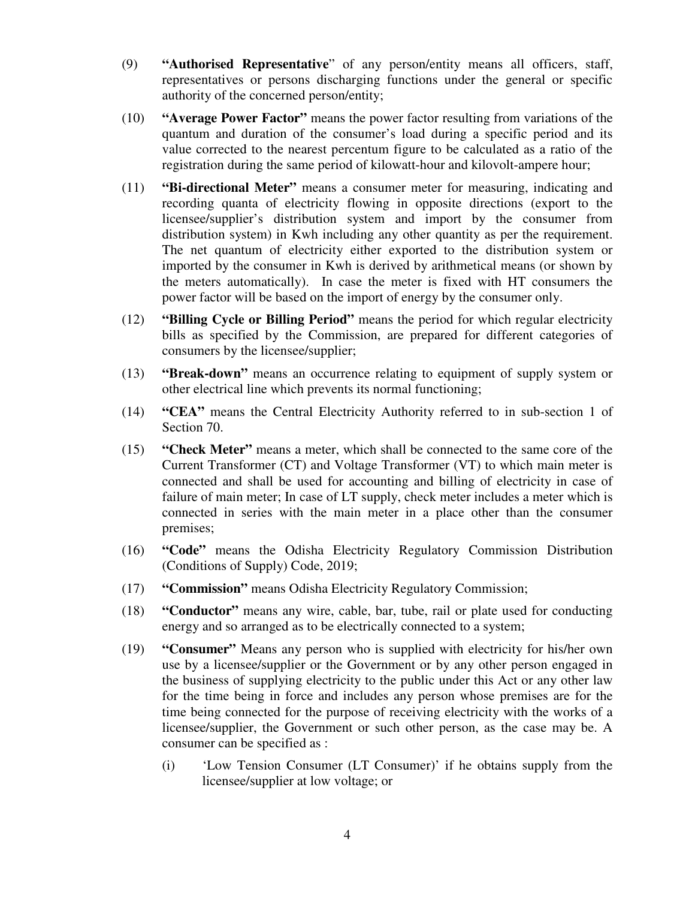(9) **"Authorised Representative**" of any person/entity means all officers, staff, representatives or persons discharging functions under the general or specific authority of the concerned person/entity;

(10) **"Average Power Factor"** means the power factor resulting from variations of the quantum and duration of the consumer's load during a specific period and its value corrected to the nearest percentum figure to be calculated as a ratio of the registration during the same period of kilowatt-hour and kilovolt-ampere hour;

(11) **"Bi-directional Meter"** means a consumer meter for measuring, indicating and recording quanta of electricity flowing in opposite directions (export to the licensee/supplier's distribution system and import by the consumer from distribution system) in Kwh including any other quantity as per the requirement. The net quantum of electricity either exported to the distribution system or imported by the consumer in Kwh is derived by arithmetical means (or shown by the meters automatically). In case the meter is fixed with HT consumers the power factor will be based on the import of energy by the consumer only.

(12) **"Billing Cycle or Billing Period"** means the period for which regular electricity bills as specified by the Commission, are prepared for different categories of consumers by the licensee/supplier;

(13) **"Break-down"** means an occurrence relating to equipment of supply system or other electrical line which prevents its normal functioning;

(14) **"CEA"** means the Central Electricity Authority referred to in sub-section 1 of Section 70.

(15) **"Check Meter"** means a meter, which shall be connected to the same core of the Current Transformer (CT) and Voltage Transformer (VT) to which main meter is connected and shall be used for accounting and billing of electricity in case of failure of main meter; In case of LT supply, check meter includes a meter which is connected in series with the main meter in a place other than the consumer premises;

(16) **"Code"** means the Odisha Electricity Regulatory Commission Distribution (Conditions of Supply) Code, 2019;

(17) **"Commission"** means Odisha Electricity Regulatory Commission;

(18) **"Conductor"** means any wire, cable, bar, tube, rail or plate used for conducting energy and so arranged as to be electrically connected to a system;

(19) **"Consumer"** Means any person who is supplied with electricity for his/her own use by a licensee/supplier or the Government or by any other person engaged in the business of supplying electricity to the public under this Act or any other law for the time being in force and includes any person whose premises are for the time being connected for the purpose of receiving electricity with the works of a licensee/supplier, the Government or such other person, as the case may be. A consumer can be specified as :

   (i) 'Low Tension Consumer (LT Consumer)' if he obtains supply from the licensee/supplier at low voltage; or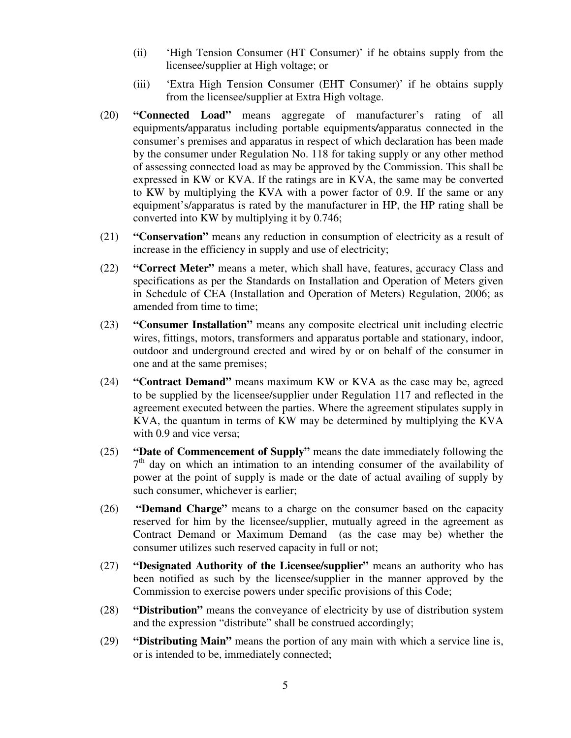(ii) 'High Tension Consumer (HT Consumer)' if he obtains supply from the licensee/supplier at High voltage; or

(iii) 'Extra High Tension Consumer (EHT Consumer)' if he obtains supply from the licensee/supplier at Extra High voltage.

(20) **"Connected Load"** means aggregate of manufacturer's rating of all equipments/apparatus including portable equipments/apparatus connected in the consumer's premises and apparatus in respect of which declaration has been made by the consumer under Regulation No. 118 for taking supply or any other method of assessing connected load as may be approved by the Commission. This shall be expressed in KW or KVA. If the ratings are in KVA, the same may be converted to KW by multiplying the KVA with a power factor of 0.9. If the same or any equipment's/apparatus is rated by the manufacturer in HP, the HP rating shall be converted into KW by multiplying it by 0.746;

(21) **"Conservation"** means any reduction in consumption of electricity as a result of increase in the efficiency in supply and use of electricity;

(22) **"Correct Meter"** means a meter, which shall have, features, accuracy Class and specifications as per the Standards on Installation and Operation of Meters given in Schedule of CEA (Installation and Operation of Meters) Regulation, 2006; as amended from time to time;

(23) **"Consumer Installation"** means any composite electrical unit including electric wires, fittings, motors, transformers and apparatus portable and stationary, indoor, outdoor and underground erected and wired by or on behalf of the consumer in one and at the same premises;

(24) **"Contract Demand"** means maximum KW or KVA as the case may be, agreed to be supplied by the licensee/supplier under Regulation 117 and reflected in the agreement executed between the parties. Where the agreement stipulates supply in KVA, the quantum in terms of KW may be determined by multiplying the KVA with 0.9 and vice versa;

(25) **"Date of Commencement of Supply"** means the date immediately following the 7th day on which an intimation to an intending consumer of the availability of power at the point of supply is made or the date of actual availing of supply by such consumer, whichever is earlier;

(26) **"Demand Charge"** means to a charge on the consumer based on the capacity reserved for him by the licensee/supplier, mutually agreed in the agreement as Contract Demand or Maximum Demand (as the case may be) whether the consumer utilizes such reserved capacity in full or not;

(27) **"Designated Authority of the Licensee/supplier"** means an authority who has been notified as such by the licensee/supplier in the manner approved by the Commission to exercise powers under specific provisions of this Code;

(28) **"Distribution"** means the conveyance of electricity by use of distribution system and the expression "distribute" shall be construed accordingly;

(29) **"Distributing Main"** means the portion of any main with which a service line is, or is intended to be, immediately connected;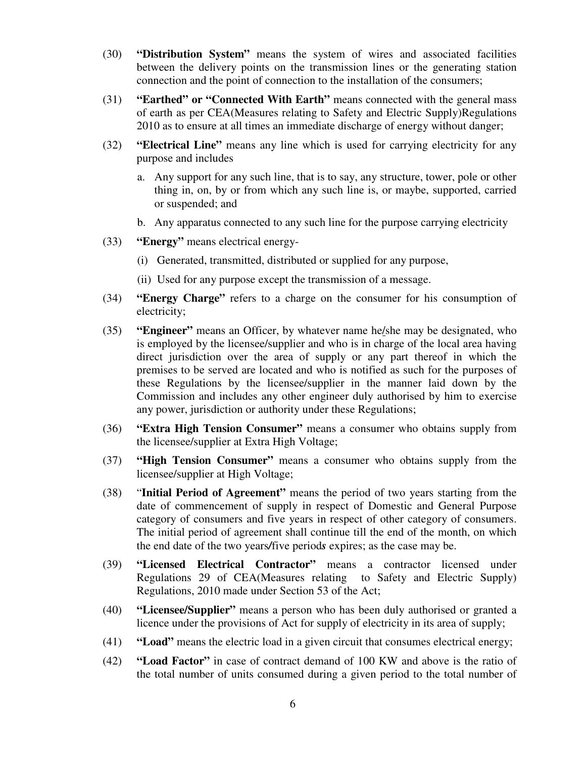(30) **"Distribution System"** means the system of wires and associated facilities between the delivery points on the transmission lines or the generating station connection and the point of connection to the installation of the consumers;

(31) **"Earthed" or "Connected With Earth"** means connected with the general mass of earth as per CEA(Measures relating to Safety and Electric Supply)Regulations 2010 as to ensure at all times an immediate discharge of energy without danger;

(32) **"Electrical Line"** means any line which is used for carrying electricity for any purpose and includes

a. Any support for any such line, that is to say, any structure, tower, pole or other thing in, on, by or from which any such line is, or maybe, supported, carried or suspended; and

b. Any apparatus connected to any such line for the purpose carrying electricity

(33) **"Energy"** means electrical energy-

(i) Generated, transmitted, distributed or supplied for any purpose,

(ii) Used for any purpose except the transmission of a message.

(34) **"Energy Charge"** refers to a charge on the consumer for his consumption of electricity;

(35) **"Engineer"** means an Officer, by whatever name he/she may be designated, who is employed by the licensee/supplier and who is in charge of the local area having direct jurisdiction over the area of supply or any part thereof in which the premises to be served are located and who is notified as such for the purposes of these Regulations by the licensee/supplier in the manner laid down by the Commission and includes any other engineer duly authorised by him to exercise any power, jurisdiction or authority under these Regulations;

(36) **"Extra High Tension Consumer"** means a consumer who obtains supply from the licensee/supplier at Extra High Voltage;

(37) **"High Tension Consumer"** means a consumer who obtains supply from the licensee/supplier at High Voltage;

(38) "**Initial Period of Agreement"** means the period of two years starting from the date of commencement of supply in respect of Domestic and General Purpose category of consumers and five years in respect of other category of consumers. The initial period of agreement shall continue till the end of the month, on which the end date of the two years/five period*s* expires; as the case may be.

(39) **"Licensed Electrical Contractor"** means a contractor licensed under Regulations 29 of CEA(Measures relating to Safety and Electric Supply) Regulations, 2010 made under Section 53 of the Act;

(40) **"Licensee/Supplier"** means a person who has been duly authorised or granted a licence under the provisions of Act for supply of electricity in its area of supply;

(41) **"Load"** means the electric load in a given circuit that consumes electrical energy;

(42) **"Load Factor"** in case of contract demand of 100 KW and above is the ratio of the total number of units consumed during a given period to the total number of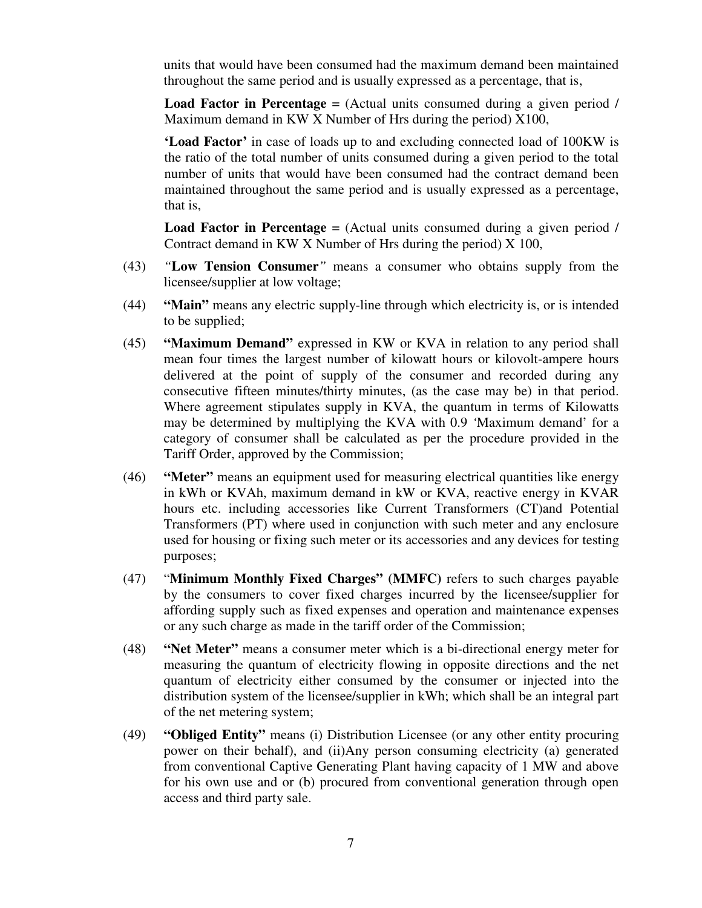units that would have been consumed had the maximum demand been maintained throughout the same period and is usually expressed as a percentage, that is,

**Load Factor in Percentage** = (Actual units consumed during a given period / Maximum demand in KW X Number of Hrs during the period) X100,

**'Load Factor'** in case of loads up to and excluding connected load of 100KW is the ratio of the total number of units consumed during a given period to the total number of units that would have been consumed had the contract demand been maintained throughout the same period and is usually expressed as a percentage, that is,

**Load Factor in Percentage** = (Actual units consumed during a given period / Contract demand in KW X Number of Hrs during the period) X 100,

(43) *"***Low Tension Consumer***"* means a consumer who obtains supply from the licensee/supplier at low voltage;

(44) **"Main"** means any electric supply-line through which electricity is, or is intended to be supplied;

(45) **"Maximum Demand"** expressed in KW or KVA in relation to any period shall mean four times the largest number of kilowatt hours or kilovolt-ampere hours delivered at the point of supply of the consumer and recorded during any consecutive fifteen minutes/thirty minutes, (as the case may be) in that period. Where agreement stipulates supply in KVA, the quantum in terms of Kilowatts may be determined by multiplying the KVA with 0.9 *'*Maximum demand' for a category of consumer shall be calculated as per the procedure provided in the Tariff Order, approved by the Commission;

(46) **"Meter"** means an equipment used for measuring electrical quantities like energy in kWh or KVAh, maximum demand in kW or KVA, reactive energy in KVAR hours etc. including accessories like Current Transformers (CT)and Potential Transformers (PT) where used in conjunction with such meter and any enclosure used for housing or fixing such meter or its accessories and any devices for testing purposes;

(47) "**Minimum Monthly Fixed Charges" (MMFC)** refers to such charges payable by the consumers to cover fixed charges incurred by the licensee/supplier for affording supply such as fixed expenses and operation and maintenance expenses or any such charge as made in the tariff order of the Commission;

(48) **"Net Meter"** means a consumer meter which is a bi-directional energy meter for measuring the quantum of electricity flowing in opposite directions and the net quantum of electricity either consumed by the consumer or injected into the distribution system of the licensee/supplier in kWh; which shall be an integral part of the net metering system;

(49) **"Obliged Entity"** means (i) Distribution Licensee (or any other entity procuring power on their behalf), and (ii)Any person consuming electricity (a) generated from conventional Captive Generating Plant having capacity of 1 MW and above for his own use and or (b) procured from conventional generation through open access and third party sale.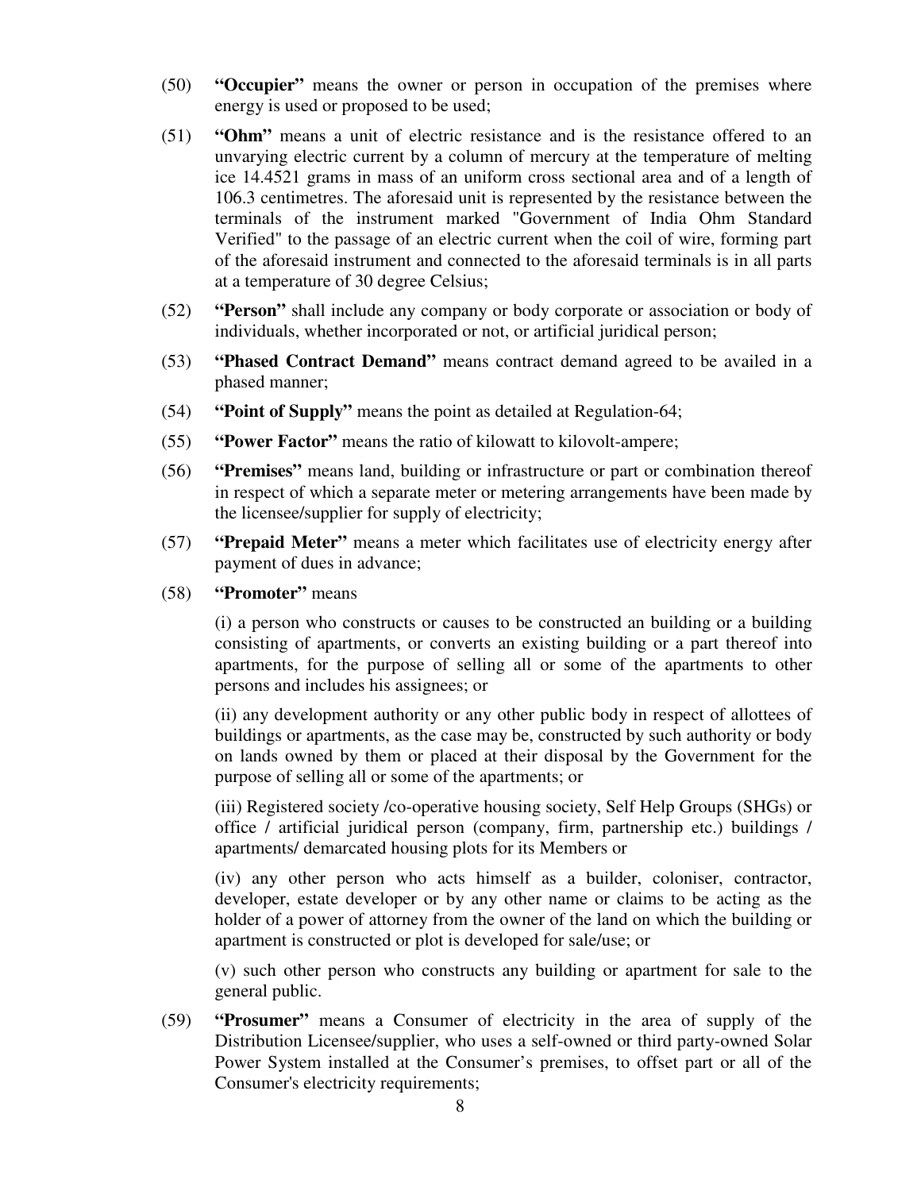(50) **"Occupier"** means the owner or person in occupation of the premises where energy is used or proposed to be used;

(51) **"Ohm"** means a unit of electric resistance and is the resistance offered to an unvarying electric current by a column of mercury at the temperature of melting ice 14.4521 grams in mass of an uniform cross sectional area and of a length of 106.3 centimetres. The aforesaid unit is represented by the resistance between the terminals of the instrument marked "Government of India Ohm Standard Verified" to the passage of an electric current when the coil of wire, forming part of the aforesaid instrument and connected to the aforesaid terminals is in all parts at a temperature of 30 degree Celsius;

(52) **"Person"** shall include any company or body corporate or association or body of individuals, whether incorporated or not, or artificial juridical person;

(53) **"Phased Contract Demand"** means contract demand agreed to be availed in a phased manner;

(54) **"Point of Supply"** means the point as detailed at Regulation-64;

(55) **"Power Factor"** means the ratio of kilowatt to kilovolt-ampere;

(56) **"Premises"** means land, building or infrastructure or part or combination thereof in respect of which a separate meter or metering arrangements have been made by the licensee/supplier for supply of electricity;

(57) **"Prepaid Meter"** means a meter which facilitates use of electricity energy after payment of dues in advance;

(58) **"Promoter"** means

(i) a person who constructs or causes to be constructed an building or a building consisting of apartments, or converts an existing building or a part thereof into apartments, for the purpose of selling all or some of the apartments to other persons and includes his assignees; or

(ii) any development authority or any other public body in respect of allottees of buildings or apartments, as the case may be, constructed by such authority or body on lands owned by them or placed at their disposal by the Government for the purpose of selling all or some of the apartments; or

(iii) Registered society /co-operative housing society, Self Help Groups (SHGs) or office / artificial juridical person (company, firm, partnership etc.) buildings / apartments/ demarcated housing plots for its Members or

(iv) any other person who acts himself as a builder, coloniser, contractor, developer, estate developer or by any other name or claims to be acting as the holder of a power of attorney from the owner of the land on which the building or apartment is constructed or plot is developed for sale/use; or

(v) such other person who constructs any building or apartment for sale to the general public.

(59) **"Prosumer"** means a Consumer of electricity in the area of supply of the Distribution Licensee/supplier, who uses a self-owned or third party-owned Solar Power System installed at the Consumer's premises, to offset part or all of the Consumer's electricity requirements;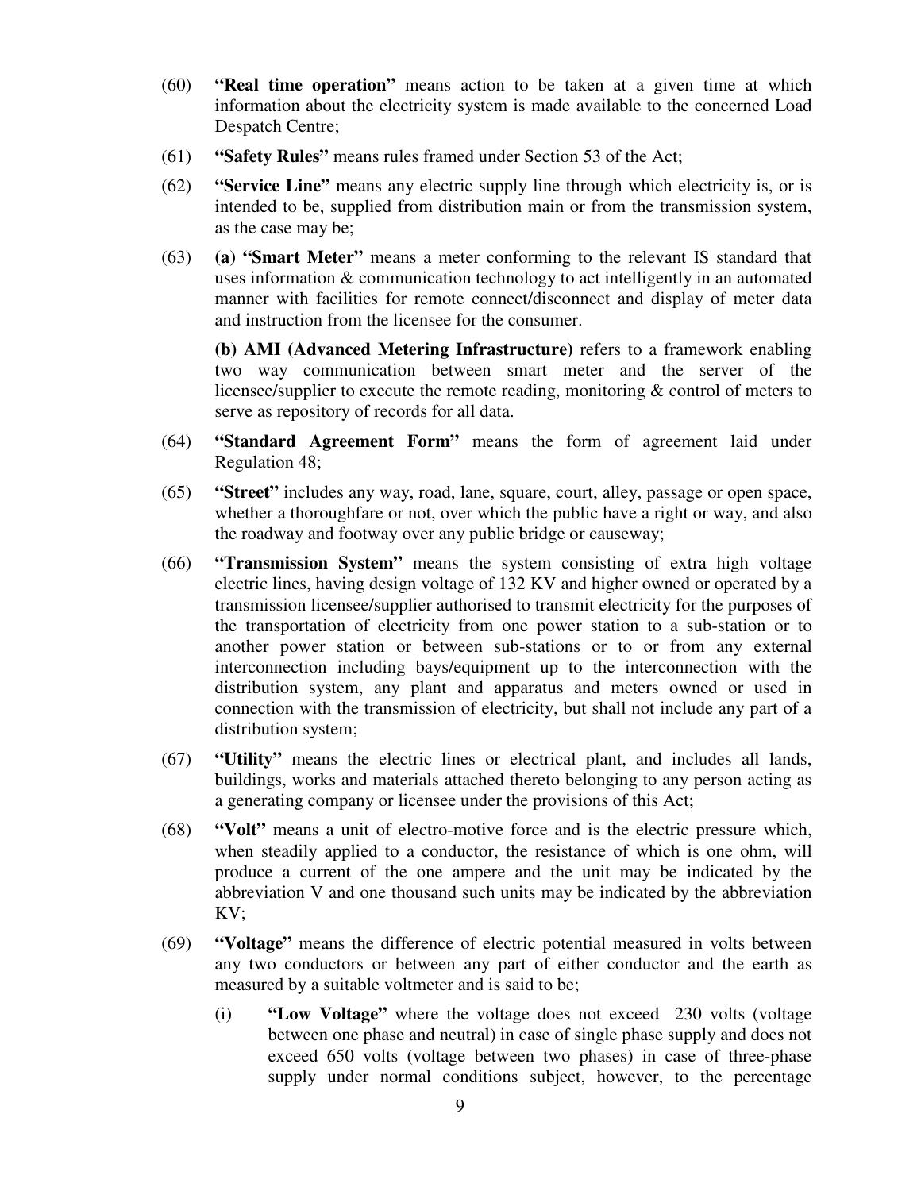(60) **"Real time operation"** means action to be taken at a given time at which information about the electricity system is made available to the concerned Load Despatch Centre;

(61) **"Safety Rules"** means rules framed under Section 53 of the Act;

(62) **"Service Line"** means any electric supply line through which electricity is, or is intended to be, supplied from distribution main or from the transmission system, as the case may be;

(63) **(a) "Smart Meter"** means a meter conforming to the relevant IS standard that uses information & communication technology to act intelligently in an automated manner with facilities for remote connect/disconnect and display of meter data and instruction from the licensee for the consumer.

**(b) AMI (Advanced Metering Infrastructure)** refers to a framework enabling two way communication between smart meter and the server of the licensee/supplier to execute the remote reading, monitoring & control of meters to serve as repository of records for all data.

(64) **"Standard Agreement Form"** means the form of agreement laid under Regulation 48;

(65) **"Street"** includes any way, road, lane, square, court, alley, passage or open space, whether a thoroughfare or not, over which the public have a right or way, and also the roadway and footway over any public bridge or causeway;

(66) **"Transmission System"** means the system consisting of extra high voltage electric lines, having design voltage of 132 KV and higher owned or operated by a transmission licensee/supplier authorised to transmit electricity for the purposes of the transportation of electricity from one power station to a sub-station or to another power station or between sub-stations or to or from any external interconnection including bays/equipment up to the interconnection with the distribution system, any plant and apparatus and meters owned or used in connection with the transmission of electricity, but shall not include any part of a distribution system;

(67) **"Utility"** means the electric lines or electrical plant, and includes all lands, buildings, works and materials attached thereto belonging to any person acting as a generating company or licensee under the provisions of this Act;

(68) **"Volt"** means a unit of electro-motive force and is the electric pressure which, when steadily applied to a conductor, the resistance of which is one ohm, will produce a current of the one ampere and the unit may be indicated by the abbreviation V and one thousand such units may be indicated by the abbreviation KV;

(69) **"Voltage"** means the difference of electric potential measured in volts between any two conductors or between any part of either conductor and the earth as measured by a suitable voltmeter and is said to be;

(i) **"Low Voltage"** where the voltage does not exceed 230 volts (voltage between one phase and neutral) in case of single phase supply and does not exceed 650 volts (voltage between two phases) in case of three-phase supply under normal conditions subject, however, to the percentage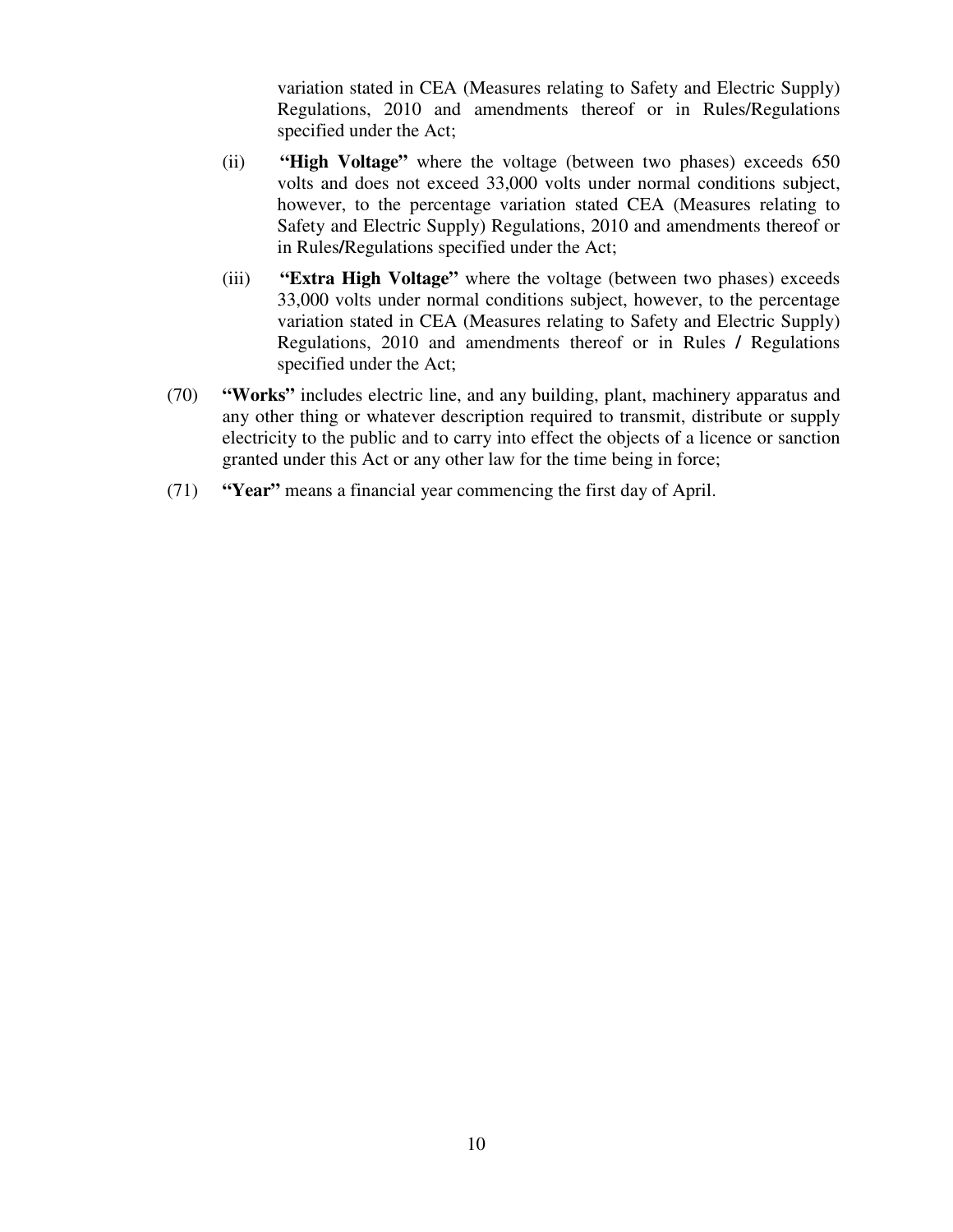variation stated in CEA (Measures relating to Safety and Electric Supply) Regulations, 2010 and amendments thereof or in Rules/Regulations specified under the Act;

(ii) **"High Voltage"** where the voltage (between two phases) exceeds 650 volts and does not exceed 33,000 volts under normal conditions subject, however, to the percentage variation stated CEA (Measures relating to Safety and Electric Supply) Regulations, 2010 and amendments thereof or in Rules/Regulations specified under the Act;

(iii) **"Extra High Voltage"** where the voltage (between two phases) exceeds 33,000 volts under normal conditions subject, however, to the percentage variation stated in CEA (Measures relating to Safety and Electric Supply) Regulations, 2010 and amendments thereof or in Rules / Regulations specified under the Act;

(70) **"Works"** includes electric line, and any building, plant, machinery apparatus and any other thing or whatever description required to transmit, distribute or supply electricity to the public and to carry into effect the objects of a licence or sanction granted under this Act or any other law for the time being in force;

(71) **"Year"** means a financial year commencing the first day of April.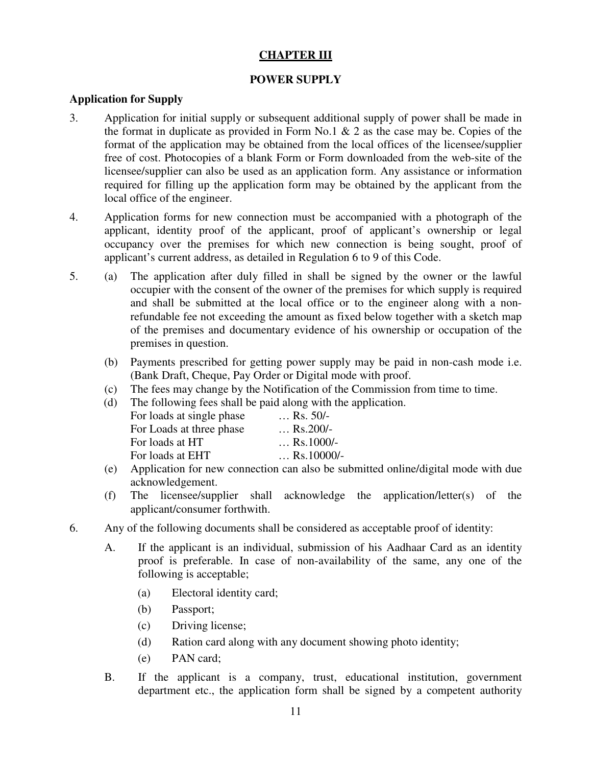## CHAPTER III

### POWER SUPPLY

**Application for Supply**

3. Application for initial supply or subsequent additional supply of power shall be made in the format in duplicate as provided in Form No.1 & 2 as the case may be. Copies of the format of the application may be obtained from the local offices of the licensee/supplier free of cost. Photocopies of a blank Form or Form downloaded from the web-site of the licensee/supplier can also be used as an application form. Any assistance or information required for filling up the application form may be obtained by the applicant from the local office of the engineer.

4. Application forms for new connection must be accompanied with a photograph of the applicant, identity proof of the applicant, proof of applicant's ownership or legal occupancy over the premises for which new connection is being sought, proof of applicant's current address, as detailed in Regulation 6 to 9 of this Code.

5. (a) The application after duly filled in shall be signed by the owner or the lawful occupier with the consent of the owner of the premises for which supply is required and shall be submitted at the local office or to the engineer along with a non-refundable fee not exceeding the amount as fixed below together with a sketch map of the premises and documentary evidence of his ownership or occupation of the premises in question.

   (b) Payments prescribed for getting power supply may be paid in non-cash mode i.e. (Bank Draft, Cheque, Pay Order or Digital mode with proof.

   (c) The fees may change by the Notification of the Commission from time to time.

   (d) The following fees shall be paid along with the application.

   For loads at single phase … Rs. 50/-
   For Loads at three phase … Rs.200/-
   For loads at HT … Rs.1000/-
   For loads at EHT … Rs.10000/-

   (e) Application for new connection can also be submitted online/digital mode with due acknowledgement.

   (f) The licensee/supplier shall acknowledge the application/letter(s) of the applicant/consumer forthwith.

6. Any of the following documents shall be considered as acceptable proof of identity:

   A. If the applicant is an individual, submission of his Aadhaar Card as an identity proof is preferable. In case of non-availability of the same, any one of the following is acceptable;

      (a) Electoral identity card;

      (b) Passport;

      (c) Driving license;

      (d) Ration card along with any document showing photo identity;

      (e) PAN card;

   B. If the applicant is a company, trust, educational institution, government department etc., the application form shall be signed by a competent authority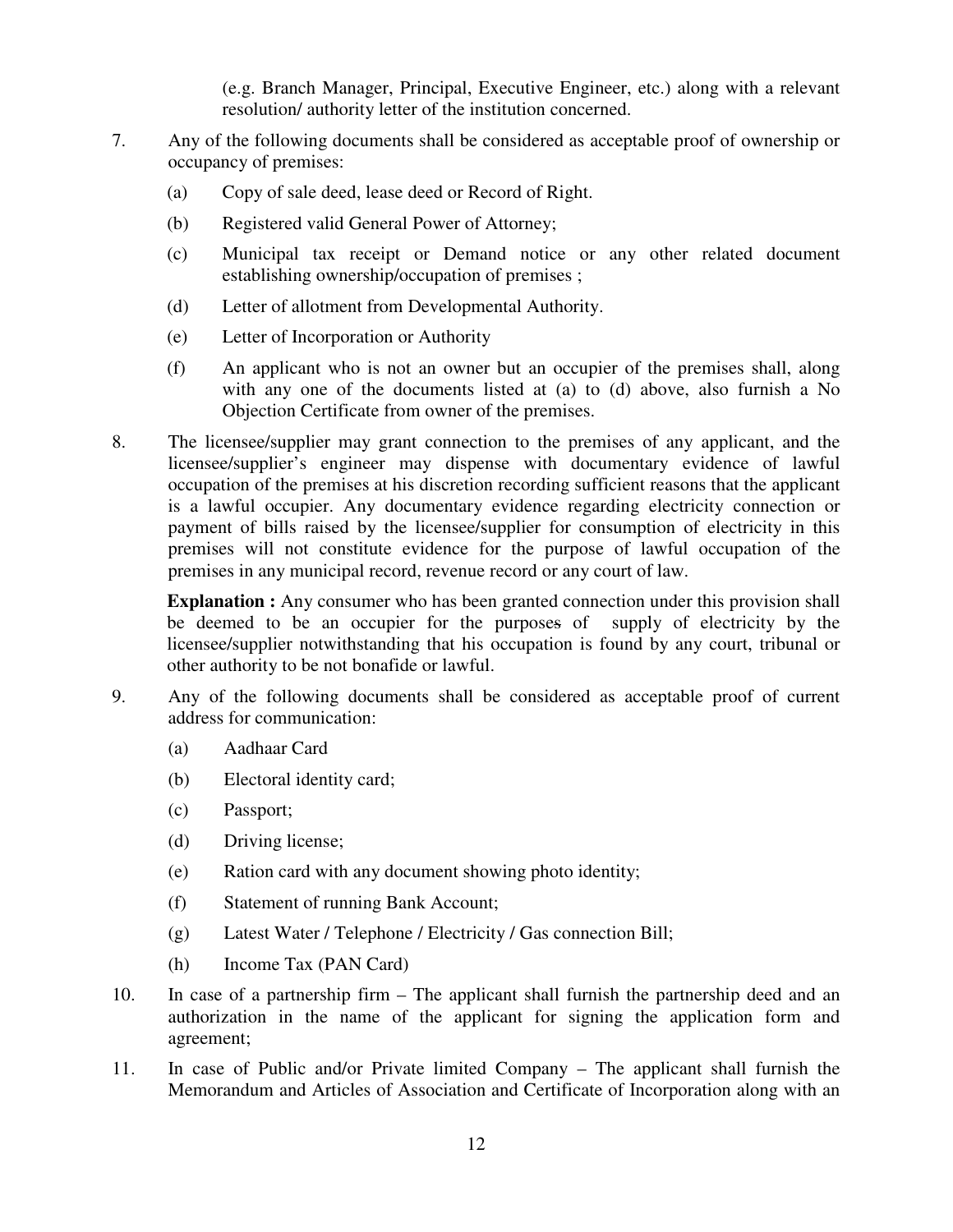(e.g. Branch Manager, Principal, Executive Engineer, etc.) along with a relevant resolution/ authority letter of the institution concerned.

7. Any of the following documents shall be considered as acceptable proof of ownership or occupancy of premises:

   (a) Copy of sale deed, lease deed or Record of Right.

   (b) Registered valid General Power of Attorney;

   (c) Municipal tax receipt or Demand notice or any other related document establishing ownership/occupation of premises ;

   (d) Letter of allotment from Developmental Authority.

   (e) Letter of Incorporation or Authority

   (f) An applicant who is not an owner but an occupier of the premises shall, along with any one of the documents listed at (a) to (d) above, also furnish a No Objection Certificate from owner of the premises.

8. The licensee/supplier may grant connection to the premises of any applicant, and the licensee/supplier's engineer may dispense with documentary evidence of lawful occupation of the premises at his discretion recording sufficient reasons that the applicant is a lawful occupier. Any documentary evidence regarding electricity connection or payment of bills raised by the licensee/supplier for consumption of electricity in this premises will not constitute evidence for the purpose of lawful occupation of the premises in any municipal record, revenue record or any court of law.

   **Explanation :** Any consumer who has been granted connection under this provision shall be deemed to be an occupier for the purposes of supply of electricity by the licensee/supplier notwithstanding that his occupation is found by any court, tribunal or other authority to be not bonafide or lawful.

9. Any of the following documents shall be considered as acceptable proof of current address for communication:

   (a) Aadhaar Card

   (b) Electoral identity card;

   (c) Passport;

   (d) Driving license;

   (e) Ration card with any document showing photo identity;

   (f) Statement of running Bank Account;

   (g) Latest Water / Telephone / Electricity / Gas connection Bill;

   (h) Income Tax (PAN Card)

10. In case of a partnership firm – The applicant shall furnish the partnership deed and an authorization in the name of the applicant for signing the application form and agreement;

11. In case of Public and/or Private limited Company – The applicant shall furnish the Memorandum and Articles of Association and Certificate of Incorporation along with an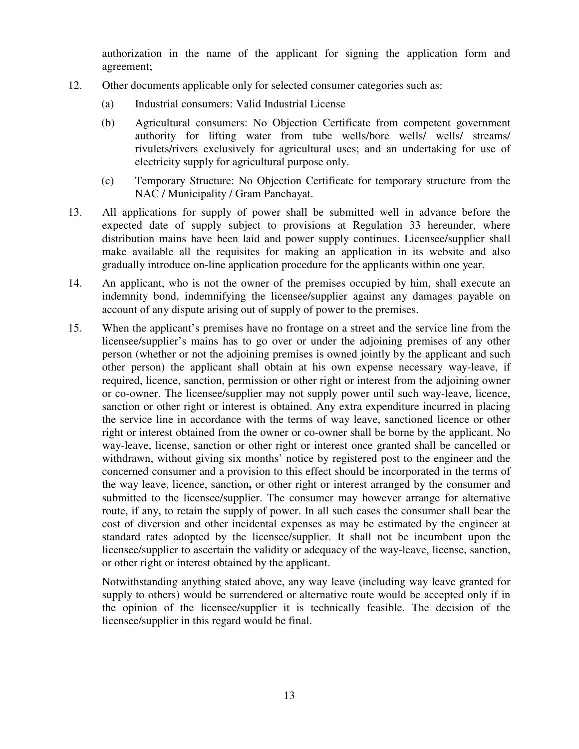authorization in the name of the applicant for signing the application form and agreement;

12. Other documents applicable only for selected consumer categories such as:

    (a) Industrial consumers: Valid Industrial License

    (b) Agricultural consumers: No Objection Certificate from competent government authority for lifting water from tube wells/bore wells/ wells/ streams/ rivulets/rivers exclusively for agricultural uses; and an undertaking for use of electricity supply for agricultural purpose only.

    (c) Temporary Structure: No Objection Certificate for temporary structure from the NAC / Municipality / Gram Panchayat.

13. All applications for supply of power shall be submitted well in advance before the expected date of supply subject to provisions at Regulation 33 hereunder, where distribution mains have been laid and power supply continues. Licensee/supplier shall make available all the requisites for making an application in its website and also gradually introduce on-line application procedure for the applicants within one year.

14. An applicant, who is not the owner of the premises occupied by him, shall execute an indemnity bond, indemnifying the licensee/supplier against any damages payable on account of any dispute arising out of supply of power to the premises.

15. When the applicant's premises have no frontage on a street and the service line from the licensee/supplier's mains has to go over or under the adjoining premises of any other person (whether or not the adjoining premises is owned jointly by the applicant and such other person) the applicant shall obtain at his own expense necessary way-leave, if required, licence, sanction, permission or other right or interest from the adjoining owner or co-owner. The licensee/supplier may not supply power until such way-leave, licence, sanction or other right or interest is obtained. Any extra expenditure incurred in placing the service line in accordance with the terms of way leave, sanctioned licence or other right or interest obtained from the owner or co-owner shall be borne by the applicant. No way-leave, license, sanction or other right or interest once granted shall be cancelled or withdrawn, without giving six months' notice by registered post to the engineer and the concerned consumer and a provision to this effect should be incorporated in the terms of the way leave, licence, sanction**,** or other right or interest arranged by the consumer and submitted to the licensee/supplier. The consumer may however arrange for alternative route, if any, to retain the supply of power. In all such cases the consumer shall bear the cost of diversion and other incidental expenses as may be estimated by the engineer at standard rates adopted by the licensee/supplier. It shall not be incumbent upon the licensee/supplier to ascertain the validity or adequacy of the way-leave, license, sanction, or other right or interest obtained by the applicant.

    Notwithstanding anything stated above, any way leave (including way leave granted for supply to others) would be surrendered or alternative route would be accepted only if in the opinion of the licensee/supplier it is technically feasible. The decision of the licensee/supplier in this regard would be final.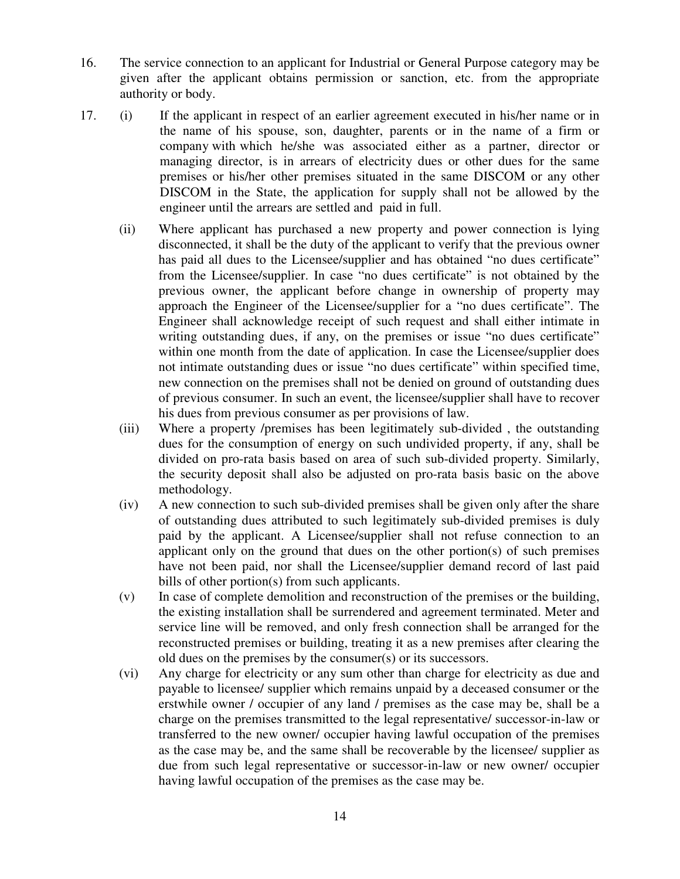16. The service connection to an applicant for Industrial or General Purpose category may be given after the applicant obtains permission or sanction, etc. from the appropriate authority or body.

17. (i) If the applicant in respect of an earlier agreement executed in his/her name or in the name of his spouse, son, daughter, parents or in the name of a firm or company with which he/she was associated either as a partner, director or managing director, is in arrears of electricity dues or other dues for the same premises or his/her other premises situated in the same DISCOM or any other DISCOM in the State, the application for supply shall not be allowed by the engineer until the arrears are settled and paid in full.

    (ii) Where applicant has purchased a new property and power connection is lying disconnected, it shall be the duty of the applicant to verify that the previous owner has paid all dues to the Licensee/supplier and has obtained "no dues certificate" from the Licensee/supplier. In case "no dues certificate" is not obtained by the previous owner, the applicant before change in ownership of property may approach the Engineer of the Licensee/supplier for a "no dues certificate". The Engineer shall acknowledge receipt of such request and shall either intimate in writing outstanding dues, if any, on the premises or issue "no dues certificate" within one month from the date of application. In case the Licensee/supplier does not intimate outstanding dues or issue "no dues certificate" within specified time, new connection on the premises shall not be denied on ground of outstanding dues of previous consumer. In such an event, the licensee/supplier shall have to recover his dues from previous consumer as per provisions of law.

    (iii) Where a property /premises has been legitimately sub-divided , the outstanding dues for the consumption of energy on such undivided property, if any, shall be divided on pro-rata basis based on area of such sub-divided property. Similarly, the security deposit shall also be adjusted on pro-rata basis basic on the above methodology.

    (iv) A new connection to such sub-divided premises shall be given only after the share of outstanding dues attributed to such legitimately sub-divided premises is duly paid by the applicant. A Licensee/supplier shall not refuse connection to an applicant only on the ground that dues on the other portion(s) of such premises have not been paid, nor shall the Licensee/supplier demand record of last paid bills of other portion(s) from such applicants.

    (v) In case of complete demolition and reconstruction of the premises or the building, the existing installation shall be surrendered and agreement terminated. Meter and service line will be removed, and only fresh connection shall be arranged for the reconstructed premises or building, treating it as a new premises after clearing the old dues on the premises by the consumer(s) or its successors.

    (vi) Any charge for electricity or any sum other than charge for electricity as due and payable to licensee/ supplier which remains unpaid by a deceased consumer or the erstwhile owner / occupier of any land / premises as the case may be, shall be a charge on the premises transmitted to the legal representative/ successor-in-law or transferred to the new owner/ occupier having lawful occupation of the premises as the case may be, and the same shall be recoverable by the licensee/ supplier as due from such legal representative or successor-in-law or new owner/ occupier having lawful occupation of the premises as the case may be.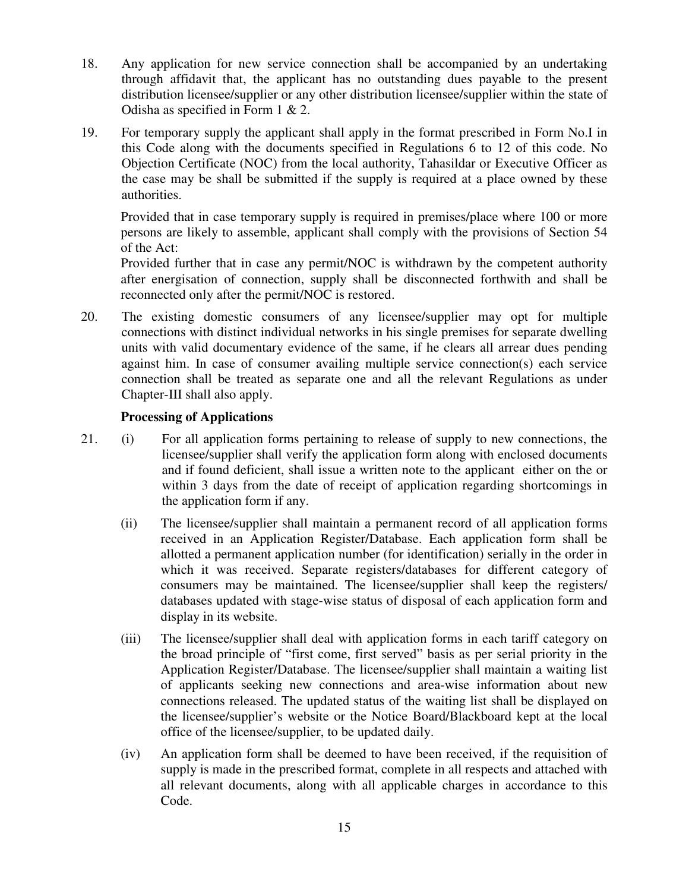18. Any application for new service connection shall be accompanied by an undertaking through affidavit that, the applicant has no outstanding dues payable to the present distribution licensee/supplier or any other distribution licensee/supplier within the state of Odisha as specified in Form 1 & 2.

19. For temporary supply the applicant shall apply in the format prescribed in Form No.I in this Code along with the documents specified in Regulations 6 to 12 of this code. No Objection Certificate (NOC) from the local authority, Tahasildar or Executive Officer as the case may be shall be submitted if the supply is required at a place owned by these authorities.

    Provided that in case temporary supply is required in premises/place where 100 or more persons are likely to assemble, applicant shall comply with the provisions of Section 54 of the Act:

    Provided further that in case any permit/NOC is withdrawn by the competent authority after energisation of connection, supply shall be disconnected forthwith and shall be reconnected only after the permit/NOC is restored.

20. The existing domestic consumers of any licensee/supplier may opt for multiple connections with distinct individual networks in his single premises for separate dwelling units with valid documentary evidence of the same, if he clears all arrear dues pending against him. In case of consumer availing multiple service connection(s) each service connection shall be treated as separate one and all the relevant Regulations as under Chapter-III shall also apply.

**Processing of Applications**

21. (i) For all application forms pertaining to release of supply to new connections, the licensee/supplier shall verify the application form along with enclosed documents and if found deficient, shall issue a written note to the applicant either on the or within 3 days from the date of receipt of application regarding shortcomings in the application form if any.

    (ii) The licensee/supplier shall maintain a permanent record of all application forms received in an Application Register/Database. Each application form shall be allotted a permanent application number (for identification) serially in the order in which it was received. Separate registers/databases for different category of consumers may be maintained. The licensee/supplier shall keep the registers/ databases updated with stage-wise status of disposal of each application form and display in its website.

    (iii) The licensee/supplier shall deal with application forms in each tariff category on the broad principle of "first come, first served" basis as per serial priority in the Application Register/Database. The licensee/supplier shall maintain a waiting list of applicants seeking new connections and area-wise information about new connections released. The updated status of the waiting list shall be displayed on the licensee/supplier's website or the Notice Board/Blackboard kept at the local office of the licensee/supplier, to be updated daily.

    (iv) An application form shall be deemed to have been received, if the requisition of supply is made in the prescribed format, complete in all respects and attached with all relevant documents, along with all applicable charges in accordance to this Code.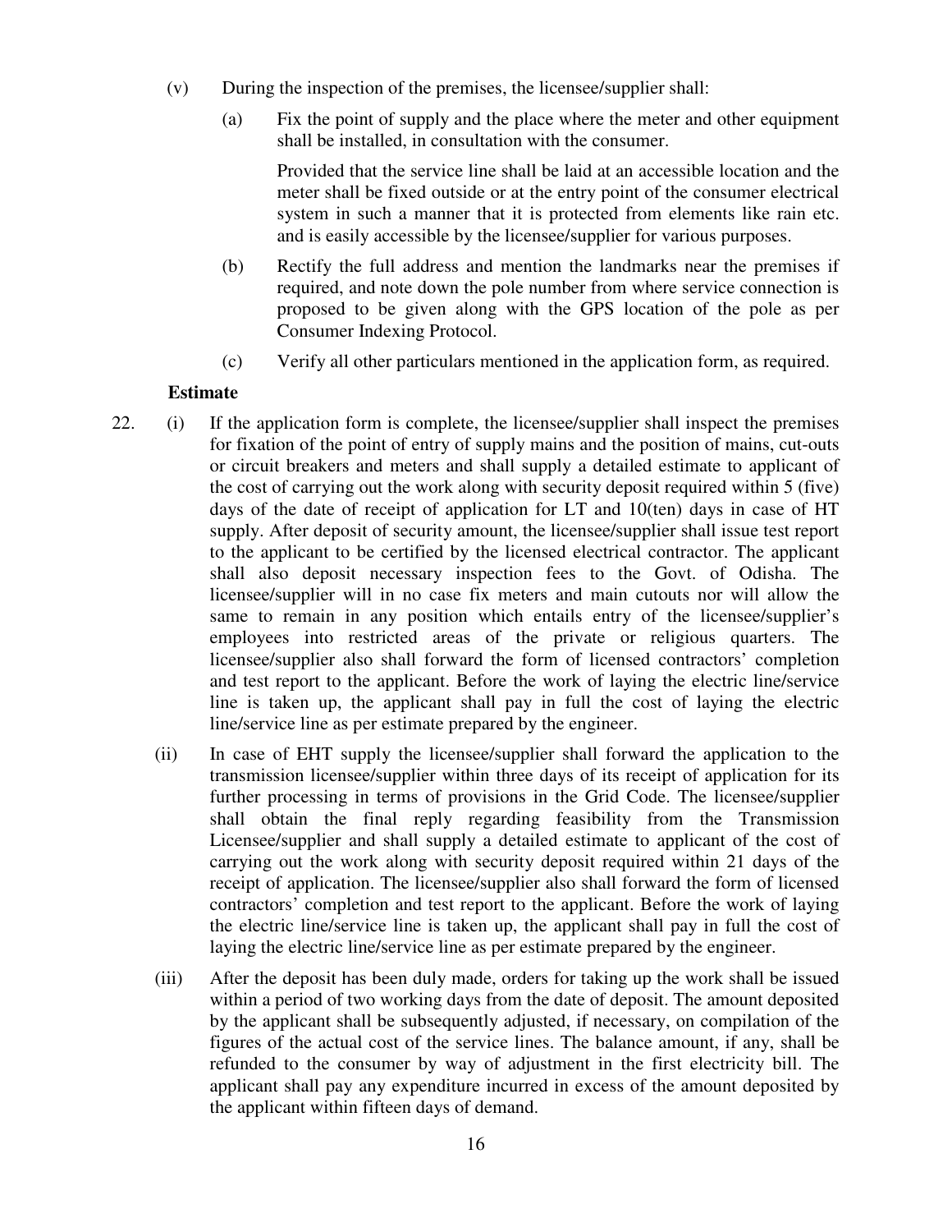(v) During the inspection of the premises, the licensee/supplier shall:

(a) Fix the point of supply and the place where the meter and other equipment shall be installed, in consultation with the consumer.

Provided that the service line shall be laid at an accessible location and the meter shall be fixed outside or at the entry point of the consumer electrical system in such a manner that it is protected from elements like rain etc. and is easily accessible by the licensee/supplier for various purposes.

(b) Rectify the full address and mention the landmarks near the premises if required, and note down the pole number from where service connection is proposed to be given along with the GPS location of the pole as per Consumer Indexing Protocol.

(c) Verify all other particulars mentioned in the application form, as required.

**Estimate**

22. (i) If the application form is complete, the licensee/supplier shall inspect the premises for fixation of the point of entry of supply mains and the position of mains, cut-outs or circuit breakers and meters and shall supply a detailed estimate to applicant of the cost of carrying out the work along with security deposit required within 5 (five) days of the date of receipt of application for LT and 10(ten) days in case of HT supply. After deposit of security amount, the licensee/supplier shall issue test report to the applicant to be certified by the licensed electrical contractor. The applicant shall also deposit necessary inspection fees to the Govt. of Odisha. The licensee/supplier will in no case fix meters and main cutouts nor will allow the same to remain in any position which entails entry of the licensee/supplier's employees into restricted areas of the private or religious quarters. The licensee/supplier also shall forward the form of licensed contractors' completion and test report to the applicant. Before the work of laying the electric line/service line is taken up, the applicant shall pay in full the cost of laying the electric line/service line as per estimate prepared by the engineer.

(ii) In case of EHT supply the licensee/supplier shall forward the application to the transmission licensee/supplier within three days of its receipt of application for its further processing in terms of provisions in the Grid Code. The licensee/supplier shall obtain the final reply regarding feasibility from the Transmission Licensee/supplier and shall supply a detailed estimate to applicant of the cost of carrying out the work along with security deposit required within 21 days of the receipt of application. The licensee/supplier also shall forward the form of licensed contractors' completion and test report to the applicant. Before the work of laying the electric line/service line is taken up, the applicant shall pay in full the cost of laying the electric line/service line as per estimate prepared by the engineer.

(iii) After the deposit has been duly made, orders for taking up the work shall be issued within a period of two working days from the date of deposit. The amount deposited by the applicant shall be subsequently adjusted, if necessary, on compilation of the figures of the actual cost of the service lines. The balance amount, if any, shall be refunded to the consumer by way of adjustment in the first electricity bill. The applicant shall pay any expenditure incurred in excess of the amount deposited by the applicant within fifteen days of demand.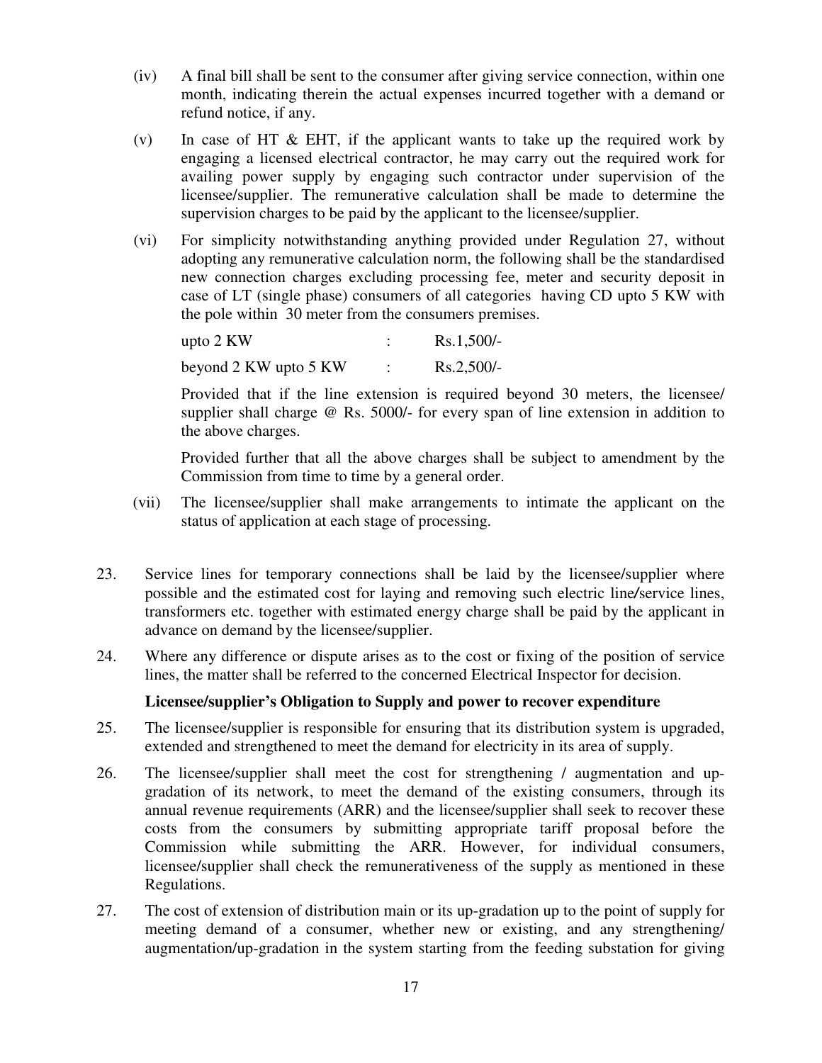(iv) A final bill shall be sent to the consumer after giving service connection, within one month, indicating therein the actual expenses incurred together with a demand or refund notice, if any.

(v) In case of HT & EHT, if the applicant wants to take up the required work by engaging a licensed electrical contractor, he may carry out the required work for availing power supply by engaging such contractor under supervision of the licensee/supplier. The remunerative calculation shall be made to determine the supervision charges to be paid by the applicant to the licensee/supplier.

(vi) For simplicity notwithstanding anything provided under Regulation 27, without adopting any remunerative calculation norm, the following shall be the standardised new connection charges excluding processing fee, meter and security deposit in case of LT (single phase) consumers of all categories having CD upto 5 KW with the pole within 30 meter from the consumers premises.

| | | |
|---|---|---|
| upto 2 KW | : | Rs.1,500/- |
| beyond 2 KW upto 5 KW | : | Rs.2,500/- |

Provided that if the line extension is required beyond 30 meters, the licensee/ supplier shall charge @ Rs. 5000/- for every span of line extension in addition to the above charges.

Provided further that all the above charges shall be subject to amendment by the Commission from time to time by a general order.

(vii) The licensee/supplier shall make arrangements to intimate the applicant on the status of application at each stage of processing.

23. Service lines for temporary connections shall be laid by the licensee/supplier where possible and the estimated cost for laying and removing such electric line/service lines, transformers etc. together with estimated energy charge shall be paid by the applicant in advance on demand by the licensee/supplier.

24. Where any difference or dispute arises as to the cost or fixing of the position of service lines, the matter shall be referred to the concerned Electrical Inspector for decision.

**Licensee/supplier's Obligation to Supply and power to recover expenditure**

25. The licensee/supplier is responsible for ensuring that its distribution system is upgraded, extended and strengthened to meet the demand for electricity in its area of supply.

26. The licensee/supplier shall meet the cost for strengthening / augmentation and up-gradation of its network, to meet the demand of the existing consumers, through its annual revenue requirements (ARR) and the licensee/supplier shall seek to recover these costs from the consumers by submitting appropriate tariff proposal before the Commission while submitting the ARR. However, for individual consumers, licensee/supplier shall check the remunerativeness of the supply as mentioned in these Regulations.

27. The cost of extension of distribution main or its up-gradation up to the point of supply for meeting demand of a consumer, whether new or existing, and any strengthening/ augmentation/up-gradation in the system starting from the feeding substation for giving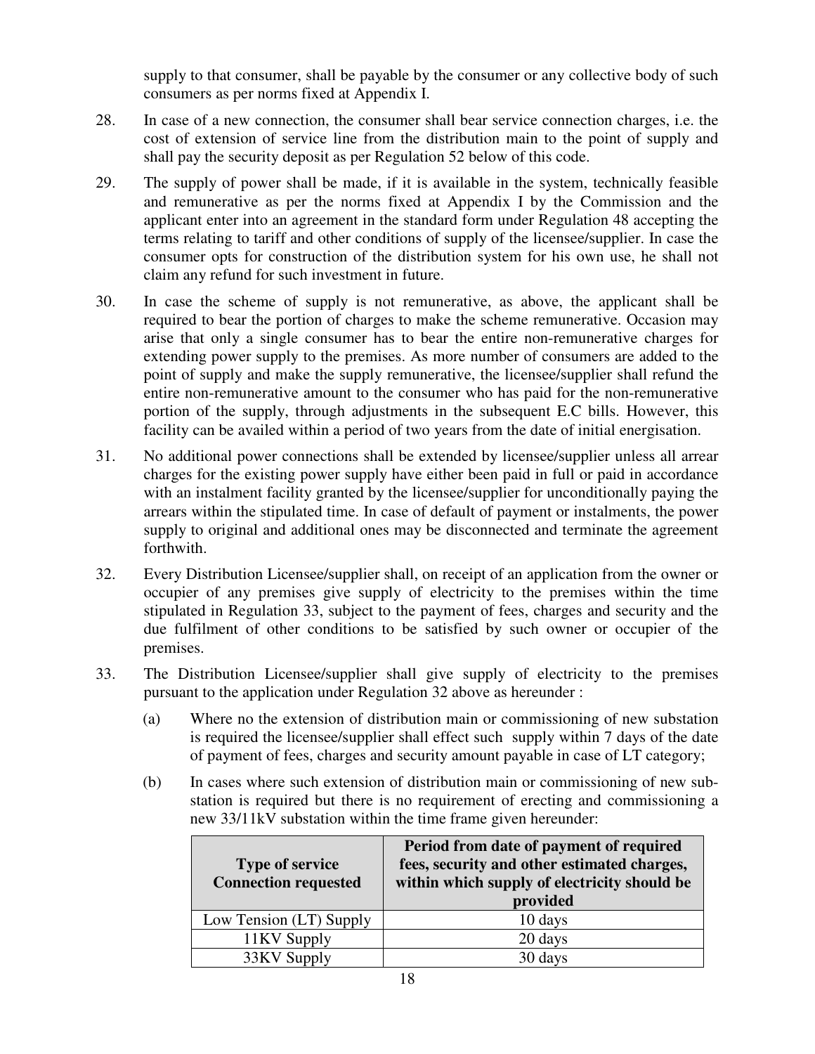supply to that consumer, shall be payable by the consumer or any collective body of such consumers as per norms fixed at Appendix I.

28. In case of a new connection, the consumer shall bear service connection charges, i.e. the cost of extension of service line from the distribution main to the point of supply and shall pay the security deposit as per Regulation 52 below of this code.

29. The supply of power shall be made, if it is available in the system, technically feasible and remunerative as per the norms fixed at Appendix I by the Commission and the applicant enter into an agreement in the standard form under Regulation 48 accepting the terms relating to tariff and other conditions of supply of the licensee/supplier. In case the consumer opts for construction of the distribution system for his own use, he shall not claim any refund for such investment in future.

30. In case the scheme of supply is not remunerative, as above, the applicant shall be required to bear the portion of charges to make the scheme remunerative. Occasion may arise that only a single consumer has to bear the entire non-remunerative charges for extending power supply to the premises. As more number of consumers are added to the point of supply and make the supply remunerative, the licensee/supplier shall refund the entire non-remunerative amount to the consumer who has paid for the non-remunerative portion of the supply, through adjustments in the subsequent E.C bills. However, this facility can be availed within a period of two years from the date of initial energisation.

31. No additional power connections shall be extended by licensee/supplier unless all arrear charges for the existing power supply have either been paid in full or paid in accordance with an instalment facility granted by the licensee/supplier for unconditionally paying the arrears within the stipulated time. In case of default of payment or instalments, the power supply to original and additional ones may be disconnected and terminate the agreement forthwith.

32. Every Distribution Licensee/supplier shall, on receipt of an application from the owner or occupier of any premises give supply of electricity to the premises within the time stipulated in Regulation 33, subject to the payment of fees, charges and security and the due fulfilment of other conditions to be satisfied by such owner or occupier of the premises.

33. The Distribution Licensee/supplier shall give supply of electricity to the premises pursuant to the application under Regulation 32 above as hereunder :

   (a) Where no the extension of distribution main or commissioning of new substation is required the licensee/supplier shall effect such supply within 7 days of the date of payment of fees, charges and security amount payable in case of LT category;

   (b) In cases where such extension of distribution main or commissioning of new sub-station is required but there is no requirement of erecting and commissioning a new 33/11kV substation within the time frame given hereunder:

| **Type of service Connection requested** | **Period from date of payment of required fees, security and other estimated charges, within which supply of electricity should be provided** |
|---|---|
| Low Tension (LT) Supply | 10 days |
| 11KV Supply | 20 days |
| 33KV Supply | 30 days |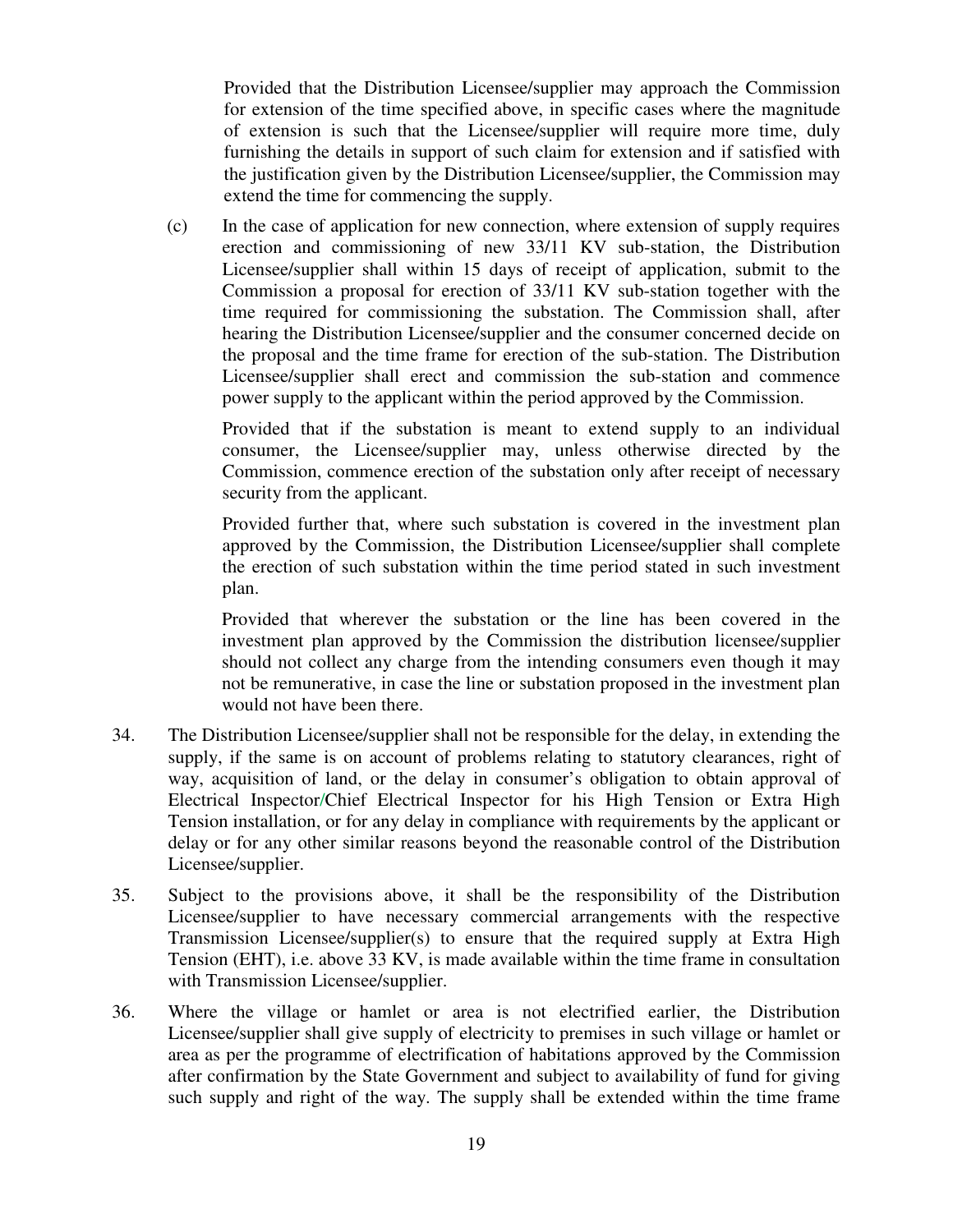Provided that the Distribution Licensee/supplier may approach the Commission for extension of the time specified above, in specific cases where the magnitude of extension is such that the Licensee/supplier will require more time, duly furnishing the details in support of such claim for extension and if satisfied with the justification given by the Distribution Licensee/supplier, the Commission may extend the time for commencing the supply.

(c) In the case of application for new connection, where extension of supply requires erection and commissioning of new 33/11 KV sub-station, the Distribution Licensee/supplier shall within 15 days of receipt of application, submit to the Commission a proposal for erection of 33/11 KV sub-station together with the time required for commissioning the substation. The Commission shall, after hearing the Distribution Licensee/supplier and the consumer concerned decide on the proposal and the time frame for erection of the sub-station. The Distribution Licensee/supplier shall erect and commission the sub-station and commence power supply to the applicant within the period approved by the Commission.

Provided that if the substation is meant to extend supply to an individual consumer, the Licensee/supplier may, unless otherwise directed by the Commission, commence erection of the substation only after receipt of necessary security from the applicant.

Provided further that, where such substation is covered in the investment plan approved by the Commission, the Distribution Licensee/supplier shall complete the erection of such substation within the time period stated in such investment plan.

Provided that wherever the substation or the line has been covered in the investment plan approved by the Commission the distribution licensee/supplier should not collect any charge from the intending consumers even though it may not be remunerative, in case the line or substation proposed in the investment plan would not have been there.

34. The Distribution Licensee/supplier shall not be responsible for the delay, in extending the supply, if the same is on account of problems relating to statutory clearances, right of way, acquisition of land, or the delay in consumer's obligation to obtain approval of Electrical Inspector/Chief Electrical Inspector for his High Tension or Extra High Tension installation, or for any delay in compliance with requirements by the applicant or delay or for any other similar reasons beyond the reasonable control of the Distribution Licensee/supplier.

35. Subject to the provisions above, it shall be the responsibility of the Distribution Licensee/supplier to have necessary commercial arrangements with the respective Transmission Licensee/supplier(s) to ensure that the required supply at Extra High Tension (EHT), i.e. above 33 KV, is made available within the time frame in consultation with Transmission Licensee/supplier.

36. Where the village or hamlet or area is not electrified earlier, the Distribution Licensee/supplier shall give supply of electricity to premises in such village or hamlet or area as per the programme of electrification of habitations approved by the Commission after confirmation by the State Government and subject to availability of fund for giving such supply and right of the way. The supply shall be extended within the time frame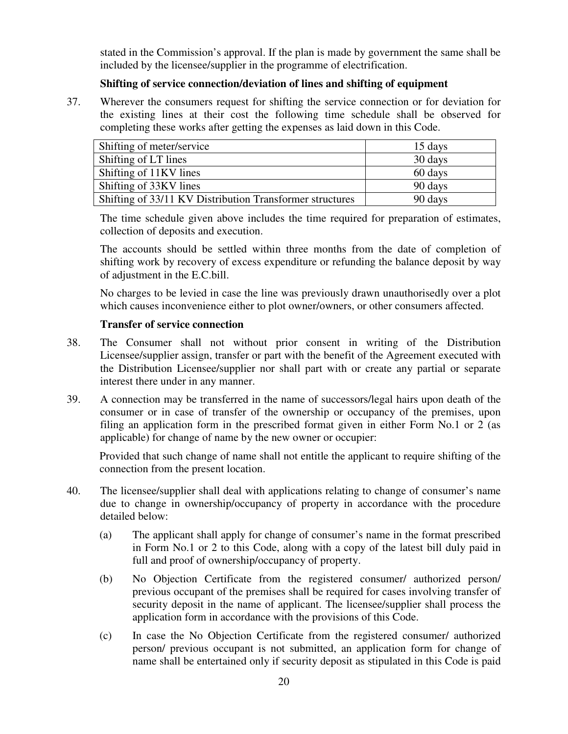stated in the Commission's approval. If the plan is made by government the same shall be included by the licensee/supplier in the programme of electrification.

**Shifting of service connection/deviation of lines and shifting of equipment**

37. Wherever the consumers request for shifting the service connection or for deviation for the existing lines at their cost the following time schedule shall be observed for completing these works after getting the expenses as laid down in this Code.

| | |
|---|---|
| Shifting of meter/service | 15 days |
| Shifting of LT lines | 30 days |
| Shifting of 11KV lines | 60 days |
| Shifting of 33KV lines | 90 days |
| Shifting of 33/11 KV Distribution Transformer structures | 90 days |

The time schedule given above includes the time required for preparation of estimates, collection of deposits and execution.

The accounts should be settled within three months from the date of completion of shifting work by recovery of excess expenditure or refunding the balance deposit by way of adjustment in the E.C.bill.

No charges to be levied in case the line was previously drawn unauthorisedly over a plot which causes inconvenience either to plot owner/owners, or other consumers affected.

**Transfer of service connection**

38. The Consumer shall not without prior consent in writing of the Distribution Licensee/supplier assign, transfer or part with the benefit of the Agreement executed with the Distribution Licensee/supplier nor shall part with or create any partial or separate interest there under in any manner.

39. A connection may be transferred in the name of successors/legal hairs upon death of the consumer or in case of transfer of the ownership or occupancy of the premises, upon filing an application form in the prescribed format given in either Form No.1 or 2 (as applicable) for change of name by the new owner or occupier:

Provided that such change of name shall not entitle the applicant to require shifting of the connection from the present location.

40. The licensee/supplier shall deal with applications relating to change of consumer's name due to change in ownership/occupancy of property in accordance with the procedure detailed below:

(a) The applicant shall apply for change of consumer's name in the format prescribed in Form No.1 or 2 to this Code, along with a copy of the latest bill duly paid in full and proof of ownership/occupancy of property.

(b) No Objection Certificate from the registered consumer/ authorized person/ previous occupant of the premises shall be required for cases involving transfer of security deposit in the name of applicant. The licensee/supplier shall process the application form in accordance with the provisions of this Code.

(c) In case the No Objection Certificate from the registered consumer/ authorized person/ previous occupant is not submitted, an application form for change of name shall be entertained only if security deposit as stipulated in this Code is paid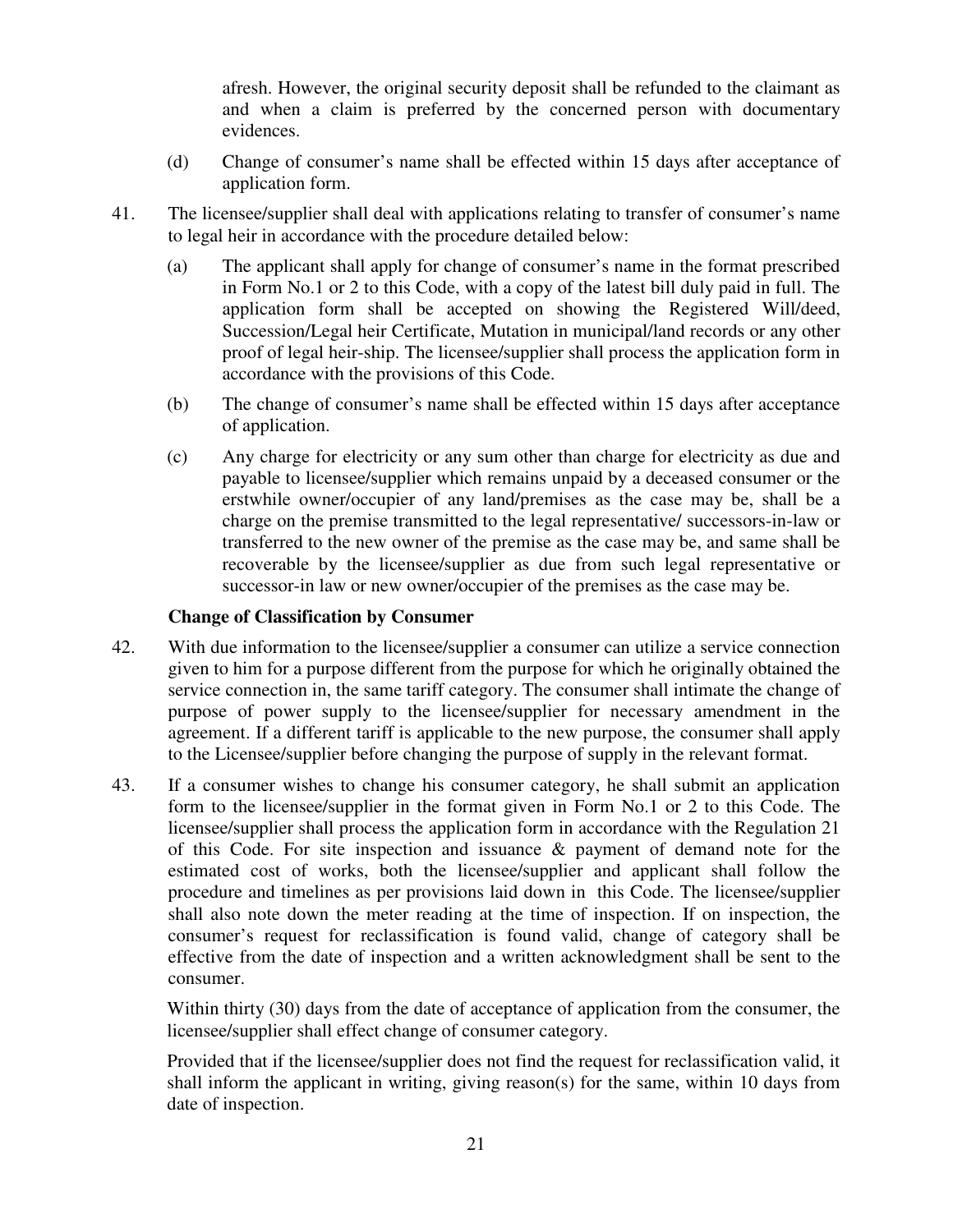afresh. However, the original security deposit shall be refunded to the claimant as and when a claim is preferred by the concerned person with documentary evidences.

(d) Change of consumer's name shall be effected within 15 days after acceptance of application form.

41. The licensee/supplier shall deal with applications relating to transfer of consumer's name to legal heir in accordance with the procedure detailed below:

(a) The applicant shall apply for change of consumer's name in the format prescribed in Form No.1 or 2 to this Code, with a copy of the latest bill duly paid in full. The application form shall be accepted on showing the Registered Will/deed, Succession/Legal heir Certificate, Mutation in municipal/land records or any other proof of legal heir-ship. The licensee/supplier shall process the application form in accordance with the provisions of this Code.

(b) The change of consumer's name shall be effected within 15 days after acceptance of application.

(c) Any charge for electricity or any sum other than charge for electricity as due and payable to licensee/supplier which remains unpaid by a deceased consumer or the erstwhile owner/occupier of any land/premises as the case may be, shall be a charge on the premise transmitted to the legal representative/ successors-in-law or transferred to the new owner of the premise as the case may be, and same shall be recoverable by the licensee/supplier as due from such legal representative or successor-in law or new owner/occupier of the premises as the case may be.

**Change of Classification by Consumer**

42. With due information to the licensee/supplier a consumer can utilize a service connection given to him for a purpose different from the purpose for which he originally obtained the service connection in, the same tariff category. The consumer shall intimate the change of purpose of power supply to the licensee/supplier for necessary amendment in the agreement. If a different tariff is applicable to the new purpose, the consumer shall apply to the Licensee/supplier before changing the purpose of supply in the relevant format.

43. If a consumer wishes to change his consumer category, he shall submit an application form to the licensee/supplier in the format given in Form No.1 or 2 to this Code. The licensee/supplier shall process the application form in accordance with the Regulation 21 of this Code. For site inspection and issuance & payment of demand note for the estimated cost of works, both the licensee/supplier and applicant shall follow the procedure and timelines as per provisions laid down in this Code. The licensee/supplier shall also note down the meter reading at the time of inspection. If on inspection, the consumer's request for reclassification is found valid, change of category shall be effective from the date of inspection and a written acknowledgment shall be sent to the consumer.

Within thirty (30) days from the date of acceptance of application from the consumer, the licensee/supplier shall effect change of consumer category.

Provided that if the licensee/supplier does not find the request for reclassification valid, it shall inform the applicant in writing, giving reason(s) for the same, within 10 days from date of inspection.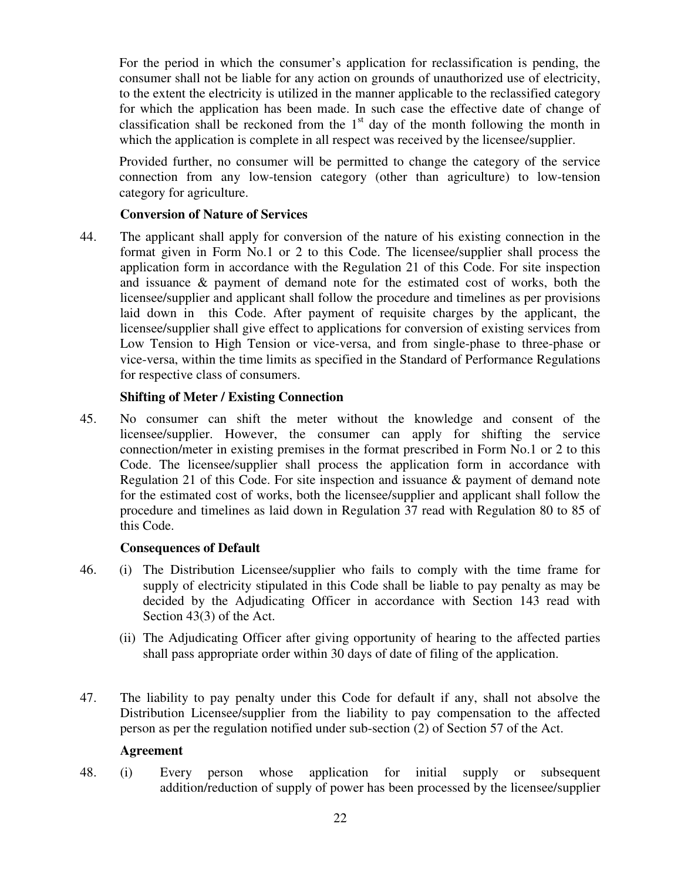For the period in which the consumer's application for reclassification is pending, the consumer shall not be liable for any action on grounds of unauthorized use of electricity, to the extent the electricity is utilized in the manner applicable to the reclassified category for which the application has been made. In such case the effective date of change of classification shall be reckoned from the 1st day of the month following the month in which the application is complete in all respect was received by the licensee/supplier.

Provided further, no consumer will be permitted to change the category of the service connection from any low-tension category (other than agriculture) to low-tension category for agriculture.

**Conversion of Nature of Services**

44. The applicant shall apply for conversion of the nature of his existing connection in the format given in Form No.1 or 2 to this Code. The licensee/supplier shall process the application form in accordance with the Regulation 21 of this Code. For site inspection and issuance & payment of demand note for the estimated cost of works, both the licensee/supplier and applicant shall follow the procedure and timelines as per provisions laid down in this Code. After payment of requisite charges by the applicant, the licensee/supplier shall give effect to applications for conversion of existing services from Low Tension to High Tension or vice-versa, and from single-phase to three-phase or vice-versa, within the time limits as specified in the Standard of Performance Regulations for respective class of consumers.

**Shifting of Meter / Existing Connection**

45. No consumer can shift the meter without the knowledge and consent of the licensee/supplier. However, the consumer can apply for shifting the service connection/meter in existing premises in the format prescribed in Form No.1 or 2 to this Code. The licensee/supplier shall process the application form in accordance with Regulation 21 of this Code. For site inspection and issuance & payment of demand note for the estimated cost of works, both the licensee/supplier and applicant shall follow the procedure and timelines as laid down in Regulation 37 read with Regulation 80 to 85 of this Code.

**Consequences of Default**

46. (i) The Distribution Licensee/supplier who fails to comply with the time frame for supply of electricity stipulated in this Code shall be liable to pay penalty as may be decided by the Adjudicating Officer in accordance with Section 143 read with Section 43(3) of the Act.

    (ii) The Adjudicating Officer after giving opportunity of hearing to the affected parties shall pass appropriate order within 30 days of date of filing of the application.

47. The liability to pay penalty under this Code for default if any, shall not absolve the Distribution Licensee/supplier from the liability to pay compensation to the affected person as per the regulation notified under sub-section (2) of Section 57 of the Act.

**Agreement**

48. (i) Every person whose application for initial supply or subsequent addition/reduction of supply of power has been processed by the licensee/supplier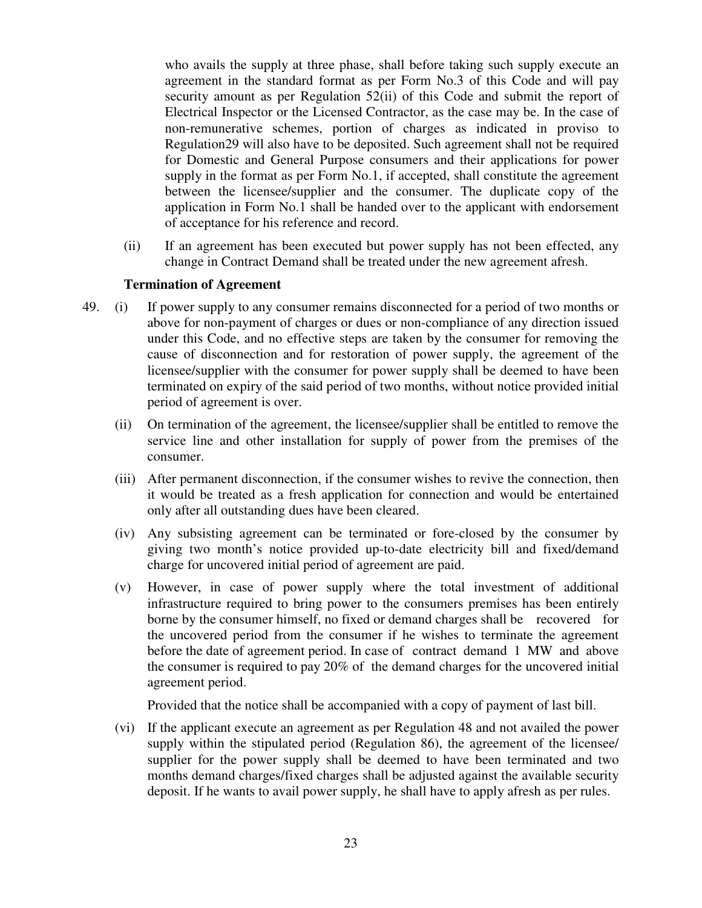who avails the supply at three phase, shall before taking such supply execute an agreement in the standard format as per Form No.3 of this Code and will pay security amount as per Regulation 52(ii) of this Code and submit the report of Electrical Inspector or the Licensed Contractor, as the case may be. In the case of non-remunerative schemes, portion of charges as indicated in proviso to Regulation29 will also have to be deposited. Such agreement shall not be required for Domestic and General Purpose consumers and their applications for power supply in the format as per Form No.1, if accepted, shall constitute the agreement between the licensee/supplier and the consumer. The duplicate copy of the application in Form No.1 shall be handed over to the applicant with endorsement of acceptance for his reference and record.

(ii) If an agreement has been executed but power supply has not been effected, any change in Contract Demand shall be treated under the new agreement afresh.

**Termination of Agreement**

49. (i) If power supply to any consumer remains disconnected for a period of two months or above for non-payment of charges or dues or non-compliance of any direction issued under this Code, and no effective steps are taken by the consumer for removing the cause of disconnection and for restoration of power supply, the agreement of the licensee/supplier with the consumer for power supply shall be deemed to have been terminated on expiry of the said period of two months, without notice provided initial period of agreement is over.

(ii) On termination of the agreement, the licensee/supplier shall be entitled to remove the service line and other installation for supply of power from the premises of the consumer.

(iii) After permanent disconnection, if the consumer wishes to revive the connection, then it would be treated as a fresh application for connection and would be entertained only after all outstanding dues have been cleared.

(iv) Any subsisting agreement can be terminated or fore-closed by the consumer by giving two month's notice provided up-to-date electricity bill and fixed/demand charge for uncovered initial period of agreement are paid.

(v) However, in case of power supply where the total investment of additional infrastructure required to bring power to the consumers premises has been entirely borne by the consumer himself, no fixed or demand charges shall be recovered for the uncovered period from the consumer if he wishes to terminate the agreement before the date of agreement period. In case of contract demand 1 MW and above the consumer is required to pay 20% of the demand charges for the uncovered initial agreement period.

Provided that the notice shall be accompanied with a copy of payment of last bill.

(vi) If the applicant execute an agreement as per Regulation 48 and not availed the power supply within the stipulated period (Regulation 86), the agreement of the licensee/ supplier for the power supply shall be deemed to have been terminated and two months demand charges/fixed charges shall be adjusted against the available security deposit. If he wants to avail power supply, he shall have to apply afresh as per rules.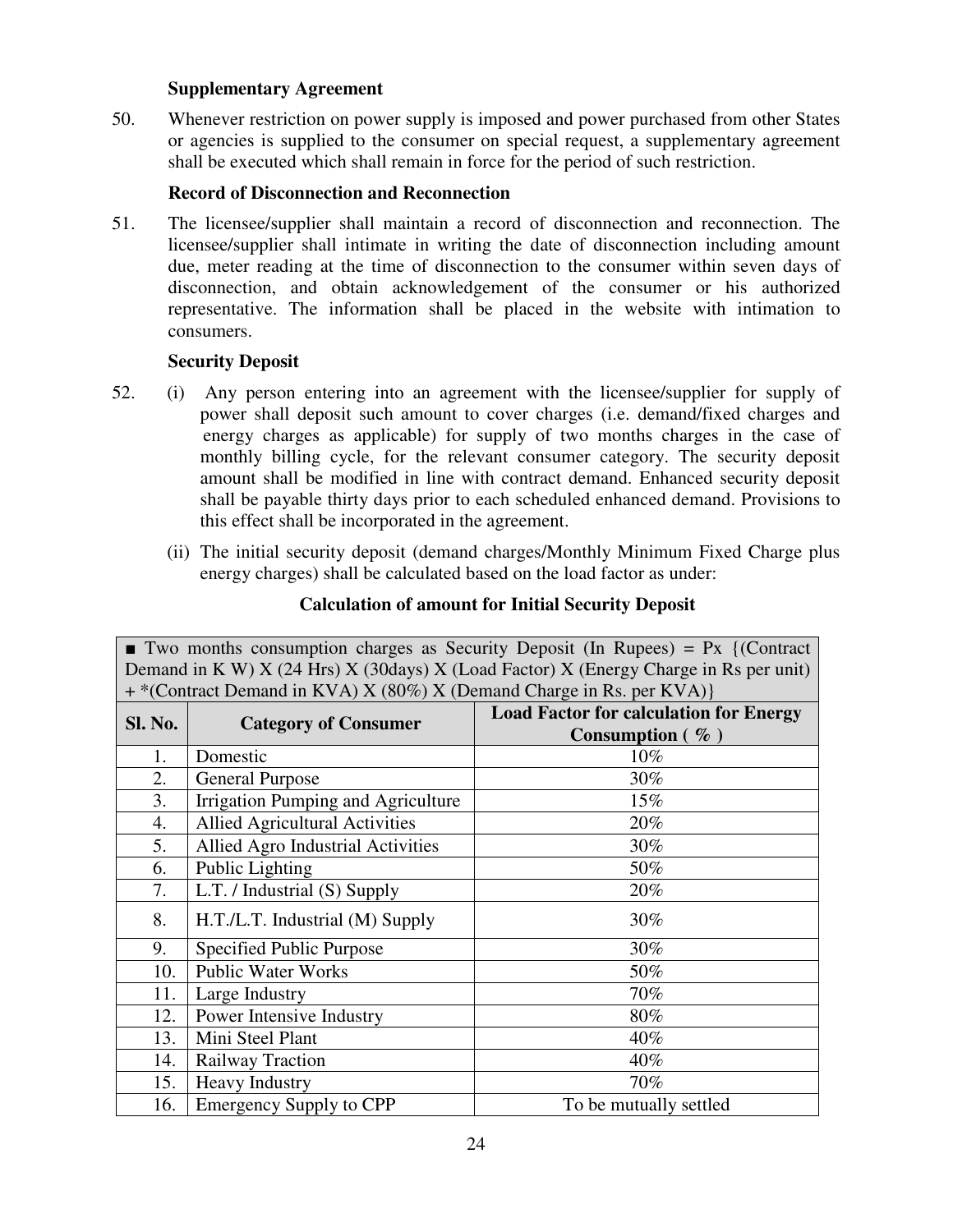**Supplementary Agreement**

50. Whenever restriction on power supply is imposed and power purchased from other States or agencies is supplied to the consumer on special request, a supplementary agreement shall be executed which shall remain in force for the period of such restriction.

**Record of Disconnection and Reconnection**

51. The licensee/supplier shall maintain a record of disconnection and reconnection. The licensee/supplier shall intimate in writing the date of disconnection including amount due, meter reading at the time of disconnection to the consumer within seven days of disconnection, and obtain acknowledgement of the consumer or his authorized representative. The information shall be placed in the website with intimation to consumers.

**Security Deposit**

52. (i) Any person entering into an agreement with the licensee/supplier for supply of power shall deposit such amount to cover charges (i.e. demand/fixed charges and energy charges as applicable) for supply of two months charges in the case of monthly billing cycle, for the relevant consumer category. The security deposit amount shall be modified in line with contract demand. Enhanced security deposit shall be payable thirty days prior to each scheduled enhanced demand. Provisions to this effect shall be incorporated in the agreement.

(ii) The initial security deposit (demand charges/Monthly Minimum Fixed Charge plus energy charges) shall be calculated based on the load factor as under:

**Calculation of amount for Initial Security Deposit**

■ Two months consumption charges as Security Deposit (In Rupees) = Px {(Contract Demand in K W) X (24 Hrs) X (30days) X (Load Factor) X (Energy Charge in Rs per unit) + *(Contract Demand in KVA) X (80%) X (Demand Charge in Rs. per KVA)}

| Sl. No. | Category of Consumer | Load Factor for calculation for Energy Consumption ( % ) |
|---|---|---|
| 1. | Domestic | 10% |
| 2. | General Purpose | 30% |
| 3. | Irrigation Pumping and Agriculture | 15% |
| 4. | Allied Agricultural Activities | 20% |
| 5. | Allied Agro Industrial Activities | 30% |
| 6. | Public Lighting | 50% |
| 7. | L.T. / Industrial (S) Supply | 20% |
| 8. | H.T./L.T. Industrial (M) Supply | 30% |
| 9. | Specified Public Purpose | 30% |
| 10. | Public Water Works | 50% |
| 11. | Large Industry | 70% |
| 12. | Power Intensive Industry | 80% |
| 13. | Mini Steel Plant | 40% |
| 14. | Railway Traction | 40% |
| 15. | Heavy Industry | 70% |
| 16. | Emergency Supply to CPP | To be mutually settled |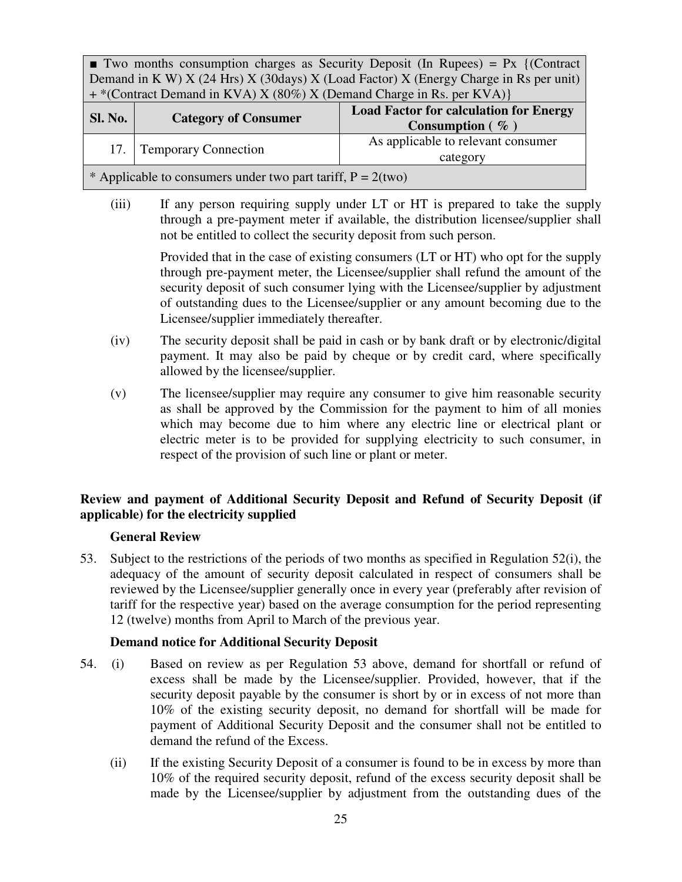| ■ Two months consumption charges as Security Deposit (In Rupees) = Px {(Contract Demand in K W) X (24 Hrs) X (30days) X (Load Factor) X (Energy Charge in Rs per unit) + *(Contract Demand in KVA) X (80%) X (Demand Charge in Rs. per KVA)} | | |
|---|---|---|
| **Sl. No.** | **Category of Consumer** | **Load Factor for calculation for Energy Consumption ( % )** |
| 17. | Temporary Connection | As applicable to relevant consumer category |
| * Applicable to consumers under two part tariff, P = 2(two) | | |

(iii) If any person requiring supply under LT or HT is prepared to take the supply through a pre-payment meter if available, the distribution licensee/supplier shall not be entitled to collect the security deposit from such person.

Provided that in the case of existing consumers (LT or HT) who opt for the supply through pre-payment meter, the Licensee/supplier shall refund the amount of the security deposit of such consumer lying with the Licensee/supplier by adjustment of outstanding dues to the Licensee/supplier or any amount becoming due to the Licensee/supplier immediately thereafter.

(iv) The security deposit shall be paid in cash or by bank draft or by electronic/digital payment. It may also be paid by cheque or by credit card, where specifically allowed by the licensee/supplier.

(v) The licensee/supplier may require any consumer to give him reasonable security as shall be approved by the Commission for the payment to him of all monies which may become due to him where any electric line or electrical plant or electric meter is to be provided for supplying electricity to such consumer, in respect of the provision of such line or plant or meter.

**Review and payment of Additional Security Deposit and Refund of Security Deposit (if applicable) for the electricity supplied**

**General Review**

53. Subject to the restrictions of the periods of two months as specified in Regulation 52(i), the adequacy of the amount of security deposit calculated in respect of consumers shall be reviewed by the Licensee/supplier generally once in every year (preferably after revision of tariff for the respective year) based on the average consumption for the period representing 12 (twelve) months from April to March of the previous year.

**Demand notice for Additional Security Deposit**

54. (i) Based on review as per Regulation 53 above, demand for shortfall or refund of excess shall be made by the Licensee/supplier. Provided, however, that if the security deposit payable by the consumer is short by or in excess of not more than 10% of the existing security deposit, no demand for shortfall will be made for payment of Additional Security Deposit and the consumer shall not be entitled to demand the refund of the Excess.

(ii) If the existing Security Deposit of a consumer is found to be in excess by more than 10% of the required security deposit, refund of the excess security deposit shall be made by the Licensee/supplier by adjustment from the outstanding dues of the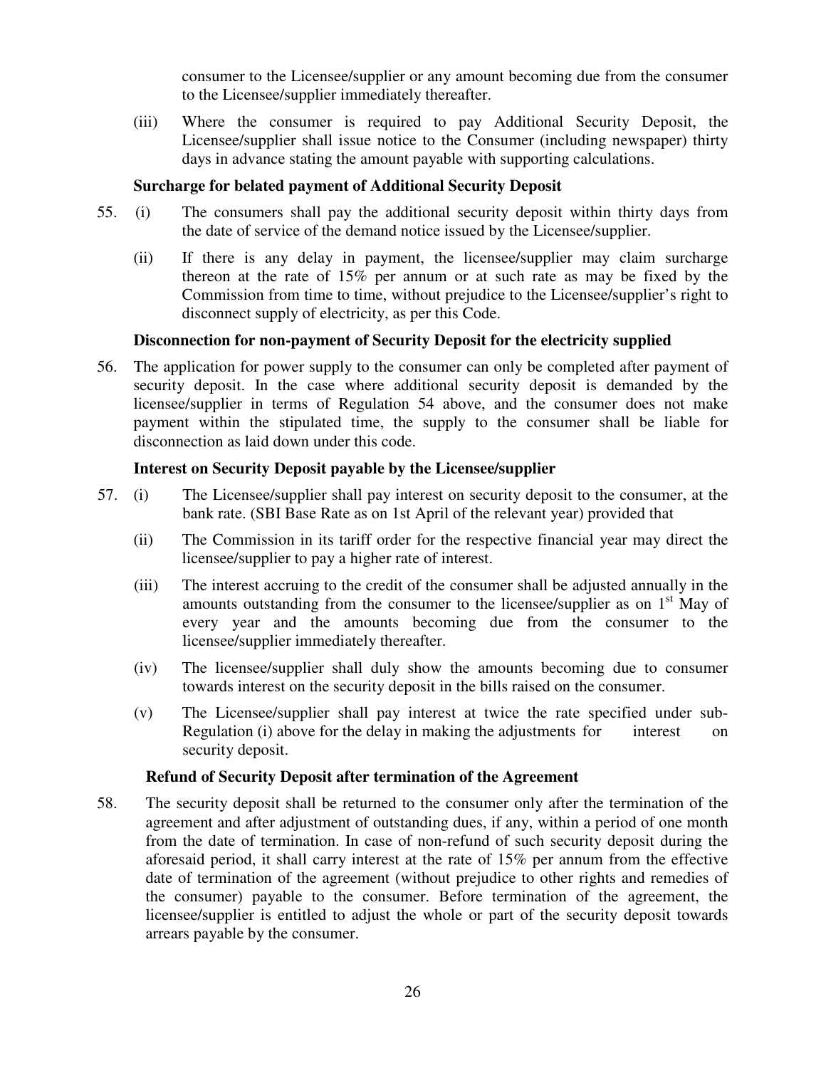consumer to the Licensee/supplier or any amount becoming due from the consumer to the Licensee/supplier immediately thereafter.

(iii) Where the consumer is required to pay Additional Security Deposit, the Licensee/supplier shall issue notice to the Consumer (including newspaper) thirty days in advance stating the amount payable with supporting calculations.

**Surcharge for belated payment of Additional Security Deposit**

55. (i) The consumers shall pay the additional security deposit within thirty days from the date of service of the demand notice issued by the Licensee/supplier.

(ii) If there is any delay in payment, the licensee/supplier may claim surcharge thereon at the rate of 15% per annum or at such rate as may be fixed by the Commission from time to time, without prejudice to the Licensee/supplier's right to disconnect supply of electricity, as per this Code.

**Disconnection for non-payment of Security Deposit for the electricity supplied**

56. The application for power supply to the consumer can only be completed after payment of security deposit. In the case where additional security deposit is demanded by the licensee/supplier in terms of Regulation 54 above, and the consumer does not make payment within the stipulated time, the supply to the consumer shall be liable for disconnection as laid down under this code.

**Interest on Security Deposit payable by the Licensee/supplier**

57. (i) The Licensee/supplier shall pay interest on security deposit to the consumer, at the bank rate. (SBI Base Rate as on 1st April of the relevant year) provided that

(ii) The Commission in its tariff order for the respective financial year may direct the licensee/supplier to pay a higher rate of interest.

(iii) The interest accruing to the credit of the consumer shall be adjusted annually in the amounts outstanding from the consumer to the licensee/supplier as on 1st May of every year and the amounts becoming due from the consumer to the licensee/supplier immediately thereafter.

(iv) The licensee/supplier shall duly show the amounts becoming due to consumer towards interest on the security deposit in the bills raised on the consumer.

(v) The Licensee/supplier shall pay interest at twice the rate specified under sub-Regulation (i) above for the delay in making the adjustments for interest on security deposit.

**Refund of Security Deposit after termination of the Agreement**

58. The security deposit shall be returned to the consumer only after the termination of the agreement and after adjustment of outstanding dues, if any, within a period of one month from the date of termination. In case of non-refund of such security deposit during the aforesaid period, it shall carry interest at the rate of 15% per annum from the effective date of termination of the agreement (without prejudice to other rights and remedies of the consumer) payable to the consumer. Before termination of the agreement, the licensee/supplier is entitled to adjust the whole or part of the security deposit towards arrears payable by the consumer.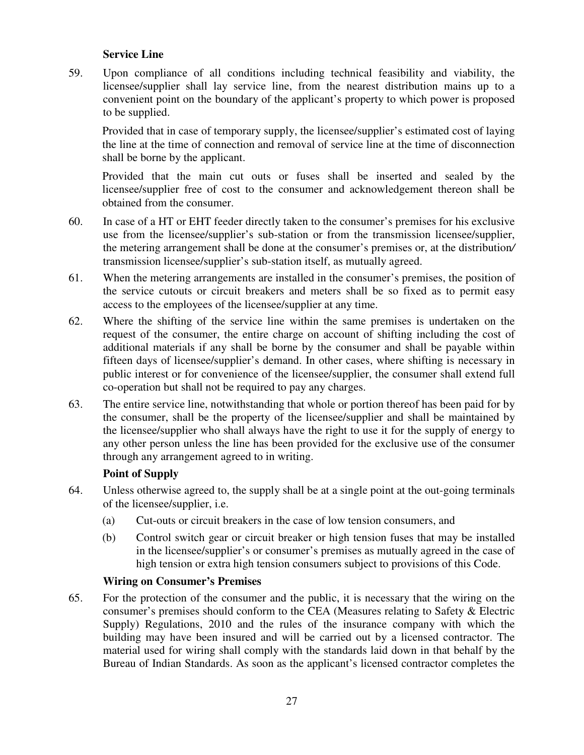**Service Line**

59. Upon compliance of all conditions including technical feasibility and viability, the licensee/supplier shall lay service line, from the nearest distribution mains up to a convenient point on the boundary of the applicant's property to which power is proposed to be supplied.

    Provided that in case of temporary supply, the licensee/supplier's estimated cost of laying the line at the time of connection and removal of service line at the time of disconnection shall be borne by the applicant.

    Provided that the main cut outs or fuses shall be inserted and sealed by the licensee/supplier free of cost to the consumer and acknowledgement thereon shall be obtained from the consumer.

60. In case of a HT or EHT feeder directly taken to the consumer's premises for his exclusive use from the licensee/supplier's sub-station or from the transmission licensee/supplier, the metering arrangement shall be done at the consumer's premises or, at the distribution/ transmission licensee/supplier's sub-station itself, as mutually agreed.

61. When the metering arrangements are installed in the consumer's premises, the position of the service cutouts or circuit breakers and meters shall be so fixed as to permit easy access to the employees of the licensee/supplier at any time.

62. Where the shifting of the service line within the same premises is undertaken on the request of the consumer, the entire charge on account of shifting including the cost of additional materials if any shall be borne by the consumer and shall be payable within fifteen days of licensee/supplier's demand. In other cases, where shifting is necessary in public interest or for convenience of the licensee/supplier, the consumer shall extend full co-operation but shall not be required to pay any charges.

63. The entire service line, notwithstanding that whole or portion thereof has been paid for by the consumer, shall be the property of the licensee/supplier and shall be maintained by the licensee/supplier who shall always have the right to use it for the supply of energy to any other person unless the line has been provided for the exclusive use of the consumer through any arrangement agreed to in writing.

**Point of Supply**

64. Unless otherwise agreed to, the supply shall be at a single point at the out-going terminals of the licensee/supplier, i.e.

    (a) Cut-outs or circuit breakers in the case of low tension consumers, and

    (b) Control switch gear or circuit breaker or high tension fuses that may be installed in the licensee/supplier's or consumer's premises as mutually agreed in the case of high tension or extra high tension consumers subject to provisions of this Code.

**Wiring on Consumer's Premises**

65. For the protection of the consumer and the public, it is necessary that the wiring on the consumer's premises should conform to the CEA (Measures relating to Safety & Electric Supply) Regulations, 2010 and the rules of the insurance company with which the building may have been insured and will be carried out by a licensed contractor. The material used for wiring shall comply with the standards laid down in that behalf by the Bureau of Indian Standards. As soon as the applicant's licensed contractor completes the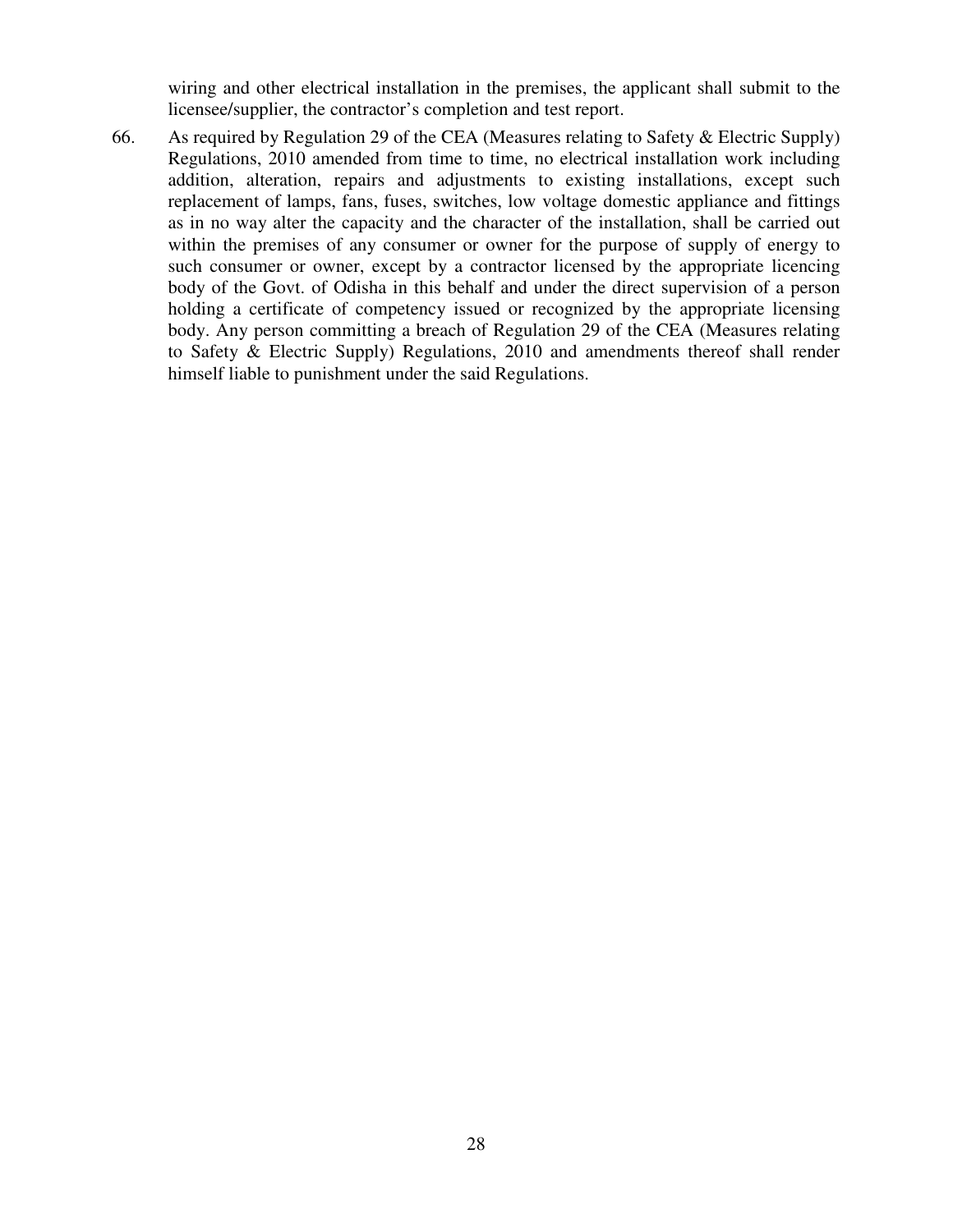wiring and other electrical installation in the premises, the applicant shall submit to the licensee/supplier, the contractor's completion and test report.

66. As required by Regulation 29 of the CEA (Measures relating to Safety & Electric Supply) Regulations, 2010 amended from time to time, no electrical installation work including addition, alteration, repairs and adjustments to existing installations, except such replacement of lamps, fans, fuses, switches, low voltage domestic appliance and fittings as in no way alter the capacity and the character of the installation, shall be carried out within the premises of any consumer or owner for the purpose of supply of energy to such consumer or owner, except by a contractor licensed by the appropriate licencing body of the Govt. of Odisha in this behalf and under the direct supervision of a person holding a certificate of competency issued or recognized by the appropriate licensing body. Any person committing a breach of Regulation 29 of the CEA (Measures relating to Safety & Electric Supply) Regulations, 2010 and amendments thereof shall render himself liable to punishment under the said Regulations.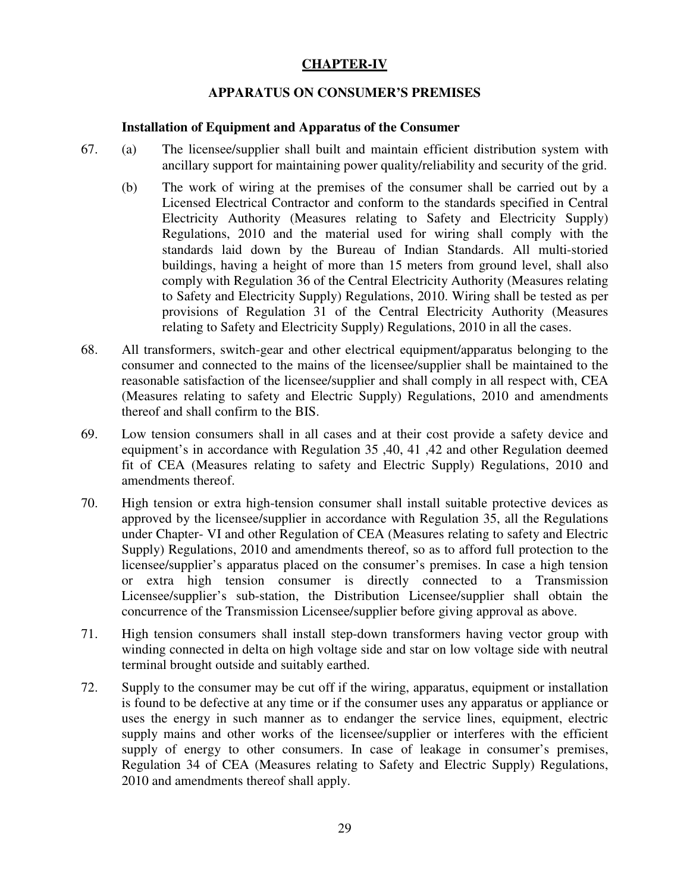# CHAPTER-IV

## APPARATUS ON CONSUMER'S PREMISES

### Installation of Equipment and Apparatus of the Consumer

67. (a) The licensee/supplier shall built and maintain efficient distribution system with ancillary support for maintaining power quality/reliability and security of the grid.

    (b) The work of wiring at the premises of the consumer shall be carried out by a Licensed Electrical Contractor and conform to the standards specified in Central Electricity Authority (Measures relating to Safety and Electricity Supply) Regulations, 2010 and the material used for wiring shall comply with the standards laid down by the Bureau of Indian Standards. All multi-storied buildings, having a height of more than 15 meters from ground level, shall also comply with Regulation 36 of the Central Electricity Authority (Measures relating to Safety and Electricity Supply) Regulations, 2010. Wiring shall be tested as per provisions of Regulation 31 of the Central Electricity Authority (Measures relating to Safety and Electricity Supply) Regulations, 2010 in all the cases.

68. All transformers, switch-gear and other electrical equipment/apparatus belonging to the consumer and connected to the mains of the licensee/supplier shall be maintained to the reasonable satisfaction of the licensee/supplier and shall comply in all respect with, CEA (Measures relating to safety and Electric Supply) Regulations, 2010 and amendments thereof and shall confirm to the BIS.

69. Low tension consumers shall in all cases and at their cost provide a safety device and equipment's in accordance with Regulation 35 ,40, 41 ,42 and other Regulation deemed fit of CEA (Measures relating to safety and Electric Supply) Regulations, 2010 and amendments thereof.

70. High tension or extra high-tension consumer shall install suitable protective devices as approved by the licensee/supplier in accordance with Regulation 35, all the Regulations under Chapter- VI and other Regulation of CEA (Measures relating to safety and Electric Supply) Regulations, 2010 and amendments thereof, so as to afford full protection to the licensee/supplier's apparatus placed on the consumer's premises. In case a high tension or extra high tension consumer is directly connected to a Transmission Licensee/supplier's sub-station, the Distribution Licensee/supplier shall obtain the concurrence of the Transmission Licensee/supplier before giving approval as above.

71. High tension consumers shall install step-down transformers having vector group with winding connected in delta on high voltage side and star on low voltage side with neutral terminal brought outside and suitably earthed.

72. Supply to the consumer may be cut off if the wiring, apparatus, equipment or installation is found to be defective at any time or if the consumer uses any apparatus or appliance or uses the energy in such manner as to endanger the service lines, equipment, electric supply mains and other works of the licensee/supplier or interferes with the efficient supply of energy to other consumers. In case of leakage in consumer's premises, Regulation 34 of CEA (Measures relating to Safety and Electric Supply) Regulations, 2010 and amendments thereof shall apply.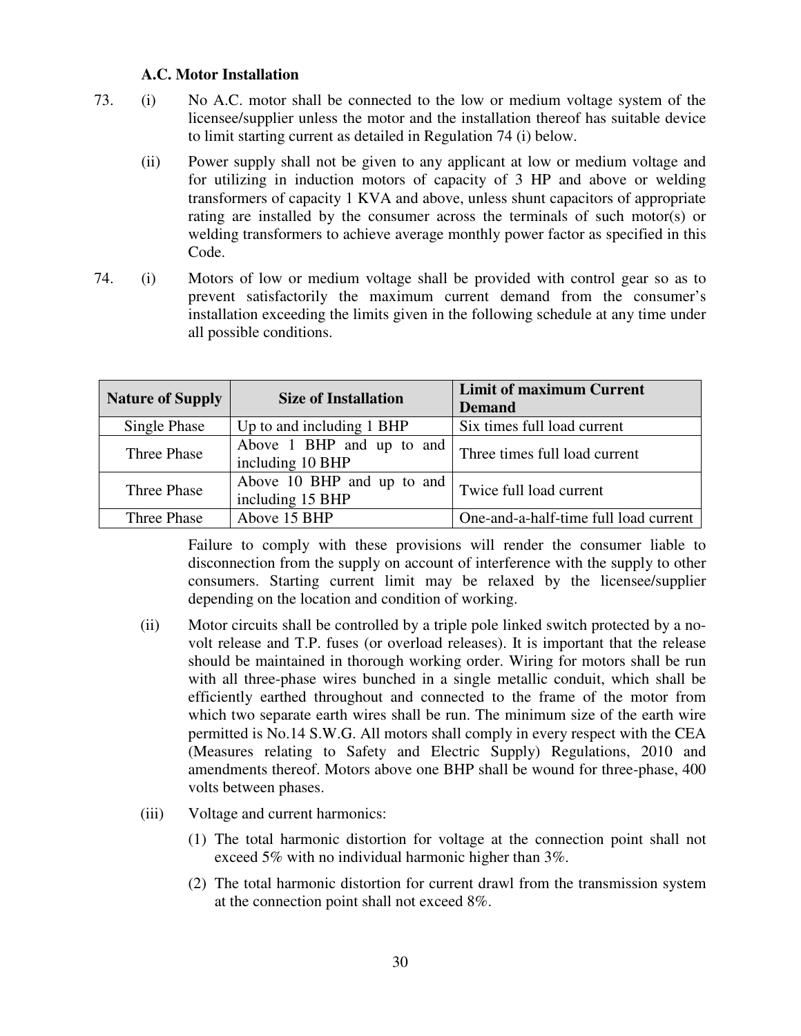### A.C. Motor Installation

73. (i) No A.C. motor shall be connected to the low or medium voltage system of the licensee/supplier unless the motor and the installation thereof has suitable device to limit starting current as detailed in Regulation 74 (i) below.

    (ii) Power supply shall not be given to any applicant at low or medium voltage and for utilizing in induction motors of capacity of 3 HP and above or welding transformers of capacity 1 KVA and above, unless shunt capacitors of appropriate rating are installed by the consumer across the terminals of such motor(s) or welding transformers to achieve average monthly power factor as specified in this Code.

74. (i) Motors of low or medium voltage shall be provided with control gear so as to prevent satisfactorily the maximum current demand from the consumer's installation exceeding the limits given in the following schedule at any time under all possible conditions.

| Nature of Supply | Size of Installation | Limit of maximum Current Demand |
|---|---|---|
| Single Phase | Up to and including 1 BHP | Six times full load current |
| Three Phase | Above 1 BHP and up to and including 10 BHP | Three times full load current |
| Three Phase | Above 10 BHP and up to and including 15 BHP | Twice full load current |
| Three Phase | Above 15 BHP | One-and-a-half-time full load current |

Failure to comply with these provisions will render the consumer liable to disconnection from the supply on account of interference with the supply to other consumers. Starting current limit may be relaxed by the licensee/supplier depending on the location and condition of working.

(ii) Motor circuits shall be controlled by a triple pole linked switch protected by a no-volt release and T.P. fuses (or overload releases). It is important that the release should be maintained in thorough working order. Wiring for motors shall be run with all three-phase wires bunched in a single metallic conduit, which shall be efficiently earthed throughout and connected to the frame of the motor from which two separate earth wires shall be run. The minimum size of the earth wire permitted is No.14 S.W.G. All motors shall comply in every respect with the CEA (Measures relating to Safety and Electric Supply) Regulations, 2010 and amendments thereof. Motors above one BHP shall be wound for three-phase, 400 volts between phases.

(iii) Voltage and current harmonics:

(1) The total harmonic distortion for voltage at the connection point shall not exceed 5% with no individual harmonic higher than 3%.

(2) The total harmonic distortion for current drawl from the transmission system at the connection point shall not exceed 8%.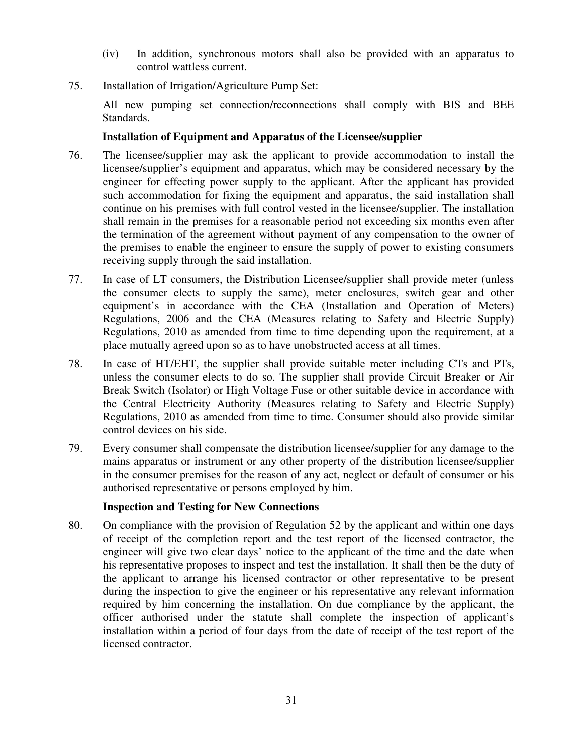(iv) In addition, synchronous motors shall also be provided with an apparatus to control wattless current.

75. Installation of Irrigation/Agriculture Pump Set:

All new pumping set connection/reconnections shall comply with BIS and BEE Standards.

**Installation of Equipment and Apparatus of the Licensee/supplier**

76. The licensee/supplier may ask the applicant to provide accommodation to install the licensee/supplier's equipment and apparatus, which may be considered necessary by the engineer for effecting power supply to the applicant. After the applicant has provided such accommodation for fixing the equipment and apparatus, the said installation shall continue on his premises with full control vested in the licensee/supplier. The installation shall remain in the premises for a reasonable period not exceeding six months even after the termination of the agreement without payment of any compensation to the owner of the premises to enable the engineer to ensure the supply of power to existing consumers receiving supply through the said installation.

77. In case of LT consumers, the Distribution Licensee/supplier shall provide meter (unless the consumer elects to supply the same), meter enclosures, switch gear and other equipment's in accordance with the CEA (Installation and Operation of Meters) Regulations, 2006 and the CEA (Measures relating to Safety and Electric Supply) Regulations, 2010 as amended from time to time depending upon the requirement, at a place mutually agreed upon so as to have unobstructed access at all times.

78. In case of HT/EHT, the supplier shall provide suitable meter including CTs and PTs, unless the consumer elects to do so. The supplier shall provide Circuit Breaker or Air Break Switch (Isolator) or High Voltage Fuse or other suitable device in accordance with the Central Electricity Authority (Measures relating to Safety and Electric Supply) Regulations, 2010 as amended from time to time. Consumer should also provide similar control devices on his side.

79. Every consumer shall compensate the distribution licensee/supplier for any damage to the mains apparatus or instrument or any other property of the distribution licensee/supplier in the consumer premises for the reason of any act, neglect or default of consumer or his authorised representative or persons employed by him.

**Inspection and Testing for New Connections**

80. On compliance with the provision of Regulation 52 by the applicant and within one days of receipt of the completion report and the test report of the licensed contractor, the engineer will give two clear days' notice to the applicant of the time and the date when his representative proposes to inspect and test the installation. It shall then be the duty of the applicant to arrange his licensed contractor or other representative to be present during the inspection to give the engineer or his representative any relevant information required by him concerning the installation. On due compliance by the applicant, the officer authorised under the statute shall complete the inspection of applicant's installation within a period of four days from the date of receipt of the test report of the licensed contractor.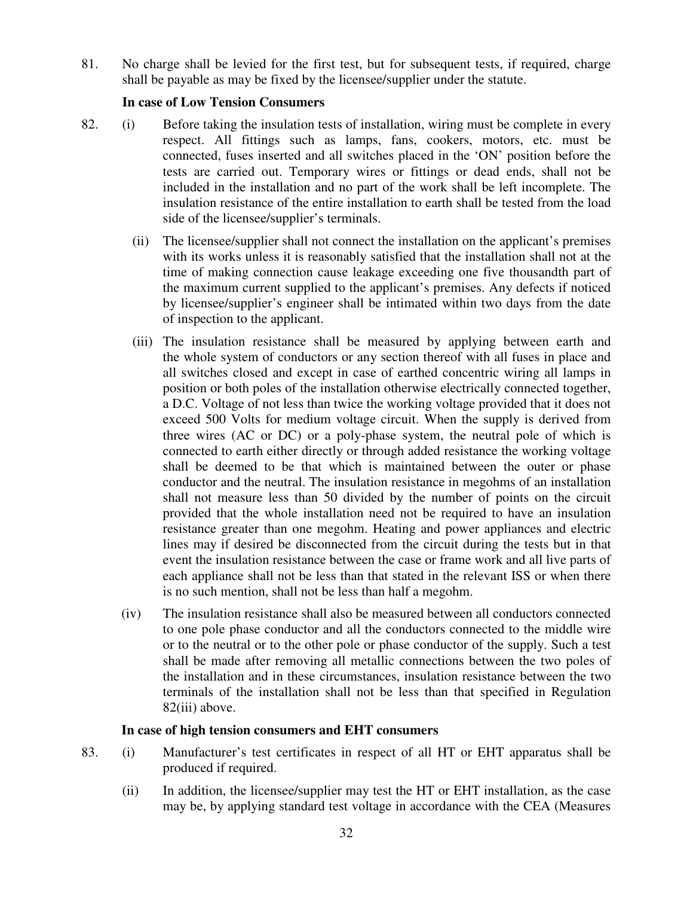81. No charge shall be levied for the first test, but for subsequent tests, if required, charge shall be payable as may be fixed by the licensee/supplier under the statute.

**In case of Low Tension Consumers**

82. (i) Before taking the insulation tests of installation, wiring must be complete in every respect. All fittings such as lamps, fans, cookers, motors, etc. must be connected, fuses inserted and all switches placed in the 'ON' position before the tests are carried out. Temporary wires or fittings or dead ends, shall not be included in the installation and no part of the work shall be left incomplete. The insulation resistance of the entire installation to earth shall be tested from the load side of the licensee/supplier's terminals.

(ii) The licensee/supplier shall not connect the installation on the applicant's premises with its works unless it is reasonably satisfied that the installation shall not at the time of making connection cause leakage exceeding one five thousandth part of the maximum current supplied to the applicant's premises. Any defects if noticed by licensee/supplier's engineer shall be intimated within two days from the date of inspection to the applicant.

(iii) The insulation resistance shall be measured by applying between earth and the whole system of conductors or any section thereof with all fuses in place and all switches closed and except in case of earthed concentric wiring all lamps in position or both poles of the installation otherwise electrically connected together, a D.C. Voltage of not less than twice the working voltage provided that it does not exceed 500 Volts for medium voltage circuit. When the supply is derived from three wires (AC or DC) or a poly-phase system, the neutral pole of which is connected to earth either directly or through added resistance the working voltage shall be deemed to be that which is maintained between the outer or phase conductor and the neutral. The insulation resistance in megohms of an installation shall not measure less than 50 divided by the number of points on the circuit provided that the whole installation need not be required to have an insulation resistance greater than one megohm. Heating and power appliances and electric lines may if desired be disconnected from the circuit during the tests but in that event the insulation resistance between the case or frame work and all live parts of each appliance shall not be less than that stated in the relevant ISS or when there is no such mention, shall not be less than half a megohm.

(iv) The insulation resistance shall also be measured between all conductors connected to one pole phase conductor and all the conductors connected to the middle wire or to the neutral or to the other pole or phase conductor of the supply. Such a test shall be made after removing all metallic connections between the two poles of the installation and in these circumstances, insulation resistance between the two terminals of the installation shall not be less than that specified in Regulation 82(iii) above.

**In case of high tension consumers and EHT consumers**

83. (i) Manufacturer's test certificates in respect of all HT or EHT apparatus shall be produced if required.

(ii) In addition, the licensee/supplier may test the HT or EHT installation, as the case may be, by applying standard test voltage in accordance with the CEA (Measures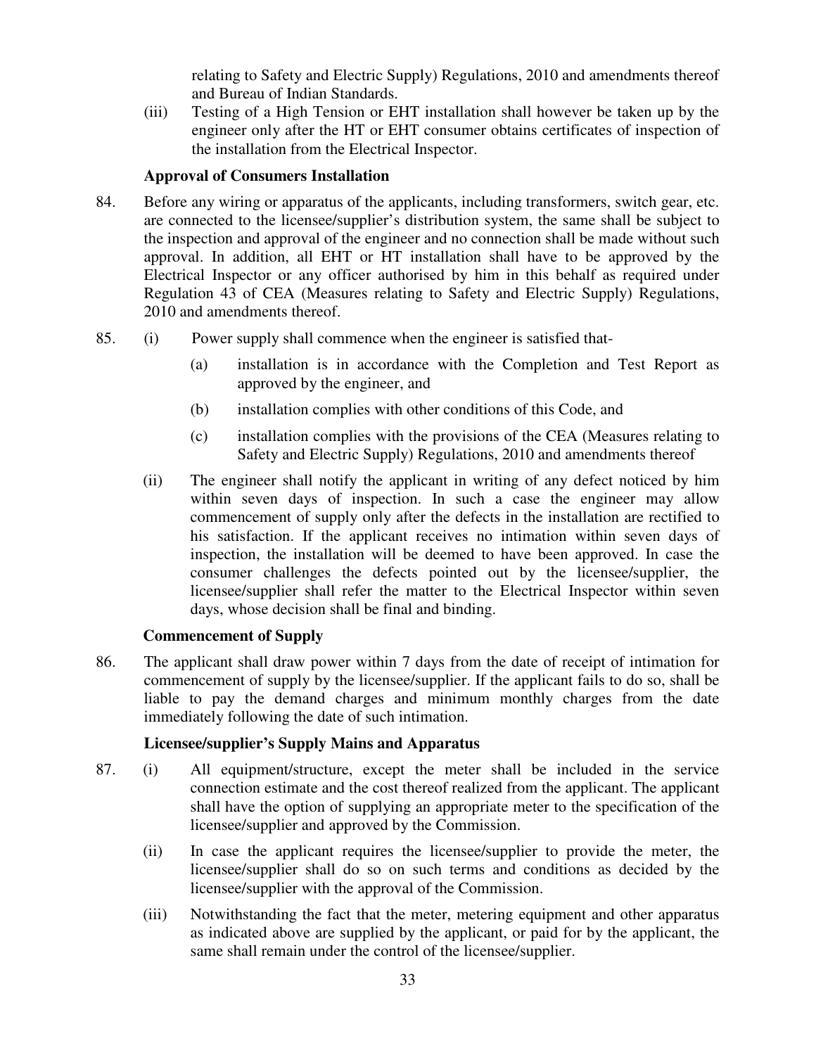relating to Safety and Electric Supply) Regulations, 2010 and amendments thereof and Bureau of Indian Standards.

(iii) Testing of a High Tension or EHT installation shall however be taken up by the engineer only after the HT or EHT consumer obtains certificates of inspection of the installation from the Electrical Inspector.

### Approval of Consumers Installation

84. Before any wiring or apparatus of the applicants, including transformers, switch gear, etc. are connected to the licensee/supplier's distribution system, the same shall be subject to the inspection and approval of the engineer and no connection shall be made without such approval. In addition, all EHT or HT installation shall have to be approved by the Electrical Inspector or any officer authorised by him in this behalf as required under Regulation 43 of CEA (Measures relating to Safety and Electric Supply) Regulations, 2010 and amendments thereof.

85. (i) Power supply shall commence when the engineer is satisfied that-

    (a) installation is in accordance with the Completion and Test Report as approved by the engineer, and

    (b) installation complies with other conditions of this Code, and

    (c) installation complies with the provisions of the CEA (Measures relating to Safety and Electric Supply) Regulations, 2010 and amendments thereof

    (ii) The engineer shall notify the applicant in writing of any defect noticed by him within seven days of inspection. In such a case the engineer may allow commencement of supply only after the defects in the installation are rectified to his satisfaction. If the applicant receives no intimation within seven days of inspection, the installation will be deemed to have been approved. In case the consumer challenges the defects pointed out by the licensee/supplier, the licensee/supplier shall refer the matter to the Electrical Inspector within seven days, whose decision shall be final and binding.

### Commencement of Supply

86. The applicant shall draw power within 7 days from the date of receipt of intimation for commencement of supply by the licensee/supplier. If the applicant fails to do so, shall be liable to pay the demand charges and minimum monthly charges from the date immediately following the date of such intimation.

### Licensee/supplier's Supply Mains and Apparatus

87. (i) All equipment/structure, except the meter shall be included in the service connection estimate and the cost thereof realized from the applicant. The applicant shall have the option of supplying an appropriate meter to the specification of the licensee/supplier and approved by the Commission.

    (ii) In case the applicant requires the licensee/supplier to provide the meter, the licensee/supplier shall do so on such terms and conditions as decided by the licensee/supplier with the approval of the Commission.

    (iii) Notwithstanding the fact that the meter, metering equipment and other apparatus as indicated above are supplied by the applicant, or paid for by the applicant, the same shall remain under the control of the licensee/supplier.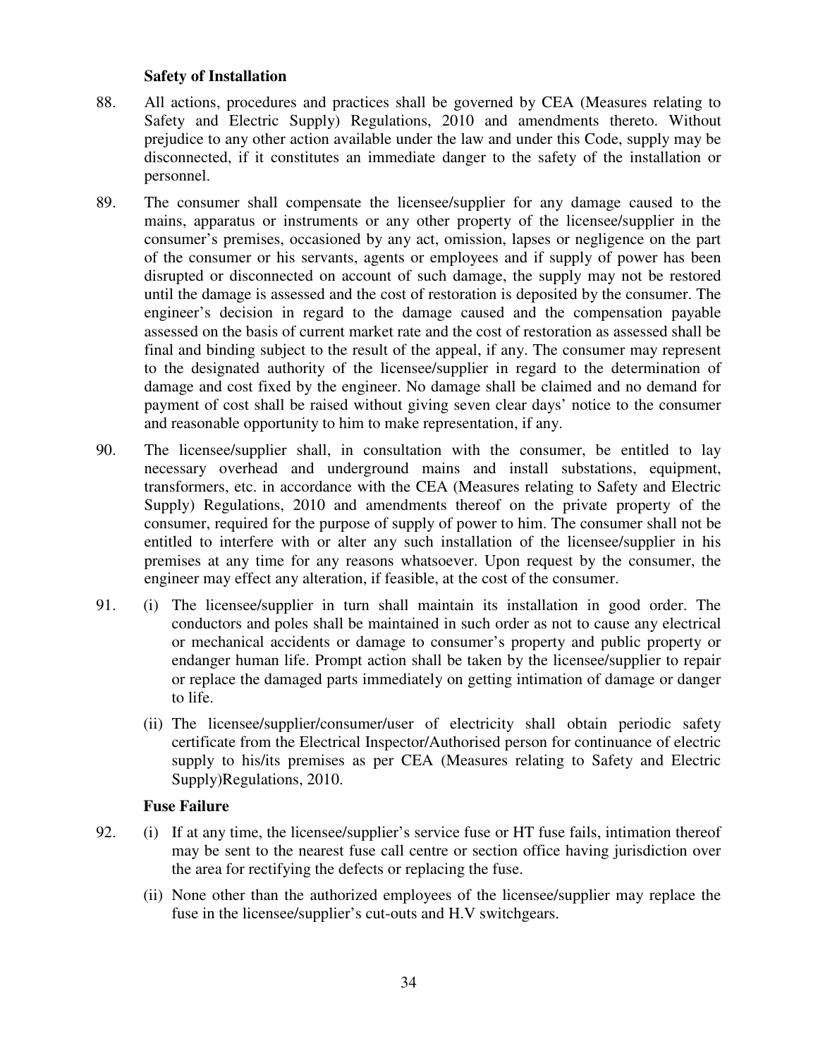### Safety of Installation

88. All actions, procedures and practices shall be governed by CEA (Measures relating to Safety and Electric Supply) Regulations, 2010 and amendments thereto. Without prejudice to any other action available under the law and under this Code, supply may be disconnected, if it constitutes an immediate danger to the safety of the installation or personnel.

89. The consumer shall compensate the licensee/supplier for any damage caused to the mains, apparatus or instruments or any other property of the licensee/supplier in the consumer's premises, occasioned by any act, omission, lapses or negligence on the part of the consumer or his servants, agents or employees and if supply of power has been disrupted or disconnected on account of such damage, the supply may not be restored until the damage is assessed and the cost of restoration is deposited by the consumer. The engineer's decision in regard to the damage caused and the compensation payable assessed on the basis of current market rate and the cost of restoration as assessed shall be final and binding subject to the result of the appeal, if any. The consumer may represent to the designated authority of the licensee/supplier in regard to the determination of damage and cost fixed by the engineer. No damage shall be claimed and no demand for payment of cost shall be raised without giving seven clear days' notice to the consumer and reasonable opportunity to him to make representation, if any.

90. The licensee/supplier shall, in consultation with the consumer, be entitled to lay necessary overhead and underground mains and install substations, equipment, transformers, etc. in accordance with the CEA (Measures relating to Safety and Electric Supply) Regulations, 2010 and amendments thereof on the private property of the consumer, required for the purpose of supply of power to him. The consumer shall not be entitled to interfere with or alter any such installation of the licensee/supplier in his premises at any time for any reasons whatsoever. Upon request by the consumer, the engineer may effect any alteration, if feasible, at the cost of the consumer.

91. (i) The licensee/supplier in turn shall maintain its installation in good order. The conductors and poles shall be maintained in such order as not to cause any electrical or mechanical accidents or damage to consumer's property and public property or endanger human life. Prompt action shall be taken by the licensee/supplier to repair or replace the damaged parts immediately on getting intimation of damage or danger to life.

    (ii) The licensee/supplier/consumer/user of electricity shall obtain periodic safety certificate from the Electrical Inspector/Authorised person for continuance of electric supply to his/its premises as per CEA (Measures relating to Safety and Electric Supply)Regulations, 2010.

### Fuse Failure

92. (i) If at any time, the licensee/supplier's service fuse or HT fuse fails, intimation thereof may be sent to the nearest fuse call centre or section office having jurisdiction over the area for rectifying the defects or replacing the fuse.

    (ii) None other than the authorized employees of the licensee/supplier may replace the fuse in the licensee/supplier's cut-outs and H.V switchgears.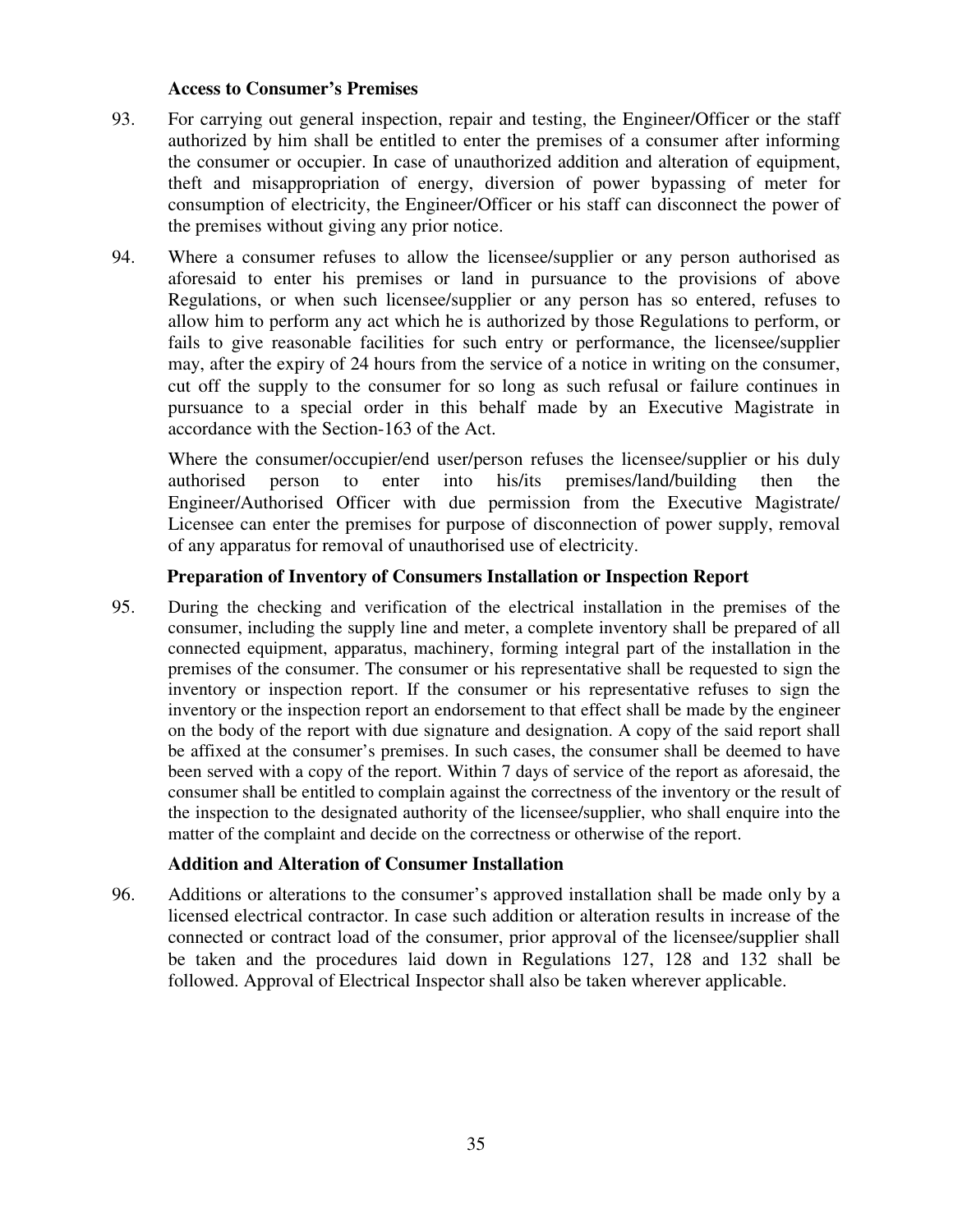### Access to Consumer's Premises

93. For carrying out general inspection, repair and testing, the Engineer/Officer or the staff authorized by him shall be entitled to enter the premises of a consumer after informing the consumer or occupier. In case of unauthorized addition and alteration of equipment, theft and misappropriation of energy, diversion of power bypassing of meter for consumption of electricity, the Engineer/Officer or his staff can disconnect the power of the premises without giving any prior notice.

94. Where a consumer refuses to allow the licensee/supplier or any person authorised as aforesaid to enter his premises or land in pursuance to the provisions of above Regulations, or when such licensee/supplier or any person has so entered, refuses to allow him to perform any act which he is authorized by those Regulations to perform, or fails to give reasonable facilities for such entry or performance, the licensee/supplier may, after the expiry of 24 hours from the service of a notice in writing on the consumer, cut off the supply to the consumer for so long as such refusal or failure continues in pursuance to a special order in this behalf made by an Executive Magistrate in accordance with the Section-163 of the Act.

    Where the consumer/occupier/end user/person refuses the licensee/supplier or his duly authorised person to enter into his/its premises/land/building then the Engineer/Authorised Officer with due permission from the Executive Magistrate/ Licensee can enter the premises for purpose of disconnection of power supply, removal of any apparatus for removal of unauthorised use of electricity.

### Preparation of Inventory of Consumers Installation or Inspection Report

95. During the checking and verification of the electrical installation in the premises of the consumer, including the supply line and meter, a complete inventory shall be prepared of all connected equipment, apparatus, machinery, forming integral part of the installation in the premises of the consumer. The consumer or his representative shall be requested to sign the inventory or inspection report. If the consumer or his representative refuses to sign the inventory or the inspection report an endorsement to that effect shall be made by the engineer on the body of the report with due signature and designation. A copy of the said report shall be affixed at the consumer's premises. In such cases, the consumer shall be deemed to have been served with a copy of the report. Within 7 days of service of the report as aforesaid, the consumer shall be entitled to complain against the correctness of the inventory or the result of the inspection to the designated authority of the licensee/supplier, who shall enquire into the matter of the complaint and decide on the correctness or otherwise of the report.

### Addition and Alteration of Consumer Installation

96. Additions or alterations to the consumer's approved installation shall be made only by a licensed electrical contractor. In case such addition or alteration results in increase of the connected or contract load of the consumer, prior approval of the licensee/supplier shall be taken and the procedures laid down in Regulations 127, 128 and 132 shall be followed. Approval of Electrical Inspector shall also be taken wherever applicable.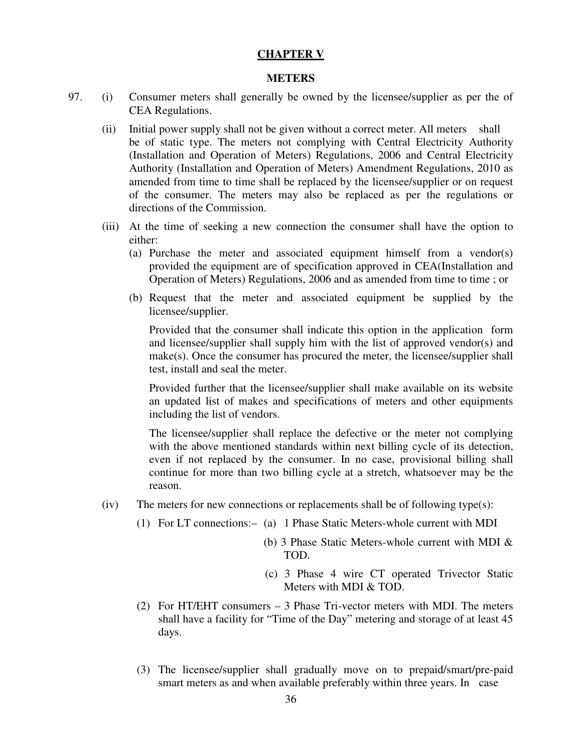## CHAPTER V

### METERS

97. (i) Consumer meters shall generally be owned by the licensee/supplier as per the of CEA Regulations.

(ii) Initial power supply shall not be given without a correct meter. All meters shall be of static type. The meters not complying with Central Electricity Authority (Installation and Operation of Meters) Regulations, 2006 and Central Electricity Authority (Installation and Operation of Meters) Amendment Regulations, 2010 as amended from time to time shall be replaced by the licensee/supplier or on request of the consumer. The meters may also be replaced as per the regulations or directions of the Commission.

(iii) At the time of seeking a new connection the consumer shall have the option to either:

(a) Purchase the meter and associated equipment himself from a vendor(s) provided the equipment are of specification approved in CEA(Installation and Operation of Meters) Regulations, 2006 and as amended from time to time ; or

(b) Request that the meter and associated equipment be supplied by the licensee/supplier.

Provided that the consumer shall indicate this option in the application form and licensee/supplier shall supply him with the list of approved vendor(s) and make(s). Once the consumer has procured the meter, the licensee/supplier shall test, install and seal the meter.

Provided further that the licensee/supplier shall make available on its website an updated list of makes and specifications of meters and other equipments including the list of vendors.

The licensee/supplier shall replace the defective or the meter not complying with the above mentioned standards within next billing cycle of its detection, even if not replaced by the consumer. In no case, provisional billing shall continue for more than two billing cycle at a stretch, whatsoever may be the reason.

(iv) The meters for new connections or replacements shall be of following type(s):

(1) For LT connections:–
  (a) 1 Phase Static Meters-whole current with MDI
  (b) 3 Phase Static Meters-whole current with MDI & TOD.
  (c) 3 Phase 4 wire CT operated Trivector Static Meters with MDI & TOD.

(2) For HT/EHT consumers – 3 Phase Tri-vector meters with MDI. The meters shall have a facility for "Time of the Day" metering and storage of at least 45 days.

(3) The licensee/supplier shall gradually move on to prepaid/smart/pre-paid smart meters as and when available preferably within three years. In case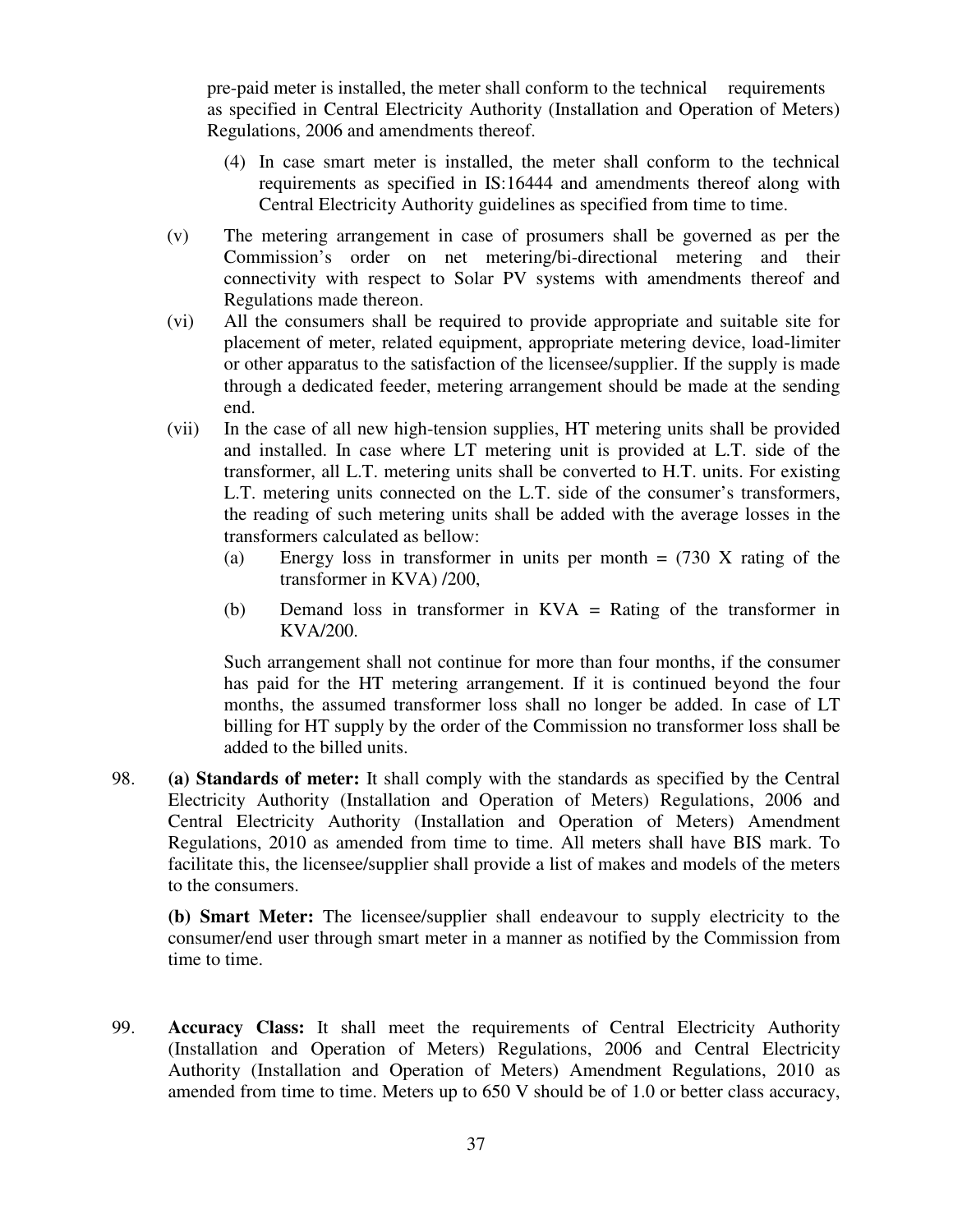pre-paid meter is installed, the meter shall conform to the technical requirements as specified in Central Electricity Authority (Installation and Operation of Meters) Regulations, 2006 and amendments thereof.

(4) In case smart meter is installed, the meter shall conform to the technical requirements as specified in IS:16444 and amendments thereof along with Central Electricity Authority guidelines as specified from time to time.

(v) The metering arrangement in case of prosumers shall be governed as per the Commission's order on net metering/bi-directional metering and their connectivity with respect to Solar PV systems with amendments thereof and Regulations made thereon.

(vi) All the consumers shall be required to provide appropriate and suitable site for placement of meter, related equipment, appropriate metering device, load-limiter or other apparatus to the satisfaction of the licensee/supplier. If the supply is made through a dedicated feeder, metering arrangement should be made at the sending end.

(vii) In the case of all new high-tension supplies, HT metering units shall be provided and installed. In case where LT metering unit is provided at L.T. side of the transformer, all L.T. metering units shall be converted to H.T. units. For existing L.T. metering units connected on the L.T. side of the consumer's transformers, the reading of such metering units shall be added with the average losses in the transformers calculated as bellow:

(a) Energy loss in transformer in units per month = (730 X rating of the transformer in KVA) /200,

(b) Demand loss in transformer in KVA = Rating of the transformer in KVA/200.

Such arrangement shall not continue for more than four months, if the consumer has paid for the HT metering arrangement. If it is continued beyond the four months, the assumed transformer loss shall no longer be added. In case of LT billing for HT supply by the order of the Commission no transformer loss shall be added to the billed units.

98. **(a) Standards of meter:** It shall comply with the standards as specified by the Central Electricity Authority (Installation and Operation of Meters) Regulations, 2006 and Central Electricity Authority (Installation and Operation of Meters) Amendment Regulations, 2010 as amended from time to time. All meters shall have BIS mark. To facilitate this, the licensee/supplier shall provide a list of makes and models of the meters to the consumers.

**(b) Smart Meter:** The licensee/supplier shall endeavour to supply electricity to the consumer/end user through smart meter in a manner as notified by the Commission from time to time.

99. **Accuracy Class:** It shall meet the requirements of Central Electricity Authority (Installation and Operation of Meters) Regulations, 2006 and Central Electricity Authority (Installation and Operation of Meters) Amendment Regulations, 2010 as amended from time to time. Meters up to 650 V should be of 1.0 or better class accuracy,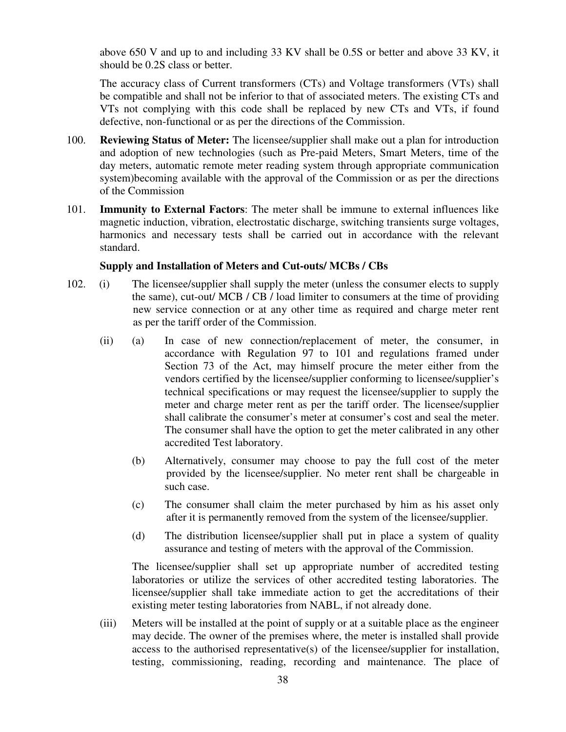above 650 V and up to and including 33 KV shall be 0.5S or better and above 33 KV, it should be 0.2S class or better.

The accuracy class of Current transformers (CTs) and Voltage transformers (VTs) shall be compatible and shall not be inferior to that of associated meters. The existing CTs and VTs not complying with this code shall be replaced by new CTs and VTs, if found defective, non-functional or as per the directions of the Commission.

100. **Reviewing Status of Meter:** The licensee/supplier shall make out a plan for introduction and adoption of new technologies (such as Pre-paid Meters, Smart Meters, time of the day meters, automatic remote meter reading system through appropriate communication system)becoming available with the approval of the Commission or as per the directions of the Commission

101. **Immunity to External Factors**: The meter shall be immune to external influences like magnetic induction, vibration, electrostatic discharge, switching transients surge voltages, harmonics and necessary tests shall be carried out in accordance with the relevant standard.

**Supply and Installation of Meters and Cut-outs/ MCBs / CBs**

102. (i) The licensee/supplier shall supply the meter (unless the consumer elects to supply the same), cut-out/ MCB / CB / load limiter to consumers at the time of providing new service connection or at any other time as required and charge meter rent as per the tariff order of the Commission.

(ii) (a) In case of new connection/replacement of meter, the consumer, in accordance with Regulation 97 to 101 and regulations framed under Section 73 of the Act, may himself procure the meter either from the vendors certified by the licensee/supplier conforming to licensee/supplier's technical specifications or may request the licensee/supplier to supply the meter and charge meter rent as per the tariff order. The licensee/supplier shall calibrate the consumer's meter at consumer's cost and seal the meter. The consumer shall have the option to get the meter calibrated in any other accredited Test laboratory.

(b) Alternatively, consumer may choose to pay the full cost of the meter provided by the licensee/supplier. No meter rent shall be chargeable in such case.

(c) The consumer shall claim the meter purchased by him as his asset only after it is permanently removed from the system of the licensee/supplier.

(d) The distribution licensee/supplier shall put in place a system of quality assurance and testing of meters with the approval of the Commission.

The licensee/supplier shall set up appropriate number of accredited testing laboratories or utilize the services of other accredited testing laboratories. The licensee/supplier shall take immediate action to get the accreditations of their existing meter testing laboratories from NABL, if not already done.

(iii) Meters will be installed at the point of supply or at a suitable place as the engineer may decide. The owner of the premises where, the meter is installed shall provide access to the authorised representative(s) of the licensee/supplier for installation, testing, commissioning, reading, recording and maintenance. The place of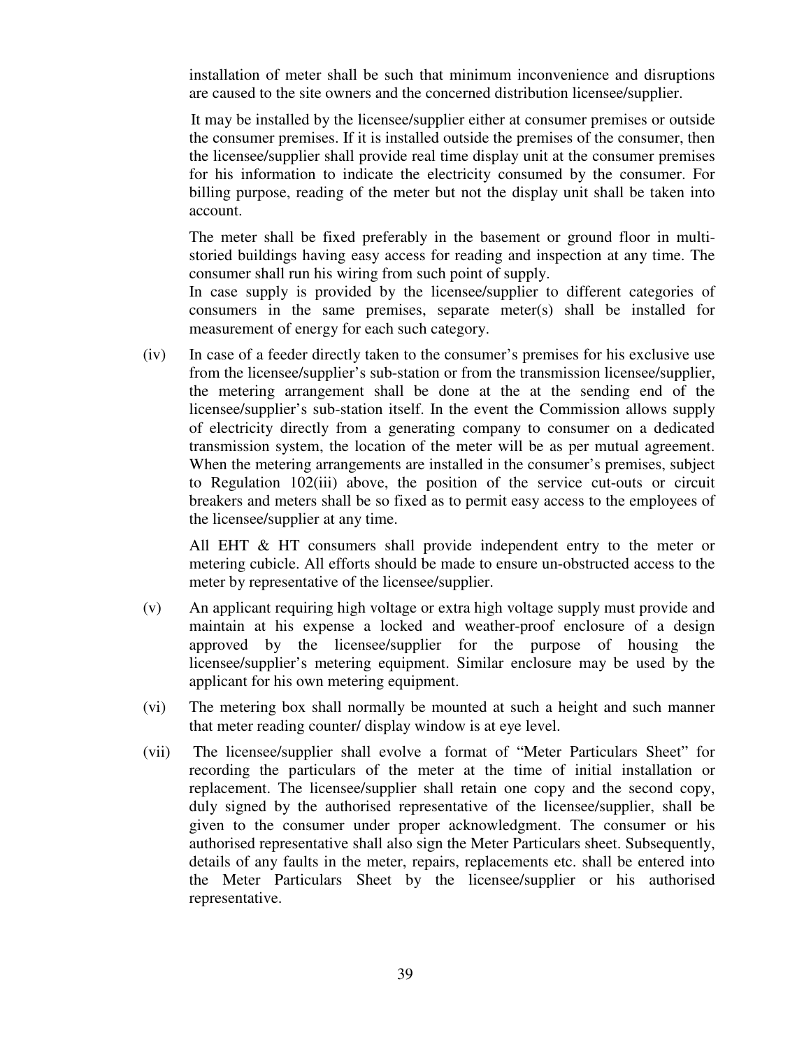installation of meter shall be such that minimum inconvenience and disruptions are caused to the site owners and the concerned distribution licensee/supplier.

It may be installed by the licensee/supplier either at consumer premises or outside the consumer premises. If it is installed outside the premises of the consumer, then the licensee/supplier shall provide real time display unit at the consumer premises for his information to indicate the electricity consumed by the consumer. For billing purpose, reading of the meter but not the display unit shall be taken into account.

The meter shall be fixed preferably in the basement or ground floor in multi-storied buildings having easy access for reading and inspection at any time. The consumer shall run his wiring from such point of supply.

In case supply is provided by the licensee/supplier to different categories of consumers in the same premises, separate meter(s) shall be installed for measurement of energy for each such category.

(iv) In case of a feeder directly taken to the consumer's premises for his exclusive use from the licensee/supplier's sub-station or from the transmission licensee/supplier, the metering arrangement shall be done at the at the sending end of the licensee/supplier's sub-station itself. In the event the Commission allows supply of electricity directly from a generating company to consumer on a dedicated transmission system, the location of the meter will be as per mutual agreement. When the metering arrangements are installed in the consumer's premises, subject to Regulation 102(iii) above, the position of the service cut-outs or circuit breakers and meters shall be so fixed as to permit easy access to the employees of the licensee/supplier at any time.

All EHT & HT consumers shall provide independent entry to the meter or metering cubicle. All efforts should be made to ensure un-obstructed access to the meter by representative of the licensee/supplier.

(v) An applicant requiring high voltage or extra high voltage supply must provide and maintain at his expense a locked and weather-proof enclosure of a design approved by the licensee/supplier for the purpose of housing the licensee/supplier's metering equipment. Similar enclosure may be used by the applicant for his own metering equipment.

(vi) The metering box shall normally be mounted at such a height and such manner that meter reading counter/ display window is at eye level.

(vii) The licensee/supplier shall evolve a format of "Meter Particulars Sheet" for recording the particulars of the meter at the time of initial installation or replacement. The licensee/supplier shall retain one copy and the second copy, duly signed by the authorised representative of the licensee/supplier, shall be given to the consumer under proper acknowledgment. The consumer or his authorised representative shall also sign the Meter Particulars sheet. Subsequently, details of any faults in the meter, repairs, replacements etc. shall be entered into the Meter Particulars Sheet by the licensee/supplier or his authorised representative.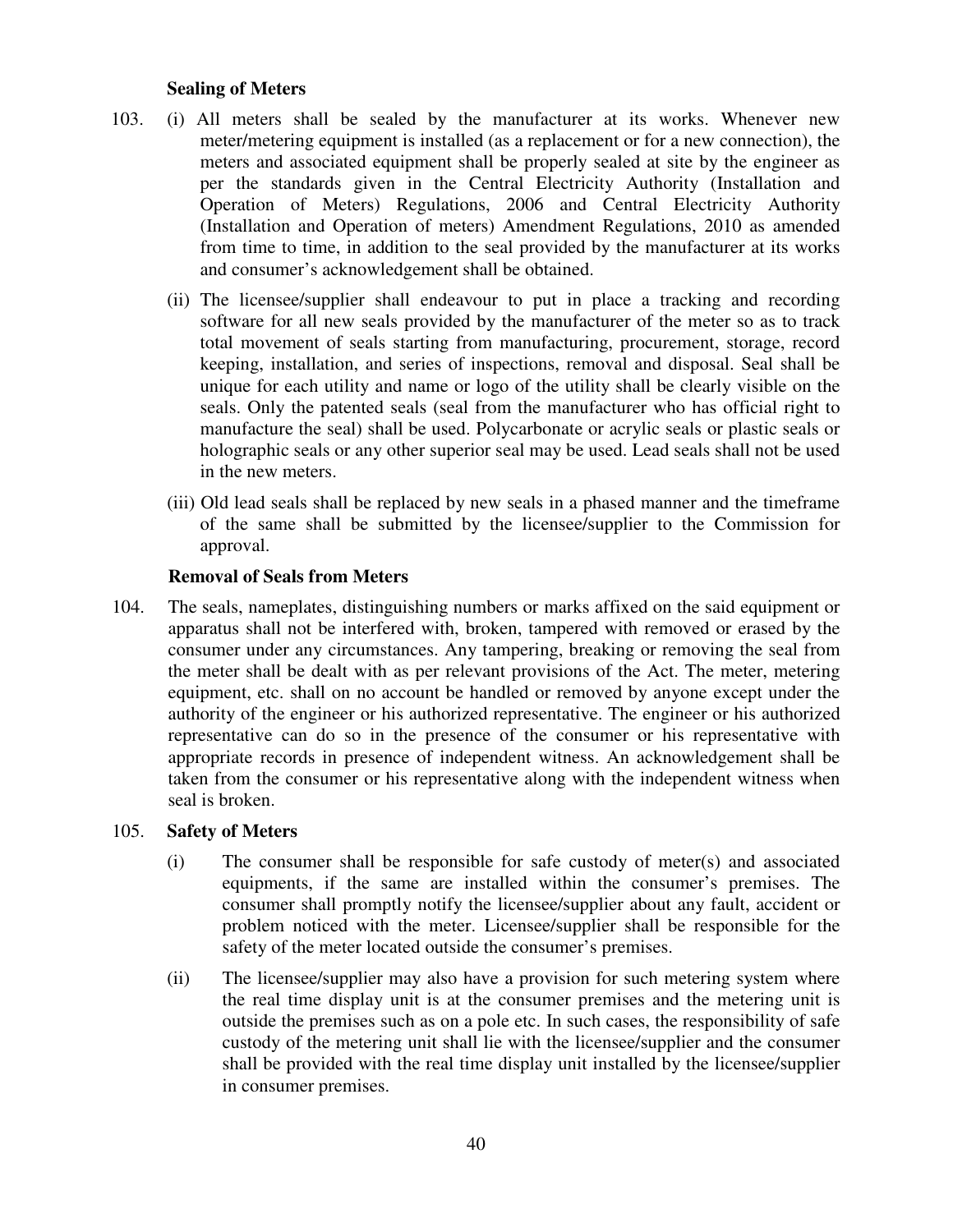**Sealing of Meters**

103. (i) All meters shall be sealed by the manufacturer at its works. Whenever new meter/metering equipment is installed (as a replacement or for a new connection), the meters and associated equipment shall be properly sealed at site by the engineer as per the standards given in the Central Electricity Authority (Installation and Operation of Meters) Regulations, 2006 and Central Electricity Authority (Installation and Operation of meters) Amendment Regulations, 2010 as amended from time to time, in addition to the seal provided by the manufacturer at its works and consumer's acknowledgement shall be obtained.

(ii) The licensee/supplier shall endeavour to put in place a tracking and recording software for all new seals provided by the manufacturer of the meter so as to track total movement of seals starting from manufacturing, procurement, storage, record keeping, installation, and series of inspections, removal and disposal. Seal shall be unique for each utility and name or logo of the utility shall be clearly visible on the seals. Only the patented seals (seal from the manufacturer who has official right to manufacture the seal) shall be used. Polycarbonate or acrylic seals or plastic seals or holographic seals or any other superior seal may be used. Lead seals shall not be used in the new meters.

(iii) Old lead seals shall be replaced by new seals in a phased manner and the timeframe of the same shall be submitted by the licensee/supplier to the Commission for approval.

**Removal of Seals from Meters**

104. The seals, nameplates, distinguishing numbers or marks affixed on the said equipment or apparatus shall not be interfered with, broken, tampered with removed or erased by the consumer under any circumstances. Any tampering, breaking or removing the seal from the meter shall be dealt with as per relevant provisions of the Act. The meter, metering equipment, etc. shall on no account be handled or removed by anyone except under the authority of the engineer or his authorized representative. The engineer or his authorized representative can do so in the presence of the consumer or his representative with appropriate records in presence of independent witness. An acknowledgement shall be taken from the consumer or his representative along with the independent witness when seal is broken.

105. **Safety of Meters**

(i) The consumer shall be responsible for safe custody of meter(s) and associated equipments, if the same are installed within the consumer's premises. The consumer shall promptly notify the licensee/supplier about any fault, accident or problem noticed with the meter. Licensee/supplier shall be responsible for the safety of the meter located outside the consumer's premises.

(ii) The licensee/supplier may also have a provision for such metering system where the real time display unit is at the consumer premises and the metering unit is outside the premises such as on a pole etc. In such cases, the responsibility of safe custody of the metering unit shall lie with the licensee/supplier and the consumer shall be provided with the real time display unit installed by the licensee/supplier in consumer premises.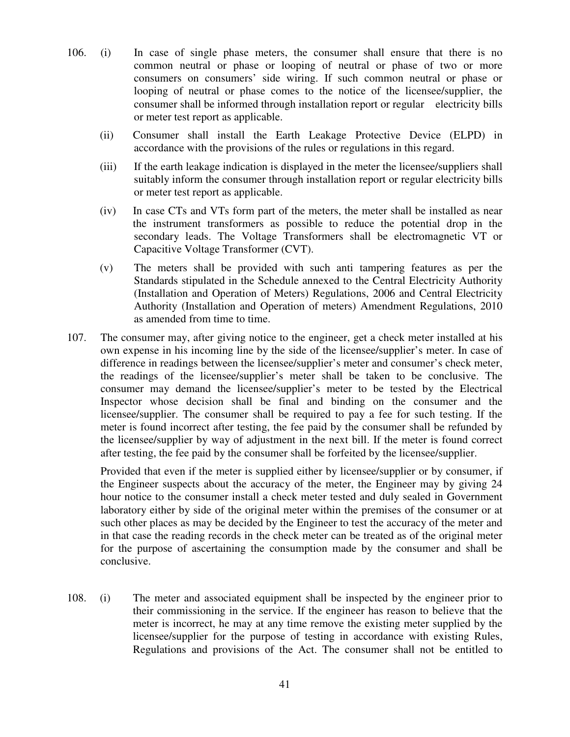106. (i) In case of single phase meters, the consumer shall ensure that there is no common neutral or phase or looping of neutral or phase of two or more consumers on consumers' side wiring. If such common neutral or phase or looping of neutral or phase comes to the notice of the licensee/supplier, the consumer shall be informed through installation report or regular electricity bills or meter test report as applicable.

(ii) Consumer shall install the Earth Leakage Protective Device (ELPD) in accordance with the provisions of the rules or regulations in this regard.

(iii) If the earth leakage indication is displayed in the meter the licensee/suppliers shall suitably inform the consumer through installation report or regular electricity bills or meter test report as applicable.

(iv) In case CTs and VTs form part of the meters, the meter shall be installed as near the instrument transformers as possible to reduce the potential drop in the secondary leads. The Voltage Transformers shall be electromagnetic VT or Capacitive Voltage Transformer (CVT).

(v) The meters shall be provided with such anti tampering features as per the Standards stipulated in the Schedule annexed to the Central Electricity Authority (Installation and Operation of Meters) Regulations, 2006 and Central Electricity Authority (Installation and Operation of meters) Amendment Regulations, 2010 as amended from time to time.

107. The consumer may, after giving notice to the engineer, get a check meter installed at his own expense in his incoming line by the side of the licensee/supplier's meter. In case of difference in readings between the licensee/supplier's meter and consumer's check meter, the readings of the licensee/supplier's meter shall be taken to be conclusive. The consumer may demand the licensee/supplier's meter to be tested by the Electrical Inspector whose decision shall be final and binding on the consumer and the licensee/supplier. The consumer shall be required to pay a fee for such testing. If the meter is found incorrect after testing, the fee paid by the consumer shall be refunded by the licensee/supplier by way of adjustment in the next bill. If the meter is found correct after testing, the fee paid by the consumer shall be forfeited by the licensee/supplier.

Provided that even if the meter is supplied either by licensee/supplier or by consumer, if the Engineer suspects about the accuracy of the meter, the Engineer may by giving 24 hour notice to the consumer install a check meter tested and duly sealed in Government laboratory either by side of the original meter within the premises of the consumer or at such other places as may be decided by the Engineer to test the accuracy of the meter and in that case the reading records in the check meter can be treated as of the original meter for the purpose of ascertaining the consumption made by the consumer and shall be conclusive.

108. (i) The meter and associated equipment shall be inspected by the engineer prior to their commissioning in the service. If the engineer has reason to believe that the meter is incorrect, he may at any time remove the existing meter supplied by the licensee/supplier for the purpose of testing in accordance with existing Rules, Regulations and provisions of the Act. The consumer shall not be entitled to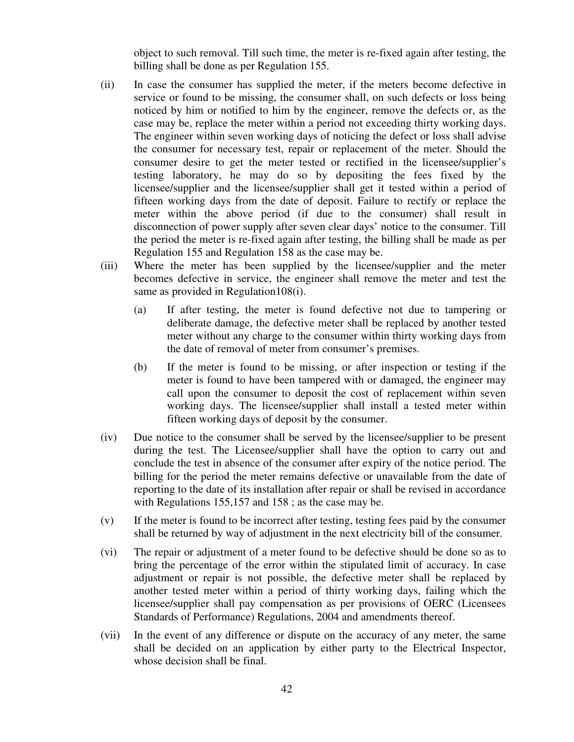object to such removal. Till such time, the meter is re-fixed again after testing, the billing shall be done as per Regulation 155.

(ii) In case the consumer has supplied the meter, if the meters become defective in service or found to be missing, the consumer shall, on such defects or loss being noticed by him or notified to him by the engineer, remove the defects or, as the case may be, replace the meter within a period not exceeding thirty working days. The engineer within seven working days of noticing the defect or loss shall advise the consumer for necessary test, repair or replacement of the meter. Should the consumer desire to get the meter tested or rectified in the licensee/supplier's testing laboratory, he may do so by depositing the fees fixed by the licensee/supplier and the licensee/supplier shall get it tested within a period of fifteen working days from the date of deposit. Failure to rectify or replace the meter within the above period (if due to the consumer) shall result in disconnection of power supply after seven clear days' notice to the consumer. Till the period the meter is re-fixed again after testing, the billing shall be made as per Regulation 155 and Regulation 158 as the case may be.

(iii) Where the meter has been supplied by the licensee/supplier and the meter becomes defective in service, the engineer shall remove the meter and test the same as provided in Regulation108(i).

   (a) If after testing, the meter is found defective not due to tampering or deliberate damage, the defective meter shall be replaced by another tested meter without any charge to the consumer within thirty working days from the date of removal of meter from consumer's premises.

   (b) If the meter is found to be missing, or after inspection or testing if the meter is found to have been tampered with or damaged, the engineer may call upon the consumer to deposit the cost of replacement within seven working days. The licensee/supplier shall install a tested meter within fifteen working days of deposit by the consumer.

(iv) Due notice to the consumer shall be served by the licensee/supplier to be present during the test. The Licensee/supplier shall have the option to carry out and conclude the test in absence of the consumer after expiry of the notice period. The billing for the period the meter remains defective or unavailable from the date of reporting to the date of its installation after repair or shall be revised in accordance with Regulations 155,157 and 158 ; as the case may be.

(v) If the meter is found to be incorrect after testing, testing fees paid by the consumer shall be returned by way of adjustment in the next electricity bill of the consumer.

(vi) The repair or adjustment of a meter found to be defective should be done so as to bring the percentage of the error within the stipulated limit of accuracy. In case adjustment or repair is not possible, the defective meter shall be replaced by another tested meter within a period of thirty working days, failing which the licensee/supplier shall pay compensation as per provisions of OERC (Licensees Standards of Performance) Regulations, 2004 and amendments thereof.

(vii) In the event of any difference or dispute on the accuracy of any meter, the same shall be decided on an application by either party to the Electrical Inspector, whose decision shall be final.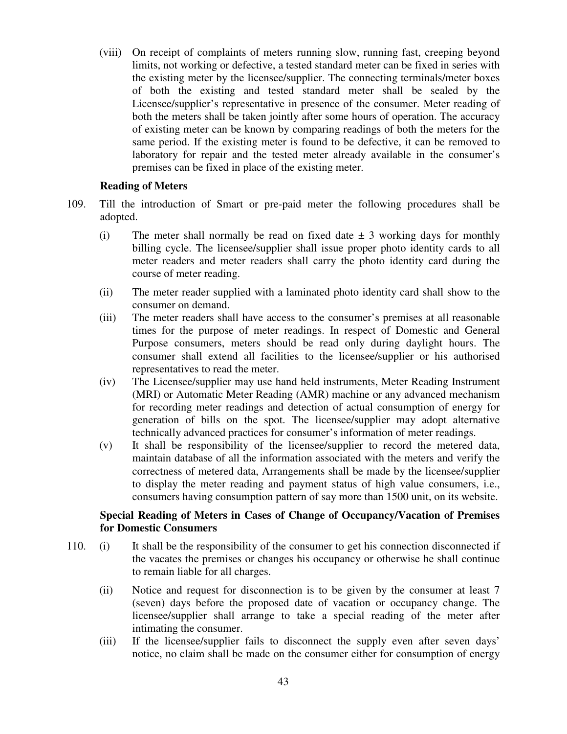(viii) On receipt of complaints of meters running slow, running fast, creeping beyond limits, not working or defective, a tested standard meter can be fixed in series with the existing meter by the licensee/supplier. The connecting terminals/meter boxes of both the existing and tested standard meter shall be sealed by the Licensee/supplier's representative in presence of the consumer. Meter reading of both the meters shall be taken jointly after some hours of operation. The accuracy of existing meter can be known by comparing readings of both the meters for the same period. If the existing meter is found to be defective, it can be removed to laboratory for repair and the tested meter already available in the consumer's premises can be fixed in place of the existing meter.

**Reading of Meters**

109. Till the introduction of Smart or pre-paid meter the following procedures shall be adopted.

(i) The meter shall normally be read on fixed date ± 3 working days for monthly billing cycle. The licensee/supplier shall issue proper photo identity cards to all meter readers and meter readers shall carry the photo identity card during the course of meter reading.

(ii) The meter reader supplied with a laminated photo identity card shall show to the consumer on demand.

(iii) The meter readers shall have access to the consumer's premises at all reasonable times for the purpose of meter readings. In respect of Domestic and General Purpose consumers, meters should be read only during daylight hours. The consumer shall extend all facilities to the licensee/supplier or his authorised representatives to read the meter.

(iv) The Licensee/supplier may use hand held instruments, Meter Reading Instrument (MRI) or Automatic Meter Reading (AMR) machine or any advanced mechanism for recording meter readings and detection of actual consumption of energy for generation of bills on the spot. The licensee/supplier may adopt alternative technically advanced practices for consumer's information of meter readings.

(v) It shall be responsibility of the licensee/supplier to record the metered data, maintain database of all the information associated with the meters and verify the correctness of metered data, Arrangements shall be made by the licensee/supplier to display the meter reading and payment status of high value consumers, i.e., consumers having consumption pattern of say more than 1500 unit, on its website.

**Special Reading of Meters in Cases of Change of Occupancy/Vacation of Premises for Domestic Consumers**

110. (i) It shall be the responsibility of the consumer to get his connection disconnected if the vacates the premises or changes his occupancy or otherwise he shall continue to remain liable for all charges.

(ii) Notice and request for disconnection is to be given by the consumer at least 7 (seven) days before the proposed date of vacation or occupancy change. The licensee/supplier shall arrange to take a special reading of the meter after intimating the consumer.

(iii) If the licensee/supplier fails to disconnect the supply even after seven days' notice, no claim shall be made on the consumer either for consumption of energy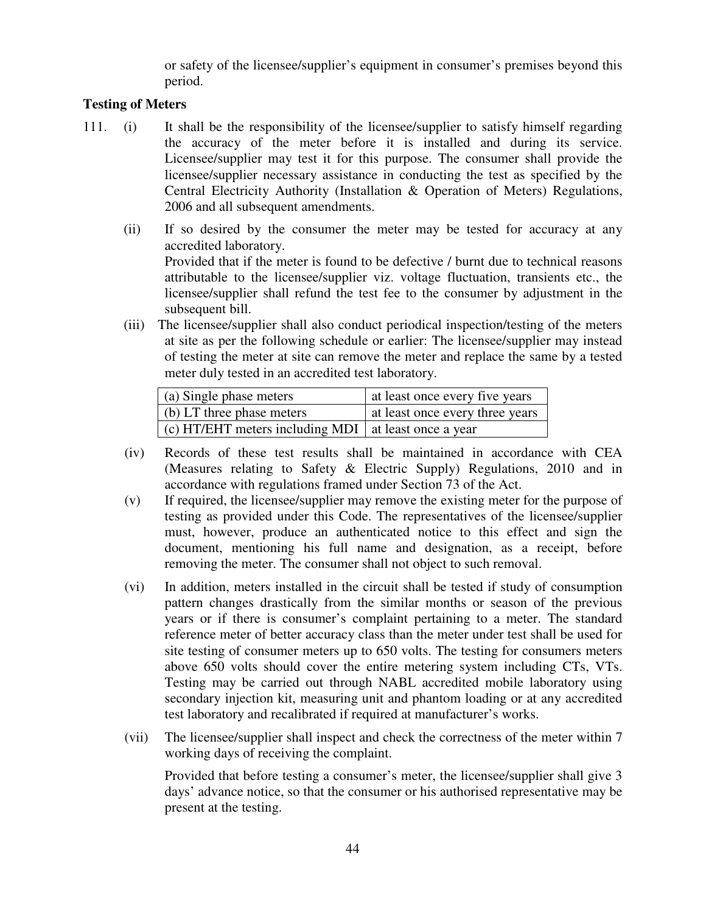or safety of the licensee/supplier's equipment in consumer's premises beyond this period.

**Testing of Meters**

111. (i) It shall be the responsibility of the licensee/supplier to satisfy himself regarding the accuracy of the meter before it is installed and during its service. Licensee/supplier may test it for this purpose. The consumer shall provide the licensee/supplier necessary assistance in conducting the test as specified by the Central Electricity Authority (Installation & Operation of Meters) Regulations, 2006 and all subsequent amendments.

(ii) If so desired by the consumer the meter may be tested for accuracy at any accredited laboratory.
Provided that if the meter is found to be defective / burnt due to technical reasons attributable to the licensee/supplier viz. voltage fluctuation, transients etc., the licensee/supplier shall refund the test fee to the consumer by adjustment in the subsequent bill.

(iii) The licensee/supplier shall also conduct periodical inspection/testing of the meters at site as per the following schedule or earlier: The licensee/supplier may instead of testing the meter at site can remove the meter and replace the same by a tested meter duly tested in an accredited test laboratory.

| | |
|---|---|
| (a) Single phase meters | at least once every five years |
| (b) LT three phase meters | at least once every three years |
| (c) HT/EHT meters including MDI | at least once a year |

(iv) Records of these test results shall be maintained in accordance with CEA (Measures relating to Safety & Electric Supply) Regulations, 2010 and in accordance with regulations framed under Section 73 of the Act.

(v) If required, the licensee/supplier may remove the existing meter for the purpose of testing as provided under this Code. The representatives of the licensee/supplier must, however, produce an authenticated notice to this effect and sign the document, mentioning his full name and designation, as a receipt, before removing the meter. The consumer shall not object to such removal.

(vi) In addition, meters installed in the circuit shall be tested if study of consumption pattern changes drastically from the similar months or season of the previous years or if there is consumer's complaint pertaining to a meter. The standard reference meter of better accuracy class than the meter under test shall be used for site testing of consumer meters up to 650 volts. The testing for consumers meters above 650 volts should cover the entire metering system including CTs, VTs. Testing may be carried out through NABL accredited mobile laboratory using secondary injection kit, measuring unit and phantom loading or at any accredited test laboratory and recalibrated if required at manufacturer's works.

(vii) The licensee/supplier shall inspect and check the correctness of the meter within 7 working days of receiving the complaint.

Provided that before testing a consumer's meter, the licensee/supplier shall give 3 days' advance notice, so that the consumer or his authorised representative may be present at the testing.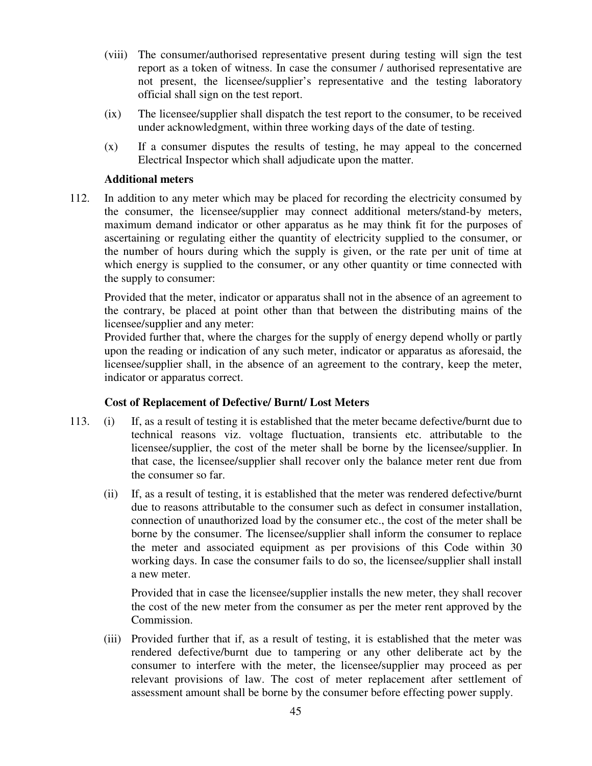(viii) The consumer/authorised representative present during testing will sign the test report as a token of witness. In case the consumer / authorised representative are not present, the licensee/supplier's representative and the testing laboratory official shall sign on the test report.

(ix) The licensee/supplier shall dispatch the test report to the consumer, to be received under acknowledgment, within three working days of the date of testing.

(x) If a consumer disputes the results of testing, he may appeal to the concerned Electrical Inspector which shall adjudicate upon the matter.

**Additional meters**

112. In addition to any meter which may be placed for recording the electricity consumed by the consumer, the licensee/supplier may connect additional meters/stand-by meters, maximum demand indicator or other apparatus as he may think fit for the purposes of ascertaining or regulating either the quantity of electricity supplied to the consumer, or the number of hours during which the supply is given, or the rate per unit of time at which energy is supplied to the consumer, or any other quantity or time connected with the supply to consumer:

Provided that the meter, indicator or apparatus shall not in the absence of an agreement to the contrary, be placed at point other than that between the distributing mains of the licensee/supplier and any meter:

Provided further that, where the charges for the supply of energy depend wholly or partly upon the reading or indication of any such meter, indicator or apparatus as aforesaid, the licensee/supplier shall, in the absence of an agreement to the contrary, keep the meter, indicator or apparatus correct.

**Cost of Replacement of Defective/ Burnt/ Lost Meters**

113. (i) If, as a result of testing it is established that the meter became defective/burnt due to technical reasons viz. voltage fluctuation, transients etc. attributable to the licensee/supplier, the cost of the meter shall be borne by the licensee/supplier. In that case, the licensee/supplier shall recover only the balance meter rent due from the consumer so far.

(ii) If, as a result of testing, it is established that the meter was rendered defective/burnt due to reasons attributable to the consumer such as defect in consumer installation, connection of unauthorized load by the consumer etc., the cost of the meter shall be borne by the consumer. The licensee/supplier shall inform the consumer to replace the meter and associated equipment as per provisions of this Code within 30 working days. In case the consumer fails to do so, the licensee/supplier shall install a new meter.

Provided that in case the licensee/supplier installs the new meter, they shall recover the cost of the new meter from the consumer as per the meter rent approved by the Commission.

(iii) Provided further that if, as a result of testing, it is established that the meter was rendered defective/burnt due to tampering or any other deliberate act by the consumer to interfere with the meter, the licensee/supplier may proceed as per relevant provisions of law. The cost of meter replacement after settlement of assessment amount shall be borne by the consumer before effecting power supply.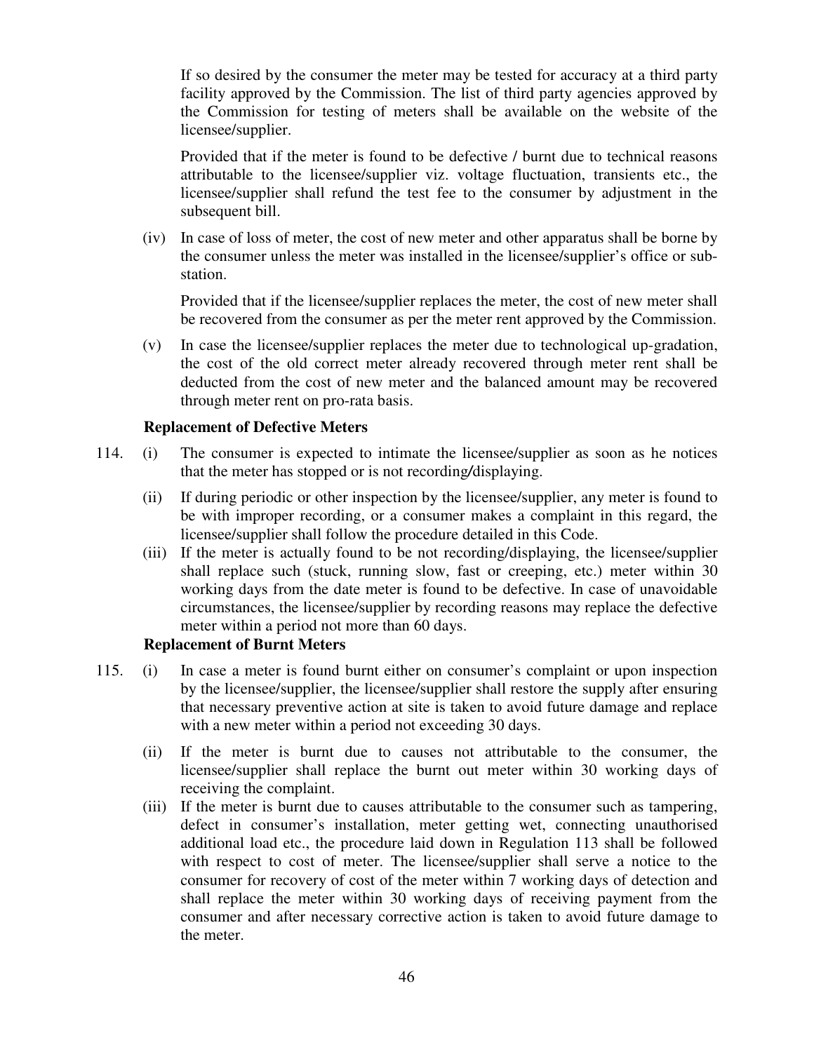If so desired by the consumer the meter may be tested for accuracy at a third party facility approved by the Commission. The list of third party agencies approved by the Commission for testing of meters shall be available on the website of the licensee/supplier.

Provided that if the meter is found to be defective / burnt due to technical reasons attributable to the licensee/supplier viz. voltage fluctuation, transients etc., the licensee/supplier shall refund the test fee to the consumer by adjustment in the subsequent bill.

(iv) In case of loss of meter, the cost of new meter and other apparatus shall be borne by the consumer unless the meter was installed in the licensee/supplier's office or sub-station.

Provided that if the licensee/supplier replaces the meter, the cost of new meter shall be recovered from the consumer as per the meter rent approved by the Commission.

(v) In case the licensee/supplier replaces the meter due to technological up-gradation, the cost of the old correct meter already recovered through meter rent shall be deducted from the cost of new meter and the balanced amount may be recovered through meter rent on pro-rata basis.

**Replacement of Defective Meters**

114. (i) The consumer is expected to intimate the licensee/supplier as soon as he notices that the meter has stopped or is not recording/displaying.

(ii) If during periodic or other inspection by the licensee/supplier, any meter is found to be with improper recording, or a consumer makes a complaint in this regard, the licensee/supplier shall follow the procedure detailed in this Code.

(iii) If the meter is actually found to be not recording/displaying, the licensee/supplier shall replace such (stuck, running slow, fast or creeping, etc.) meter within 30 working days from the date meter is found to be defective. In case of unavoidable circumstances, the licensee/supplier by recording reasons may replace the defective meter within a period not more than 60 days.

**Replacement of Burnt Meters**

115. (i) In case a meter is found burnt either on consumer's complaint or upon inspection by the licensee/supplier, the licensee/supplier shall restore the supply after ensuring that necessary preventive action at site is taken to avoid future damage and replace with a new meter within a period not exceeding 30 days.

(ii) If the meter is burnt due to causes not attributable to the consumer, the licensee/supplier shall replace the burnt out meter within 30 working days of receiving the complaint.

(iii) If the meter is burnt due to causes attributable to the consumer such as tampering, defect in consumer's installation, meter getting wet, connecting unauthorised additional load etc., the procedure laid down in Regulation 113 shall be followed with respect to cost of meter. The licensee/supplier shall serve a notice to the consumer for recovery of cost of the meter within 7 working days of detection and shall replace the meter within 30 working days of receiving payment from the consumer and after necessary corrective action is taken to avoid future damage to the meter.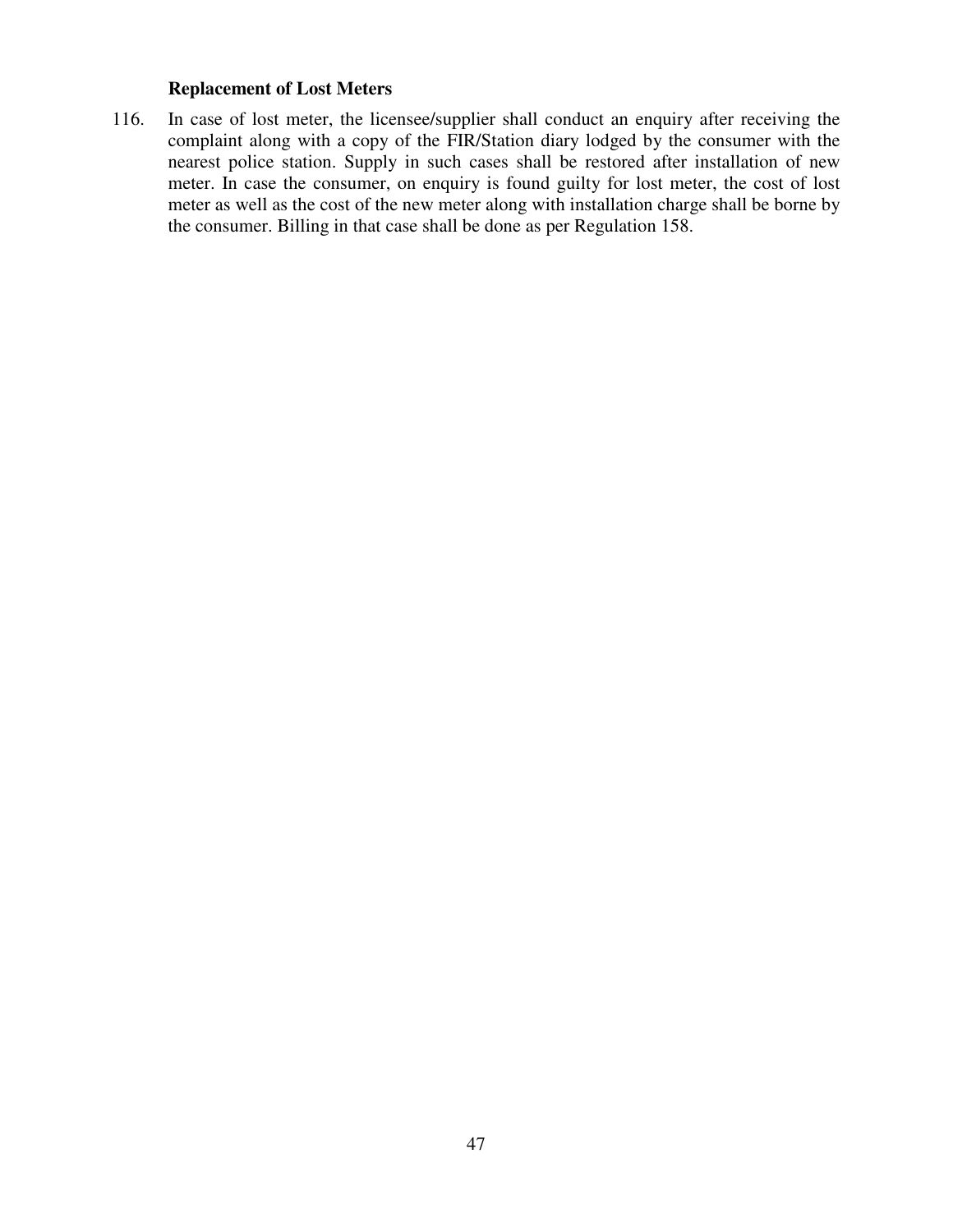**Replacement of Lost Meters**

116. In case of lost meter, the licensee/supplier shall conduct an enquiry after receiving the complaint along with a copy of the FIR/Station diary lodged by the consumer with the nearest police station. Supply in such cases shall be restored after installation of new meter. In case the consumer, on enquiry is found guilty for lost meter, the cost of lost meter as well as the cost of the new meter along with installation charge shall be borne by the consumer. Billing in that case shall be done as per Regulation 158.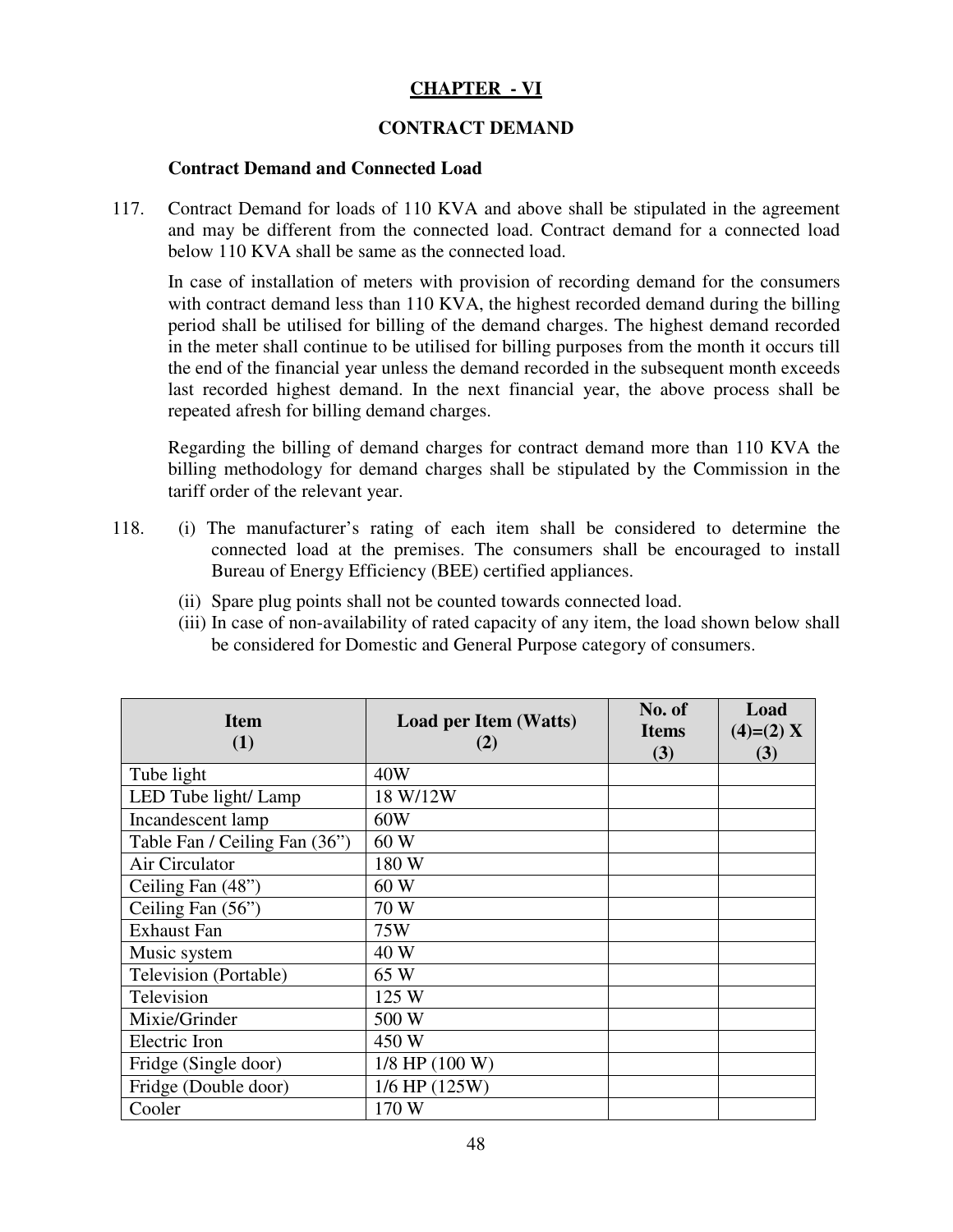# CHAPTER - VI

## CONTRACT DEMAND

### Contract Demand and Connected Load

117. Contract Demand for loads of 110 KVA and above shall be stipulated in the agreement and may be different from the connected load. Contract demand for a connected load below 110 KVA shall be same as the connected load.

 In case of installation of meters with provision of recording demand for the consumers with contract demand less than 110 KVA, the highest recorded demand during the billing period shall be utilised for billing of the demand charges. The highest demand recorded in the meter shall continue to be utilised for billing purposes from the month it occurs till the end of the financial year unless the demand recorded in the subsequent month exceeds last recorded highest demand. In the next financial year, the above process shall be repeated afresh for billing demand charges.

 Regarding the billing of demand charges for contract demand more than 110 KVA the billing methodology for demand charges shall be stipulated by the Commission in the tariff order of the relevant year.

118. (i) The manufacturer's rating of each item shall be considered to determine the connected load at the premises. The consumers shall be encouraged to install Bureau of Energy Efficiency (BEE) certified appliances.

 (ii) Spare plug points shall not be counted towards connected load.

 (iii) In case of non-availability of rated capacity of any item, the load shown below shall be considered for Domestic and General Purpose category of consumers.

| Item (1) | Load per Item (Watts) (2) | No. of Items (3) | Load (4)=(2) X (3) |
|---|---|---|---|
| Tube light | 40W | | |
| LED Tube light/ Lamp | 18 W/12W | | |
| Incandescent lamp | 60W | | |
| Table Fan / Ceiling Fan (36") | 60 W | | |
| Air Circulator | 180 W | | |
| Ceiling Fan (48") | 60 W | | |
| Ceiling Fan (56") | 70 W | | |
| Exhaust Fan | 75W | | |
| Music system | 40 W | | |
| Television (Portable) | 65 W | | |
| Television | 125 W | | |
| Mixie/Grinder | 500 W | | |
| Electric Iron | 450 W | | |
| Fridge (Single door) | 1/8 HP (100 W) | | |
| Fridge (Double door) | 1/6 HP (125W) | | |
| Cooler | 170 W | | |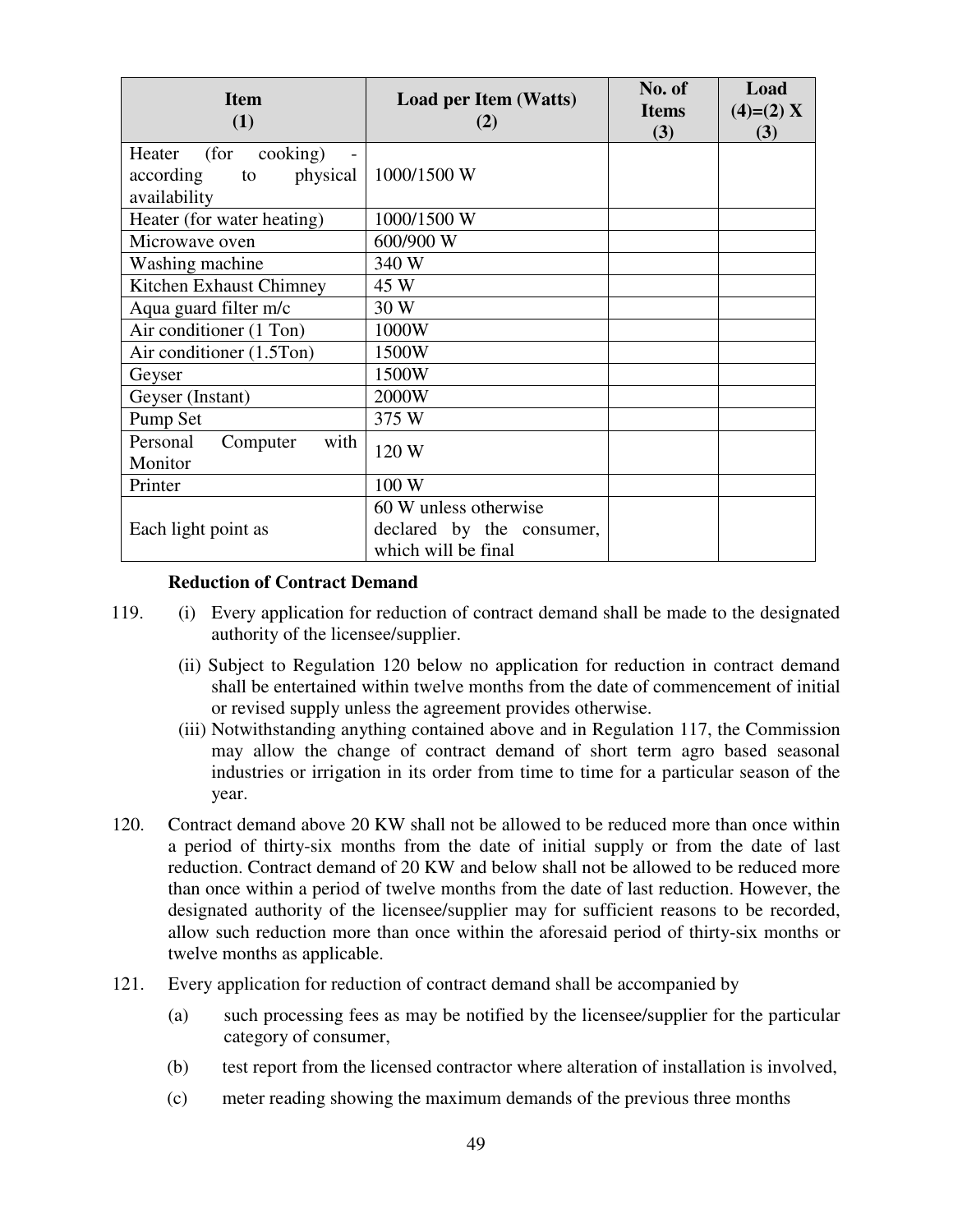| Item (1) | Load per Item (Watts) (2) | No. of Items (3) | Load (4)=(2) X (3) |
|---|---|---|---|
| Heater (for cooking) - according to physical availability | 1000/1500 W | | |
| Heater (for water heating) | 1000/1500 W | | |
| Microwave oven | 600/900 W | | |
| Washing machine | 340 W | | |
| Kitchen Exhaust Chimney | 45 W | | |
| Aqua guard filter m/c | 30 W | | |
| Air conditioner (1 Ton) | 1000W | | |
| Air conditioner (1.5Ton) | 1500W | | |
| Geyser | 1500W | | |
| Geyser (Instant) | 2000W | | |
| Pump Set | 375 W | | |
| Personal Computer with Monitor | 120 W | | |
| Printer | 100 W | | |
| Each light point as | 60 W unless otherwise declared by the consumer, which will be final | | |

**Reduction of Contract Demand**

119. (i) Every application for reduction of contract demand shall be made to the designated authority of the licensee/supplier.

(ii) Subject to Regulation 120 below no application for reduction in contract demand shall be entertained within twelve months from the date of commencement of initial or revised supply unless the agreement provides otherwise.

(iii) Notwithstanding anything contained above and in Regulation 117, the Commission may allow the change of contract demand of short term agro based seasonal industries or irrigation in its order from time to time for a particular season of the year.

120. Contract demand above 20 KW shall not be allowed to be reduced more than once within a period of thirty-six months from the date of initial supply or from the date of last reduction. Contract demand of 20 KW and below shall not be allowed to be reduced more than once within a period of twelve months from the date of last reduction. However, the designated authority of the licensee/supplier may for sufficient reasons to be recorded, allow such reduction more than once within the aforesaid period of thirty-six months or twelve months as applicable.

121. Every application for reduction of contract demand shall be accompanied by

(a) such processing fees as may be notified by the licensee/supplier for the particular category of consumer,

(b) test report from the licensed contractor where alteration of installation is involved,

(c) meter reading showing the maximum demands of the previous three months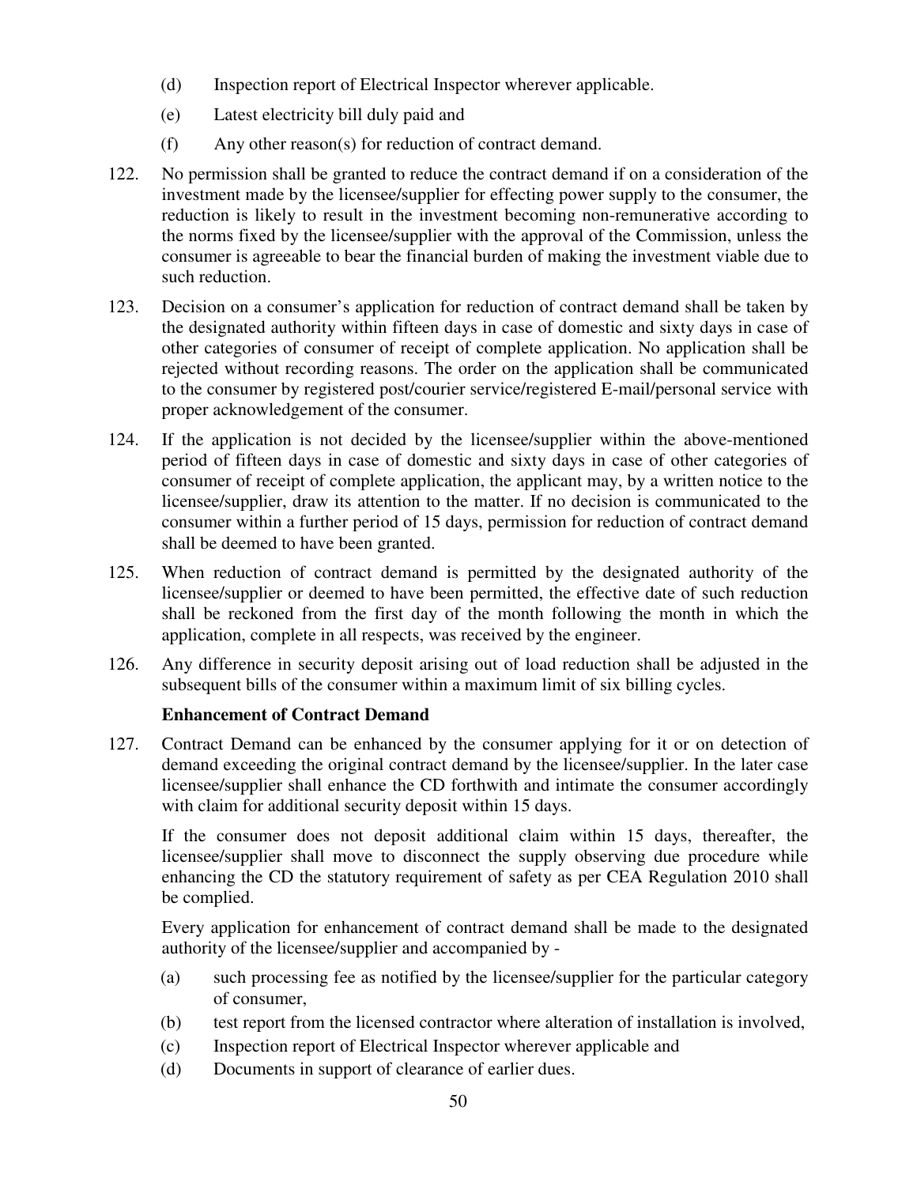(d) Inspection report of Electrical Inspector wherever applicable.

(e) Latest electricity bill duly paid and

(f) Any other reason(s) for reduction of contract demand.

122. No permission shall be granted to reduce the contract demand if on a consideration of the investment made by the licensee/supplier for effecting power supply to the consumer, the reduction is likely to result in the investment becoming non-remunerative according to the norms fixed by the licensee/supplier with the approval of the Commission, unless the consumer is agreeable to bear the financial burden of making the investment viable due to such reduction.

123. Decision on a consumer's application for reduction of contract demand shall be taken by the designated authority within fifteen days in case of domestic and sixty days in case of other categories of consumer of receipt of complete application. No application shall be rejected without recording reasons. The order on the application shall be communicated to the consumer by registered post/courier service/registered E-mail/personal service with proper acknowledgement of the consumer.

124. If the application is not decided by the licensee/supplier within the above-mentioned period of fifteen days in case of domestic and sixty days in case of other categories of consumer of receipt of complete application, the applicant may, by a written notice to the licensee/supplier, draw its attention to the matter. If no decision is communicated to the consumer within a further period of 15 days, permission for reduction of contract demand shall be deemed to have been granted.

125. When reduction of contract demand is permitted by the designated authority of the licensee/supplier or deemed to have been permitted, the effective date of such reduction shall be reckoned from the first day of the month following the month in which the application, complete in all respects, was received by the engineer.

126. Any difference in security deposit arising out of load reduction shall be adjusted in the subsequent bills of the consumer within a maximum limit of six billing cycles.

**Enhancement of Contract Demand**

127. Contract Demand can be enhanced by the consumer applying for it or on detection of demand exceeding the original contract demand by the licensee/supplier. In the later case licensee/supplier shall enhance the CD forthwith and intimate the consumer accordingly with claim for additional security deposit within 15 days.

If the consumer does not deposit additional claim within 15 days, thereafter, the licensee/supplier shall move to disconnect the supply observing due procedure while enhancing the CD the statutory requirement of safety as per CEA Regulation 2010 shall be complied.

Every application for enhancement of contract demand shall be made to the designated authority of the licensee/supplier and accompanied by -

(a) such processing fee as notified by the licensee/supplier for the particular category of consumer,

(b) test report from the licensed contractor where alteration of installation is involved,

(c) Inspection report of Electrical Inspector wherever applicable and

(d) Documents in support of clearance of earlier dues.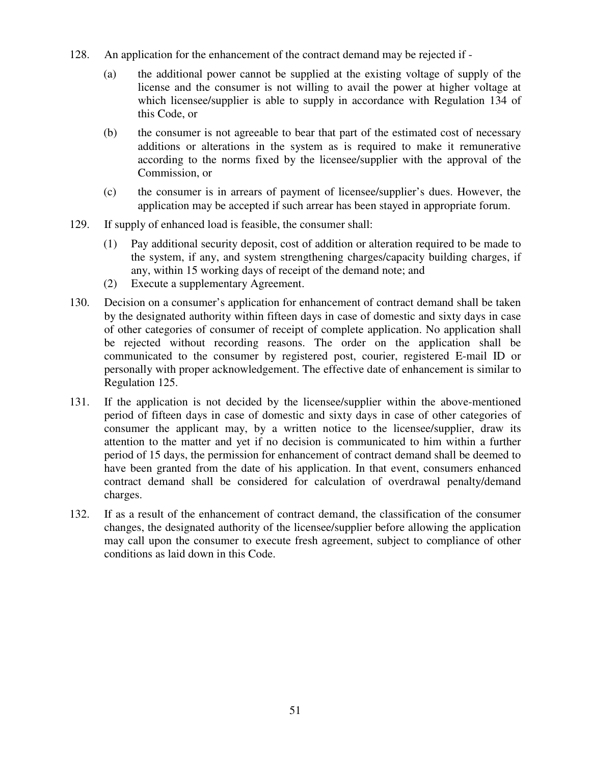128. An application for the enhancement of the contract demand may be rejected if -

   (a) the additional power cannot be supplied at the existing voltage of supply of the license and the consumer is not willing to avail the power at higher voltage at which licensee/supplier is able to supply in accordance with Regulation 134 of this Code, or

   (b) the consumer is not agreeable to bear that part of the estimated cost of necessary additions or alterations in the system as is required to make it remunerative according to the norms fixed by the licensee/supplier with the approval of the Commission, or

   (c) the consumer is in arrears of payment of licensee/supplier's dues. However, the application may be accepted if such arrear has been stayed in appropriate forum.

129. If supply of enhanced load is feasible, the consumer shall:

   (1) Pay additional security deposit, cost of addition or alteration required to be made to the system, if any, and system strengthening charges/capacity building charges, if any, within 15 working days of receipt of the demand note; and

   (2) Execute a supplementary Agreement.

130. Decision on a consumer's application for enhancement of contract demand shall be taken by the designated authority within fifteen days in case of domestic and sixty days in case of other categories of consumer of receipt of complete application. No application shall be rejected without recording reasons. The order on the application shall be communicated to the consumer by registered post, courier, registered E-mail ID or personally with proper acknowledgement. The effective date of enhancement is similar to Regulation 125.

131. If the application is not decided by the licensee/supplier within the above-mentioned period of fifteen days in case of domestic and sixty days in case of other categories of consumer the applicant may, by a written notice to the licensee/supplier, draw its attention to the matter and yet if no decision is communicated to him within a further period of 15 days, the permission for enhancement of contract demand shall be deemed to have been granted from the date of his application. In that event, consumers enhanced contract demand shall be considered for calculation of overdrawal penalty/demand charges.

132. If as a result of the enhancement of contract demand, the classification of the consumer changes, the designated authority of the licensee/supplier before allowing the application may call upon the consumer to execute fresh agreement, subject to compliance of other conditions as laid down in this Code.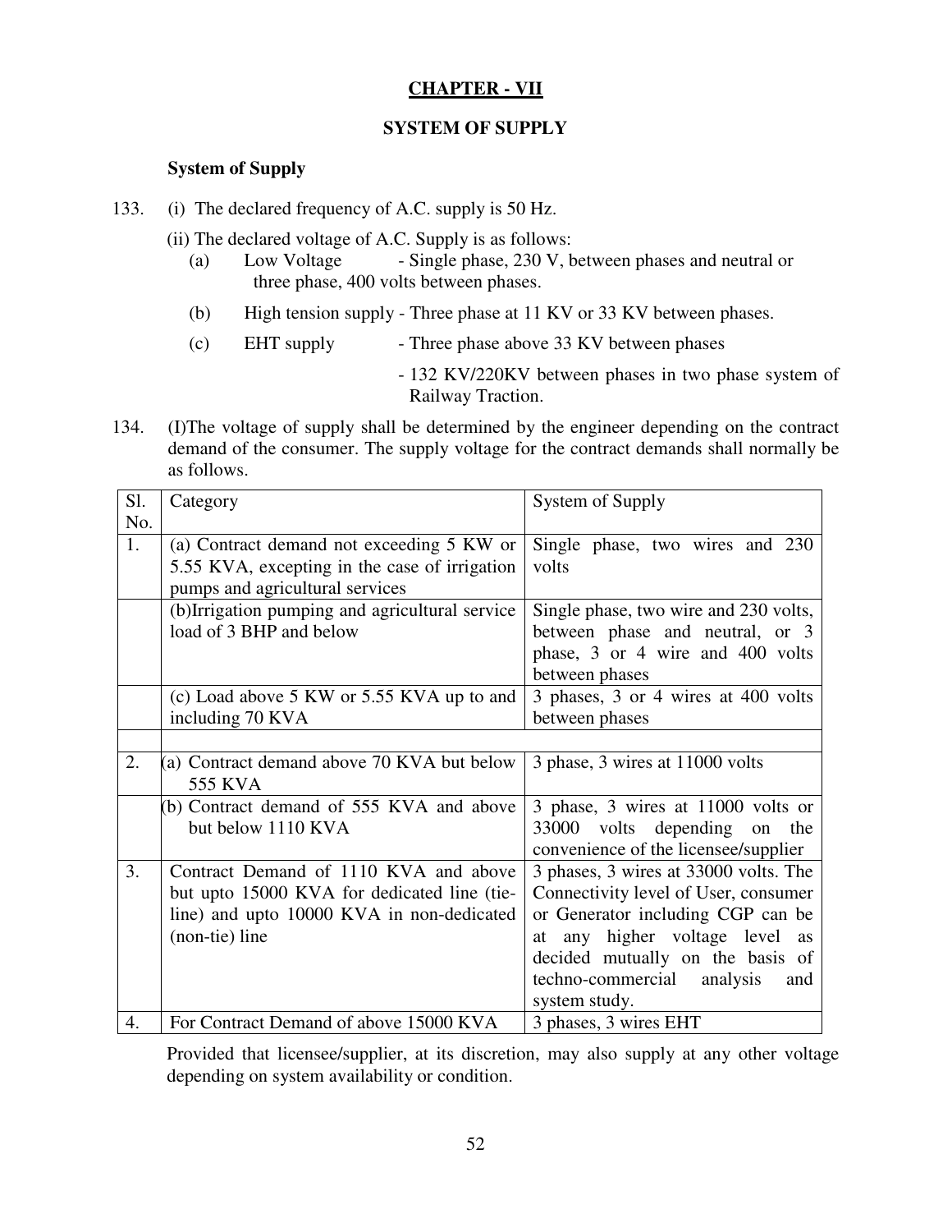## CHAPTER - VII

### SYSTEM OF SUPPLY

**System of Supply**

133. (i) The declared frequency of A.C. supply is 50 Hz.

(ii) The declared voltage of A.C. Supply is as follows:

(a) Low Voltage - Single phase, 230 V, between phases and neutral or three phase, 400 volts between phases.

(b) High tension supply - Three phase at 11 KV or 33 KV between phases.

(c) EHT supply - Three phase above 33 KV between phases

- 132 KV/220KV between phases in two phase system of Railway Traction.

134. (I)The voltage of supply shall be determined by the engineer depending on the contract demand of the consumer. The supply voltage for the contract demands shall normally be as follows.

| Sl. No. | Category | System of Supply |
|---|---|---|
| 1. | (a) Contract demand not exceeding 5 KW or 5.55 KVA, excepting in the case of irrigation pumps and agricultural services | Single phase, two wires and 230 volts |
| | (b)Irrigation pumping and agricultural service load of 3 BHP and below | Single phase, two wire and 230 volts, between phase and neutral, or 3 phase, 3 or 4 wire and 400 volts between phases |
| | (c) Load above 5 KW or 5.55 KVA up to and including 70 KVA | 3 phases, 3 or 4 wires at 400 volts between phases |
| | | |
| 2. | (a) Contract demand above 70 KVA but below 555 KVA | 3 phase, 3 wires at 11000 volts |
| | (b) Contract demand of 555 KVA and above but below 1110 KVA | 3 phase, 3 wires at 11000 volts or 33000 volts depending on the convenience of the licensee/supplier |
| 3. | Contract Demand of 1110 KVA and above but upto 15000 KVA for dedicated line (tie-line) and upto 10000 KVA in non-dedicated (non-tie) line | 3 phases, 3 wires at 33000 volts. The Connectivity level of User, consumer or Generator including CGP can be at any higher voltage level as decided mutually on the basis of techno-commercial analysis and system study. |
| 4. | For Contract Demand of above 15000 KVA | 3 phases, 3 wires EHT |

Provided that licensee/supplier, at its discretion, may also supply at any other voltage depending on system availability or condition.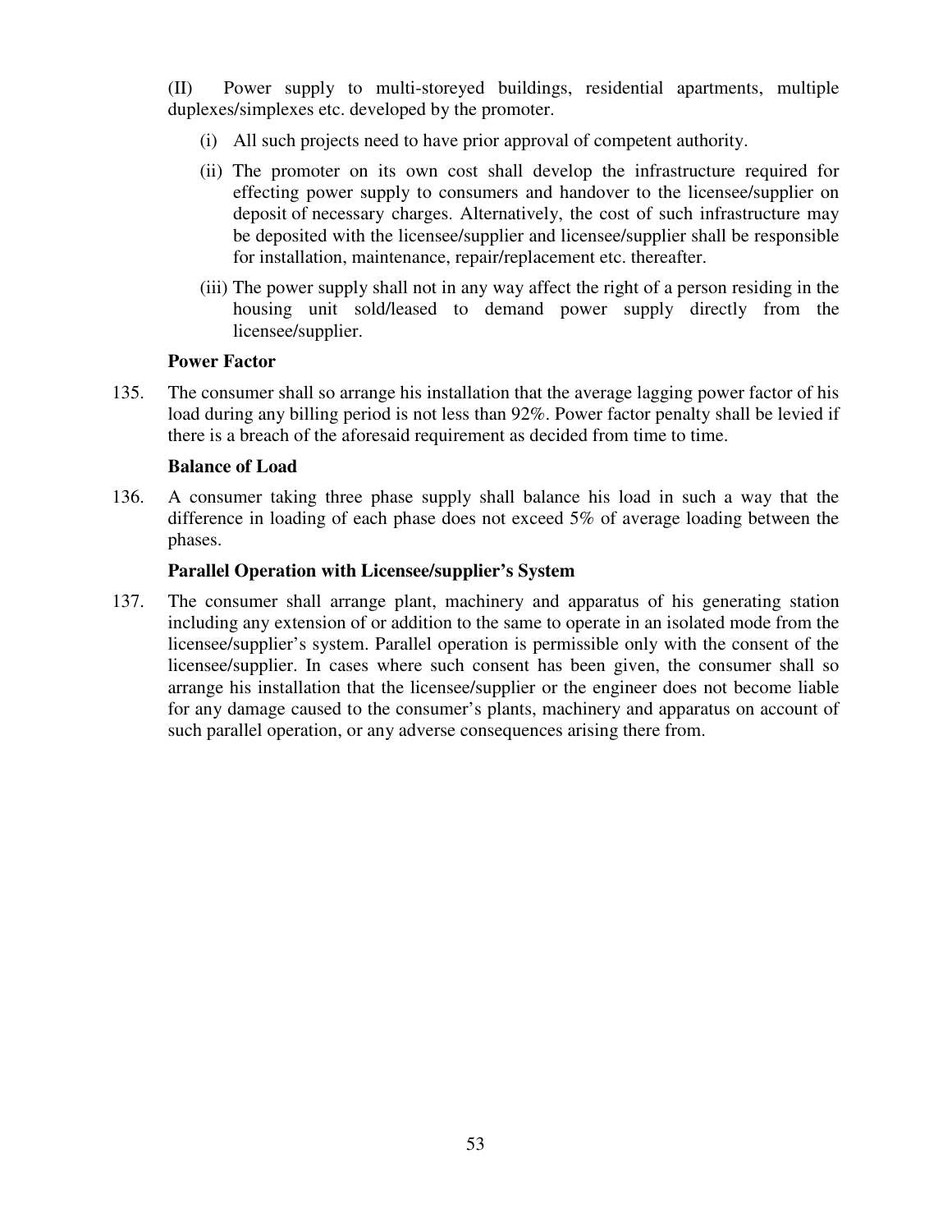(II) Power supply to multi-storeyed buildings, residential apartments, multiple duplexes/simplexes etc. developed by the promoter.

(i) All such projects need to have prior approval of competent authority.

(ii) The promoter on its own cost shall develop the infrastructure required for effecting power supply to consumers and handover to the licensee/supplier on deposit of necessary charges. Alternatively, the cost of such infrastructure may be deposited with the licensee/supplier and licensee/supplier shall be responsible for installation, maintenance, repair/replacement etc. thereafter.

(iii) The power supply shall not in any way affect the right of a person residing in the housing unit sold/leased to demand power supply directly from the licensee/supplier.

**Power Factor**

135. The consumer shall so arrange his installation that the average lagging power factor of his load during any billing period is not less than 92%. Power factor penalty shall be levied if there is a breach of the aforesaid requirement as decided from time to time.

**Balance of Load**

136. A consumer taking three phase supply shall balance his load in such a way that the difference in loading of each phase does not exceed 5% of average loading between the phases.

**Parallel Operation with Licensee/supplier's System**

137. The consumer shall arrange plant, machinery and apparatus of his generating station including any extension of or addition to the same to operate in an isolated mode from the licensee/supplier's system. Parallel operation is permissible only with the consent of the licensee/supplier. In cases where such consent has been given, the consumer shall so arrange his installation that the licensee/supplier or the engineer does not become liable for any damage caused to the consumer's plants, machinery and apparatus on account of such parallel operation, or any adverse consequences arising there from.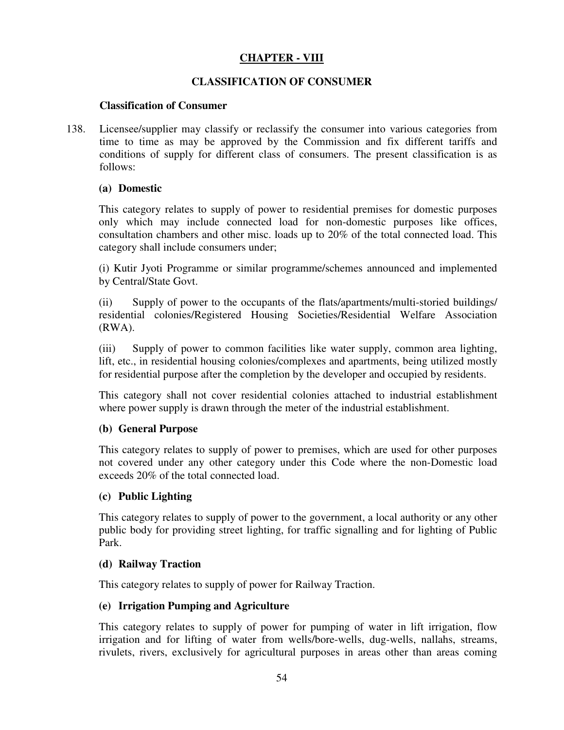## CHAPTER - VIII

## CLASSIFICATION OF CONSUMER

### Classification of Consumer

138. Licensee/supplier may classify or reclassify the consumer into various categories from time to time as may be approved by the Commission and fix different tariffs and conditions of supply for different class of consumers. The present classification is as follows:

**(a) Domestic**

This category relates to supply of power to residential premises for domestic purposes only which may include connected load for non-domestic purposes like offices, consultation chambers and other misc. loads up to 20% of the total connected load. This category shall include consumers under;

(i) Kutir Jyoti Programme or similar programme/schemes announced and implemented by Central/State Govt.

(ii) Supply of power to the occupants of the flats/apartments/multi-storied buildings/ residential colonies/Registered Housing Societies/Residential Welfare Association (RWA).

(iii) Supply of power to common facilities like water supply, common area lighting, lift, etc., in residential housing colonies/complexes and apartments, being utilized mostly for residential purpose after the completion by the developer and occupied by residents.

This category shall not cover residential colonies attached to industrial establishment where power supply is drawn through the meter of the industrial establishment.

**(b) General Purpose**

This category relates to supply of power to premises, which are used for other purposes not covered under any other category under this Code where the non-Domestic load exceeds 20% of the total connected load.

**(c) Public Lighting**

This category relates to supply of power to the government, a local authority or any other public body for providing street lighting, for traffic signalling and for lighting of Public Park.

**(d) Railway Traction**

This category relates to supply of power for Railway Traction.

**(e) Irrigation Pumping and Agriculture**

This category relates to supply of power for pumping of water in lift irrigation, flow irrigation and for lifting of water from wells/bore-wells, dug-wells, nallahs, streams, rivulets, rivers, exclusively for agricultural purposes in areas other than areas coming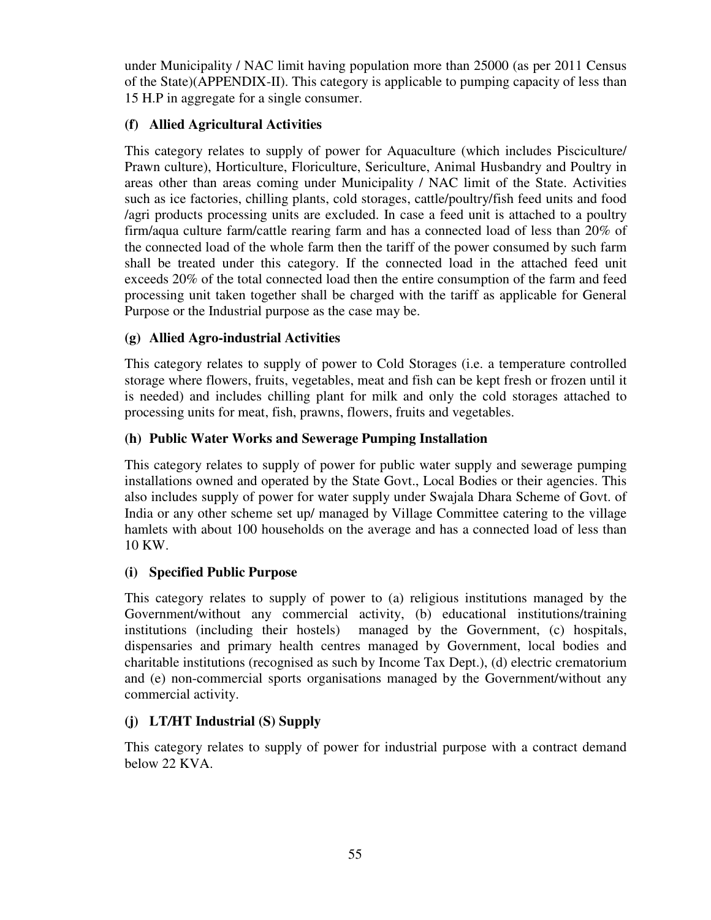under Municipality / NAC limit having population more than 25000 (as per 2011 Census of the State)(APPENDIX-II). This category is applicable to pumping capacity of less than 15 H.P in aggregate for a single consumer.

**(f) Allied Agricultural Activities**

This category relates to supply of power for Aquaculture (which includes Pisciculture/ Prawn culture), Horticulture, Floriculture, Sericulture, Animal Husbandry and Poultry in areas other than areas coming under Municipality / NAC limit of the State. Activities such as ice factories, chilling plants, cold storages, cattle/poultry/fish feed units and food /agri products processing units are excluded. In case a feed unit is attached to a poultry firm/aqua culture farm/cattle rearing farm and has a connected load of less than 20% of the connected load of the whole farm then the tariff of the power consumed by such farm shall be treated under this category. If the connected load in the attached feed unit exceeds 20% of the total connected load then the entire consumption of the farm and feed processing unit taken together shall be charged with the tariff as applicable for General Purpose or the Industrial purpose as the case may be.

**(g) Allied Agro-industrial Activities**

This category relates to supply of power to Cold Storages (i.e. a temperature controlled storage where flowers, fruits, vegetables, meat and fish can be kept fresh or frozen until it is needed) and includes chilling plant for milk and only the cold storages attached to processing units for meat, fish, prawns, flowers, fruits and vegetables.

**(h) Public Water Works and Sewerage Pumping Installation**

This category relates to supply of power for public water supply and sewerage pumping installations owned and operated by the State Govt., Local Bodies or their agencies. This also includes supply of power for water supply under Swajala Dhara Scheme of Govt. of India or any other scheme set up/ managed by Village Committee catering to the village hamlets with about 100 households on the average and has a connected load of less than 10 KW.

**(i) Specified Public Purpose**

This category relates to supply of power to (a) religious institutions managed by the Government/without any commercial activity, (b) educational institutions/training institutions (including their hostels) managed by the Government, (c) hospitals, dispensaries and primary health centres managed by Government, local bodies and charitable institutions (recognised as such by Income Tax Dept.), (d) electric crematorium and (e) non-commercial sports organisations managed by the Government/without any commercial activity.

**(j) LT/HT Industrial (S) Supply**

This category relates to supply of power for industrial purpose with a contract demand below 22 KVA.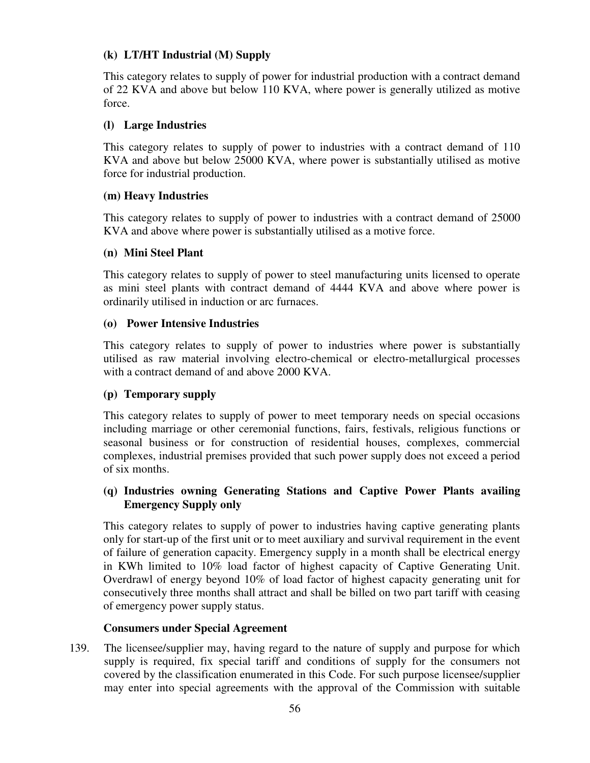**(k) LT/HT Industrial (M) Supply**

This category relates to supply of power for industrial production with a contract demand of 22 KVA and above but below 110 KVA, where power is generally utilized as motive force.

**(l) Large Industries**

This category relates to supply of power to industries with a contract demand of 110 KVA and above but below 25000 KVA, where power is substantially utilised as motive force for industrial production.

**(m) Heavy Industries**

This category relates to supply of power to industries with a contract demand of 25000 KVA and above where power is substantially utilised as a motive force.

**(n) Mini Steel Plant**

This category relates to supply of power to steel manufacturing units licensed to operate as mini steel plants with contract demand of 4444 KVA and above where power is ordinarily utilised in induction or arc furnaces.

**(o) Power Intensive Industries**

This category relates to supply of power to industries where power is substantially utilised as raw material involving electro-chemical or electro-metallurgical processes with a contract demand of and above 2000 KVA.

**(p) Temporary supply**

This category relates to supply of power to meet temporary needs on special occasions including marriage or other ceremonial functions, fairs, festivals, religious functions or seasonal business or for construction of residential houses, complexes, commercial complexes, industrial premises provided that such power supply does not exceed a period of six months.

**(q) Industries owning Generating Stations and Captive Power Plants availing Emergency Supply only**

This category relates to supply of power to industries having captive generating plants only for start-up of the first unit or to meet auxiliary and survival requirement in the event of failure of generation capacity. Emergency supply in a month shall be electrical energy in KWh limited to 10% load factor of highest capacity of Captive Generating Unit. Overdrawl of energy beyond 10% of load factor of highest capacity generating unit for consecutively three months shall attract and shall be billed on two part tariff with ceasing of emergency power supply status.

**Consumers under Special Agreement**

139. The licensee/supplier may, having regard to the nature of supply and purpose for which supply is required, fix special tariff and conditions of supply for the consumers not covered by the classification enumerated in this Code. For such purpose licensee/supplier may enter into special agreements with the approval of the Commission with suitable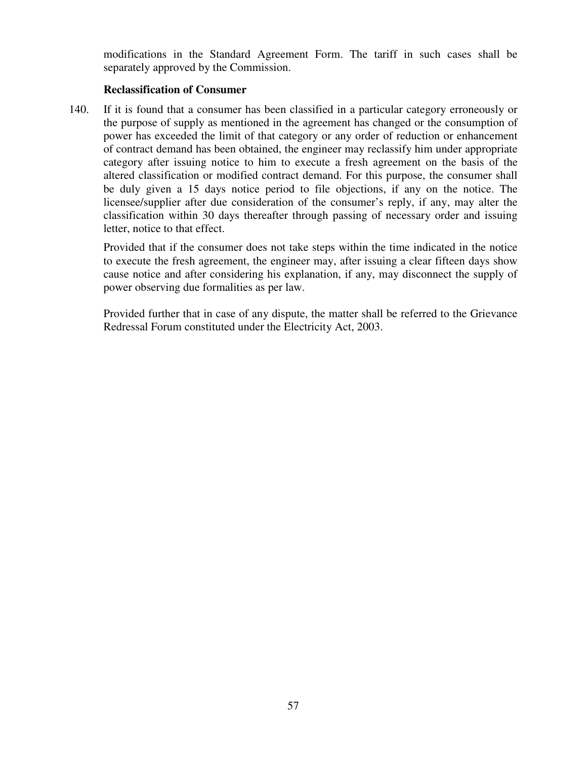modifications in the Standard Agreement Form. The tariff in such cases shall be separately approved by the Commission.

**Reclassification of Consumer**

140. If it is found that a consumer has been classified in a particular category erroneously or the purpose of supply as mentioned in the agreement has changed or the consumption of power has exceeded the limit of that category or any order of reduction or enhancement of contract demand has been obtained, the engineer may reclassify him under appropriate category after issuing notice to him to execute a fresh agreement on the basis of the altered classification or modified contract demand. For this purpose, the consumer shall be duly given a 15 days notice period to file objections, if any on the notice. The licensee/supplier after due consideration of the consumer's reply, if any, may alter the classification within 30 days thereafter through passing of necessary order and issuing letter, notice to that effect.

Provided that if the consumer does not take steps within the time indicated in the notice to execute the fresh agreement, the engineer may, after issuing a clear fifteen days show cause notice and after considering his explanation, if any, may disconnect the supply of power observing due formalities as per law.

Provided further that in case of any dispute, the matter shall be referred to the Grievance Redressal Forum constituted under the Electricity Act, 2003.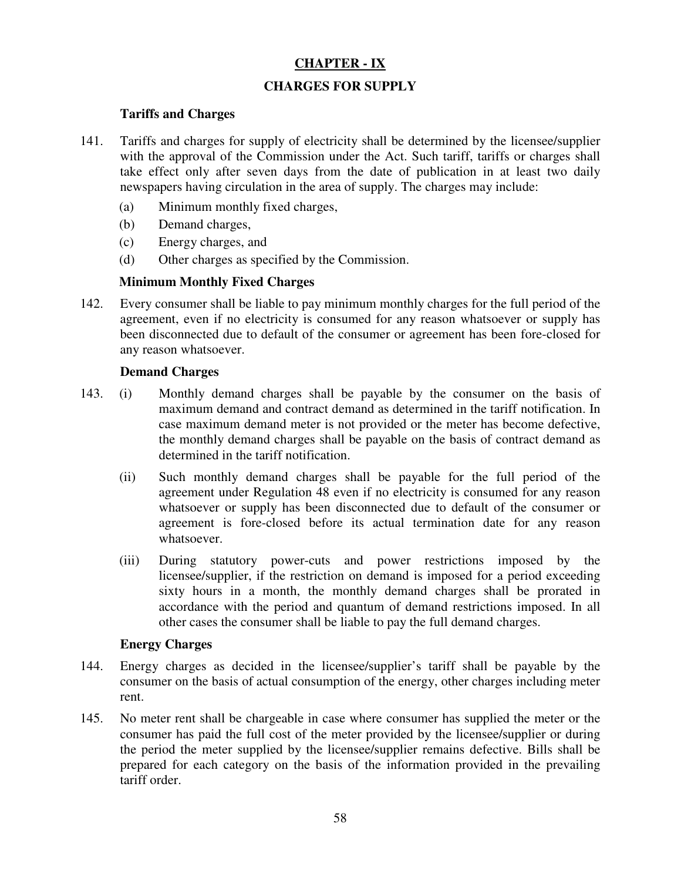# CHAPTER - IX

## CHARGES FOR SUPPLY

### Tariffs and Charges

141. Tariffs and charges for supply of electricity shall be determined by the licensee/supplier with the approval of the Commission under the Act. Such tariff, tariffs or charges shall take effect only after seven days from the date of publication in at least two daily newspapers having circulation in the area of supply. The charges may include:

    (a) Minimum monthly fixed charges,

    (b) Demand charges,

    (c) Energy charges, and

    (d) Other charges as specified by the Commission.

### Minimum Monthly Fixed Charges

142. Every consumer shall be liable to pay minimum monthly charges for the full period of the agreement, even if no electricity is consumed for any reason whatsoever or supply has been disconnected due to default of the consumer or agreement has been fore-closed for any reason whatsoever.

### Demand Charges

143. (i) Monthly demand charges shall be payable by the consumer on the basis of maximum demand and contract demand as determined in the tariff notification. In case maximum demand meter is not provided or the meter has become defective, the monthly demand charges shall be payable on the basis of contract demand as determined in the tariff notification.

    (ii) Such monthly demand charges shall be payable for the full period of the agreement under Regulation 48 even if no electricity is consumed for any reason whatsoever or supply has been disconnected due to default of the consumer or agreement is fore-closed before its actual termination date for any reason whatsoever.

    (iii) During statutory power-cuts and power restrictions imposed by the licensee/supplier, if the restriction on demand is imposed for a period exceeding sixty hours in a month, the monthly demand charges shall be prorated in accordance with the period and quantum of demand restrictions imposed. In all other cases the consumer shall be liable to pay the full demand charges.

### Energy Charges

144. Energy charges as decided in the licensee/supplier's tariff shall be payable by the consumer on the basis of actual consumption of the energy, other charges including meter rent.

145. No meter rent shall be chargeable in case where consumer has supplied the meter or the consumer has paid the full cost of the meter provided by the licensee/supplier or during the period the meter supplied by the licensee/supplier remains defective. Bills shall be prepared for each category on the basis of the information provided in the prevailing tariff order.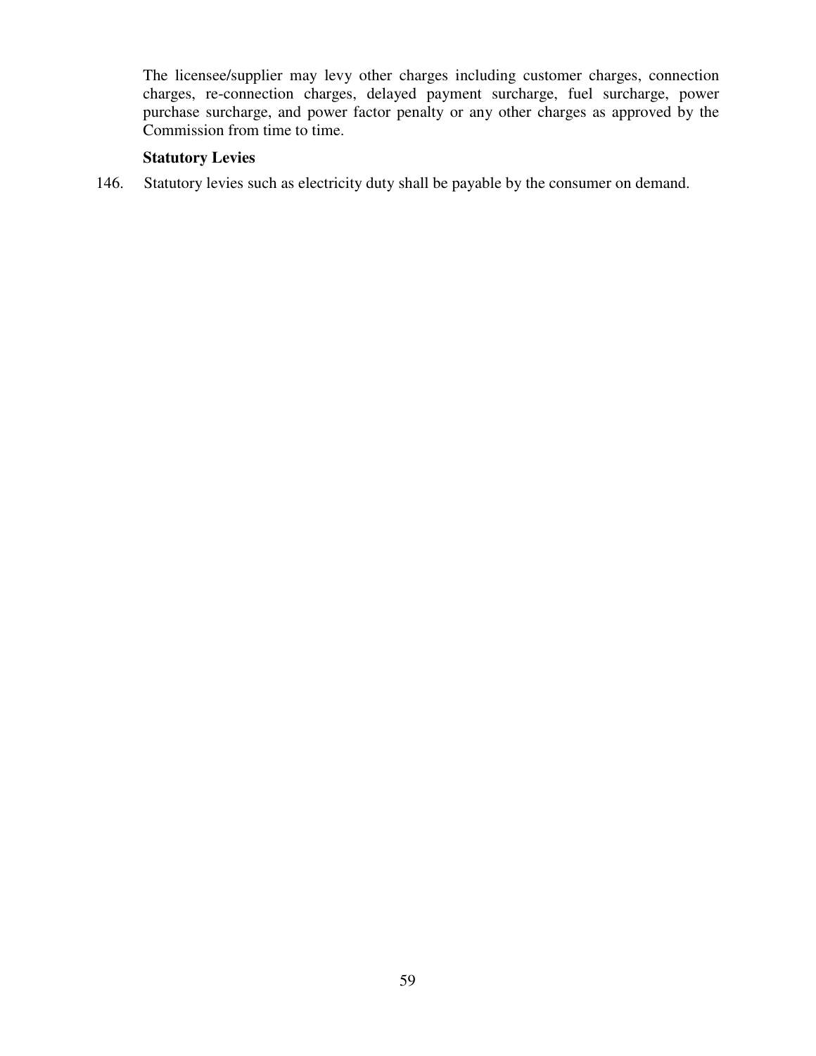The licensee/supplier may levy other charges including customer charges, connection charges, re-connection charges, delayed payment surcharge, fuel surcharge, power purchase surcharge, and power factor penalty or any other charges as approved by the Commission from time to time.

**Statutory Levies**

146. Statutory levies such as electricity duty shall be payable by the consumer on demand.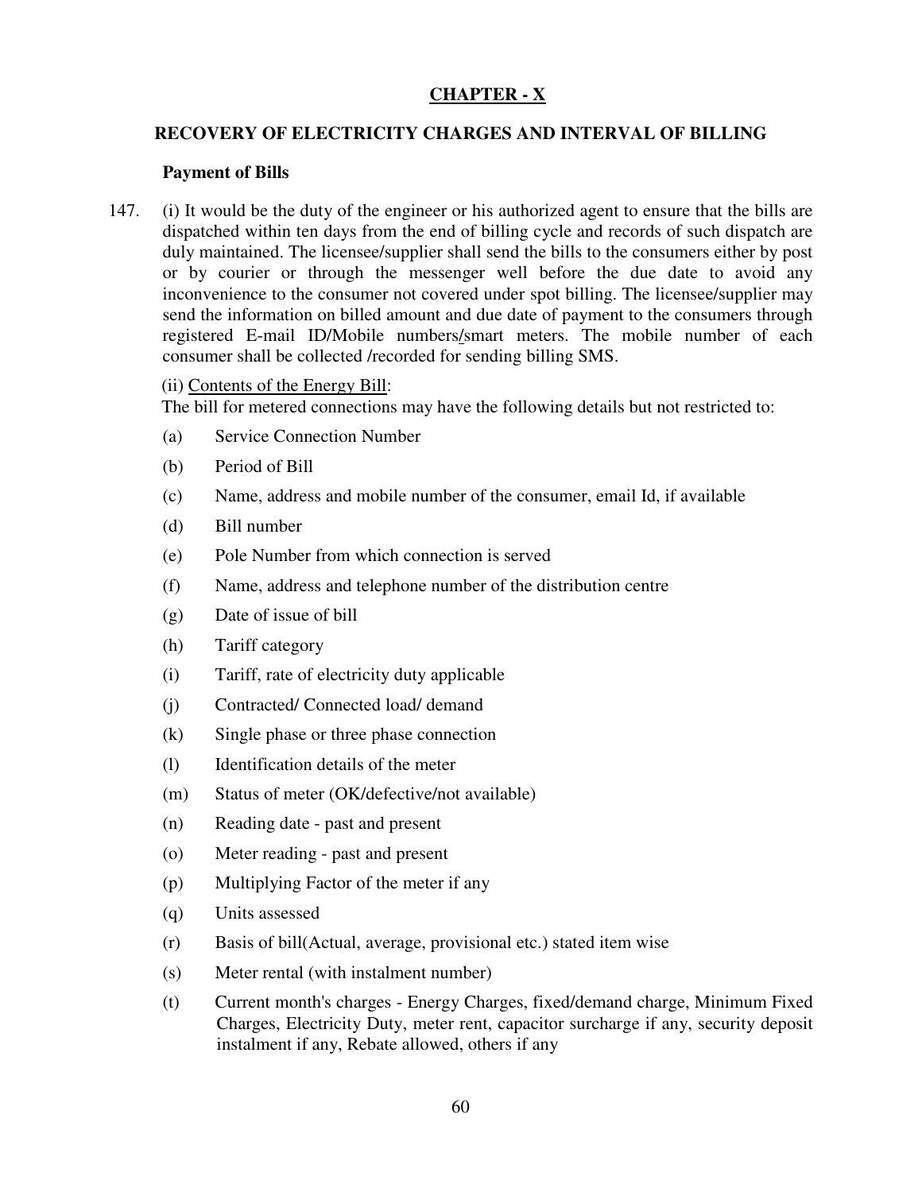# CHAPTER - X

## RECOVERY OF ELECTRICITY CHARGES AND INTERVAL OF BILLING

### Payment of Bills

147. (i) It would be the duty of the engineer or his authorized agent to ensure that the bills are dispatched within ten days from the end of billing cycle and records of such dispatch are duly maintained. The licensee/supplier shall send the bills to the consumers either by post or by courier or through the messenger well before the due date to avoid any inconvenience to the consumer not covered under spot billing. The licensee/supplier may send the information on billed amount and due date of payment to the consumers through registered E-mail ID/Mobile numbers/smart meters. The mobile number of each consumer shall be collected /recorded for sending billing SMS.

(ii) Contents of the Energy Bill:

The bill for metered connections may have the following details but not restricted to:

(a) Service Connection Number

(b) Period of Bill

(c) Name, address and mobile number of the consumer, email Id, if available

(d) Bill number

(e) Pole Number from which connection is served

(f) Name, address and telephone number of the distribution centre

(g) Date of issue of bill

(h) Tariff category

(i) Tariff, rate of electricity duty applicable

(j) Contracted/ Connected load/ demand

(k) Single phase or three phase connection

(l) Identification details of the meter

(m) Status of meter (OK/defective/not available)

(n) Reading date - past and present

(o) Meter reading - past and present

(p) Multiplying Factor of the meter if any

(q) Units assessed

(r) Basis of bill(Actual, average, provisional etc.) stated item wise

(s) Meter rental (with instalment number)

(t) Current month's charges - Energy Charges, fixed/demand charge, Minimum Fixed Charges, Electricity Duty, meter rent, capacitor surcharge if any, security deposit instalment if any, Rebate allowed, others if any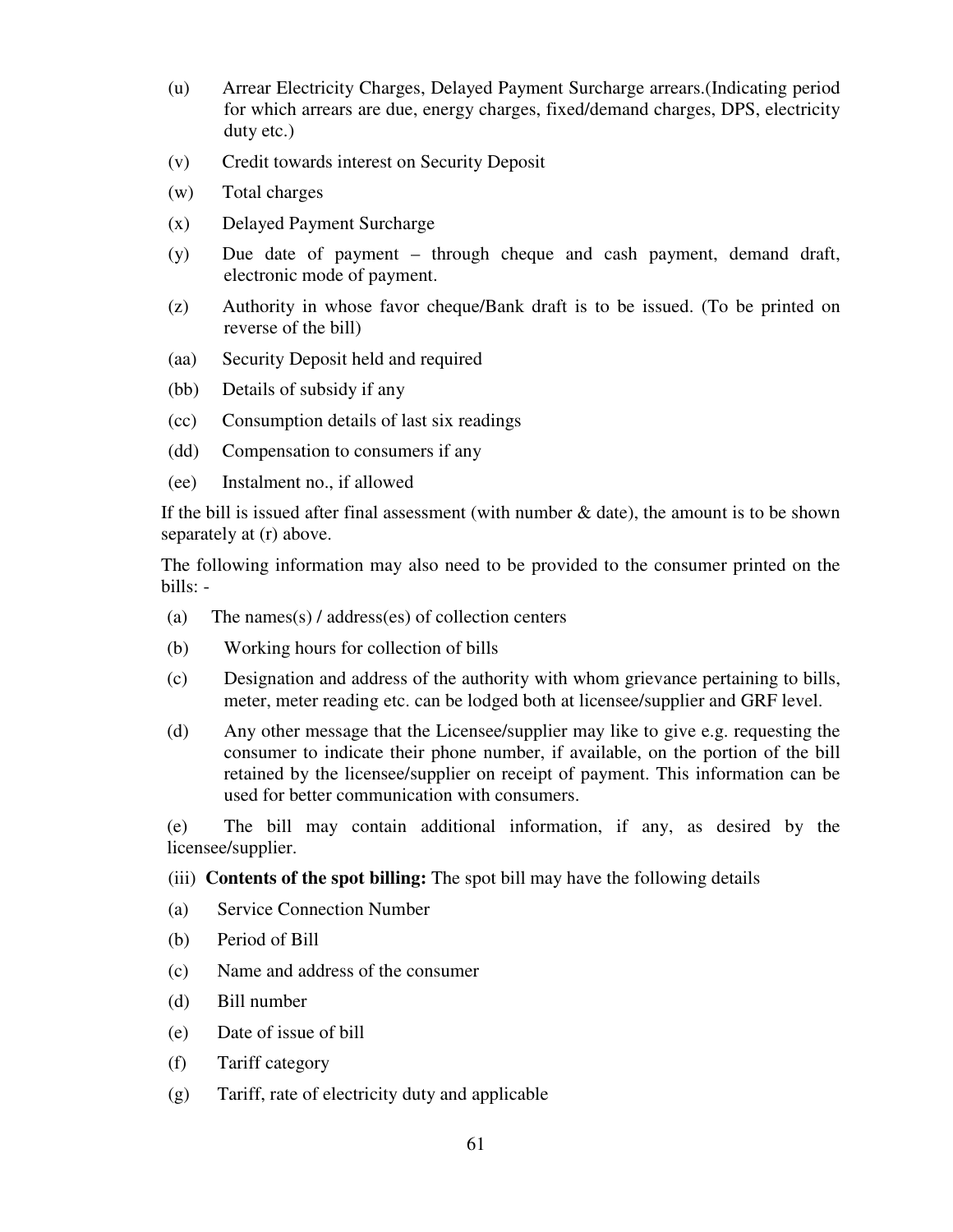(u) Arrear Electricity Charges, Delayed Payment Surcharge arrears.(Indicating period for which arrears are due, energy charges, fixed/demand charges, DPS, electricity duty etc.)

(v) Credit towards interest on Security Deposit

(w) Total charges

(x) Delayed Payment Surcharge

(y) Due date of payment – through cheque and cash payment, demand draft, electronic mode of payment.

(z) Authority in whose favor cheque/Bank draft is to be issued. (To be printed on reverse of the bill)

(aa) Security Deposit held and required

(bb) Details of subsidy if any

(cc) Consumption details of last six readings

(dd) Compensation to consumers if any

(ee) Instalment no., if allowed

If the bill is issued after final assessment (with number & date), the amount is to be shown separately at (r) above.

The following information may also need to be provided to the consumer printed on the bills: -

(a) The names(s) / address(es) of collection centers

(b) Working hours for collection of bills

(c) Designation and address of the authority with whom grievance pertaining to bills, meter, meter reading etc. can be lodged both at licensee/supplier and GRF level.

(d) Any other message that the Licensee/supplier may like to give e.g. requesting the consumer to indicate their phone number, if available, on the portion of the bill retained by the licensee/supplier on receipt of payment. This information can be used for better communication with consumers.

(e) The bill may contain additional information, if any, as desired by the licensee/supplier.

(iii) **Contents of the spot billing:** The spot bill may have the following details

(a) Service Connection Number

(b) Period of Bill

(c) Name and address of the consumer

(d) Bill number

(e) Date of issue of bill

(f) Tariff category

(g) Tariff, rate of electricity duty and applicable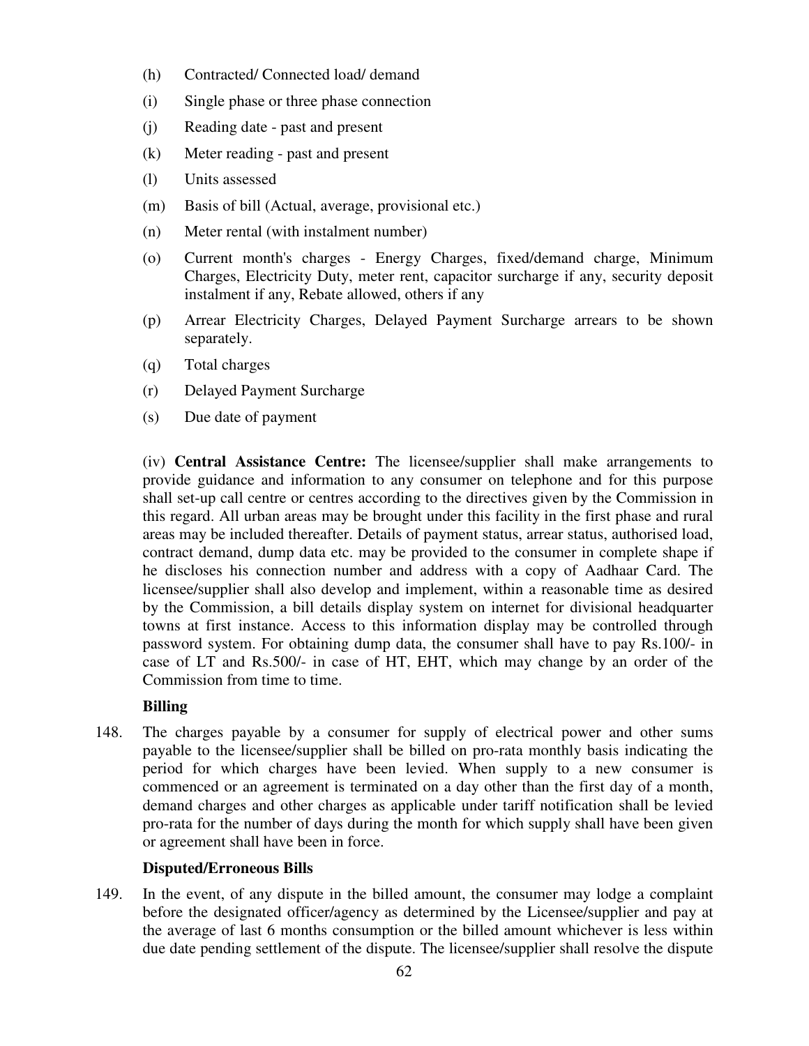(h) Contracted/ Connected load/ demand

(i) Single phase or three phase connection

(j) Reading date - past and present

(k) Meter reading - past and present

(l) Units assessed

(m) Basis of bill (Actual, average, provisional etc.)

(n) Meter rental (with instalment number)

(o) Current month's charges - Energy Charges, fixed/demand charge, Minimum Charges, Electricity Duty, meter rent, capacitor surcharge if any, security deposit instalment if any, Rebate allowed, others if any

(p) Arrear Electricity Charges, Delayed Payment Surcharge arrears to be shown separately.

(q) Total charges

(r) Delayed Payment Surcharge

(s) Due date of payment

(iv) **Central Assistance Centre:** The licensee/supplier shall make arrangements to provide guidance and information to any consumer on telephone and for this purpose shall set-up call centre or centres according to the directives given by the Commission in this regard. All urban areas may be brought under this facility in the first phase and rural areas may be included thereafter. Details of payment status, arrear status, authorised load, contract demand, dump data etc. may be provided to the consumer in complete shape if he discloses his connection number and address with a copy of Aadhaar Card. The licensee/supplier shall also develop and implement, within a reasonable time as desired by the Commission, a bill details display system on internet for divisional headquarter towns at first instance. Access to this information display may be controlled through password system. For obtaining dump data, the consumer shall have to pay Rs.100/- in case of LT and Rs.500/- in case of HT, EHT, which may change by an order of the Commission from time to time.

**Billing**

148. The charges payable by a consumer for supply of electrical power and other sums payable to the licensee/supplier shall be billed on pro-rata monthly basis indicating the period for which charges have been levied. When supply to a new consumer is commenced or an agreement is terminated on a day other than the first day of a month, demand charges and other charges as applicable under tariff notification shall be levied pro-rata for the number of days during the month for which supply shall have been given or agreement shall have been in force.

**Disputed/Erroneous Bills**

149. In the event, of any dispute in the billed amount, the consumer may lodge a complaint before the designated officer/agency as determined by the Licensee/supplier and pay at the average of last 6 months consumption or the billed amount whichever is less within due date pending settlement of the dispute. The licensee/supplier shall resolve the dispute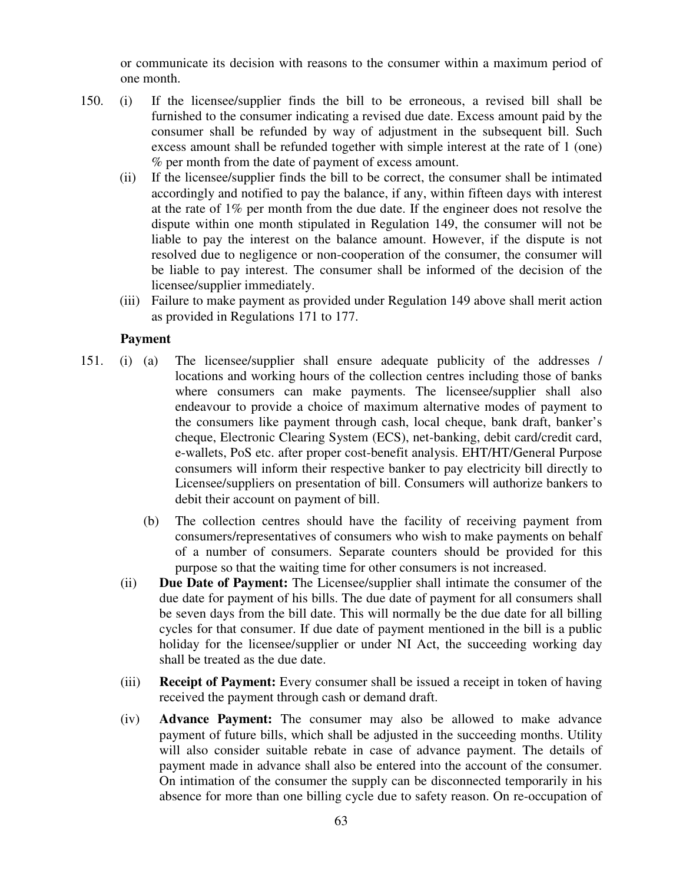or communicate its decision with reasons to the consumer within a maximum period of one month.

150. (i) If the licensee/supplier finds the bill to be erroneous, a revised bill shall be furnished to the consumer indicating a revised due date. Excess amount paid by the consumer shall be refunded by way of adjustment in the subsequent bill. Such excess amount shall be refunded together with simple interest at the rate of 1 (one) % per month from the date of payment of excess amount.

(ii) If the licensee/supplier finds the bill to be correct, the consumer shall be intimated accordingly and notified to pay the balance, if any, within fifteen days with interest at the rate of 1% per month from the due date. If the engineer does not resolve the dispute within one month stipulated in Regulation 149, the consumer will not be liable to pay the interest on the balance amount. However, if the dispute is not resolved due to negligence or non-cooperation of the consumer, the consumer will be liable to pay interest. The consumer shall be informed of the decision of the licensee/supplier immediately.

(iii) Failure to make payment as provided under Regulation 149 above shall merit action as provided in Regulations 171 to 177.

**Payment**

151. (i) (a) The licensee/supplier shall ensure adequate publicity of the addresses / locations and working hours of the collection centres including those of banks where consumers can make payments. The licensee/supplier shall also endeavour to provide a choice of maximum alternative modes of payment to the consumers like payment through cash, local cheque, bank draft, banker's cheque, Electronic Clearing System (ECS), net-banking, debit card/credit card, e-wallets, PoS etc. after proper cost-benefit analysis. EHT/HT/General Purpose consumers will inform their respective banker to pay electricity bill directly to Licensee/suppliers on presentation of bill. Consumers will authorize bankers to debit their account on payment of bill.

(b) The collection centres should have the facility of receiving payment from consumers/representatives of consumers who wish to make payments on behalf of a number of consumers. Separate counters should be provided for this purpose so that the waiting time for other consumers is not increased.

(ii) **Due Date of Payment:** The Licensee/supplier shall intimate the consumer of the due date for payment of his bills. The due date of payment for all consumers shall be seven days from the bill date. This will normally be the due date for all billing cycles for that consumer. If due date of payment mentioned in the bill is a public holiday for the licensee/supplier or under NI Act, the succeeding working day shall be treated as the due date.

(iii) **Receipt of Payment:** Every consumer shall be issued a receipt in token of having received the payment through cash or demand draft.

(iv) **Advance Payment:** The consumer may also be allowed to make advance payment of future bills, which shall be adjusted in the succeeding months. Utility will also consider suitable rebate in case of advance payment. The details of payment made in advance shall also be entered into the account of the consumer. On intimation of the consumer the supply can be disconnected temporarily in his absence for more than one billing cycle due to safety reason. On re-occupation of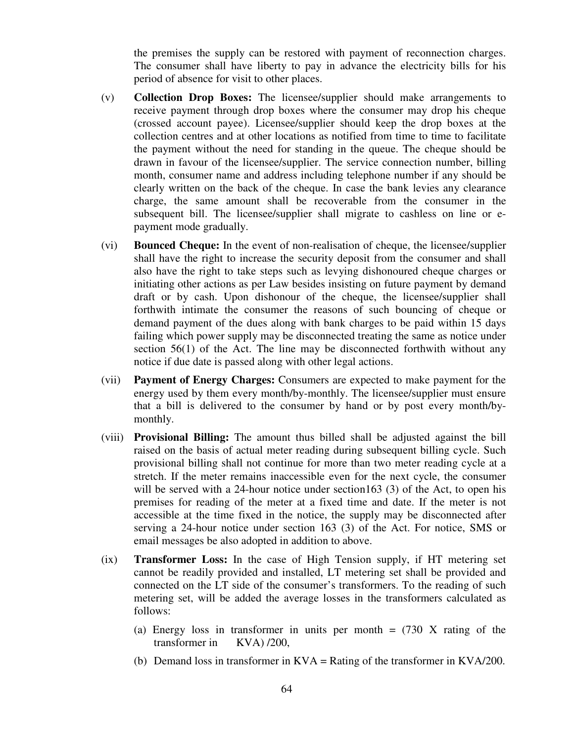the premises the supply can be restored with payment of reconnection charges. The consumer shall have liberty to pay in advance the electricity bills for his period of absence for visit to other places.

(v) **Collection Drop Boxes:** The licensee/supplier should make arrangements to receive payment through drop boxes where the consumer may drop his cheque (crossed account payee). Licensee/supplier should keep the drop boxes at the collection centres and at other locations as notified from time to time to facilitate the payment without the need for standing in the queue. The cheque should be drawn in favour of the licensee/supplier. The service connection number, billing month, consumer name and address including telephone number if any should be clearly written on the back of the cheque. In case the bank levies any clearance charge, the same amount shall be recoverable from the consumer in the subsequent bill. The licensee/supplier shall migrate to cashless on line or e-payment mode gradually.

(vi) **Bounced Cheque:** In the event of non-realisation of cheque, the licensee/supplier shall have the right to increase the security deposit from the consumer and shall also have the right to take steps such as levying dishonoured cheque charges or initiating other actions as per Law besides insisting on future payment by demand draft or by cash. Upon dishonour of the cheque, the licensee/supplier shall forthwith intimate the consumer the reasons of such bouncing of cheque or demand payment of the dues along with bank charges to be paid within 15 days failing which power supply may be disconnected treating the same as notice under section 56(1) of the Act. The line may be disconnected forthwith without any notice if due date is passed along with other legal actions.

(vii) **Payment of Energy Charges:** Consumers are expected to make payment for the energy used by them every month/by-monthly. The licensee/supplier must ensure that a bill is delivered to the consumer by hand or by post every month/by-monthly.

(viii) **Provisional Billing:** The amount thus billed shall be adjusted against the bill raised on the basis of actual meter reading during subsequent billing cycle. Such provisional billing shall not continue for more than two meter reading cycle at a stretch. If the meter remains inaccessible even for the next cycle, the consumer will be served with a 24-hour notice under section163 (3) of the Act, to open his premises for reading of the meter at a fixed time and date. If the meter is not accessible at the time fixed in the notice, the supply may be disconnected after serving a 24-hour notice under section 163 (3) of the Act. For notice, SMS or email messages be also adopted in addition to above.

(ix) **Transformer Loss:** In the case of High Tension supply, if HT metering set cannot be readily provided and installed, LT metering set shall be provided and connected on the LT side of the consumer's transformers. To the reading of such metering set, will be added the average losses in the transformers calculated as follows:

(a) Energy loss in transformer in units per month = (730 X rating of the transformer in KVA) /200,

(b) Demand loss in transformer in KVA = Rating of the transformer in KVA/200.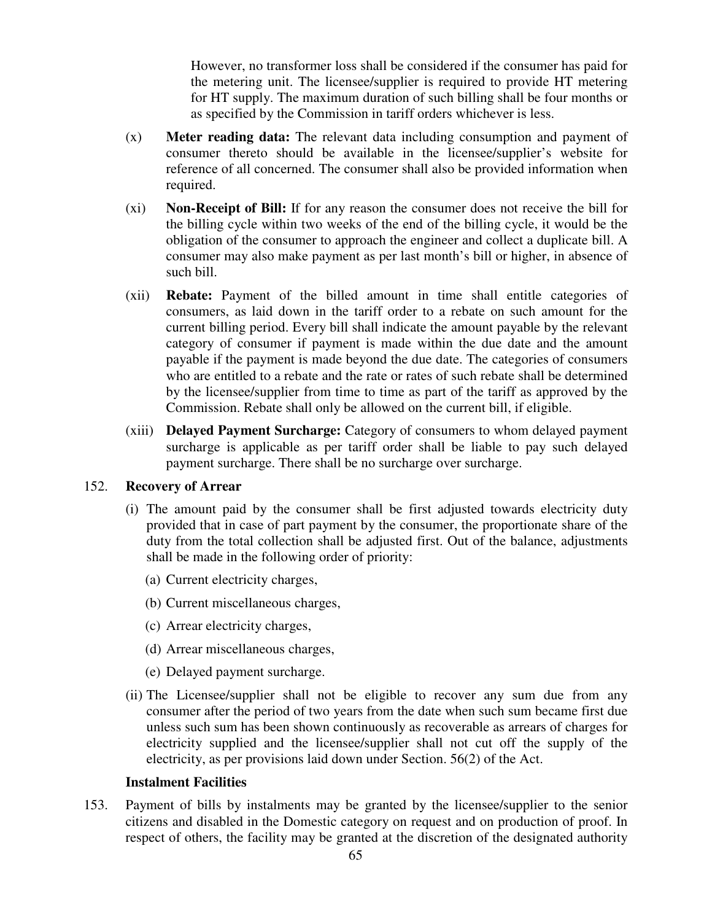However, no transformer loss shall be considered if the consumer has paid for the metering unit. The licensee/supplier is required to provide HT metering for HT supply. The maximum duration of such billing shall be four months or as specified by the Commission in tariff orders whichever is less.

(x) **Meter reading data:** The relevant data including consumption and payment of consumer thereto should be available in the licensee/supplier's website for reference of all concerned. The consumer shall also be provided information when required.

(xi) **Non-Receipt of Bill:** If for any reason the consumer does not receive the bill for the billing cycle within two weeks of the end of the billing cycle, it would be the obligation of the consumer to approach the engineer and collect a duplicate bill. A consumer may also make payment as per last month's bill or higher, in absence of such bill.

(xii) **Rebate:** Payment of the billed amount in time shall entitle categories of consumers, as laid down in the tariff order to a rebate on such amount for the current billing period. Every bill shall indicate the amount payable by the relevant category of consumer if payment is made within the due date and the amount payable if the payment is made beyond the due date. The categories of consumers who are entitled to a rebate and the rate or rates of such rebate shall be determined by the licensee/supplier from time to time as part of the tariff as approved by the Commission. Rebate shall only be allowed on the current bill, if eligible.

(xiii) **Delayed Payment Surcharge:** Category of consumers to whom delayed payment surcharge is applicable as per tariff order shall be liable to pay such delayed payment surcharge. There shall be no surcharge over surcharge.

152. **Recovery of Arrear**

(i) The amount paid by the consumer shall be first adjusted towards electricity duty provided that in case of part payment by the consumer, the proportionate share of the duty from the total collection shall be adjusted first. Out of the balance, adjustments shall be made in the following order of priority:

(a) Current electricity charges,

(b) Current miscellaneous charges,

(c) Arrear electricity charges,

(d) Arrear miscellaneous charges,

(e) Delayed payment surcharge.

(ii) The Licensee/supplier shall not be eligible to recover any sum due from any consumer after the period of two years from the date when such sum became first due unless such sum has been shown continuously as recoverable as arrears of charges for electricity supplied and the licensee/supplier shall not cut off the supply of the electricity, as per provisions laid down under Section. 56(2) of the Act.

**Instalment Facilities**

153. Payment of bills by instalments may be granted by the licensee/supplier to the senior citizens and disabled in the Domestic category on request and on production of proof. In respect of others, the facility may be granted at the discretion of the designated authority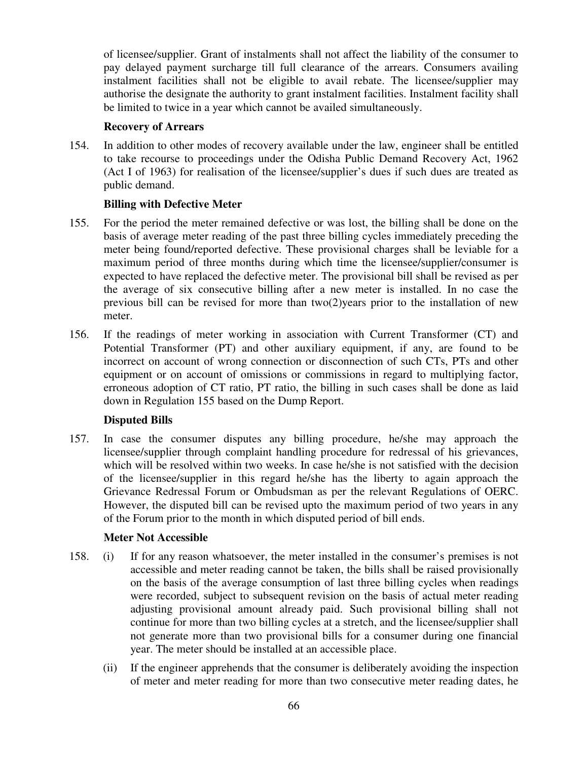of licensee/supplier. Grant of instalments shall not affect the liability of the consumer to pay delayed payment surcharge till full clearance of the arrears. Consumers availing instalment facilities shall not be eligible to avail rebate. The licensee/supplier may authorise the designate the authority to grant instalment facilities. Instalment facility shall be limited to twice in a year which cannot be availed simultaneously.

**Recovery of Arrears**

154. In addition to other modes of recovery available under the law, engineer shall be entitled to take recourse to proceedings under the Odisha Public Demand Recovery Act, 1962 (Act I of 1963) for realisation of the licensee/supplier's dues if such dues are treated as public demand.

**Billing with Defective Meter**

155. For the period the meter remained defective or was lost, the billing shall be done on the basis of average meter reading of the past three billing cycles immediately preceding the meter being found/reported defective. These provisional charges shall be leviable for a maximum period of three months during which time the licensee/supplier/consumer is expected to have replaced the defective meter. The provisional bill shall be revised as per the average of six consecutive billing after a new meter is installed. In no case the previous bill can be revised for more than two(2)years prior to the installation of new meter.

156. If the readings of meter working in association with Current Transformer (CT) and Potential Transformer (PT) and other auxiliary equipment, if any, are found to be incorrect on account of wrong connection or disconnection of such CTs, PTs and other equipment or on account of omissions or commissions in regard to multiplying factor, erroneous adoption of CT ratio, PT ratio, the billing in such cases shall be done as laid down in Regulation 155 based on the Dump Report.

**Disputed Bills**

157. In case the consumer disputes any billing procedure, he/she may approach the licensee/supplier through complaint handling procedure for redressal of his grievances, which will be resolved within two weeks. In case he/she is not satisfied with the decision of the licensee/supplier in this regard he/she has the liberty to again approach the Grievance Redressal Forum or Ombudsman as per the relevant Regulations of OERC. However, the disputed bill can be revised upto the maximum period of two years in any of the Forum prior to the month in which disputed period of bill ends.

**Meter Not Accessible**

158. (i) If for any reason whatsoever, the meter installed in the consumer's premises is not accessible and meter reading cannot be taken, the bills shall be raised provisionally on the basis of the average consumption of last three billing cycles when readings were recorded, subject to subsequent revision on the basis of actual meter reading adjusting provisional amount already paid. Such provisional billing shall not continue for more than two billing cycles at a stretch, and the licensee/supplier shall not generate more than two provisional bills for a consumer during one financial year. The meter should be installed at an accessible place.

(ii) If the engineer apprehends that the consumer is deliberately avoiding the inspection of meter and meter reading for more than two consecutive meter reading dates, he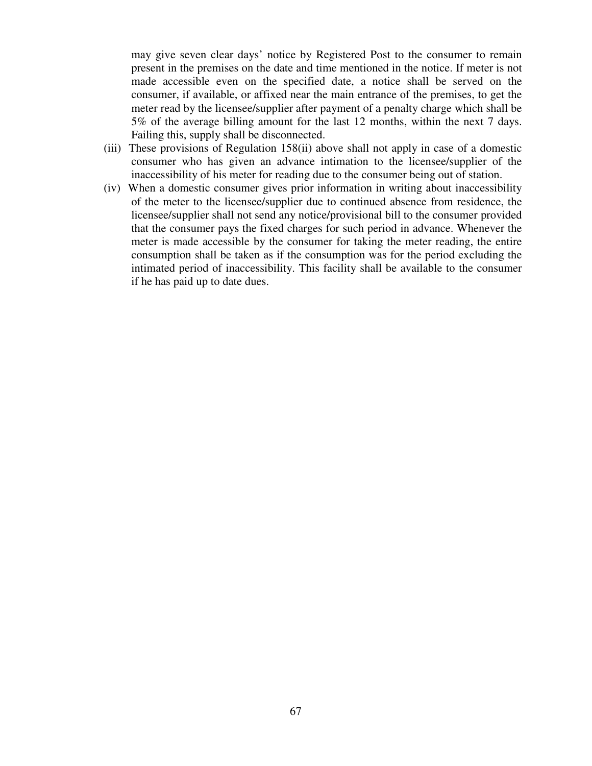may give seven clear days' notice by Registered Post to the consumer to remain present in the premises on the date and time mentioned in the notice. If meter is not made accessible even on the specified date, a notice shall be served on the consumer, if available, or affixed near the main entrance of the premises, to get the meter read by the licensee/supplier after payment of a penalty charge which shall be 5% of the average billing amount for the last 12 months, within the next 7 days. Failing this, supply shall be disconnected.

(iii) These provisions of Regulation 158(ii) above shall not apply in case of a domestic consumer who has given an advance intimation to the licensee/supplier of the inaccessibility of his meter for reading due to the consumer being out of station.

(iv) When a domestic consumer gives prior information in writing about inaccessibility of the meter to the licensee/supplier due to continued absence from residence, the licensee/supplier shall not send any notice/provisional bill to the consumer provided that the consumer pays the fixed charges for such period in advance. Whenever the meter is made accessible by the consumer for taking the meter reading, the entire consumption shall be taken as if the consumption was for the period excluding the intimated period of inaccessibility. This facility shall be available to the consumer if he has paid up to date dues.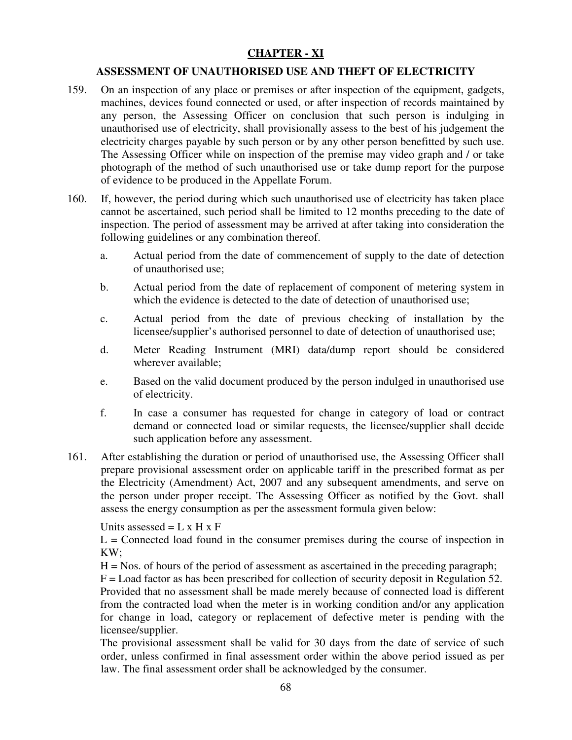# CHAPTER - XI

## ASSESSMENT OF UNAUTHORISED USE AND THEFT OF ELECTRICITY

159. On an inspection of any place or premises or after inspection of the equipment, gadgets, machines, devices found connected or used, or after inspection of records maintained by any person, the Assessing Officer on conclusion that such person is indulging in unauthorised use of electricity, shall provisionally assess to the best of his judgement the electricity charges payable by such person or by any other person benefitted by such use. The Assessing Officer while on inspection of the premise may video graph and / or take photograph of the method of such unauthorised use or take dump report for the purpose of evidence to be produced in the Appellate Forum.

160. If, however, the period during which such unauthorised use of electricity has taken place cannot be ascertained, such period shall be limited to 12 months preceding to the date of inspection. The period of assessment may be arrived at after taking into consideration the following guidelines or any combination thereof.

    a. Actual period from the date of commencement of supply to the date of detection of unauthorised use;

    b. Actual period from the date of replacement of component of metering system in which the evidence is detected to the date of detection of unauthorised use;

    c. Actual period from the date of previous checking of installation by the licensee/supplier's authorised personnel to date of detection of unauthorised use;

    d. Meter Reading Instrument (MRI) data/dump report should be considered wherever available;

    e. Based on the valid document produced by the person indulged in unauthorised use of electricity.

    f. In case a consumer has requested for change in category of load or contract demand or connected load or similar requests, the licensee/supplier shall decide such application before any assessment.

161. After establishing the duration or period of unauthorised use, the Assessing Officer shall prepare provisional assessment order on applicable tariff in the prescribed format as per the Electricity (Amendment) Act, 2007 and any subsequent amendments, and serve on the person under proper receipt. The Assessing Officer as notified by the Govt. shall assess the energy consumption as per the assessment formula given below:

    Units assessed = L x H x F

    L = Connected load found in the consumer premises during the course of inspection in KW;

    H = Nos. of hours of the period of assessment as ascertained in the preceding paragraph;

    F = Load factor as has been prescribed for collection of security deposit in Regulation 52.

    Provided that no assessment shall be made merely because of connected load is different from the contracted load when the meter is in working condition and/or any application for change in load, category or replacement of defective meter is pending with the licensee/supplier.

    The provisional assessment shall be valid for 30 days from the date of service of such order, unless confirmed in final assessment order within the above period issued as per law. The final assessment order shall be acknowledged by the consumer.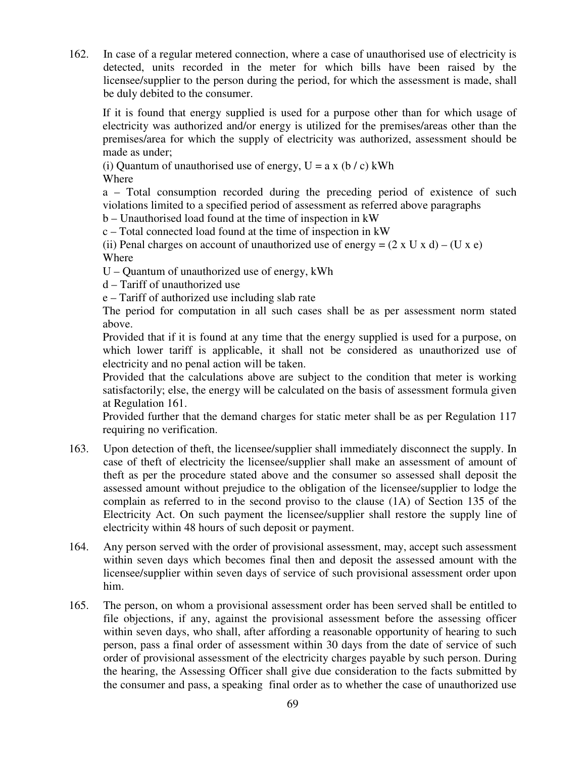162. In case of a regular metered connection, where a case of unauthorised use of electricity is detected, units recorded in the meter for which bills have been raised by the licensee/supplier to the person during the period, for which the assessment is made, shall be duly debited to the consumer.

If it is found that energy supplied is used for a purpose other than for which usage of electricity was authorized and/or energy is utilized for the premises/areas other than the premises/area for which the supply of electricity was authorized, assessment should be made as under;

(i) Quantum of unauthorised use of energy, $U = a \times (b / c)$ kWh

Where

a – Total consumption recorded during the preceding period of existence of such violations limited to a specified period of assessment as referred above paragraphs

b – Unauthorised load found at the time of inspection in kW

c – Total connected load found at the time of inspection in kW

(ii) Penal charges on account of unauthorized use of energy = $(2 \times U \times d) - (U \times e)$

Where

U – Quantum of unauthorized use of energy, kWh

d – Tariff of unauthorized use

e – Tariff of authorized use including slab rate

The period for computation in all such cases shall be as per assessment norm stated above.

Provided that if it is found at any time that the energy supplied is used for a purpose, on which lower tariff is applicable, it shall not be considered as unauthorized use of electricity and no penal action will be taken.

Provided that the calculations above are subject to the condition that meter is working satisfactorily; else, the energy will be calculated on the basis of assessment formula given at Regulation 161.

Provided further that the demand charges for static meter shall be as per Regulation 117 requiring no verification.

163. Upon detection of theft, the licensee/supplier shall immediately disconnect the supply. In case of theft of electricity the licensee/supplier shall make an assessment of amount of theft as per the procedure stated above and the consumer so assessed shall deposit the assessed amount without prejudice to the obligation of the licensee/supplier to lodge the complain as referred to in the second proviso to the clause (1A) of Section 135 of the Electricity Act. On such payment the licensee/supplier shall restore the supply line of electricity within 48 hours of such deposit or payment.

164. Any person served with the order of provisional assessment, may, accept such assessment within seven days which becomes final then and deposit the assessed amount with the licensee/supplier within seven days of service of such provisional assessment order upon him.

165. The person, on whom a provisional assessment order has been served shall be entitled to file objections, if any, against the provisional assessment before the assessing officer within seven days, who shall, after affording a reasonable opportunity of hearing to such person, pass a final order of assessment within 30 days from the date of service of such order of provisional assessment of the electricity charges payable by such person. During the hearing, the Assessing Officer shall give due consideration to the facts submitted by the consumer and pass, a speaking final order as to whether the case of unauthorized use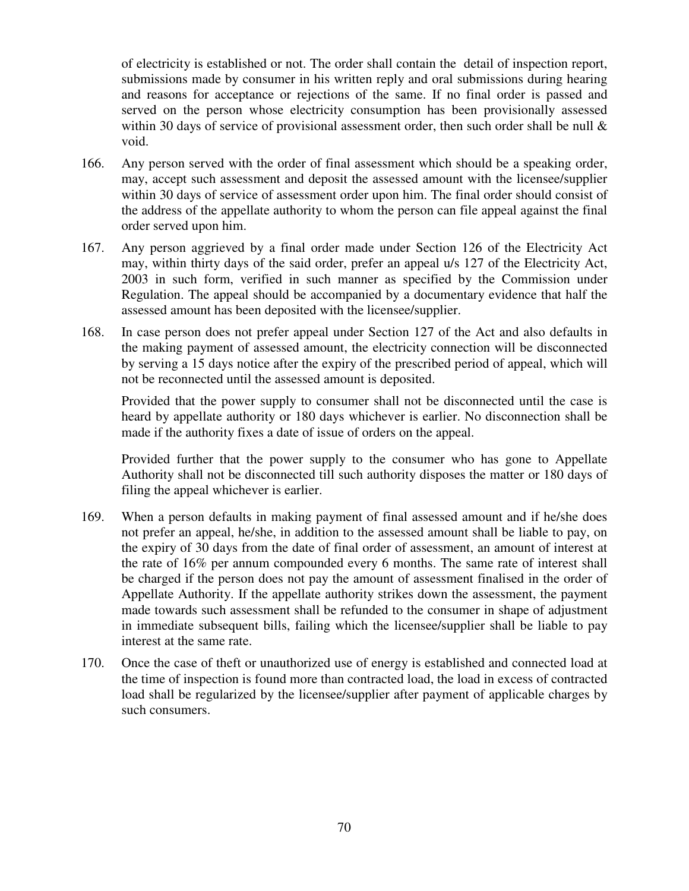of electricity is established or not. The order shall contain the detail of inspection report, submissions made by consumer in his written reply and oral submissions during hearing and reasons for acceptance or rejections of the same. If no final order is passed and served on the person whose electricity consumption has been provisionally assessed within 30 days of service of provisional assessment order, then such order shall be null & void.

166. Any person served with the order of final assessment which should be a speaking order, may, accept such assessment and deposit the assessed amount with the licensee/supplier within 30 days of service of assessment order upon him. The final order should consist of the address of the appellate authority to whom the person can file appeal against the final order served upon him.

167. Any person aggrieved by a final order made under Section 126 of the Electricity Act may, within thirty days of the said order, prefer an appeal u/s 127 of the Electricity Act, 2003 in such form, verified in such manner as specified by the Commission under Regulation. The appeal should be accompanied by a documentary evidence that half the assessed amount has been deposited with the licensee/supplier.

168. In case person does not prefer appeal under Section 127 of the Act and also defaults in the making payment of assessed amount, the electricity connection will be disconnected by serving a 15 days notice after the expiry of the prescribed period of appeal, which will not be reconnected until the assessed amount is deposited.

    Provided that the power supply to consumer shall not be disconnected until the case is heard by appellate authority or 180 days whichever is earlier. No disconnection shall be made if the authority fixes a date of issue of orders on the appeal.

    Provided further that the power supply to the consumer who has gone to Appellate Authority shall not be disconnected till such authority disposes the matter or 180 days of filing the appeal whichever is earlier.

169. When a person defaults in making payment of final assessed amount and if he/she does not prefer an appeal, he/she, in addition to the assessed amount shall be liable to pay, on the expiry of 30 days from the date of final order of assessment, an amount of interest at the rate of 16% per annum compounded every 6 months. The same rate of interest shall be charged if the person does not pay the amount of assessment finalised in the order of Appellate Authority. If the appellate authority strikes down the assessment, the payment made towards such assessment shall be refunded to the consumer in shape of adjustment in immediate subsequent bills, failing which the licensee/supplier shall be liable to pay interest at the same rate.

170. Once the case of theft or unauthorized use of energy is established and connected load at the time of inspection is found more than contracted load, the load in excess of contracted load shall be regularized by the licensee/supplier after payment of applicable charges by such consumers.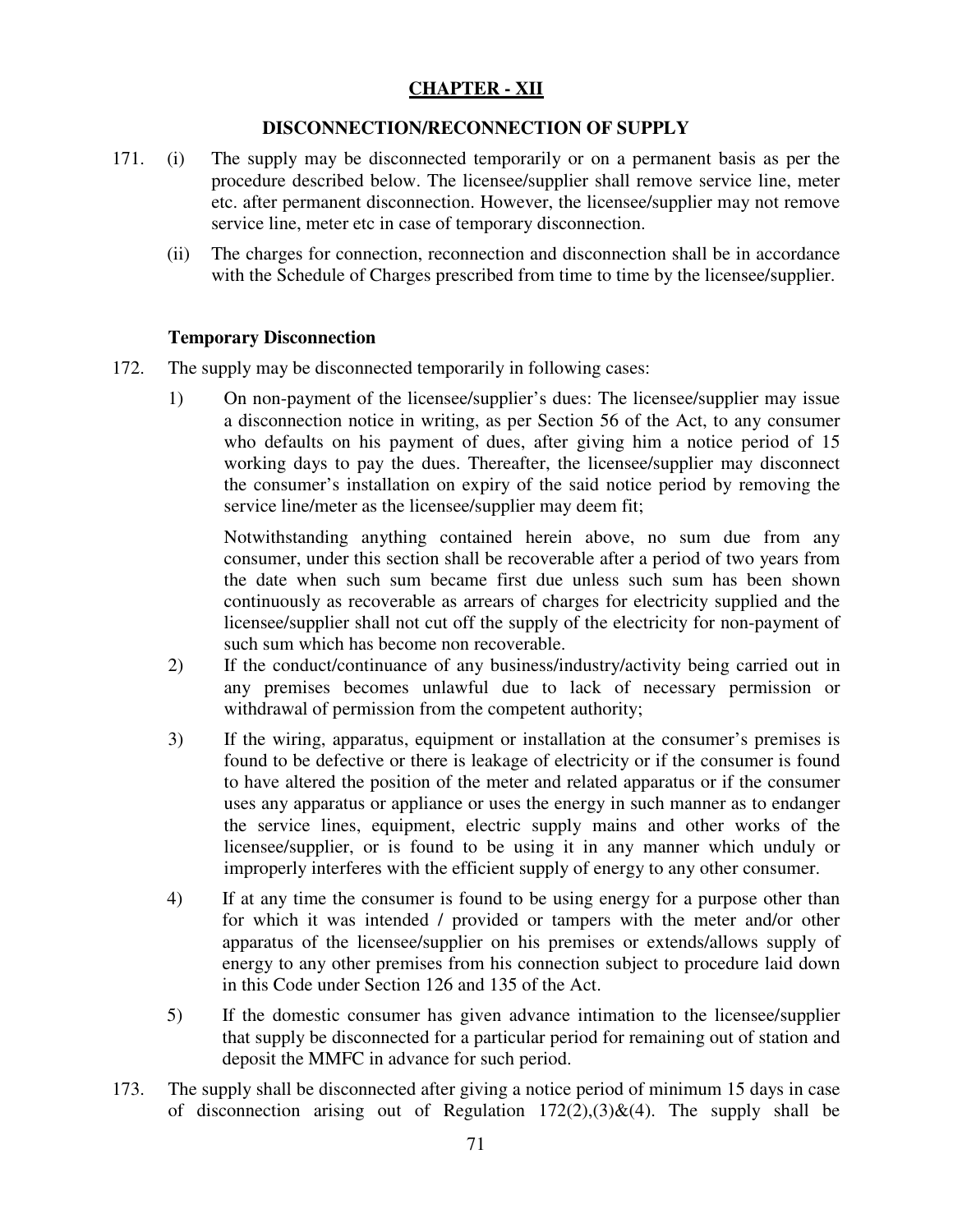## CHAPTER - XII

### DISCONNECTION/RECONNECTION OF SUPPLY

171. (i) The supply may be disconnected temporarily or on a permanent basis as per the procedure described below. The licensee/supplier shall remove service line, meter etc. after permanent disconnection. However, the licensee/supplier may not remove service line, meter etc in case of temporary disconnection.

    (ii) The charges for connection, reconnection and disconnection shall be in accordance with the Schedule of Charges prescribed from time to time by the licensee/supplier.

**Temporary Disconnection**

172. The supply may be disconnected temporarily in following cases:

    1) On non-payment of the licensee/supplier's dues: The licensee/supplier may issue a disconnection notice in writing, as per Section 56 of the Act, to any consumer who defaults on his payment of dues, after giving him a notice period of 15 working days to pay the dues. Thereafter, the licensee/supplier may disconnect the consumer's installation on expiry of the said notice period by removing the service line/meter as the licensee/supplier may deem fit;

       Notwithstanding anything contained herein above, no sum due from any consumer, under this section shall be recoverable after a period of two years from the date when such sum became first due unless such sum has been shown continuously as recoverable as arrears of charges for electricity supplied and the licensee/supplier shall not cut off the supply of the electricity for non-payment of such sum which has become non recoverable.

    2) If the conduct/continuance of any business/industry/activity being carried out in any premises becomes unlawful due to lack of necessary permission or withdrawal of permission from the competent authority;

    3) If the wiring, apparatus, equipment or installation at the consumer's premises is found to be defective or there is leakage of electricity or if the consumer is found to have altered the position of the meter and related apparatus or if the consumer uses any apparatus or appliance or uses the energy in such manner as to endanger the service lines, equipment, electric supply mains and other works of the licensee/supplier, or is found to be using it in any manner which unduly or improperly interferes with the efficient supply of energy to any other consumer.

    4) If at any time the consumer is found to be using energy for a purpose other than for which it was intended / provided or tampers with the meter and/or other apparatus of the licensee/supplier on his premises or extends/allows supply of energy to any other premises from his connection subject to procedure laid down in this Code under Section 126 and 135 of the Act.

    5) If the domestic consumer has given advance intimation to the licensee/supplier that supply be disconnected for a particular period for remaining out of station and deposit the MMFC in advance for such period.

173. The supply shall be disconnected after giving a notice period of minimum 15 days in case of disconnection arising out of Regulation 172(2),(3)&(4). The supply shall be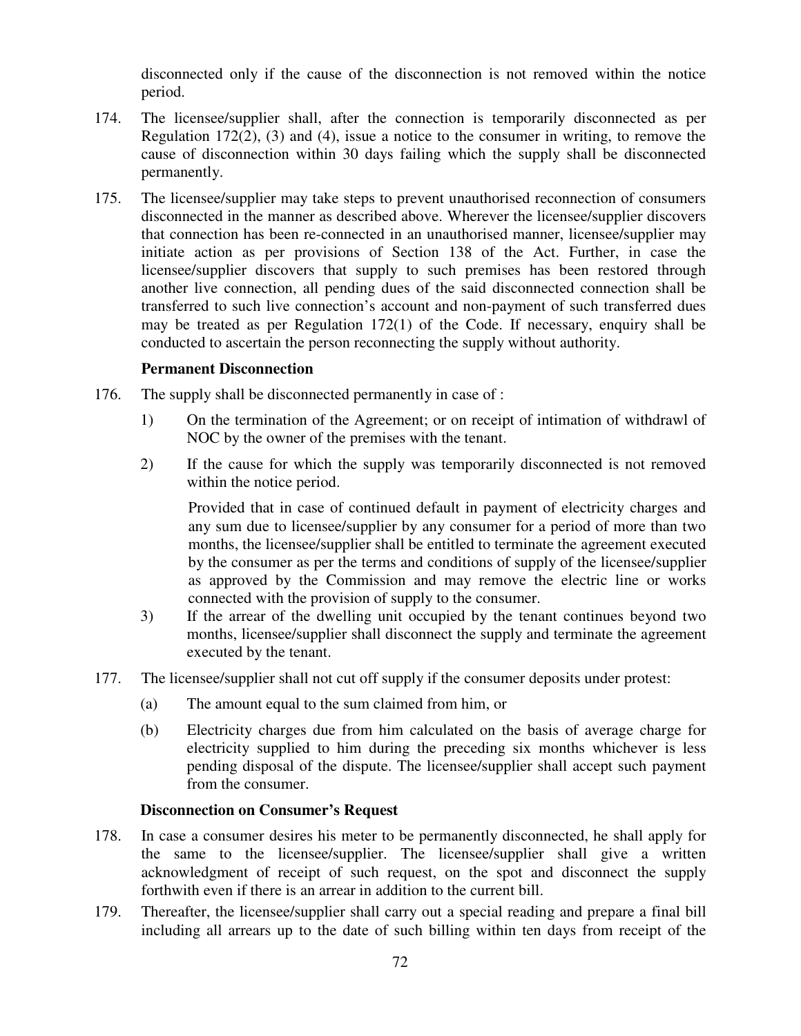disconnected only if the cause of the disconnection is not removed within the notice period.

174. The licensee/supplier shall, after the connection is temporarily disconnected as per Regulation 172(2), (3) and (4), issue a notice to the consumer in writing, to remove the cause of disconnection within 30 days failing which the supply shall be disconnected permanently.

175. The licensee/supplier may take steps to prevent unauthorised reconnection of consumers disconnected in the manner as described above. Wherever the licensee/supplier discovers that connection has been re-connected in an unauthorised manner, licensee/supplier may initiate action as per provisions of Section 138 of the Act. Further, in case the licensee/supplier discovers that supply to such premises has been restored through another live connection, all pending dues of the said disconnected connection shall be transferred to such live connection's account and non-payment of such transferred dues may be treated as per Regulation 172(1) of the Code. If necessary, enquiry shall be conducted to ascertain the person reconnecting the supply without authority.

**Permanent Disconnection**

176. The supply shall be disconnected permanently in case of :

   1) On the termination of the Agreement; or on receipt of intimation of withdrawl of NOC by the owner of the premises with the tenant.

   2) If the cause for which the supply was temporarily disconnected is not removed within the notice period.

      Provided that in case of continued default in payment of electricity charges and any sum due to licensee/supplier by any consumer for a period of more than two months, the licensee/supplier shall be entitled to terminate the agreement executed by the consumer as per the terms and conditions of supply of the licensee/supplier as approved by the Commission and may remove the electric line or works connected with the provision of supply to the consumer.

   3) If the arrear of the dwelling unit occupied by the tenant continues beyond two months, licensee/supplier shall disconnect the supply and terminate the agreement executed by the tenant.

177. The licensee/supplier shall not cut off supply if the consumer deposits under protest:

   (a) The amount equal to the sum claimed from him, or

   (b) Electricity charges due from him calculated on the basis of average charge for electricity supplied to him during the preceding six months whichever is less pending disposal of the dispute. The licensee/supplier shall accept such payment from the consumer.

**Disconnection on Consumer's Request**

178. In case a consumer desires his meter to be permanently disconnected, he shall apply for the same to the licensee/supplier. The licensee/supplier shall give a written acknowledgment of receipt of such request, on the spot and disconnect the supply forthwith even if there is an arrear in addition to the current bill.

179. Thereafter, the licensee/supplier shall carry out a special reading and prepare a final bill including all arrears up to the date of such billing within ten days from receipt of the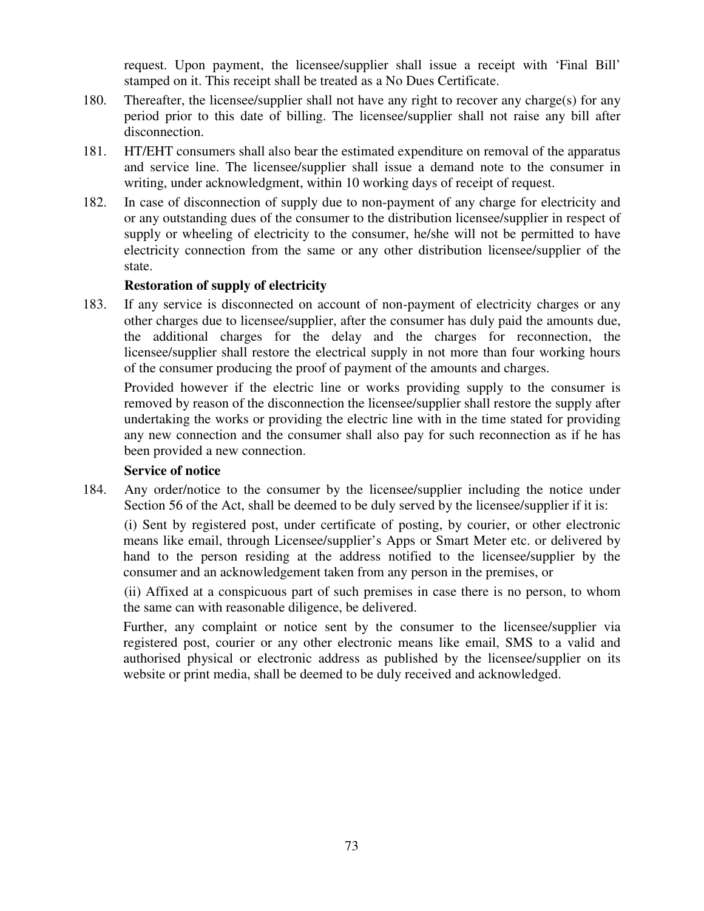request. Upon payment, the licensee/supplier shall issue a receipt with 'Final Bill' stamped on it. This receipt shall be treated as a No Dues Certificate.

180. Thereafter, the licensee/supplier shall not have any right to recover any charge(s) for any period prior to this date of billing. The licensee/supplier shall not raise any bill after disconnection.

181. HT/EHT consumers shall also bear the estimated expenditure on removal of the apparatus and service line. The licensee/supplier shall issue a demand note to the consumer in writing, under acknowledgment, within 10 working days of receipt of request.

182. In case of disconnection of supply due to non-payment of any charge for electricity and or any outstanding dues of the consumer to the distribution licensee/supplier in respect of supply or wheeling of electricity to the consumer, he/she will not be permitted to have electricity connection from the same or any other distribution licensee/supplier of the state.

**Restoration of supply of electricity**

183. If any service is disconnected on account of non-payment of electricity charges or any other charges due to licensee/supplier, after the consumer has duly paid the amounts due, the additional charges for the delay and the charges for reconnection, the licensee/supplier shall restore the electrical supply in not more than four working hours of the consumer producing the proof of payment of the amounts and charges.

Provided however if the electric line or works providing supply to the consumer is removed by reason of the disconnection the licensee/supplier shall restore the supply after undertaking the works or providing the electric line with in the time stated for providing any new connection and the consumer shall also pay for such reconnection as if he has been provided a new connection.

**Service of notice**

184. Any order/notice to the consumer by the licensee/supplier including the notice under Section 56 of the Act, shall be deemed to be duly served by the licensee/supplier if it is:

(i) Sent by registered post, under certificate of posting, by courier, or other electronic means like email, through Licensee/supplier's Apps or Smart Meter etc. or delivered by hand to the person residing at the address notified to the licensee/supplier by the consumer and an acknowledgement taken from any person in the premises, or

(ii) Affixed at a conspicuous part of such premises in case there is no person, to whom the same can with reasonable diligence, be delivered.

Further, any complaint or notice sent by the consumer to the licensee/supplier via registered post, courier or any other electronic means like email, SMS to a valid and authorised physical or electronic address as published by the licensee/supplier on its website or print media, shall be deemed to be duly received and acknowledged.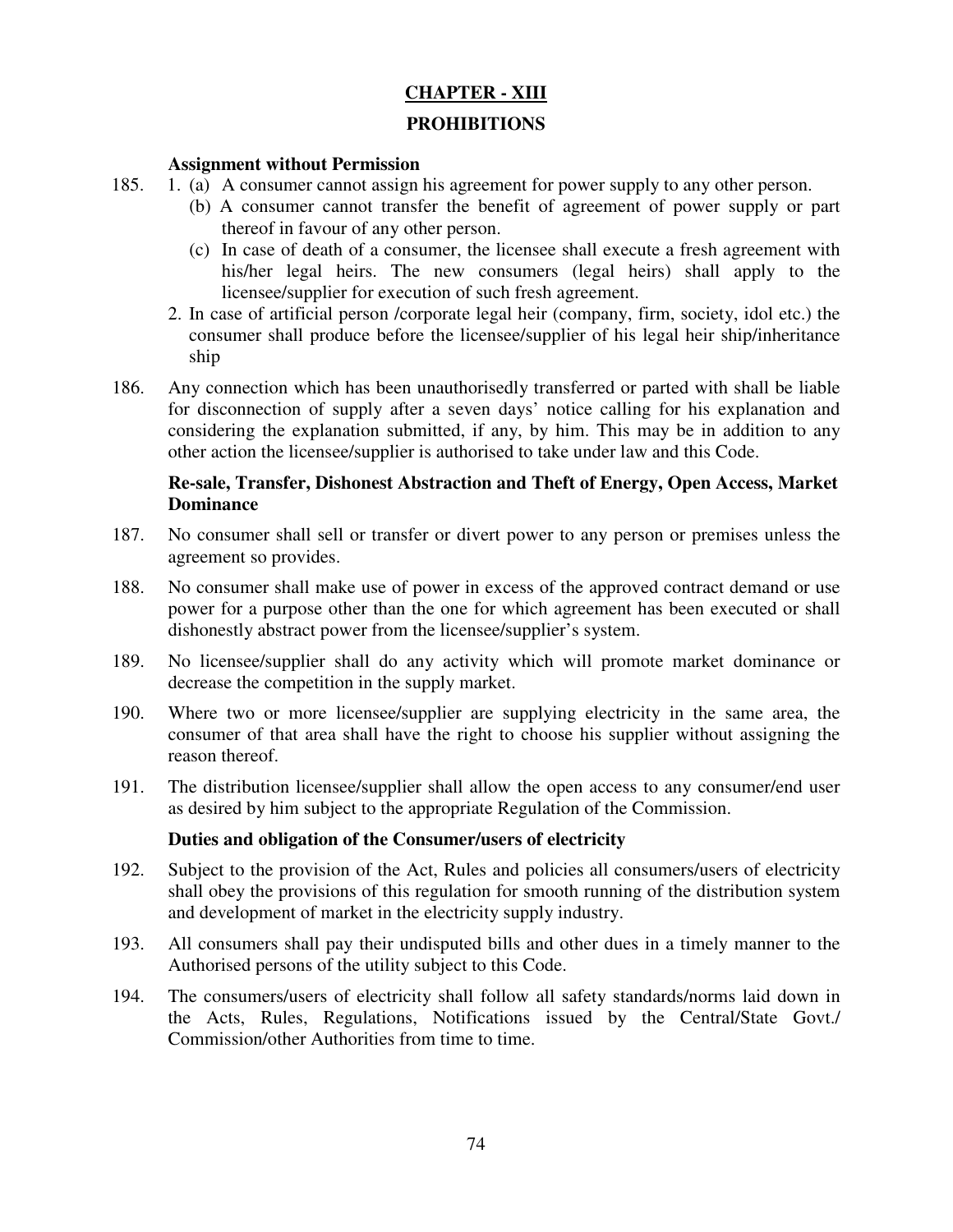## CHAPTER - XIII

## PROHIBITIONS

### Assignment without Permission

185. 1. (a) A consumer cannot assign his agreement for power supply to any other person.
   (b) A consumer cannot transfer the benefit of agreement of power supply or part thereof in favour of any other person.
   (c) In case of death of a consumer, the licensee shall execute a fresh agreement with his/her legal heirs. The new consumers (legal heirs) shall apply to the licensee/supplier for execution of such fresh agreement.

   2. In case of artificial person /corporate legal heir (company, firm, society, idol etc.) the consumer shall produce before the licensee/supplier of his legal heir ship/inheritance ship

186. Any connection which has been unauthorisedly transferred or parted with shall be liable for disconnection of supply after a seven days' notice calling for his explanation and considering the explanation submitted, if any, by him. This may be in addition to any other action the licensee/supplier is authorised to take under law and this Code.

### Re-sale, Transfer, Dishonest Abstraction and Theft of Energy, Open Access, Market Dominance

187. No consumer shall sell or transfer or divert power to any person or premises unless the agreement so provides.

188. No consumer shall make use of power in excess of the approved contract demand or use power for a purpose other than the one for which agreement has been executed or shall dishonestly abstract power from the licensee/supplier's system.

189. No licensee/supplier shall do any activity which will promote market dominance or decrease the competition in the supply market.

190. Where two or more licensee/supplier are supplying electricity in the same area, the consumer of that area shall have the right to choose his supplier without assigning the reason thereof.

191. The distribution licensee/supplier shall allow the open access to any consumer/end user as desired by him subject to the appropriate Regulation of the Commission.

### Duties and obligation of the Consumer/users of electricity

192. Subject to the provision of the Act, Rules and policies all consumers/users of electricity shall obey the provisions of this regulation for smooth running of the distribution system and development of market in the electricity supply industry.

193. All consumers shall pay their undisputed bills and other dues in a timely manner to the Authorised persons of the utility subject to this Code.

194. The consumers/users of electricity shall follow all safety standards/norms laid down in the Acts, Rules, Regulations, Notifications issued by the Central/State Govt./ Commission/other Authorities from time to time.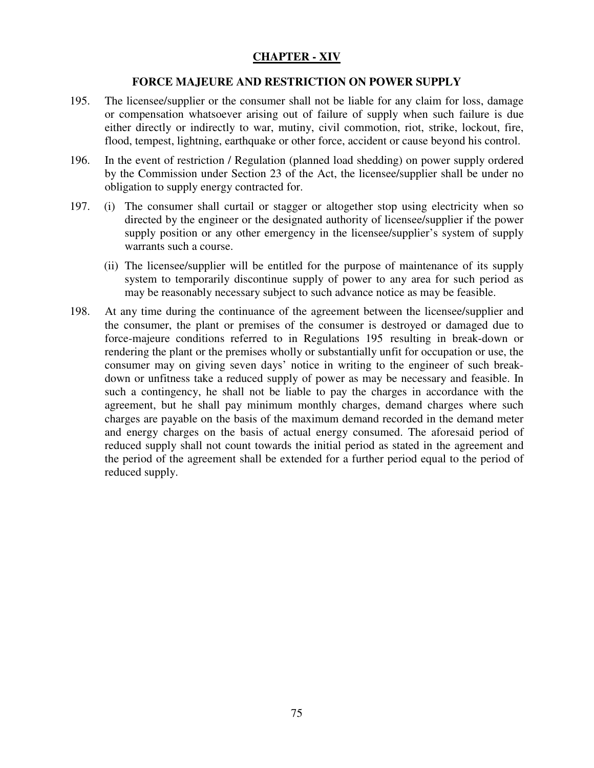# CHAPTER - XIV

## FORCE MAJEURE AND RESTRICTION ON POWER SUPPLY

195. The licensee/supplier or the consumer shall not be liable for any claim for loss, damage or compensation whatsoever arising out of failure of supply when such failure is due either directly or indirectly to war, mutiny, civil commotion, riot, strike, lockout, fire, flood, tempest, lightning, earthquake or other force, accident or cause beyond his control.

196. In the event of restriction / Regulation (planned load shedding) on power supply ordered by the Commission under Section 23 of the Act, the licensee/supplier shall be under no obligation to supply energy contracted for.

197. (i) The consumer shall curtail or stagger or altogether stop using electricity when so directed by the engineer or the designated authority of licensee/supplier if the power supply position or any other emergency in the licensee/supplier's system of supply warrants such a course.

     (ii) The licensee/supplier will be entitled for the purpose of maintenance of its supply system to temporarily discontinue supply of power to any area for such period as may be reasonably necessary subject to such advance notice as may be feasible.

198. At any time during the continuance of the agreement between the licensee/supplier and the consumer, the plant or premises of the consumer is destroyed or damaged due to force-majeure conditions referred to in Regulations 195 resulting in break-down or rendering the plant or the premises wholly or substantially unfit for occupation or use, the consumer may on giving seven days' notice in writing to the engineer of such break-down or unfitness take a reduced supply of power as may be necessary and feasible. In such a contingency, he shall not be liable to pay the charges in accordance with the agreement, but he shall pay minimum monthly charges, demand charges where such charges are payable on the basis of the maximum demand recorded in the demand meter and energy charges on the basis of actual energy consumed. The aforesaid period of reduced supply shall not count towards the initial period as stated in the agreement and the period of the agreement shall be extended for a further period equal to the period of reduced supply.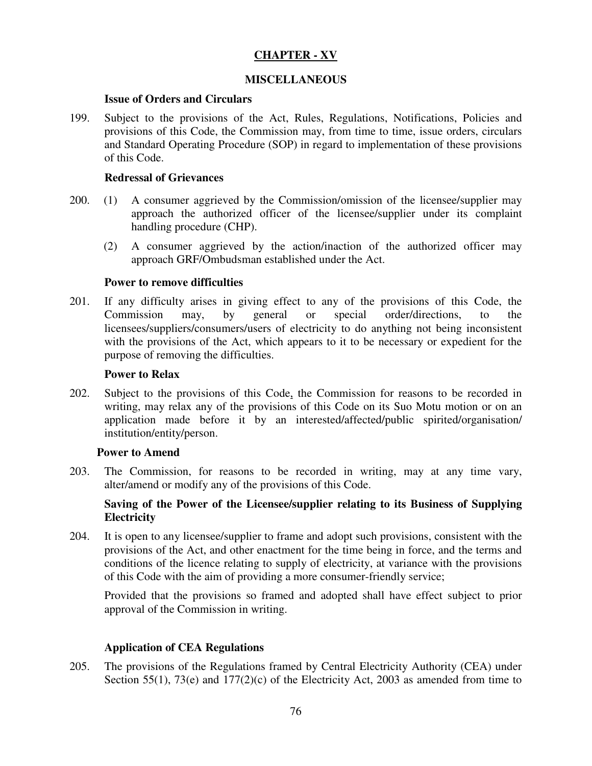## CHAPTER - XV

## MISCELLANEOUS

### Issue of Orders and Circulars

199. Subject to the provisions of the Act, Rules, Regulations, Notifications, Policies and provisions of this Code, the Commission may, from time to time, issue orders, circulars and Standard Operating Procedure (SOP) in regard to implementation of these provisions of this Code.

### Redressal of Grievances

200. (1) A consumer aggrieved by the Commission/omission of the licensee/supplier may approach the authorized officer of the licensee/supplier under its complaint handling procedure (CHP).

(2) A consumer aggrieved by the action/inaction of the authorized officer may approach GRF/Ombudsman established under the Act.

### Power to remove difficulties

201. If any difficulty arises in giving effect to any of the provisions of this Code, the Commission may, by general or special order/directions, to the licensees/suppliers/consumers/users of electricity to do anything not being inconsistent with the provisions of the Act, which appears to it to be necessary or expedient for the purpose of removing the difficulties.

### Power to Relax

202. Subject to the provisions of this Code, the Commission for reasons to be recorded in writing, may relax any of the provisions of this Code on its Suo Motu motion or on an application made before it by an interested/affected/public spirited/organisation/ institution/entity/person.

### Power to Amend

203. The Commission, for reasons to be recorded in writing, may at any time vary, alter/amend or modify any of the provisions of this Code.

### Saving of the Power of the Licensee/supplier relating to its Business of Supplying Electricity

204. It is open to any licensee/supplier to frame and adopt such provisions, consistent with the provisions of the Act, and other enactment for the time being in force, and the terms and conditions of the licence relating to supply of electricity, at variance with the provisions of this Code with the aim of providing a more consumer-friendly service;

Provided that the provisions so framed and adopted shall have effect subject to prior approval of the Commission in writing.

### Application of CEA Regulations

205. The provisions of the Regulations framed by Central Electricity Authority (CEA) under Section 55(1), 73(e) and 177(2)(c) of the Electricity Act, 2003 as amended from time to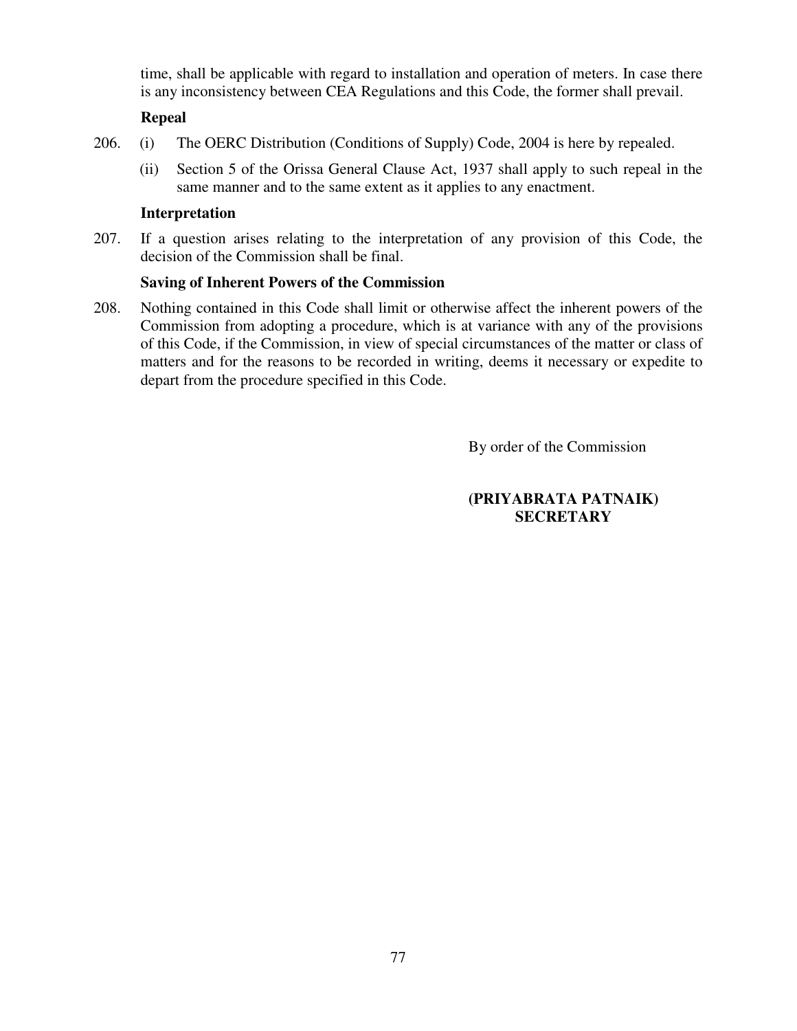time, shall be applicable with regard to installation and operation of meters. In case there is any inconsistency between CEA Regulations and this Code, the former shall prevail.

**Repeal**

206. (i) The OERC Distribution (Conditions of Supply) Code, 2004 is here by repealed.

 (ii) Section 5 of the Orissa General Clause Act, 1937 shall apply to such repeal in the same manner and to the same extent as it applies to any enactment.

**Interpretation**

207. If a question arises relating to the interpretation of any provision of this Code, the decision of the Commission shall be final.

**Saving of Inherent Powers of the Commission**

208. Nothing contained in this Code shall limit or otherwise affect the inherent powers of the Commission from adopting a procedure, which is at variance with any of the provisions of this Code, if the Commission, in view of special circumstances of the matter or class of matters and for the reasons to be recorded in writing, deems it necessary or expedite to depart from the procedure specified in this Code.

By order of the Commission

**(PRIYABRATA PATNAIK)**
**SECRETARY**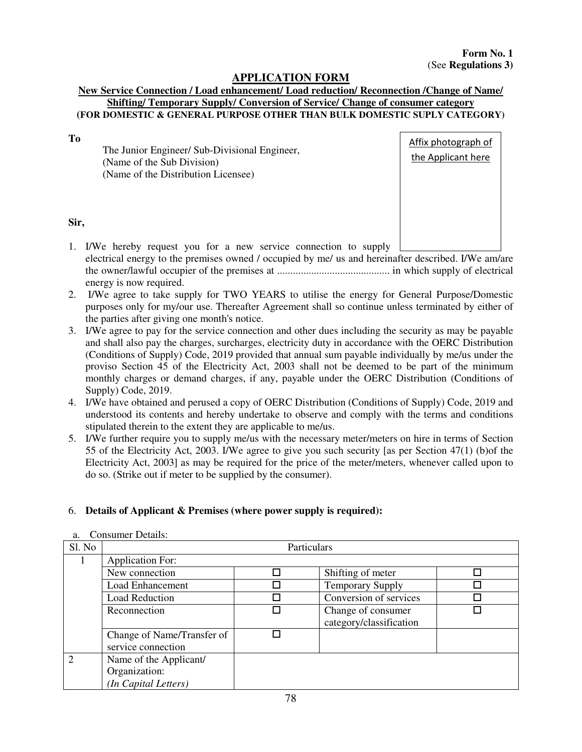**Form No. 1**
(See **Regulations 3)**

# APPLICATION FORM

**New Service Connection / Load enhancement/ Load reduction/ Reconnection /Change of Name/ Shifting/ Temporary Supply/ Conversion of Service/ Change of consumer category**
**(FOR DOMESTIC & GENERAL PURPOSE OTHER THAN BULK DOMESTIC SUPLY CATEGORY)**

**To**

The Junior Engineer/ Sub-Divisional Engineer,
(Name of the Sub Division)
(Name of the Distribution Licensee)

Affix photograph of the Applicant here

**Sir,**

1. I/We hereby request you for a new service connection to supply electrical energy to the premises owned / occupied by me/ us and hereinafter described. I/We am/are the owner/lawful occupier of the premises at .......................................... in which supply of electrical energy is now required.
2. I/We agree to take supply for TWO YEARS to utilise the energy for General Purpose/Domestic purposes only for my/our use. Thereafter Agreement shall so continue unless terminated by either of the parties after giving one month's notice.
3. I/We agree to pay for the service connection and other dues including the security as may be payable and shall also pay the charges, surcharges, electricity duty in accordance with the OERC Distribution (Conditions of Supply) Code, 2019 provided that annual sum payable individually by me/us under the proviso Section 45 of the Electricity Act, 2003 shall not be deemed to be part of the minimum monthly charges or demand charges, if any, payable under the OERC Distribution (Conditions of Supply) Code, 2019.
4. I/We have obtained and perused a copy of OERC Distribution (Conditions of Supply) Code, 2019 and understood its contents and hereby undertake to observe and comply with the terms and conditions stipulated therein to the extent they are applicable to me/us.
5. I/We further require you to supply me/us with the necessary meter/meters on hire in terms of Section 55 of the Electricity Act, 2003. I/We agree to give you such security [as per Section 47(1) (b)of the Electricity Act, 2003] as may be required for the price of the meter/meters, whenever called upon to do so. (Strike out if meter to be supplied by the consumer).

6. **Details of Applicant & Premises (where power supply is required):**

a. Consumer Details:

| Sl. No | Particulars | | | |
|---|---|---|---|---|
| 1 | Application For: | | | |
| | New connection | ☐ | Shifting of meter | ☐ |
| | Load Enhancement | ☐ | Temporary Supply | ☐ |
| | Load Reduction | ☐ | Conversion of services | ☐ |
| | Reconnection | ☐ | Change of consumer category/classification | ☐ |
| | Change of Name/Transfer of service connection | ☐ | | |
| 2 | Name of the Applicant/ Organization: *(In Capital Letters)* | | | |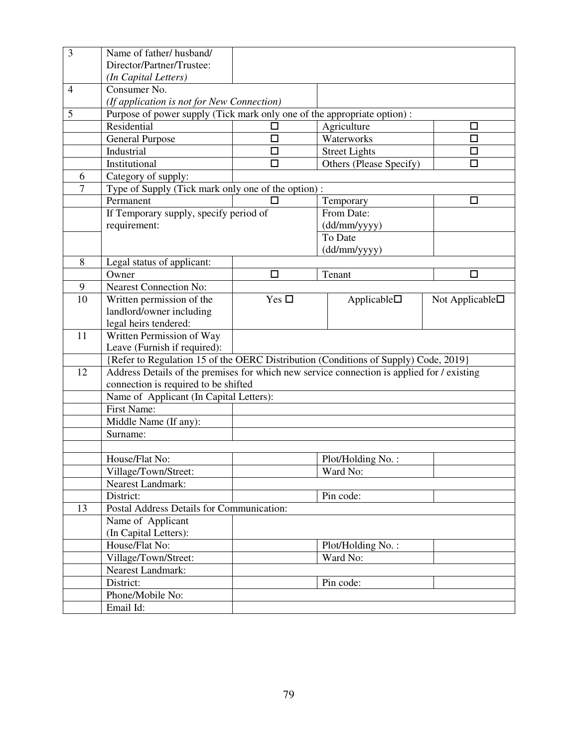| 3 | Name of father/ husband/ Director/Partner/Trustee: *(In Capital Letters)* | | | |
|---|---|---|---|---|
| 4 | Consumer No. *(If application is not for New Connection)* | | | |
| 5 | Purpose of power supply (Tick mark only one of the appropriate option) : | | | |
| | Residential | ☐ | Agriculture | ☐ |
| | General Purpose | ☐ | Waterworks | ☐ |
| | Industrial | ☐ | Street Lights | ☐ |
| | Institutional | ☐ | Others (Please Specify) | ☐ |
| 6 | Category of supply: | | | |
| 7 | Type of Supply (Tick mark only one of the option) : | | | |
| | Permanent | ☐ | Temporary | ☐ |
| | If Temporary supply, specify period of requirement: | | From Date: (dd/mm/yyyy) | |
| | | | To Date (dd/mm/yyyy) | |
| 8 | Legal status of applicant: | | | |
| | Owner | ☐ | Tenant | ☐ |
| 9 | Nearest Connection No: | | | |
| 10 | Written permission of the landlord/owner including legal heirs tendered: | Yes ☐ | Applicable☐ | Not Applicable☐ |
| 11 | Written Permission of Way Leave (Furnish if required): | | | |
| | {Refer to Regulation 15 of the OERC Distribution (Conditions of Supply) Code, 2019} | | | |
| 12 | Address Details of the premises for which new service connection is applied for / existing connection is required to be shifted | | | |
| | Name of Applicant (In Capital Letters): | | | |
| | First Name: | | | |
| | Middle Name (If any): | | | |
| | Surname: | | | |
| | | | | |
| | House/Flat No: | | Plot/Holding No. : | |
| | Village/Town/Street: | | Ward No: | |
| | Nearest Landmark: | | | |
| | District: | | Pin code: | |
| 13 | Postal Address Details for Communication: | | | |
| | Name of Applicant (In Capital Letters): | | | |
| | House/Flat No: | | Plot/Holding No. : | |
| | Village/Town/Street: | | Ward No: | |
| | Nearest Landmark: | | | |
| | District: | | Pin code: | |
| | Phone/Mobile No: | | | |
| | Email Id: | | | |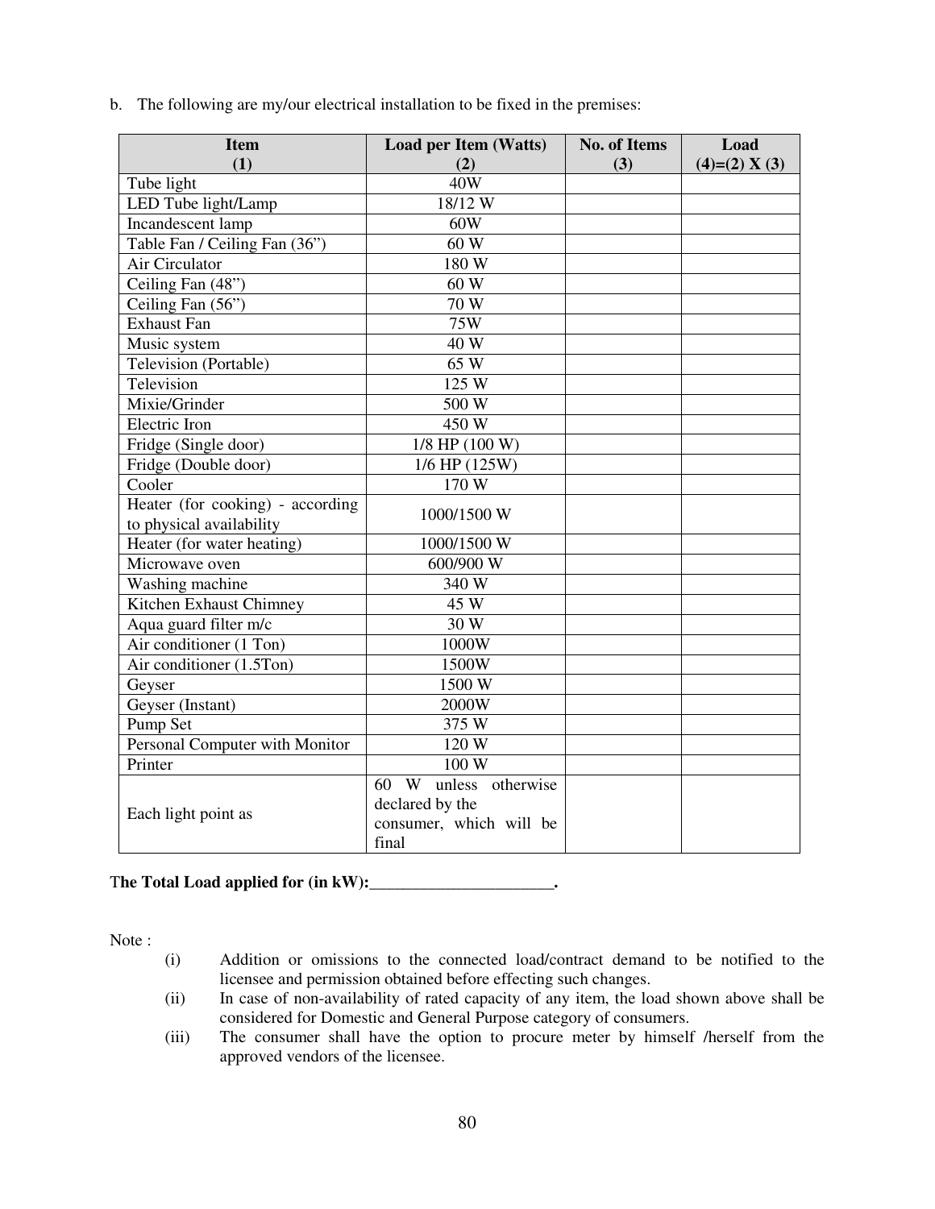b. The following are my/our electrical installation to be fixed in the premises:

| Item (1) | Load per Item (Watts) (2) | No. of Items (3) | Load (4)=(2) X (3) |
|---|---|---|---|
| Tube light | 40W | | |
| LED Tube light/Lamp | 18/12 W | | |
| Incandescent lamp | 60W | | |
| Table Fan / Ceiling Fan (36”) | 60 W | | |
| Air Circulator | 180 W | | |
| Ceiling Fan (48”) | 60 W | | |
| Ceiling Fan (56”) | 70 W | | |
| Exhaust Fan | 75W | | |
| Music system | 40 W | | |
| Television (Portable) | 65 W | | |
| Television | 125 W | | |
| Mixie/Grinder | 500 W | | |
| Electric Iron | 450 W | | |
| Fridge (Single door) | 1/8 HP (100 W) | | |
| Fridge (Double door) | 1/6 HP (125W) | | |
| Cooler | 170 W | | |
| Heater (for cooking) - according to physical availability | 1000/1500 W | | |
| Heater (for water heating) | 1000/1500 W | | |
| Microwave oven | 600/900 W | | |
| Washing machine | 340 W | | |
| Kitchen Exhaust Chimney | 45 W | | |
| Aqua guard filter m/c | 30 W | | |
| Air conditioner (1 Ton) | 1000W | | |
| Air conditioner (1.5Ton) | 1500W | | |
| Geyser | 1500 W | | |
| Geyser (Instant) | 2000W | | |
| Pump Set | 375 W | | |
| Personal Computer with Monitor | 120 W | | |
| Printer | 100 W | | |
| Each light point as | 60 W unless otherwise declared by the consumer, which will be final | | |

**The Total Load applied for (in kW):______________________.**

Note :

(i) Addition or omissions to the connected load/contract demand to be notified to the licensee and permission obtained before effecting such changes.

(ii) In case of non-availability of rated capacity of any item, the load shown above shall be considered for Domestic and General Purpose category of consumers.

(iii) The consumer shall have the option to procure meter by himself /herself from the approved vendors of the licensee.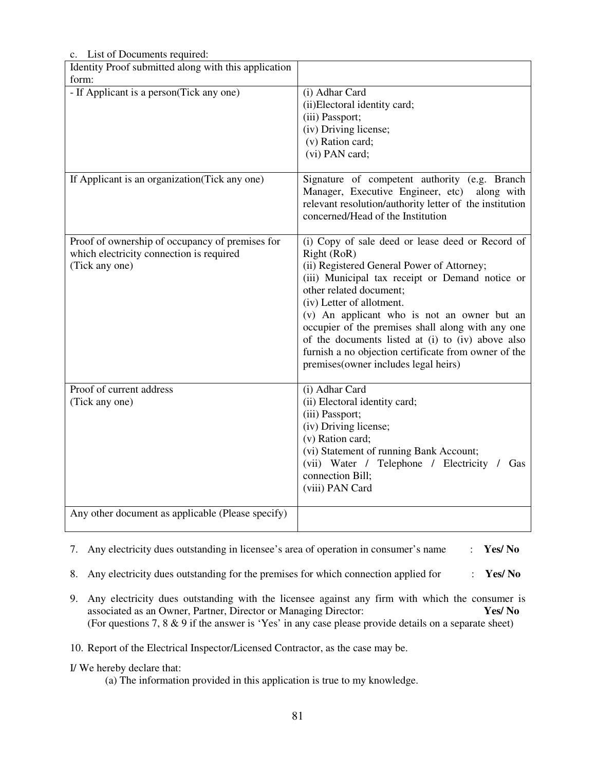c. List of Documents required:

| Identity Proof submitted along with this application form: | |
|---|---|
| - If Applicant is a person(Tick any one) | (i) Adhar Card<br>(ii)Electoral identity card;<br>(iii) Passport;<br>(iv) Driving license;<br>(v) Ration card;<br>(vi) PAN card; |
| If Applicant is an organization(Tick any one) | Signature of competent authority (e.g. Branch Manager, Executive Engineer, etc) along with relevant resolution/authority letter of the institution concerned/Head of the Institution |
| Proof of ownership of occupancy of premises for which electricity connection is required (Tick any one) | (i) Copy of sale deed or lease deed or Record of Right (RoR)<br>(ii) Registered General Power of Attorney;<br>(iii) Municipal tax receipt or Demand notice or other related document;<br>(iv) Letter of allotment.<br>(v) An applicant who is not an owner but an occupier of the premises shall along with any one of the documents listed at (i) to (iv) above also furnish a no objection certificate from owner of the premises(owner includes legal heirs) |
| Proof of current address (Tick any one) | (i) Adhar Card<br>(ii) Electoral identity card;<br>(iii) Passport;<br>(iv) Driving license;<br>(v) Ration card;<br>(vi) Statement of running Bank Account;<br>(vii) Water / Telephone / Electricity / Gas connection Bill;<br>(viii) PAN Card |
| Any other document as applicable (Please specify) | |

7. Any electricity dues outstanding in licensee's area of operation in consumer's name : **Yes/ No**

8. Any electricity dues outstanding for the premises for which connection applied for : **Yes/ No**

9. Any electricity dues outstanding with the licensee against any firm with which the consumer is associated as an Owner, Partner, Director or Managing Director: **Yes/ No**
   (For questions 7, 8 & 9 if the answer is 'Yes' in any case please provide details on a separate sheet)

10. Report of the Electrical Inspector/Licensed Contractor, as the case may be.

I/ We hereby declare that:

(a) The information provided in this application is true to my knowledge.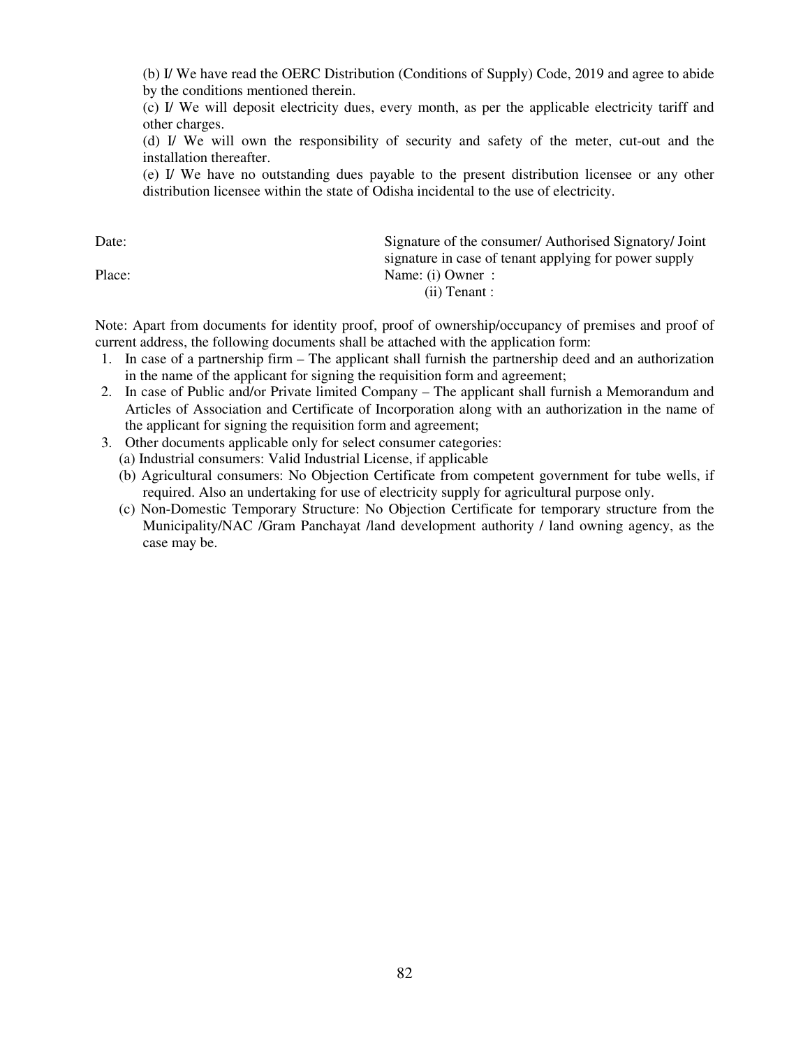(b) I/ We have read the OERC Distribution (Conditions of Supply) Code, 2019 and agree to abide by the conditions mentioned therein.

(c) I/ We will deposit electricity dues, every month, as per the applicable electricity tariff and other charges.

(d) I/ We will own the responsibility of security and safety of the meter, cut-out and the installation thereafter.

(e) I/ We have no outstanding dues payable to the present distribution licensee or any other distribution licensee within the state of Odisha incidental to the use of electricity.

Date:

Place:

Signature of the consumer/ Authorised Signatory/ Joint signature in case of tenant applying for power supply

Name: (i) Owner :

(ii) Tenant :

Note: Apart from documents for identity proof, proof of ownership/occupancy of premises and proof of current address, the following documents shall be attached with the application form:

1. In case of a partnership firm – The applicant shall furnish the partnership deed and an authorization in the name of the applicant for signing the requisition form and agreement;
2. In case of Public and/or Private limited Company – The applicant shall furnish a Memorandum and Articles of Association and Certificate of Incorporation along with an authorization in the name of the applicant for signing the requisition form and agreement;
3. Other documents applicable only for select consumer categories:
   (a) Industrial consumers: Valid Industrial License, if applicable
   (b) Agricultural consumers: No Objection Certificate from competent government for tube wells, if required. Also an undertaking for use of electricity supply for agricultural purpose only.
   (c) Non-Domestic Temporary Structure: No Objection Certificate for temporary structure from the Municipality/NAC /Gram Panchayat /land development authority / land owning agency, as the case may be.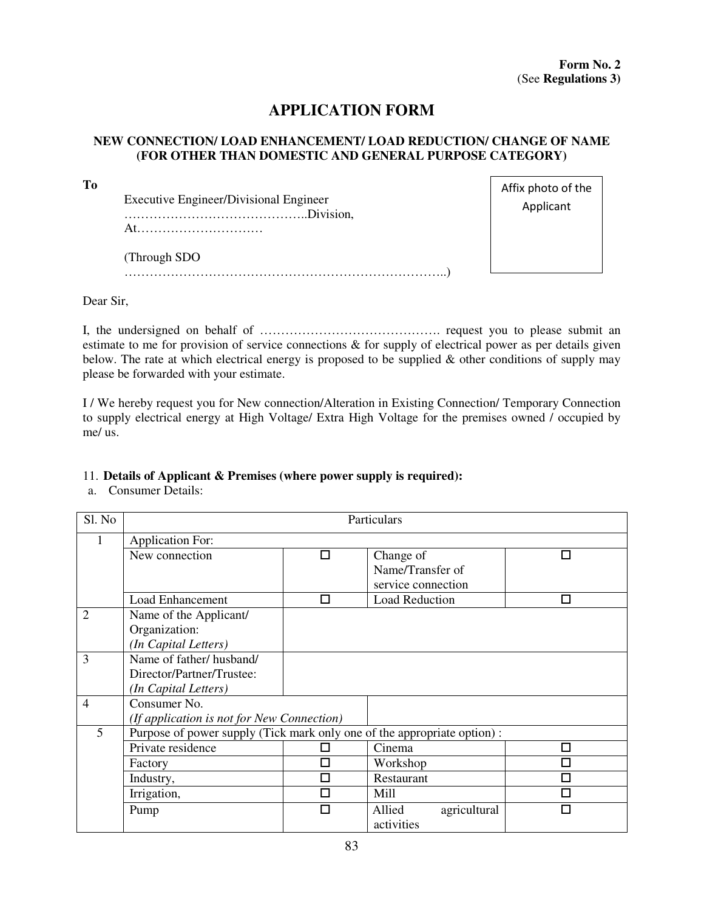**Form No. 2**
(See **Regulations 3)**

# APPLICATION FORM

### NEW CONNECTION/ LOAD ENHANCEMENT/ LOAD REDUCTION/ CHANGE OF NAME (FOR OTHER THAN DOMESTIC AND GENERAL PURPOSE CATEGORY)

**To**

Executive Engineer/Divisional Engineer
……………………………………..Division,
At…………………………

(Through SDO
…………………………………………………………………..)

Affix photo of the Applicant

Dear Sir,

I, the undersigned on behalf of ……………………………………. request you to please submit an estimate to me for provision of service connections & for supply of electrical power as per details given below. The rate at which electrical energy is proposed to be supplied & other conditions of supply may please be forwarded with your estimate.

I / We hereby request you for New connection/Alteration in Existing Connection/ Temporary Connection to supply electrical energy at High Voltage/ Extra High Voltage for the premises owned / occupied by me/ us.

11. **Details of Applicant & Premises (where power supply is required):**

a. Consumer Details:

| Sl. No | Particulars | | | |
|---|---|---|---|---|
| 1 | Application For: | | | |
| | New connection | ☐ | Change of Name/Transfer of service connection | ☐ |
| | Load Enhancement | ☐ | Load Reduction | ☐ |
| 2 | Name of the Applicant/ Organization: *(In Capital Letters)* | | | |
| 3 | Name of father/ husband/ Director/Partner/Trustee: *(In Capital Letters)* | | | |
| 4 | Consumer No. *(If application is not for New Connection)* | | | |
| 5 | Purpose of power supply (Tick mark only one of the appropriate option) : | | | |
| | Private residence | ☐ | Cinema | ☐ |
| | Factory | ☐ | Workshop | ☐ |
| | Industry, | ☐ | Restaurant | ☐ |
| | Irrigation, | ☐ | Mill | ☐ |
| | Pump | ☐ | Allied agricultural activities | ☐ |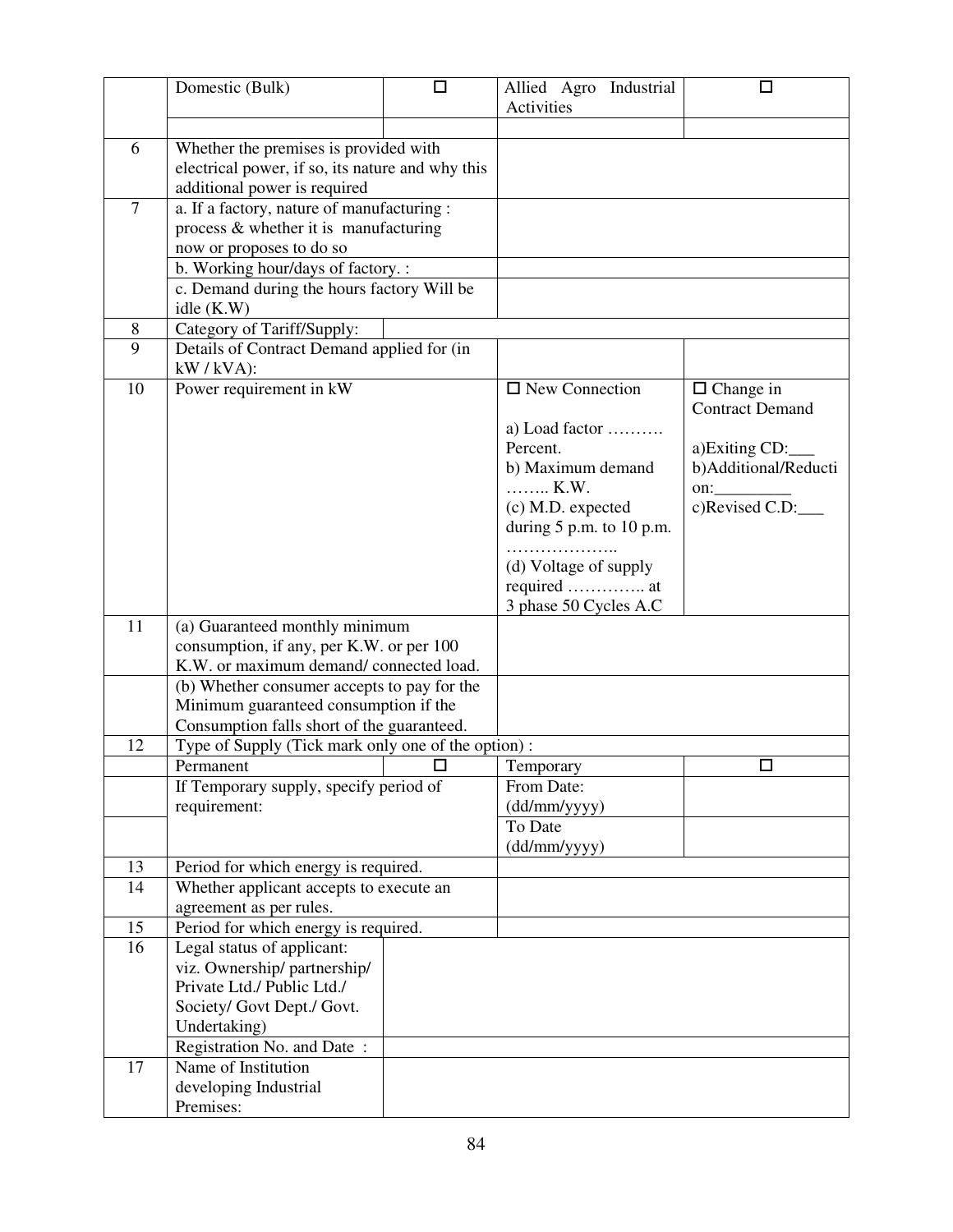| | | | | |
|---|---|---|---|---|
| | Domestic (Bulk) | ☐ | Allied Agro Industrial Activities | ☐ |
| | | | | |
| 6 | Whether the premises is provided with electrical power, if so, its nature and why this additional power is required | | | |
| 7 | a. If a factory, nature of manufacturing : process & whether it is manufacturing now or proposes to do so | | | |
| | b. Working hour/days of factory. : | | | |
| | c. Demand during the hours factory Will be idle (K.W) | | | |
| 8 | Category of Tariff/Supply: | | | |
| 9 | Details of Contract Demand applied for (in kW / kVA): | | | |
| 10 | Power requirement in kW | | ☐ New Connection<br><br>a) Load factor ………. Percent.<br>b) Maximum demand …….. K.W.<br>(c) M.D. expected during 5 p.m. to 10 p.m. ………………..<br>(d) Voltage of supply required ………….. at 3 phase 50 Cycles A.C | ☐ Change in Contract Demand<br><br>a)Exiting CD:___<br>b)Additional/Reduction:_________<br>c)Revised C.D:___ |
| 11 | (a) Guaranteed monthly minimum consumption, if any, per K.W. or per 100 K.W. or maximum demand/ connected load. | | | |
| | (b) Whether consumer accepts to pay for the Minimum guaranteed consumption if the Consumption falls short of the guaranteed. | | | |
| 12 | Type of Supply (Tick mark only one of the option) : | | | |
| | Permanent | ☐ | Temporary | ☐ |
| | If Temporary supply, specify period of requirement: | | From Date: (dd/mm/yyyy) | |
| | | | To Date (dd/mm/yyyy) | |
| 13 | Period for which energy is required. | | | |
| 14 | Whether applicant accepts to execute an agreement as per rules. | | | |
| 15 | Period for which energy is required. | | | |
| 16 | Legal status of applicant: viz. Ownership/ partnership/ Private Ltd./ Public Ltd./ Society/ Govt Dept./ Govt. Undertaking) | | | |
| | Registration No. and Date : | | | |
| 17 | Name of Institution developing Industrial Premises: | | | |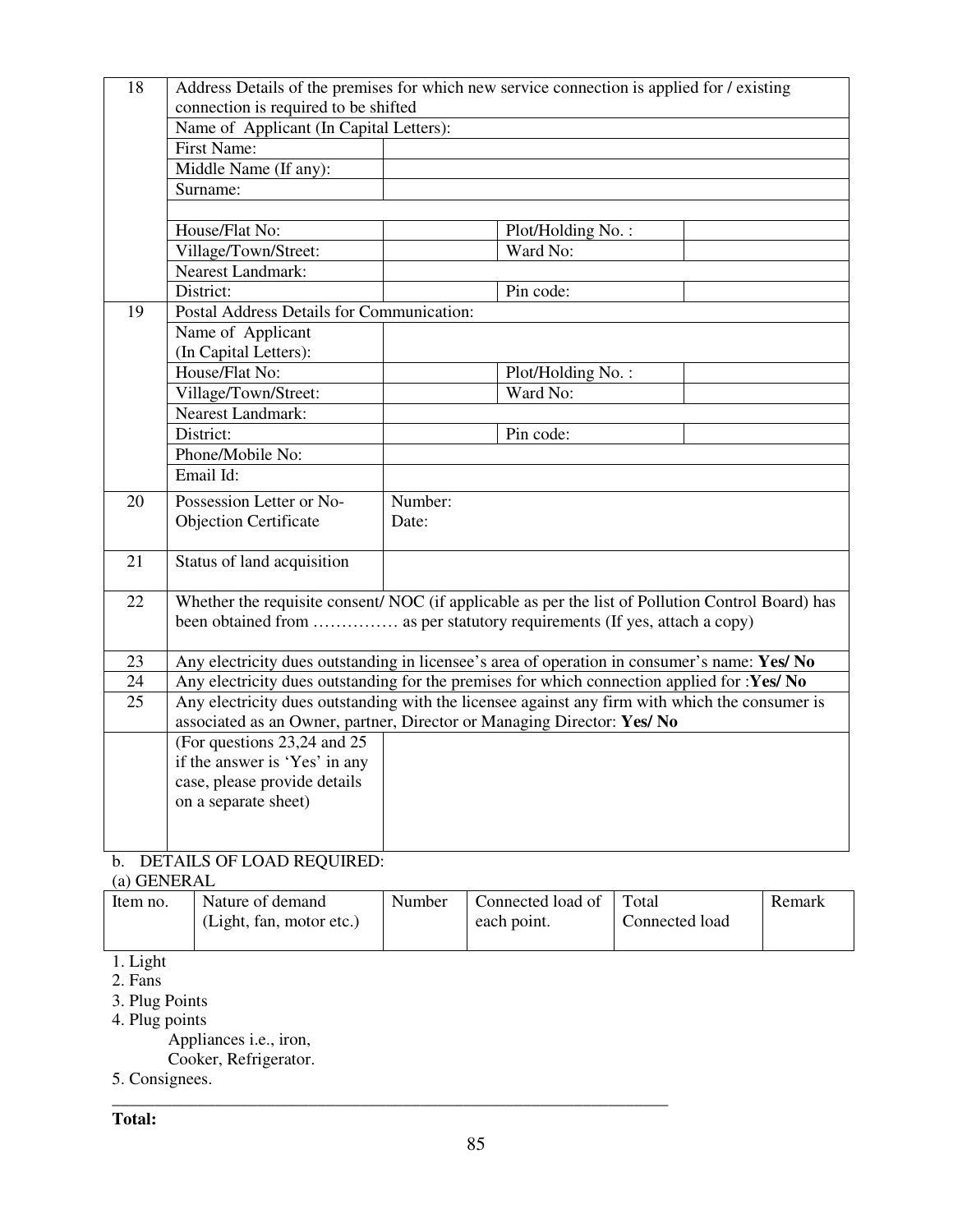| 18 | Address Details of the premises for which new service connection is applied for / existing connection is required to be shifted | | | |
|---|---|---|---|---|
| | Name of Applicant (In Capital Letters): | | | |
| | First Name: | | | |
| | Middle Name (If any): | | | |
| | Surname: | | | |
| | | | | |
| | House/Flat No: | | Plot/Holding No. : | |
| | Village/Town/Street: | | Ward No: | |
| | Nearest Landmark: | | | |
| | District: | | Pin code: | |
| 19 | Postal Address Details for Communication: | | | |
| | Name of Applicant (In Capital Letters): | | | |
| | House/Flat No: | | Plot/Holding No. : | |
| | Village/Town/Street: | | Ward No: | |
| | Nearest Landmark: | | | |
| | District: | | Pin code: | |
| | Phone/Mobile No: | | | |
| | Email Id: | | | |
| 20 | Possession Letter or No-Objection Certificate | Number: Date: | | |
| 21 | Status of land acquisition | | | |
| 22 | Whether the requisite consent/ NOC (if applicable as per the list of Pollution Control Board) has been obtained from …………… as per statutory requirements (If yes, attach a copy) | | | |
| 23 | Any electricity dues outstanding in licensee's area of operation in consumer's name: **Yes/ No** | | | |
| 24 | Any electricity dues outstanding for the premises for which connection applied for :**Yes/ No** | | | |
| 25 | Any electricity dues outstanding with the licensee against any firm with which the consumer is associated as an Owner, partner, Director or Managing Director: **Yes/ No** | | | |
| | (For questions 23,24 and 25 if the answer is 'Yes' in any case, please provide details on a separate sheet) | | | |

b. DETAILS OF LOAD REQUIRED:

(a) GENERAL

| Item no. | Nature of demand (Light, fan, motor etc.) | Number | Connected load of each point. | Total Connected load | Remark |
|---|---|---|---|---|---|

1. Light
2. Fans
3. Plug Points
4. Plug points
   Appliances i.e., iron,
   Cooker, Refrigerator.
5. Consignees.

________________________________________________________________

**Total:**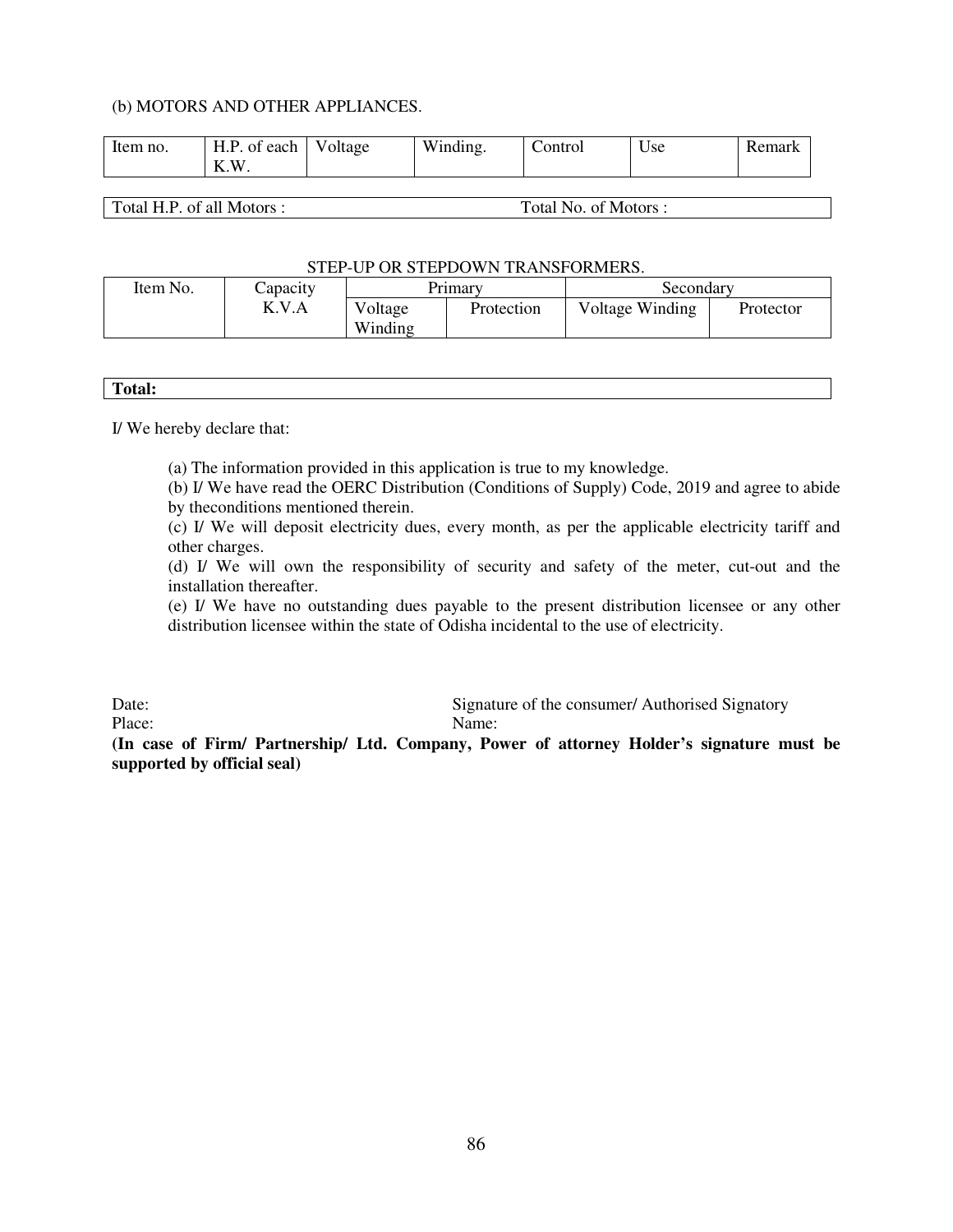(b) MOTORS AND OTHER APPLIANCES.

| Item no. | H.P. of each K.W. | Voltage | Winding. | Control | Use | Remark |
|---|---|---|---|---|---|---|

| Total H.P. of all Motors : | Total No. of Motors : |
|---|---|

STEP-UP OR STEPDOWN TRANSFORMERS.

| Item No. | Capacity K.V.A | Primary | | Secondary | |
|---|---|---|---|---|---|
| | | Voltage Winding | Protection | Voltage Winding | Protector |

| **Total:** |
|---|

I/ We hereby declare that:

(a) The information provided in this application is true to my knowledge.

(b) I/ We have read the OERC Distribution (Conditions of Supply) Code, 2019 and agree to abide by theconditions mentioned therein.

(c) I/ We will deposit electricity dues, every month, as per the applicable electricity tariff and other charges.

(d) I/ We will own the responsibility of security and safety of the meter, cut-out and the installation thereafter.

(e) I/ We have no outstanding dues payable to the present distribution licensee or any other distribution licensee within the state of Odisha incidental to the use of electricity.

Date: Signature of the consumer/ Authorised Signatory

Place: Name:

**(In case of Firm/ Partnership/ Ltd. Company, Power of attorney Holder's signature must be supported by official seal)**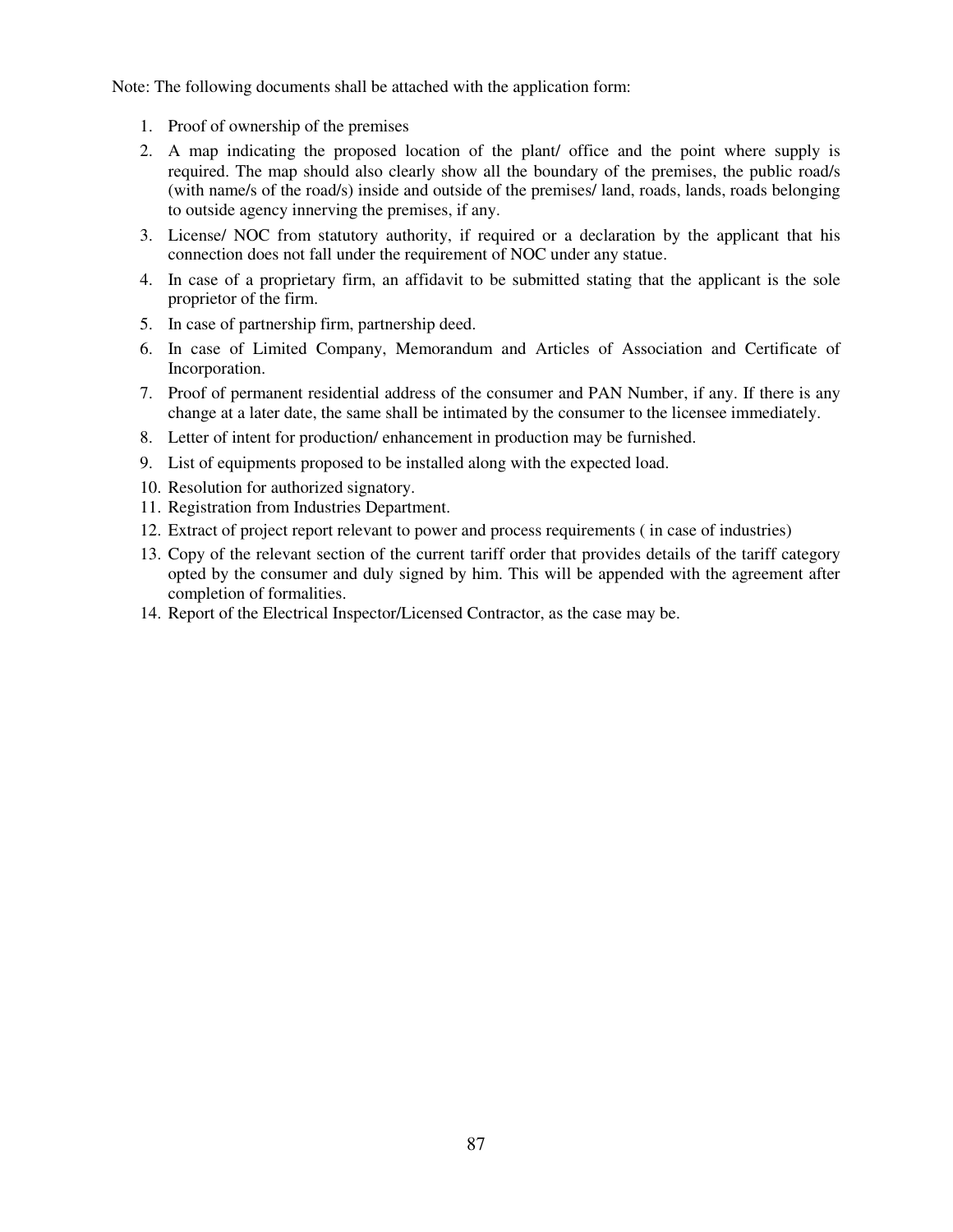Note: The following documents shall be attached with the application form:

1. Proof of ownership of the premises
2. A map indicating the proposed location of the plant/ office and the point where supply is required. The map should also clearly show all the boundary of the premises, the public road/s (with name/s of the road/s) inside and outside of the premises/ land, roads, lands, roads belonging to outside agency innerving the premises, if any.
3. License/ NOC from statutory authority, if required or a declaration by the applicant that his connection does not fall under the requirement of NOC under any statue.
4. In case of a proprietary firm, an affidavit to be submitted stating that the applicant is the sole proprietor of the firm.
5. In case of partnership firm, partnership deed.
6. In case of Limited Company, Memorandum and Articles of Association and Certificate of Incorporation.
7. Proof of permanent residential address of the consumer and PAN Number, if any. If there is any change at a later date, the same shall be intimated by the consumer to the licensee immediately.
8. Letter of intent for production/ enhancement in production may be furnished.
9. List of equipments proposed to be installed along with the expected load.
10. Resolution for authorized signatory.
11. Registration from Industries Department.
12. Extract of project report relevant to power and process requirements ( in case of industries)
13. Copy of the relevant section of the current tariff order that provides details of the tariff category opted by the consumer and duly signed by him. This will be appended with the agreement after completion of formalities.
14. Report of the Electrical Inspector/Licensed Contractor, as the case may be.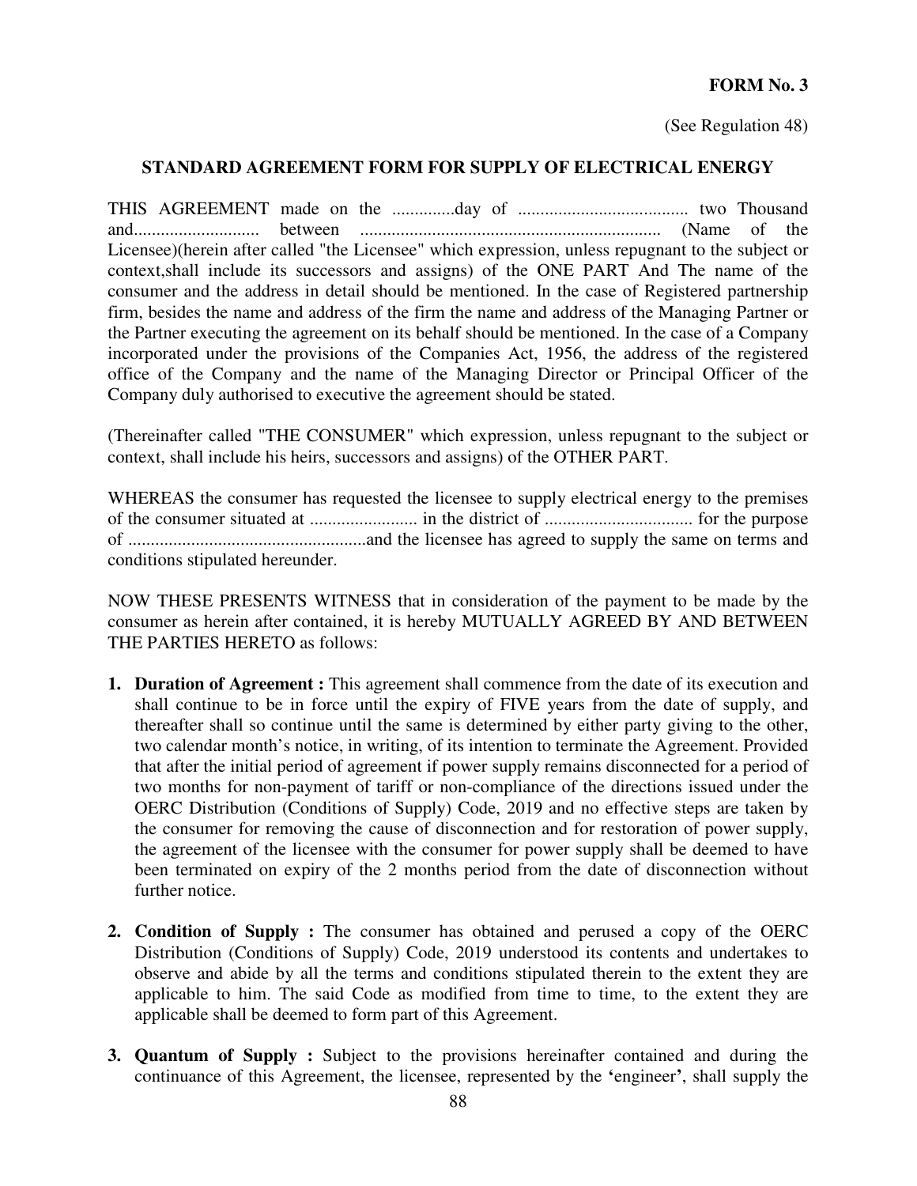**FORM No. 3**

(See Regulation 48)

### STANDARD AGREEMENT FORM FOR SUPPLY OF ELECTRICAL ENERGY

THIS AGREEMENT made on the ..............day of ...................................... two Thousand and............................ between .................................................................. (Name of the Licensee)(herein after called "the Licensee" which expression, unless repugnant to the subject or context,shall include its successors and assigns) of the ONE PART And The name of the consumer and the address in detail should be mentioned. In the case of Registered partnership firm, besides the name and address of the firm the name and address of the Managing Partner or the Partner executing the agreement on its behalf should be mentioned. In the case of a Company incorporated under the provisions of the Companies Act, 1956, the address of the registered office of the Company and the name of the Managing Director or Principal Officer of the Company duly authorised to executive the agreement should be stated.

(Thereinafter called "THE CONSUMER" which expression, unless repugnant to the subject or context, shall include his heirs, successors and assigns) of the OTHER PART.

WHEREAS the consumer has requested the licensee to supply electrical energy to the premises of the consumer situated at ........................ in the district of ................................ for the purpose of .....................................................and the licensee has agreed to supply the same on terms and conditions stipulated hereunder.

NOW THESE PRESENTS WITNESS that in consideration of the payment to be made by the consumer as herein after contained, it is hereby MUTUALLY AGREED BY AND BETWEEN THE PARTIES HERETO as follows:

1. **Duration of Agreement :** This agreement shall commence from the date of its execution and shall continue to be in force until the expiry of FIVE years from the date of supply, and thereafter shall so continue until the same is determined by either party giving to the other, two calendar month's notice, in writing, of its intention to terminate the Agreement. Provided that after the initial period of agreement if power supply remains disconnected for a period of two months for non-payment of tariff or non-compliance of the directions issued under the OERC Distribution (Conditions of Supply) Code, 2019 and no effective steps are taken by the consumer for removing the cause of disconnection and for restoration of power supply, the agreement of the licensee with the consumer for power supply shall be deemed to have been terminated on expiry of the 2 months period from the date of disconnection without further notice.

2. **Condition of Supply :** The consumer has obtained and perused a copy of the OERC Distribution (Conditions of Supply) Code, 2019 understood its contents and undertakes to observe and abide by all the terms and conditions stipulated therein to the extent they are applicable to him. The said Code as modified from time to time, to the extent they are applicable shall be deemed to form part of this Agreement.

3. **Quantum of Supply :** Subject to the provisions hereinafter contained and during the continuance of this Agreement, the licensee, represented by the **'**engineer**'**, shall supply the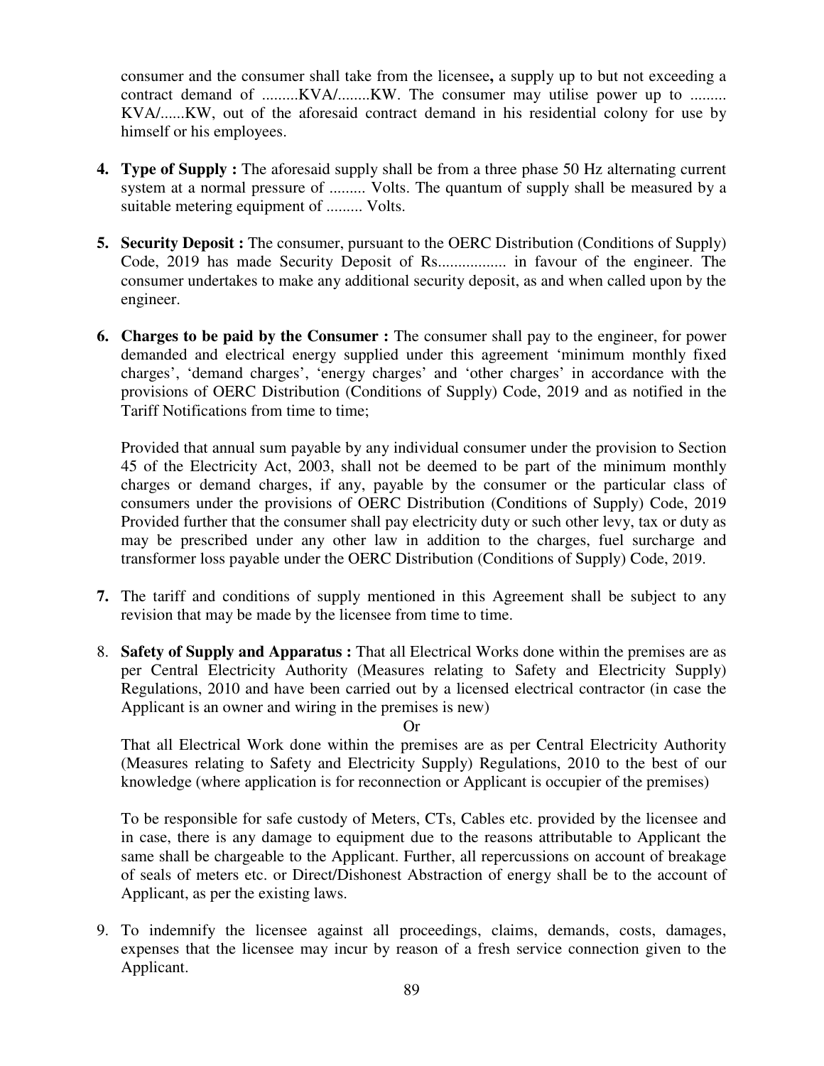consumer and the consumer shall take from the licensee**,** a supply up to but not exceeding a contract demand of .........KVA/........KW. The consumer may utilise power up to ......... KVA/......KW, out of the aforesaid contract demand in his residential colony for use by himself or his employees.

**4. Type of Supply :** The aforesaid supply shall be from a three phase 50 Hz alternating current system at a normal pressure of ......... Volts. The quantum of supply shall be measured by a suitable metering equipment of ......... Volts.

**5. Security Deposit :** The consumer, pursuant to the OERC Distribution (Conditions of Supply) Code, 2019 has made Security Deposit of Rs................. in favour of the engineer. The consumer undertakes to make any additional security deposit, as and when called upon by the engineer.

**6. Charges to be paid by the Consumer :** The consumer shall pay to the engineer, for power demanded and electrical energy supplied under this agreement 'minimum monthly fixed charges', 'demand charges', 'energy charges' and 'other charges' in accordance with the provisions of OERC Distribution (Conditions of Supply) Code, 2019 and as notified in the Tariff Notifications from time to time;

Provided that annual sum payable by any individual consumer under the provision to Section 45 of the Electricity Act, 2003, shall not be deemed to be part of the minimum monthly charges or demand charges, if any, payable by the consumer or the particular class of consumers under the provisions of OERC Distribution (Conditions of Supply) Code, 2019 Provided further that the consumer shall pay electricity duty or such other levy, tax or duty as may be prescribed under any other law in addition to the charges, fuel surcharge and transformer loss payable under the OERC Distribution (Conditions of Supply) Code, 2019.

**7.** The tariff and conditions of supply mentioned in this Agreement shall be subject to any revision that may be made by the licensee from time to time.

8. **Safety of Supply and Apparatus :** That all Electrical Works done within the premises are as per Central Electricity Authority (Measures relating to Safety and Electricity Supply) Regulations, 2010 and have been carried out by a licensed electrical contractor (in case the Applicant is an owner and wiring in the premises is new)

Or

That all Electrical Work done within the premises are as per Central Electricity Authority (Measures relating to Safety and Electricity Supply) Regulations, 2010 to the best of our knowledge (where application is for reconnection or Applicant is occupier of the premises)

To be responsible for safe custody of Meters, CTs, Cables etc. provided by the licensee and in case, there is any damage to equipment due to the reasons attributable to Applicant the same shall be chargeable to the Applicant. Further, all repercussions on account of breakage of seals of meters etc. or Direct/Dishonest Abstraction of energy shall be to the account of Applicant, as per the existing laws.

9. To indemnify the licensee against all proceedings, claims, demands, costs, damages, expenses that the licensee may incur by reason of a fresh service connection given to the Applicant.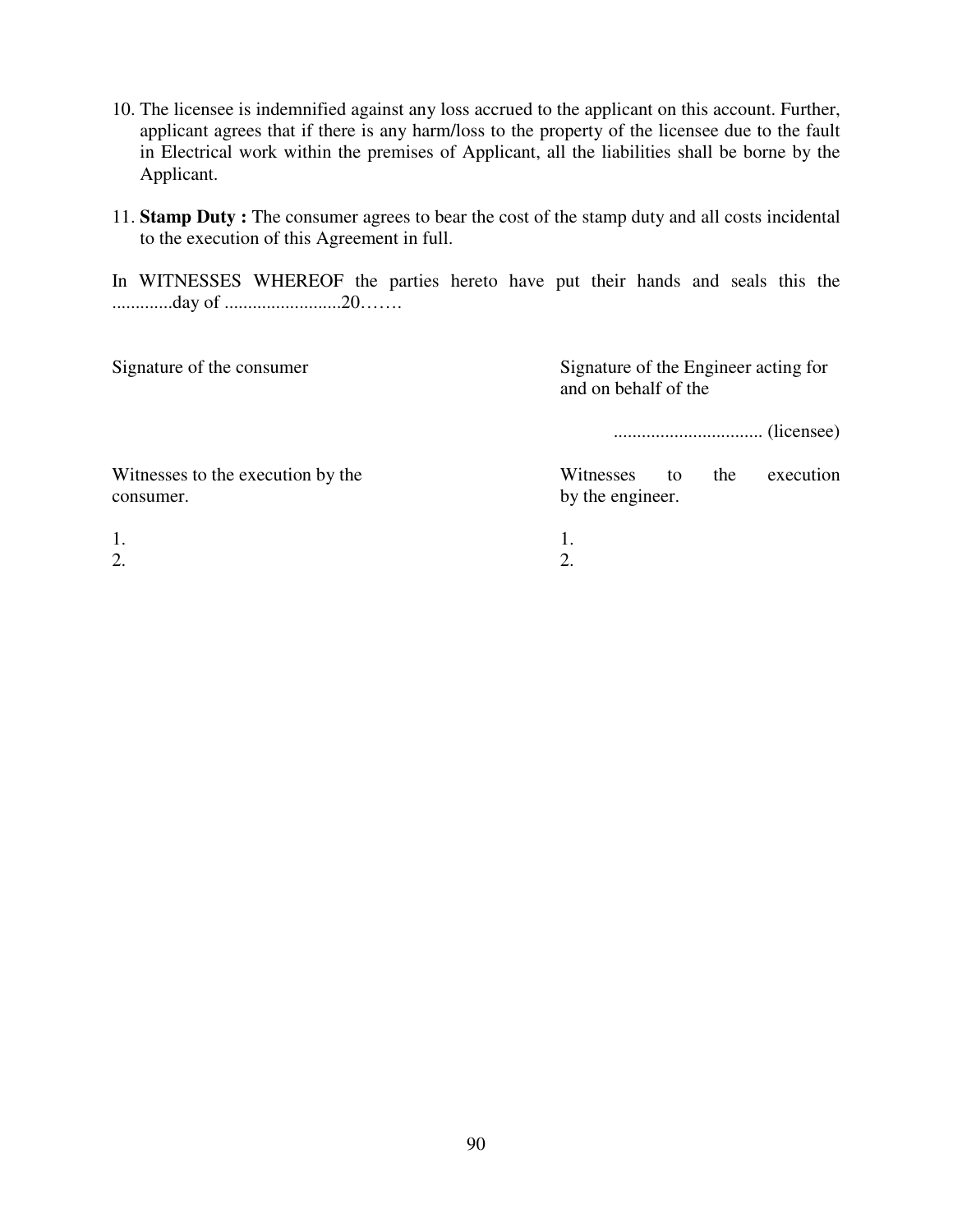10. The licensee is indemnified against any loss accrued to the applicant on this account. Further, applicant agrees that if there is any harm/loss to the property of the licensee due to the fault in Electrical work within the premises of Applicant, all the liabilities shall be borne by the Applicant.

11. **Stamp Duty :** The consumer agrees to bear the cost of the stamp duty and all costs incidental to the execution of this Agreement in full.

In WITNESSES WHEREOF the parties hereto have put their hands and seals this the .............day of .........................20……

Signature of the consumer

Signature of the Engineer acting for and on behalf of the

................................ (licensee)

Witnesses to the execution by the consumer.

1.
2.

Witnesses to the execution by the engineer.

1.
2.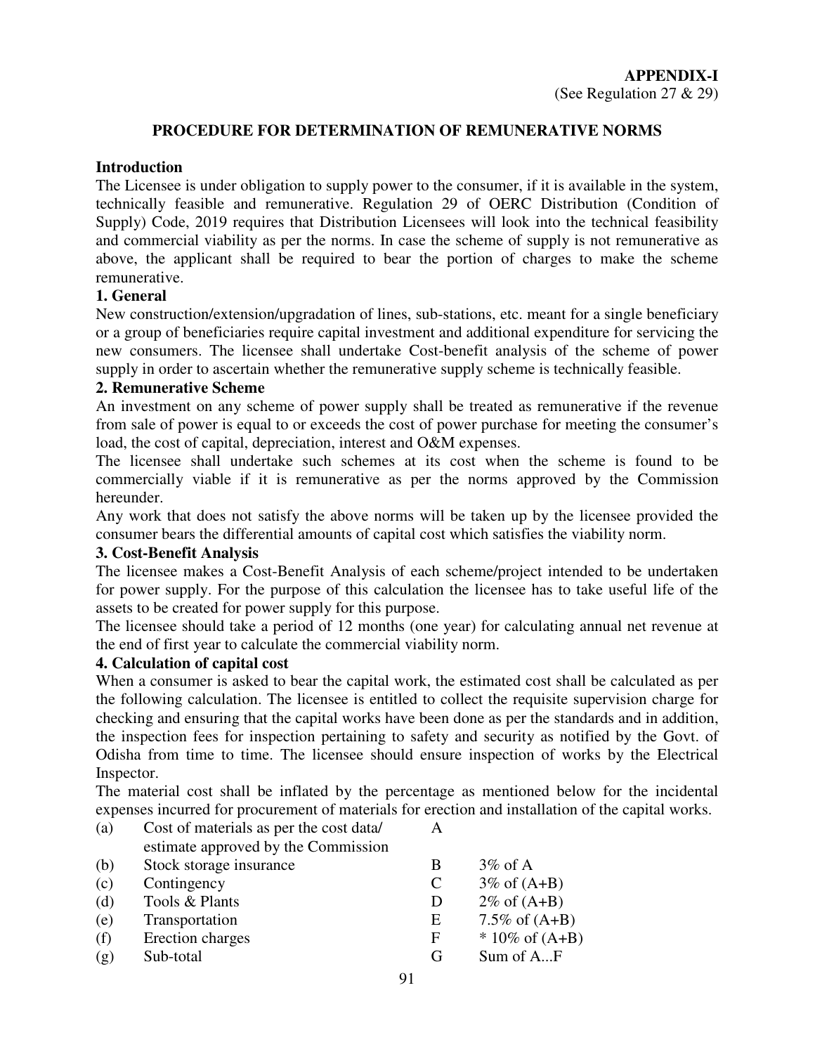**APPENDIX-I**
(See Regulation 27 & 29)

## PROCEDURE FOR DETERMINATION OF REMUNERATIVE NORMS

### Introduction

The Licensee is under obligation to supply power to the consumer, if it is available in the system, technically feasible and remunerative. Regulation 29 of OERC Distribution (Condition of Supply) Code, 2019 requires that Distribution Licensees will look into the technical feasibility and commercial viability as per the norms. In case the scheme of supply is not remunerative as above, the applicant shall be required to bear the portion of charges to make the scheme remunerative.

### 1. General

New construction/extension/upgradation of lines, sub-stations, etc. meant for a single beneficiary or a group of beneficiaries require capital investment and additional expenditure for servicing the new consumers. The licensee shall undertake Cost-benefit analysis of the scheme of power supply in order to ascertain whether the remunerative supply scheme is technically feasible.

### 2. Remunerative Scheme

An investment on any scheme of power supply shall be treated as remunerative if the revenue from sale of power is equal to or exceeds the cost of power purchase for meeting the consumer's load, the cost of capital, depreciation, interest and O&M expenses.

The licensee shall undertake such schemes at its cost when the scheme is found to be commercially viable if it is remunerative as per the norms approved by the Commission hereunder.

Any work that does not satisfy the above norms will be taken up by the licensee provided the consumer bears the differential amounts of capital cost which satisfies the viability norm.

### 3. Cost-Benefit Analysis

The licensee makes a Cost-Benefit Analysis of each scheme/project intended to be undertaken for power supply. For the purpose of this calculation the licensee has to take useful life of the assets to be created for power supply for this purpose.

The licensee should take a period of 12 months (one year) for calculating annual net revenue at the end of first year to calculate the commercial viability norm.

### 4. Calculation of capital cost

When a consumer is asked to bear the capital work, the estimated cost shall be calculated as per the following calculation. The licensee is entitled to collect the requisite supervision charge for checking and ensuring that the capital works have been done as per the standards and in addition, the inspection fees for inspection pertaining to safety and security as notified by the Govt. of Odisha from time to time. The licensee should ensure inspection of works by the Electrical Inspector.

The material cost shall be inflated by the percentage as mentioned below for the incidental expenses incurred for procurement of materials for erection and installation of the capital works.

| | | | |
|---|---|---|---|
| (a) | Cost of materials as per the cost data/ estimate approved by the Commission | A | |
| (b) | Stock storage insurance | B | 3% of A |
| (c) | Contingency | C | 3% of (A+B) |
| (d) | Tools & Plants | D | 2% of (A+B) |
| (e) | Transportation | E | 7.5% of (A+B) |
| (f) | Erection charges | F | * 10% of (A+B) |
| (g) | Sub-total | G | Sum of A...F |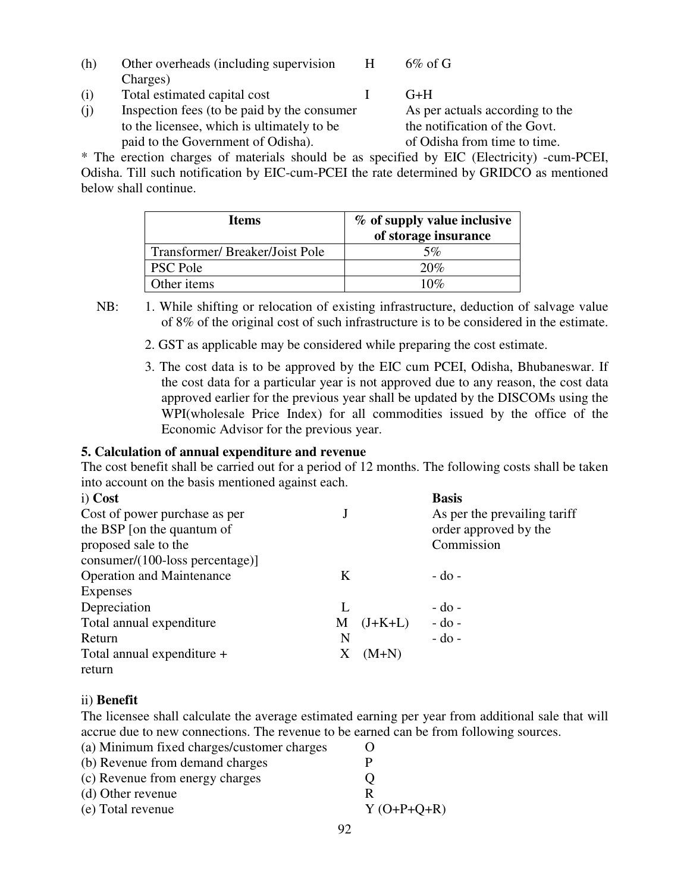| | | | |
|---|---|---|---|
| (h) | Other overheads (including supervision Charges) | H | 6% of G |
| (i) | Total estimated capital cost | I | G+H |
| (j) | Inspection fees (to be paid by the consumer to the licensee, which is ultimately to be paid to the Government of Odisha). | | As per actuals according to the notification of the Govt. of Odisha from time to time. |

* The erection charges of materials should be as specified by EIC (Electricity) -cum-PCEI, Odisha. Till such notification by EIC-cum-PCEI the rate determined by GRIDCO as mentioned below shall continue.

| Items | % of supply value inclusive of storage insurance |
|---|---|
| Transformer/ Breaker/Joist Pole | 5% |
| PSC Pole | 20% |
| Other items | 10% |

NB:

1. While shifting or relocation of existing infrastructure, deduction of salvage value of 8% of the original cost of such infrastructure is to be considered in the estimate.
2. GST as applicable may be considered while preparing the cost estimate.
3. The cost data is to be approved by the EIC cum PCEI, Odisha, Bhubaneswar. If the cost data for a particular year is not approved due to any reason, the cost data approved earlier for the previous year shall be updated by the DISCOMs using the WPI(wholesale Price Index) for all commodities issued by the office of the Economic Advisor for the previous year.

**5. Calculation of annual expenditure and revenue**

The cost benefit shall be carried out for a period of 12 months. The following costs shall be taken into account on the basis mentioned against each.

| i) **Cost** | | | **Basis** |
|---|---|---|---|
| Cost of power purchase as per the BSP [on the quantum of proposed sale to the consumer/(100-loss percentage)] | J | | As per the prevailing tariff order approved by the Commission |
| Operation and Maintenance Expenses | K | | - do - |
| Depreciation | L | | - do - |
| Total annual expenditure | M | (J+K+L) | - do - |
| Return | N | | - do - |
| Total annual expenditure + return | X | (M+N) | |

ii) **Benefit**

The licensee shall calculate the average estimated earning per year from additional sale that will accrue due to new connections. The revenue to be earned can be from following sources.

| | |
|---|---|
| (a) Minimum fixed charges/customer charges | O |
| (b) Revenue from demand charges | P |
| (c) Revenue from energy charges | Q |
| (d) Other revenue | R |
| (e) Total revenue | Y (O+P+Q+R) |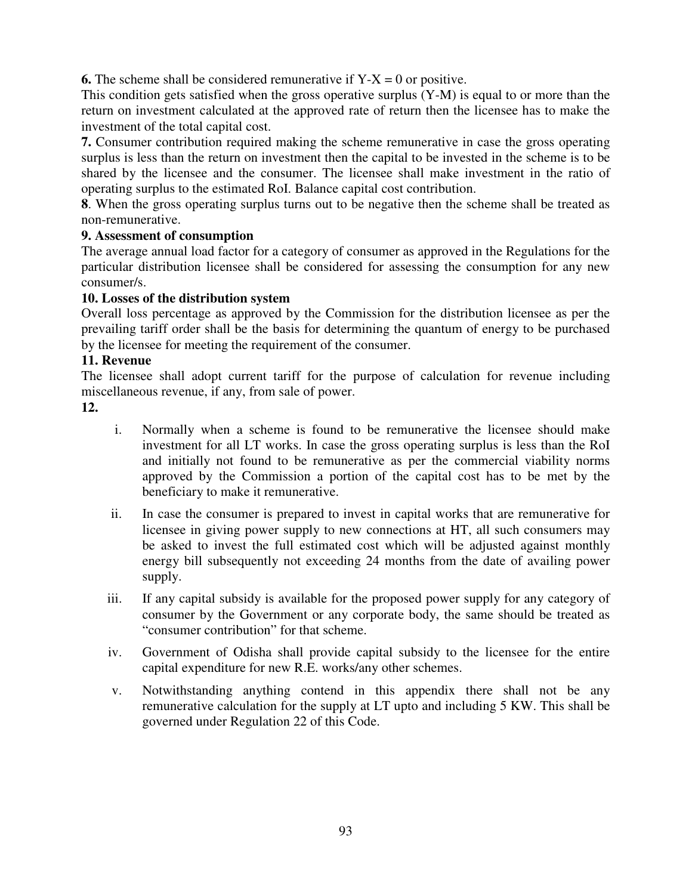**6.** The scheme shall be considered remunerative if $Y-X = 0$ or positive.
This condition gets satisfied when the gross operative surplus (Y-M) is equal to or more than the return on investment calculated at the approved rate of return then the licensee has to make the investment of the total capital cost.

**7.** Consumer contribution required making the scheme remunerative in case the gross operating surplus is less than the return on investment then the capital to be invested in the scheme is to be shared by the licensee and the consumer. The licensee shall make investment in the ratio of operating surplus to the estimated RoI. Balance capital cost contribution.

**8**. When the gross operating surplus turns out to be negative then the scheme shall be treated as non-remunerative.

**9. Assessment of consumption**

The average annual load factor for a category of consumer as approved in the Regulations for the particular distribution licensee shall be considered for assessing the consumption for any new consumer/s.

**10. Losses of the distribution system**

Overall loss percentage as approved by the Commission for the distribution licensee as per the prevailing tariff order shall be the basis for determining the quantum of energy to be purchased by the licensee for meeting the requirement of the consumer.

**11. Revenue**

The licensee shall adopt current tariff for the purpose of calculation for revenue including miscellaneous revenue, if any, from sale of power.

**12.**

i. Normally when a scheme is found to be remunerative the licensee should make investment for all LT works. In case the gross operating surplus is less than the RoI and initially not found to be remunerative as per the commercial viability norms approved by the Commission a portion of the capital cost has to be met by the beneficiary to make it remunerative.

ii. In case the consumer is prepared to invest in capital works that are remunerative for licensee in giving power supply to new connections at HT, all such consumers may be asked to invest the full estimated cost which will be adjusted against monthly energy bill subsequently not exceeding 24 months from the date of availing power supply.

iii. If any capital subsidy is available for the proposed power supply for any category of consumer by the Government or any corporate body, the same should be treated as "consumer contribution" for that scheme.

iv. Government of Odisha shall provide capital subsidy to the licensee for the entire capital expenditure for new R.E. works/any other schemes.

v. Notwithstanding anything contend in this appendix there shall not be any remunerative calculation for the supply at LT upto and including 5 KW. This shall be governed under Regulation 22 of this Code.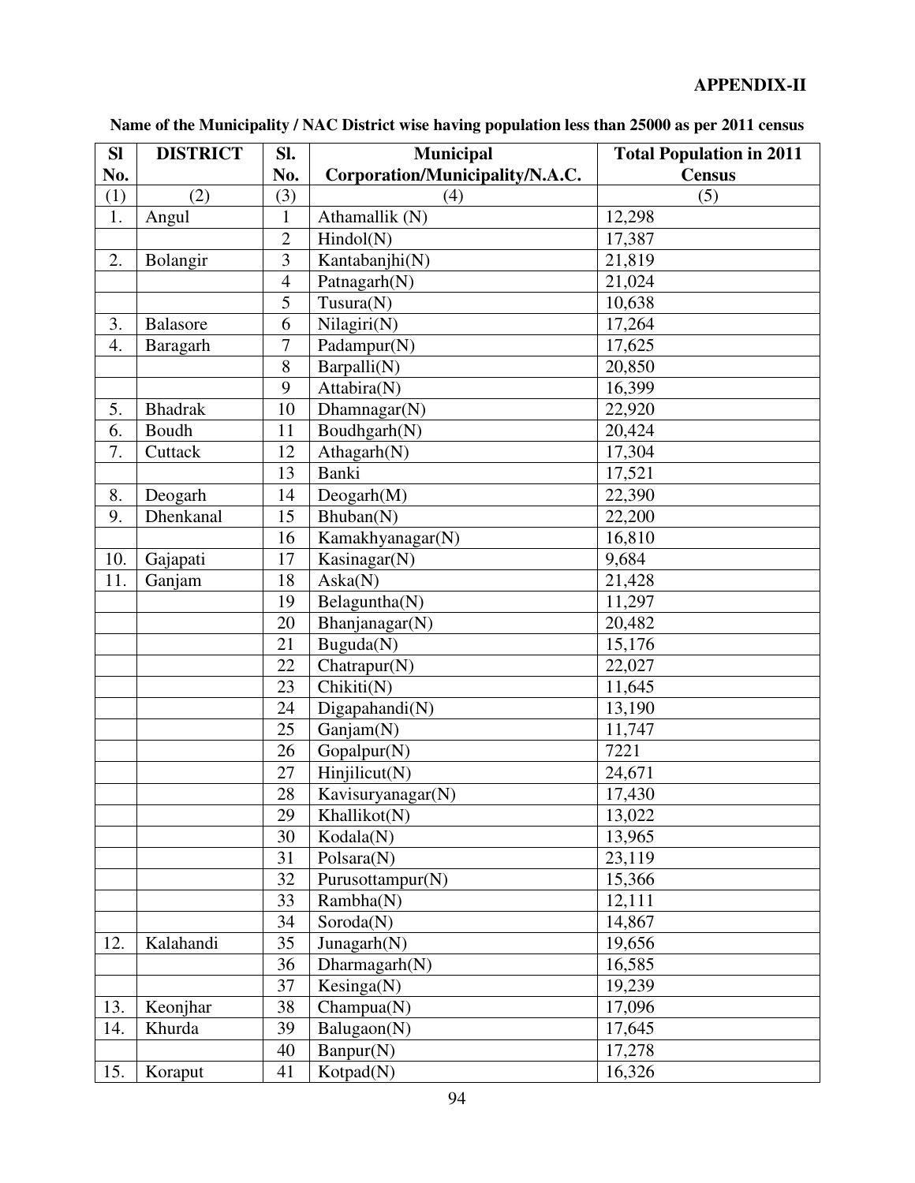**APPENDIX-II**

**Name of the Municipality / NAC District wise having population less than 25000 as per 2011 census**

| Sl No. | DISTRICT | Sl. No. | Municipal Corporation/Municipality/N.A.C. | Total Population in 2011 Census |
|---|---|---|---|---|
| (1) | (2) | (3) | (4) | (5) |
| 1. | Angul | 1 | Athamallik (N) | 12,298 |
| | | 2 | Hindol(N) | 17,387 |
| 2. | Bolangir | 3 | Kantabanjhi(N) | 21,819 |
| | | 4 | Patnagarh(N) | 21,024 |
| | | 5 | Tusura(N) | 10,638 |
| 3. | Balasore | 6 | Nilagiri(N) | 17,264 |
| 4. | Baragarh | 7 | Padampur(N) | 17,625 |
| | | 8 | Barpalli(N) | 20,850 |
| | | 9 | Attabira(N) | 16,399 |
| 5. | Bhadrak | 10 | Dhamnagar(N) | 22,920 |
| 6. | Boudh | 11 | Boudhgarh(N) | 20,424 |
| 7. | Cuttack | 12 | Athagarh(N) | 17,304 |
| | | 13 | Banki | 17,521 |
| 8. | Deogarh | 14 | Deogarh(M) | 22,390 |
| 9. | Dhenkanal | 15 | Bhuban(N) | 22,200 |
| | | 16 | Kamakhyanagar(N) | 16,810 |
| 10. | Gajapati | 17 | Kasinagar(N) | 9,684 |
| 11. | Ganjam | 18 | Aska(N) | 21,428 |
| | | 19 | Belaguntha(N) | 11,297 |
| | | 20 | Bhanjanagar(N) | 20,482 |
| | | 21 | Buguda(N) | 15,176 |
| | | 22 | Chatrapur(N) | 22,027 |
| | | 23 | Chikiti(N) | 11,645 |
| | | 24 | Digapahandi(N) | 13,190 |
| | | 25 | Ganjam(N) | 11,747 |
| | | 26 | Gopalpur(N) | 7221 |
| | | 27 | Hinjilicut(N) | 24,671 |
| | | 28 | Kavisuryanagar(N) | 17,430 |
| | | 29 | Khallikot(N) | 13,022 |
| | | 30 | Kodala(N) | 13,965 |
| | | 31 | Polsara(N) | 23,119 |
| | | 32 | Purusottampur(N) | 15,366 |
| | | 33 | Rambha(N) | 12,111 |
| | | 34 | Soroda(N) | 14,867 |
| 12. | Kalahandi | 35 | Junagarh(N) | 19,656 |
| | | 36 | Dharmagarh(N) | 16,585 |
| | | 37 | Kesinga(N) | 19,239 |
| 13. | Keonjhar | 38 | Champua(N) | 17,096 |
| 14. | Khurda | 39 | Balugaon(N) | 17,645 |
| | | 40 | Banpur(N) | 17,278 |
| 15. | Koraput | 41 | Kotpad(N) | 16,326 |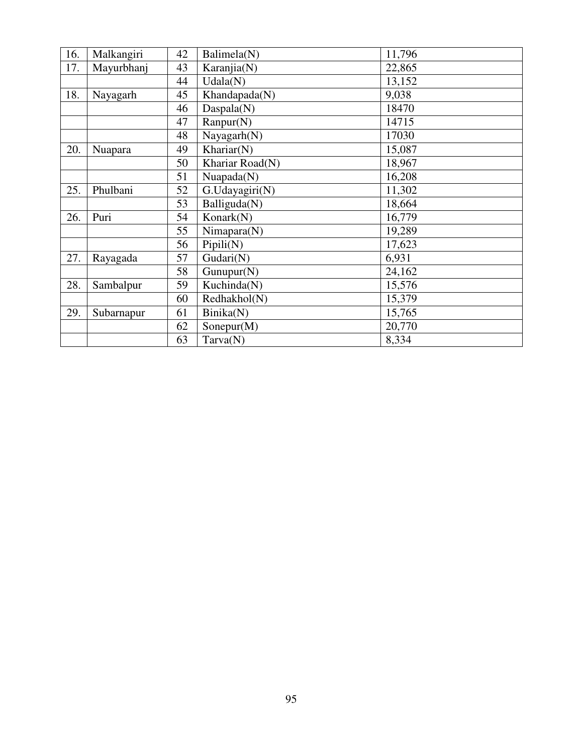| | | | | |
|---|---|---|---|---|
| 16. | Malkangiri | 42 | Balimela(N) | 11,796 |
| 17. | Mayurbhanj | 43 | Karanjia(N) | 22,865 |
| | | 44 | Udala(N) | 13,152 |
| 18. | Nayagarh | 45 | Khandapada(N) | 9,038 |
| | | 46 | Daspala(N) | 18470 |
| | | 47 | Ranpur(N) | 14715 |
| | | 48 | Nayagarh(N) | 17030 |
| 20. | Nuapara | 49 | Khariar(N) | 15,087 |
| | | 50 | Khariar Road(N) | 18,967 |
| | | 51 | Nuapada(N) | 16,208 |
| 25. | Phulbani | 52 | G.Udayagiri(N) | 11,302 |
| | | 53 | Balliguda(N) | 18,664 |
| 26. | Puri | 54 | Konark(N) | 16,779 |
| | | 55 | Nimapara(N) | 19,289 |
| | | 56 | Pipili(N) | 17,623 |
| 27. | Rayagada | 57 | Gudari(N) | 6,931 |
| | | 58 | Gunupur(N) | 24,162 |
| 28. | Sambalpur | 59 | Kuchinda(N) | 15,576 |
| | | 60 | Redhakhol(N) | 15,379 |
| 29. | Subarnapur | 61 | Binika(N) | 15,765 |
| | | 62 | Sonepur(M) | 20,770 |
| | | 63 | Tarva(N) | 8,334 |